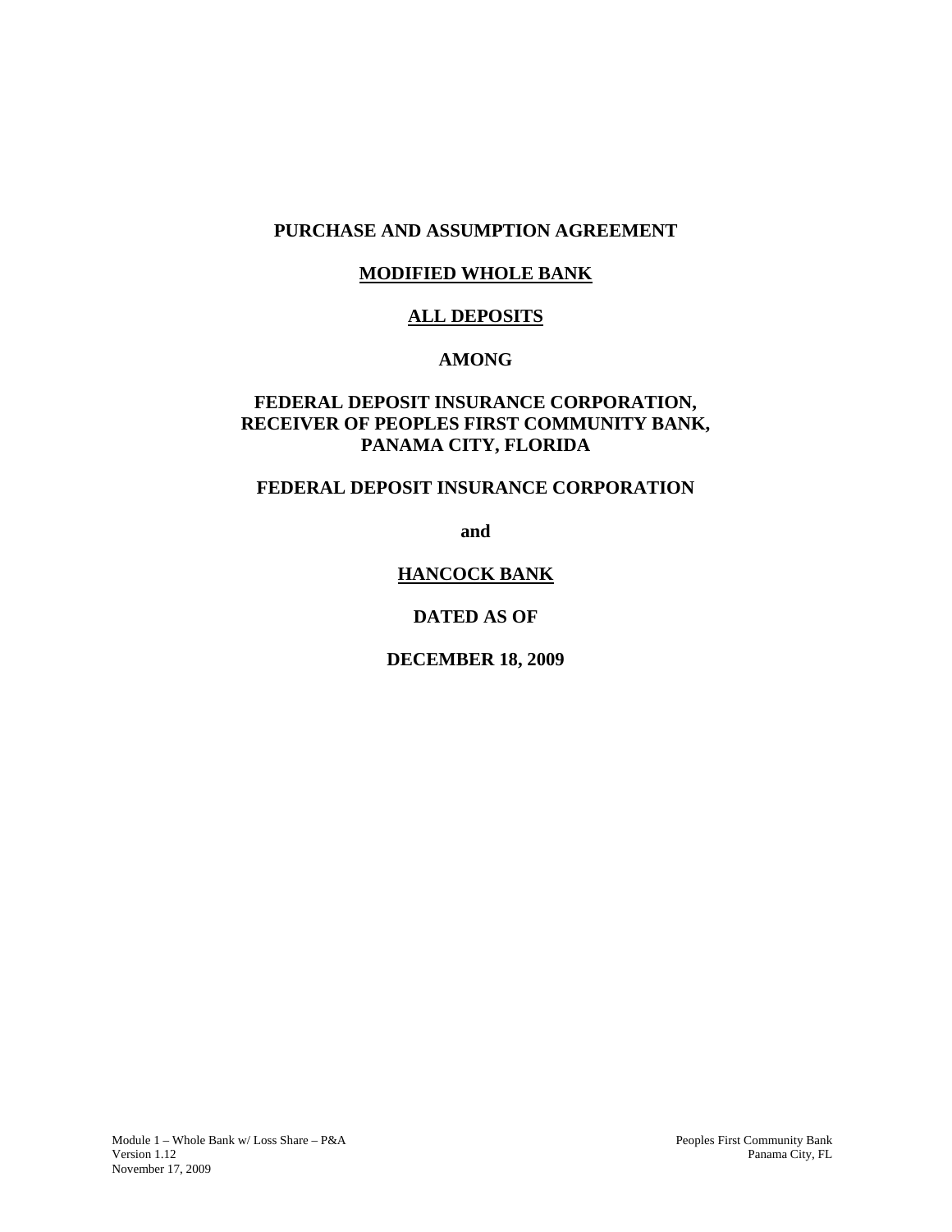# PURCHASE AND ASSUMPTION AGREEMENT

## MODIFIED WHOLE BANK

## ALL DEPOSITS

**AMONG**

**FEDERAL DEPOSIT INSURANCE CORPORATION,**
**RECEIVER OF PEOPLES FIRST COMMUNITY BANK,**
**PANAMA CITY, FLORIDA**

**FEDERAL DEPOSIT INSURANCE CORPORATION**

**and**

**HANCOCK BANK**

**DATED AS OF**

**DECEMBER 18, 2009**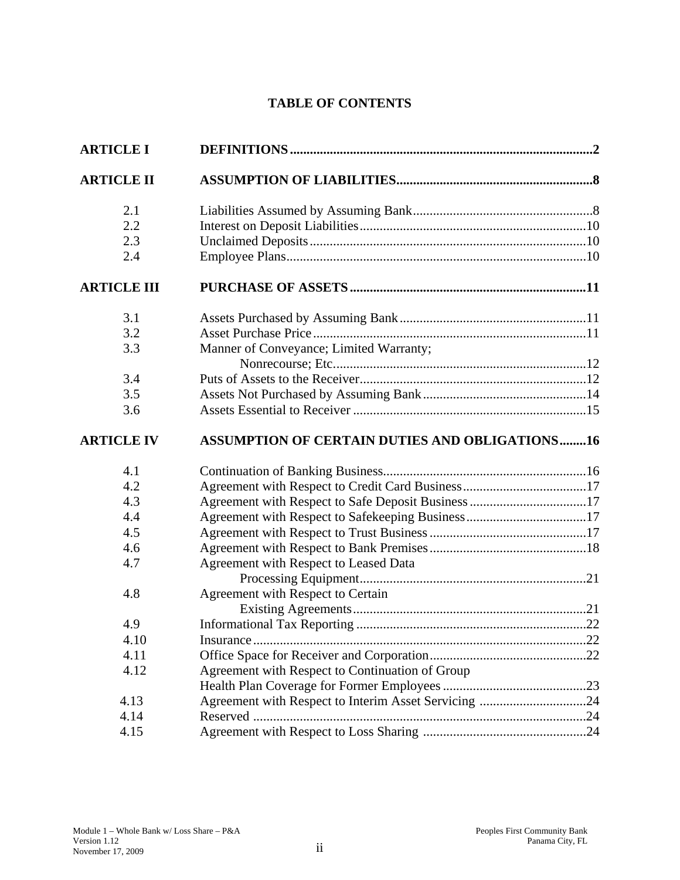## TABLE OF CONTENTS

| | | |
|---|---|---|
| **ARTICLE I** | **DEFINITIONS** | **2** |
| **ARTICLE II** | **ASSUMPTION OF LIABILITIES** | **8** |
| 2.1 | Liabilities Assumed by Assuming Bank | 8 |
| 2.2 | Interest on Deposit Liabilities | 10 |
| 2.3 | Unclaimed Deposits | 10 |
| 2.4 | Employee Plans | 10 |
| **ARTICLE III** | **PURCHASE OF ASSETS** | **11** |
| 3.1 | Assets Purchased by Assuming Bank | 11 |
| 3.2 | Asset Purchase Price | 11 |
| 3.3 | Manner of Conveyance; Limited Warranty; Nonrecourse; Etc. | 12 |
| 3.4 | Puts of Assets to the Receiver | 12 |
| 3.5 | Assets Not Purchased by Assuming Bank | 14 |
| 3.6 | Assets Essential to Receiver | 15 |
| **ARTICLE IV** | **ASSUMPTION OF CERTAIN DUTIES AND OBLIGATIONS** | **16** |
| 4.1 | Continuation of Banking Business | 16 |
| 4.2 | Agreement with Respect to Credit Card Business | 17 |
| 4.3 | Agreement with Respect to Safe Deposit Business | 17 |
| 4.4 | Agreement with Respect to Safekeeping Business | 17 |
| 4.5 | Agreement with Respect to Trust Business | 17 |
| 4.6 | Agreement with Respect to Bank Premises | 18 |
| 4.7 | Agreement with Respect to Leased Data Processing Equipment | 21 |
| 4.8 | Agreement with Respect to Certain Existing Agreements | 21 |
| 4.9 | Informational Tax Reporting | 22 |
| 4.10 | Insurance | 22 |
| 4.11 | Office Space for Receiver and Corporation | 22 |
| 4.12 | Agreement with Respect to Continuation of Group Health Plan Coverage for Former Employees | 23 |
| 4.13 | Agreement with Respect to Interim Asset Servicing | 24 |
| 4.14 | Reserved | 24 |
| 4.15 | Agreement with Respect to Loss Sharing | 24 |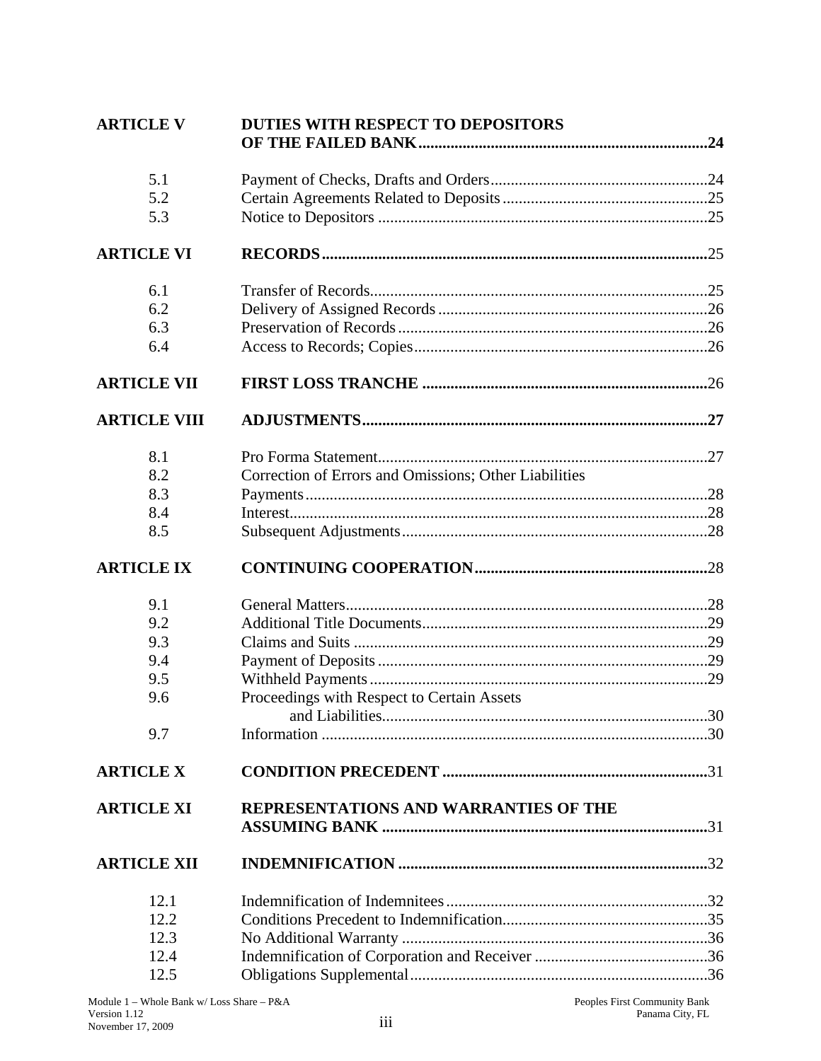| | | |
|---|---|---|
| **ARTICLE V** | **DUTIES WITH RESPECT TO DEPOSITORS OF THE FAILED BANK** | **24** |
| 5.1 | Payment of Checks, Drafts and Orders | 24 |
| 5.2 | Certain Agreements Related to Deposits | 25 |
| 5.3 | Notice to Depositors | 25 |
| **ARTICLE VI** | **RECORDS** | 25 |
| 6.1 | Transfer of Records | 25 |
| 6.2 | Delivery of Assigned Records | 26 |
| 6.3 | Preservation of Records | 26 |
| 6.4 | Access to Records; Copies | 26 |
| **ARTICLE VII** | **FIRST LOSS TRANCHE** | 26 |
| **ARTICLE VIII** | **ADJUSTMENTS** | **27** |
| 8.1 | Pro Forma Statement | 27 |
| 8.2 | Correction of Errors and Omissions; Other Liabilities | |
| 8.3 | Payments | 28 |
| 8.4 | Interest | 28 |
| 8.5 | Subsequent Adjustments | 28 |
| **ARTICLE IX** | **CONTINUING COOPERATION** | 28 |
| 9.1 | General Matters | 28 |
| 9.2 | Additional Title Documents | 29 |
| 9.3 | Claims and Suits | 29 |
| 9.4 | Payment of Deposits | 29 |
| 9.5 | Withheld Payments | 29 |
| 9.6 | Proceedings with Respect to Certain Assets and Liabilities | 30 |
| 9.7 | Information | 30 |
| **ARTICLE X** | **CONDITION PRECEDENT** | 31 |
| **ARTICLE XI** | **REPRESENTATIONS AND WARRANTIES OF THE ASSUMING BANK** | 31 |
| **ARTICLE XII** | **INDEMNIFICATION** | 32 |
| 12.1 | Indemnification of Indemnitees | 32 |
| 12.2 | Conditions Precedent to Indemnification | 35 |
| 12.3 | No Additional Warranty | 36 |
| 12.4 | Indemnification of Corporation and Receiver | 36 |
| 12.5 | Obligations Supplemental | 36 |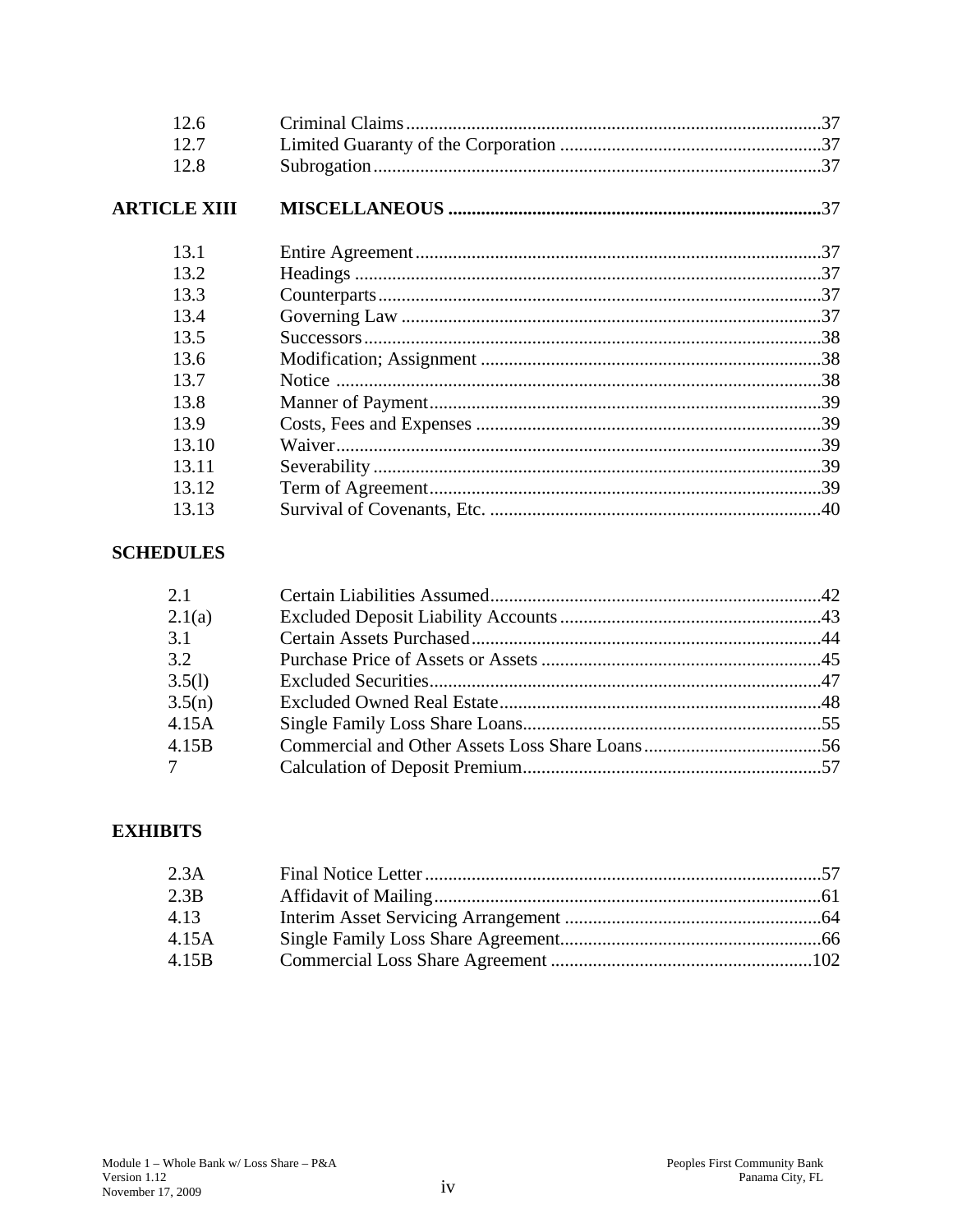| | | |
|---|---|---|
| 12.6 | Criminal Claims | 37 |
| 12.7 | Limited Guaranty of the Corporation | 37 |
| 12.8 | Subrogation | 37 |
| **ARTICLE XIII** | **MISCELLANEOUS** | **37** |
| 13.1 | Entire Agreement | 37 |
| 13.2 | Headings | 37 |
| 13.3 | Counterparts | 37 |
| 13.4 | Governing Law | 37 |
| 13.5 | Successors | 38 |
| 13.6 | Modification; Assignment | 38 |
| 13.7 | Notice | 38 |
| 13.8 | Manner of Payment | 39 |
| 13.9 | Costs, Fees and Expenses | 39 |
| 13.10 | Waiver | 39 |
| 13.11 | Severability | 39 |
| 13.12 | Term of Agreement | 39 |
| 13.13 | Survival of Covenants, Etc. | 40 |

**SCHEDULES**

| | | |
|---|---|---|
| 2.1 | Certain Liabilities Assumed | 42 |
| 2.1(a) | Excluded Deposit Liability Accounts | 43 |
| 3.1 | Certain Assets Purchased | 44 |
| 3.2 | Purchase Price of Assets or Assets | 45 |
| 3.5(l) | Excluded Securities | 47 |
| 3.5(n) | Excluded Owned Real Estate | 48 |
| 4.15A | Single Family Loss Share Loans | 55 |
| 4.15B | Commercial and Other Assets Loss Share Loans | 56 |
| 7 | Calculation of Deposit Premium | 57 |

**EXHIBITS**

| | | |
|---|---|---|
| 2.3A | Final Notice Letter | 57 |
| 2.3B | Affidavit of Mailing | 61 |
| 4.13 | Interim Asset Servicing Arrangement | 64 |
| 4.15A | Single Family Loss Share Agreement | 66 |
| 4.15B | Commercial Loss Share Agreement | 102 |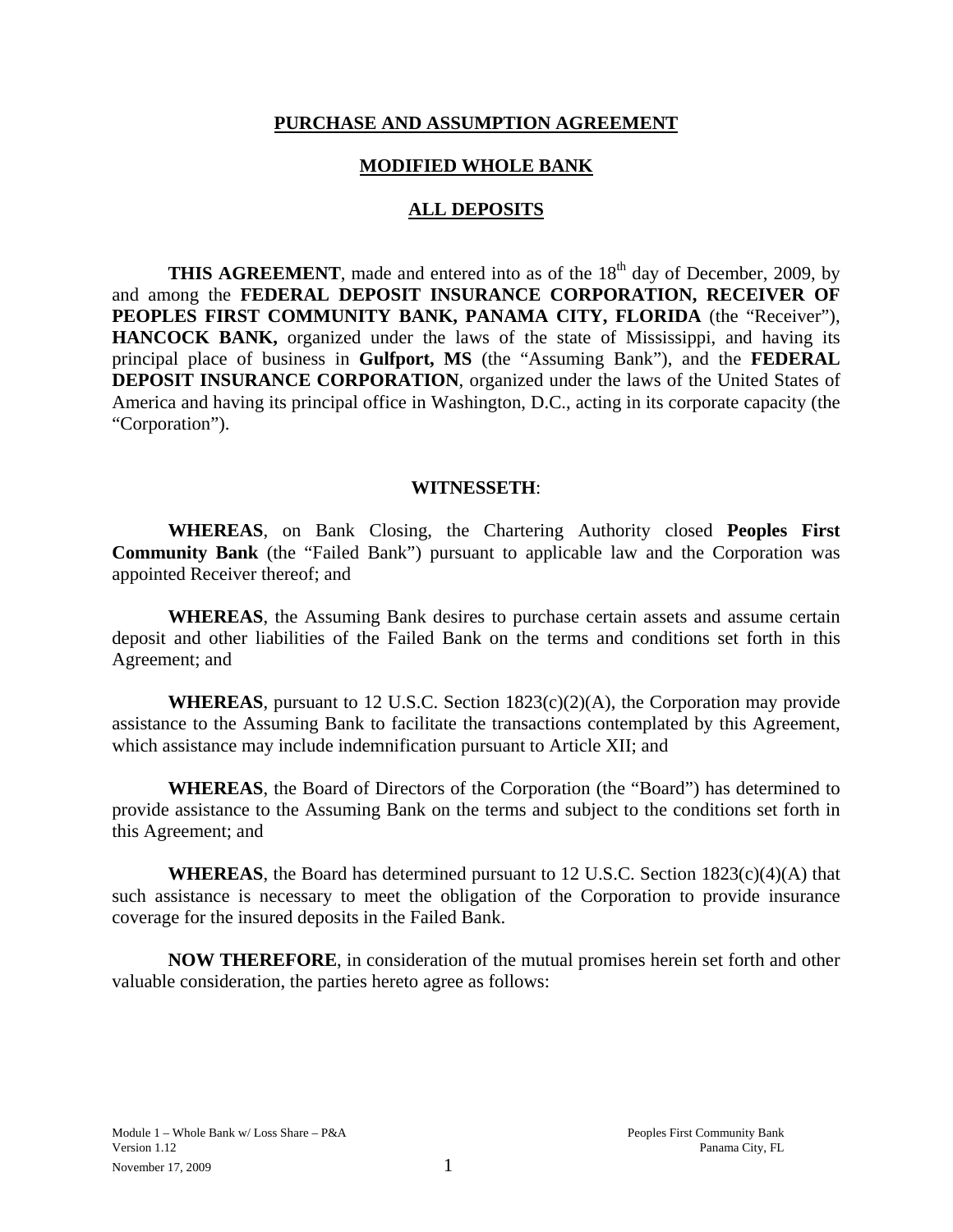# PURCHASE AND ASSUMPTION AGREEMENT

## MODIFIED WHOLE BANK

## ALL DEPOSITS

**THIS AGREEMENT**, made and entered into as of the 18th day of December, 2009, by and among the **FEDERAL DEPOSIT INSURANCE CORPORATION, RECEIVER OF PEOPLES FIRST COMMUNITY BANK, PANAMA CITY, FLORIDA** (the "Receiver"), **HANCOCK BANK,** organized under the laws of the state of Mississippi, and having its principal place of business in **Gulfport, MS** (the "Assuming Bank"), and the **FEDERAL DEPOSIT INSURANCE CORPORATION**, organized under the laws of the United States of America and having its principal office in Washington, D.C., acting in its corporate capacity (the "Corporation").

**WITNESSETH**:

**WHEREAS**, on Bank Closing, the Chartering Authority closed **Peoples First Community Bank** (the "Failed Bank") pursuant to applicable law and the Corporation was appointed Receiver thereof; and

**WHEREAS**, the Assuming Bank desires to purchase certain assets and assume certain deposit and other liabilities of the Failed Bank on the terms and conditions set forth in this Agreement; and

**WHEREAS**, pursuant to 12 U.S.C. Section 1823(c)(2)(A), the Corporation may provide assistance to the Assuming Bank to facilitate the transactions contemplated by this Agreement, which assistance may include indemnification pursuant to Article XII; and

**WHEREAS**, the Board of Directors of the Corporation (the "Board") has determined to provide assistance to the Assuming Bank on the terms and subject to the conditions set forth in this Agreement; and

**WHEREAS**, the Board has determined pursuant to 12 U.S.C. Section 1823(c)(4)(A) that such assistance is necessary to meet the obligation of the Corporation to provide insurance coverage for the insured deposits in the Failed Bank.

**NOW THEREFORE**, in consideration of the mutual promises herein set forth and other valuable consideration, the parties hereto agree as follows: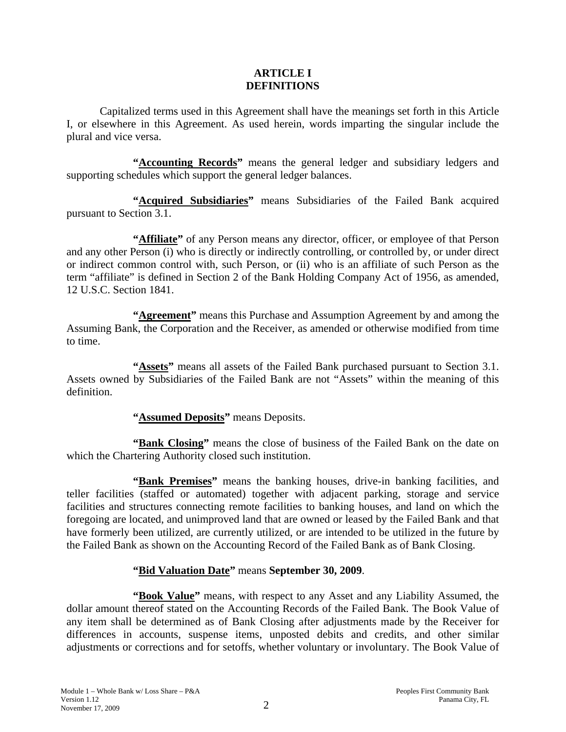# ARTICLE I
# DEFINITIONS

Capitalized terms used in this Agreement shall have the meanings set forth in this Article I, or elsewhere in this Agreement. As used herein, words imparting the singular include the plural and vice versa.

**"Accounting Records"** means the general ledger and subsidiary ledgers and supporting schedules which support the general ledger balances.

**"Acquired Subsidiaries"** means Subsidiaries of the Failed Bank acquired pursuant to Section 3.1.

**"Affiliate"** of any Person means any director, officer, or employee of that Person and any other Person (i) who is directly or indirectly controlling, or controlled by, or under direct or indirect common control with, such Person, or (ii) who is an affiliate of such Person as the term "affiliate" is defined in Section 2 of the Bank Holding Company Act of 1956, as amended, 12 U.S.C. Section 1841.

**"Agreement"** means this Purchase and Assumption Agreement by and among the Assuming Bank, the Corporation and the Receiver, as amended or otherwise modified from time to time.

**"Assets"** means all assets of the Failed Bank purchased pursuant to Section 3.1. Assets owned by Subsidiaries of the Failed Bank are not "Assets" within the meaning of this definition.

**"Assumed Deposits"** means Deposits.

**"Bank Closing"** means the close of business of the Failed Bank on the date on which the Chartering Authority closed such institution.

**"Bank Premises"** means the banking houses, drive-in banking facilities, and teller facilities (staffed or automated) together with adjacent parking, storage and service facilities and structures connecting remote facilities to banking houses, and land on which the foregoing are located, and unimproved land that are owned or leased by the Failed Bank and that have formerly been utilized, are currently utilized, or are intended to be utilized in the future by the Failed Bank as shown on the Accounting Record of the Failed Bank as of Bank Closing.

**"Bid Valuation Date"** means **September 30, 2009**.

**"Book Value"** means, with respect to any Asset and any Liability Assumed, the dollar amount thereof stated on the Accounting Records of the Failed Bank. The Book Value of any item shall be determined as of Bank Closing after adjustments made by the Receiver for differences in accounts, suspense items, unposted debits and credits, and other similar adjustments or corrections and for setoffs, whether voluntary or involuntary. The Book Value of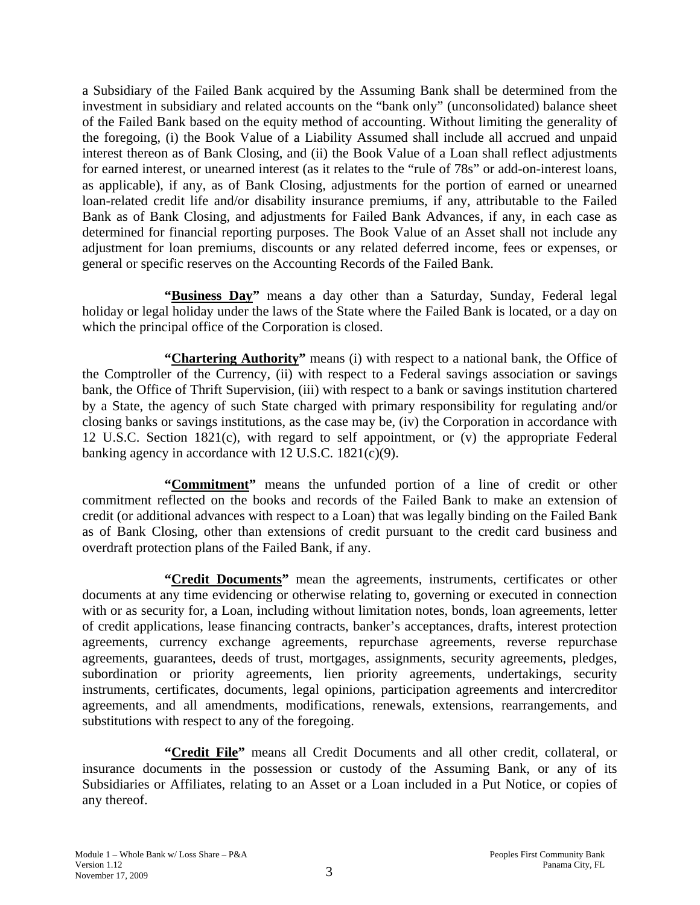a Subsidiary of the Failed Bank acquired by the Assuming Bank shall be determined from the investment in subsidiary and related accounts on the "bank only" (unconsolidated) balance sheet of the Failed Bank based on the equity method of accounting. Without limiting the generality of the foregoing, (i) the Book Value of a Liability Assumed shall include all accrued and unpaid interest thereon as of Bank Closing, and (ii) the Book Value of a Loan shall reflect adjustments for earned interest, or unearned interest (as it relates to the "rule of 78s" or add-on-interest loans, as applicable), if any, as of Bank Closing, adjustments for the portion of earned or unearned loan-related credit life and/or disability insurance premiums, if any, attributable to the Failed Bank as of Bank Closing, and adjustments for Failed Bank Advances, if any, in each case as determined for financial reporting purposes. The Book Value of an Asset shall not include any adjustment for loan premiums, discounts or any related deferred income, fees or expenses, or general or specific reserves on the Accounting Records of the Failed Bank.

**"Business Day"** means a day other than a Saturday, Sunday, Federal legal holiday or legal holiday under the laws of the State where the Failed Bank is located, or a day on which the principal office of the Corporation is closed.

**"Chartering Authority"** means (i) with respect to a national bank, the Office of the Comptroller of the Currency, (ii) with respect to a Federal savings association or savings bank, the Office of Thrift Supervision, (iii) with respect to a bank or savings institution chartered by a State, the agency of such State charged with primary responsibility for regulating and/or closing banks or savings institutions, as the case may be, (iv) the Corporation in accordance with 12 U.S.C. Section 1821(c), with regard to self appointment, or (v) the appropriate Federal banking agency in accordance with 12 U.S.C. 1821(c)(9).

**"Commitment"** means the unfunded portion of a line of credit or other commitment reflected on the books and records of the Failed Bank to make an extension of credit (or additional advances with respect to a Loan) that was legally binding on the Failed Bank as of Bank Closing, other than extensions of credit pursuant to the credit card business and overdraft protection plans of the Failed Bank, if any.

**"Credit Documents"** mean the agreements, instruments, certificates or other documents at any time evidencing or otherwise relating to, governing or executed in connection with or as security for, a Loan, including without limitation notes, bonds, loan agreements, letter of credit applications, lease financing contracts, banker's acceptances, drafts, interest protection agreements, currency exchange agreements, repurchase agreements, reverse repurchase agreements, guarantees, deeds of trust, mortgages, assignments, security agreements, pledges, subordination or priority agreements, lien priority agreements, undertakings, security instruments, certificates, documents, legal opinions, participation agreements and intercreditor agreements, and all amendments, modifications, renewals, extensions, rearrangements, and substitutions with respect to any of the foregoing.

**"Credit File"** means all Credit Documents and all other credit, collateral, or insurance documents in the possession or custody of the Assuming Bank, or any of its Subsidiaries or Affiliates, relating to an Asset or a Loan included in a Put Notice, or copies of any thereof.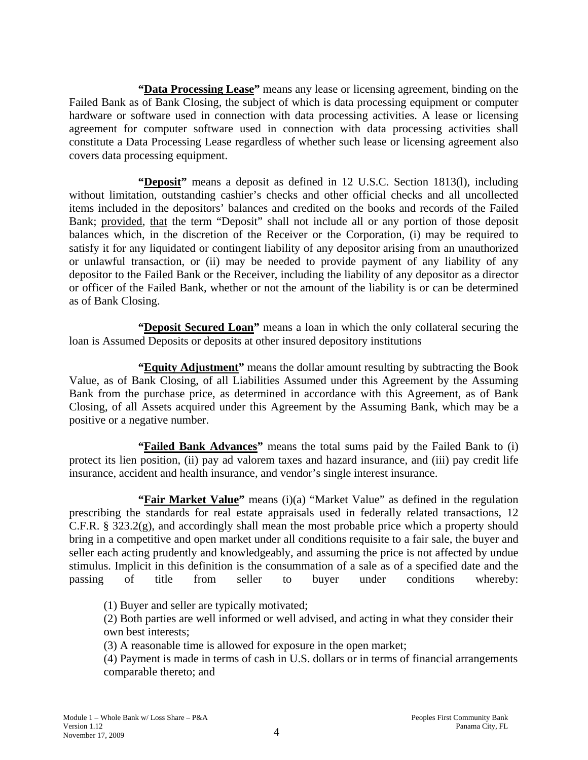**"Data Processing Lease"** means any lease or licensing agreement, binding on the Failed Bank as of Bank Closing, the subject of which is data processing equipment or computer hardware or software used in connection with data processing activities. A lease or licensing agreement for computer software used in connection with data processing activities shall constitute a Data Processing Lease regardless of whether such lease or licensing agreement also covers data processing equipment.

**"Deposit"** means a deposit as defined in 12 U.S.C. Section 1813(l), including without limitation, outstanding cashier's checks and other official checks and all uncollected items included in the depositors' balances and credited on the books and records of the Failed Bank; provided, that the term "Deposit" shall not include all or any portion of those deposit balances which, in the discretion of the Receiver or the Corporation, (i) may be required to satisfy it for any liquidated or contingent liability of any depositor arising from an unauthorized or unlawful transaction, or (ii) may be needed to provide payment of any liability of any depositor to the Failed Bank or the Receiver, including the liability of any depositor as a director or officer of the Failed Bank, whether or not the amount of the liability is or can be determined as of Bank Closing.

**"Deposit Secured Loan"** means a loan in which the only collateral securing the loan is Assumed Deposits or deposits at other insured depository institutions

**"Equity Adjustment"** means the dollar amount resulting by subtracting the Book Value, as of Bank Closing, of all Liabilities Assumed under this Agreement by the Assuming Bank from the purchase price, as determined in accordance with this Agreement, as of Bank Closing, of all Assets acquired under this Agreement by the Assuming Bank, which may be a positive or a negative number.

**"Failed Bank Advances"** means the total sums paid by the Failed Bank to (i) protect its lien position, (ii) pay ad valorem taxes and hazard insurance, and (iii) pay credit life insurance, accident and health insurance, and vendor's single interest insurance.

**"Fair Market Value"** means (i)(a) "Market Value" as defined in the regulation prescribing the standards for real estate appraisals used in federally related transactions, 12 C.F.R. § 323.2(g), and accordingly shall mean the most probable price which a property should bring in a competitive and open market under all conditions requisite to a fair sale, the buyer and seller each acting prudently and knowledgeably, and assuming the price is not affected by undue stimulus. Implicit in this definition is the consummation of a sale as of a specified date and the passing of title from seller to buyer under conditions whereby:

(1) Buyer and seller are typically motivated;

(2) Both parties are well informed or well advised, and acting in what they consider their own best interests;

(3) A reasonable time is allowed for exposure in the open market;

(4) Payment is made in terms of cash in U.S. dollars or in terms of financial arrangements comparable thereto; and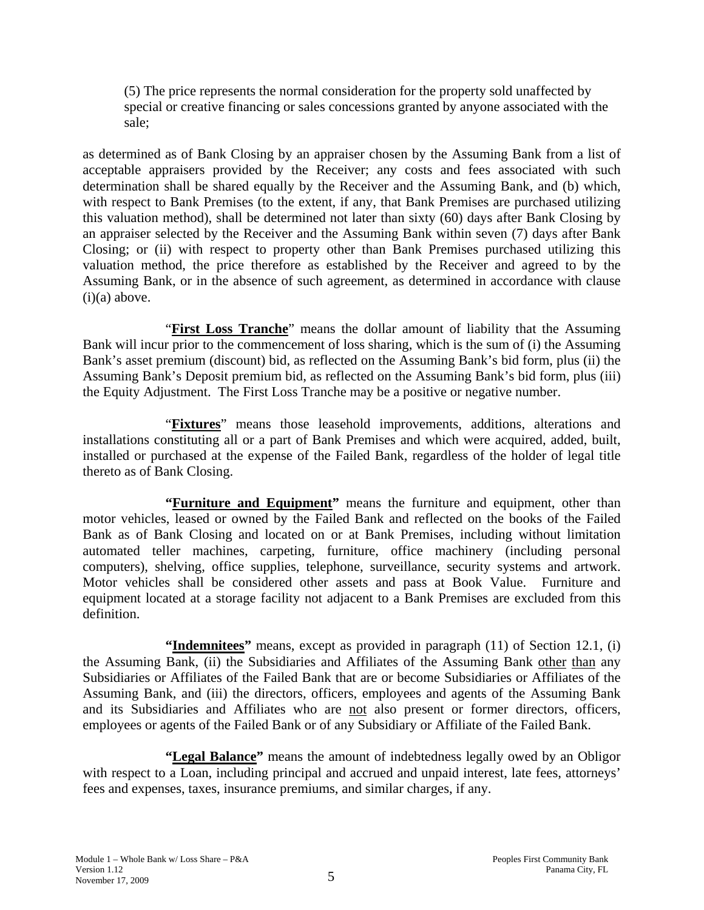(5) The price represents the normal consideration for the property sold unaffected by special or creative financing or sales concessions granted by anyone associated with the sale;

as determined as of Bank Closing by an appraiser chosen by the Assuming Bank from a list of acceptable appraisers provided by the Receiver; any costs and fees associated with such determination shall be shared equally by the Receiver and the Assuming Bank, and (b) which, with respect to Bank Premises (to the extent, if any, that Bank Premises are purchased utilizing this valuation method), shall be determined not later than sixty (60) days after Bank Closing by an appraiser selected by the Receiver and the Assuming Bank within seven (7) days after Bank Closing; or (ii) with respect to property other than Bank Premises purchased utilizing this valuation method, the price therefore as established by the Receiver and agreed to by the Assuming Bank, or in the absence of such agreement, as determined in accordance with clause (i)(a) above.

"**First Loss Tranche**" means the dollar amount of liability that the Assuming Bank will incur prior to the commencement of loss sharing, which is the sum of (i) the Assuming Bank's asset premium (discount) bid, as reflected on the Assuming Bank's bid form, plus (ii) the Assuming Bank's Deposit premium bid, as reflected on the Assuming Bank's bid form, plus (iii) the Equity Adjustment. The First Loss Tranche may be a positive or negative number.

"**Fixtures**" means those leasehold improvements, additions, alterations and installations constituting all or a part of Bank Premises and which were acquired, added, built, installed or purchased at the expense of the Failed Bank, regardless of the holder of legal title thereto as of Bank Closing.

**"Furniture and Equipment"** means the furniture and equipment, other than motor vehicles, leased or owned by the Failed Bank and reflected on the books of the Failed Bank as of Bank Closing and located on or at Bank Premises, including without limitation automated teller machines, carpeting, furniture, office machinery (including personal computers), shelving, office supplies, telephone, surveillance, security systems and artwork. Motor vehicles shall be considered other assets and pass at Book Value. Furniture and equipment located at a storage facility not adjacent to a Bank Premises are excluded from this definition.

**"Indemnitees"** means, except as provided in paragraph (11) of Section 12.1, (i) the Assuming Bank, (ii) the Subsidiaries and Affiliates of the Assuming Bank other than any Subsidiaries or Affiliates of the Failed Bank that are or become Subsidiaries or Affiliates of the Assuming Bank, and (iii) the directors, officers, employees and agents of the Assuming Bank and its Subsidiaries and Affiliates who are not also present or former directors, officers, employees or agents of the Failed Bank or of any Subsidiary or Affiliate of the Failed Bank.

**"Legal Balance"** means the amount of indebtedness legally owed by an Obligor with respect to a Loan, including principal and accrued and unpaid interest, late fees, attorneys' fees and expenses, taxes, insurance premiums, and similar charges, if any.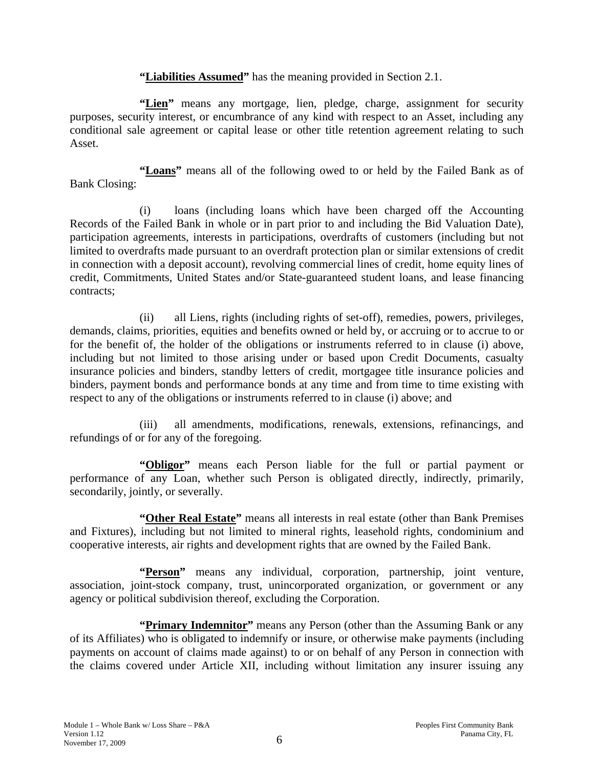**"Liabilities Assumed"** has the meaning provided in Section 2.1.

**"Lien"** means any mortgage, lien, pledge, charge, assignment for security purposes, security interest, or encumbrance of any kind with respect to an Asset, including any conditional sale agreement or capital lease or other title retention agreement relating to such Asset.

**"Loans"** means all of the following owed to or held by the Failed Bank as of Bank Closing:

(i) loans (including loans which have been charged off the Accounting Records of the Failed Bank in whole or in part prior to and including the Bid Valuation Date), participation agreements, interests in participations, overdrafts of customers (including but not limited to overdrafts made pursuant to an overdraft protection plan or similar extensions of credit in connection with a deposit account), revolving commercial lines of credit, home equity lines of credit, Commitments, United States and/or State-guaranteed student loans, and lease financing contracts;

(ii) all Liens, rights (including rights of set-off), remedies, powers, privileges, demands, claims, priorities, equities and benefits owned or held by, or accruing or to accrue to or for the benefit of, the holder of the obligations or instruments referred to in clause (i) above, including but not limited to those arising under or based upon Credit Documents, casualty insurance policies and binders, standby letters of credit, mortgagee title insurance policies and binders, payment bonds and performance bonds at any time and from time to time existing with respect to any of the obligations or instruments referred to in clause (i) above; and

(iii) all amendments, modifications, renewals, extensions, refinancings, and refundings of or for any of the foregoing.

**"Obligor"** means each Person liable for the full or partial payment or performance of any Loan, whether such Person is obligated directly, indirectly, primarily, secondarily, jointly, or severally.

**"Other Real Estate"** means all interests in real estate (other than Bank Premises and Fixtures), including but not limited to mineral rights, leasehold rights, condominium and cooperative interests, air rights and development rights that are owned by the Failed Bank.

**"Person"** means any individual, corporation, partnership, joint venture, association, joint-stock company, trust, unincorporated organization, or government or any agency or political subdivision thereof, excluding the Corporation.

**"Primary Indemnitor"** means any Person (other than the Assuming Bank or any of its Affiliates) who is obligated to indemnify or insure, or otherwise make payments (including payments on account of claims made against) to or on behalf of any Person in connection with the claims covered under Article XII, including without limitation any insurer issuing any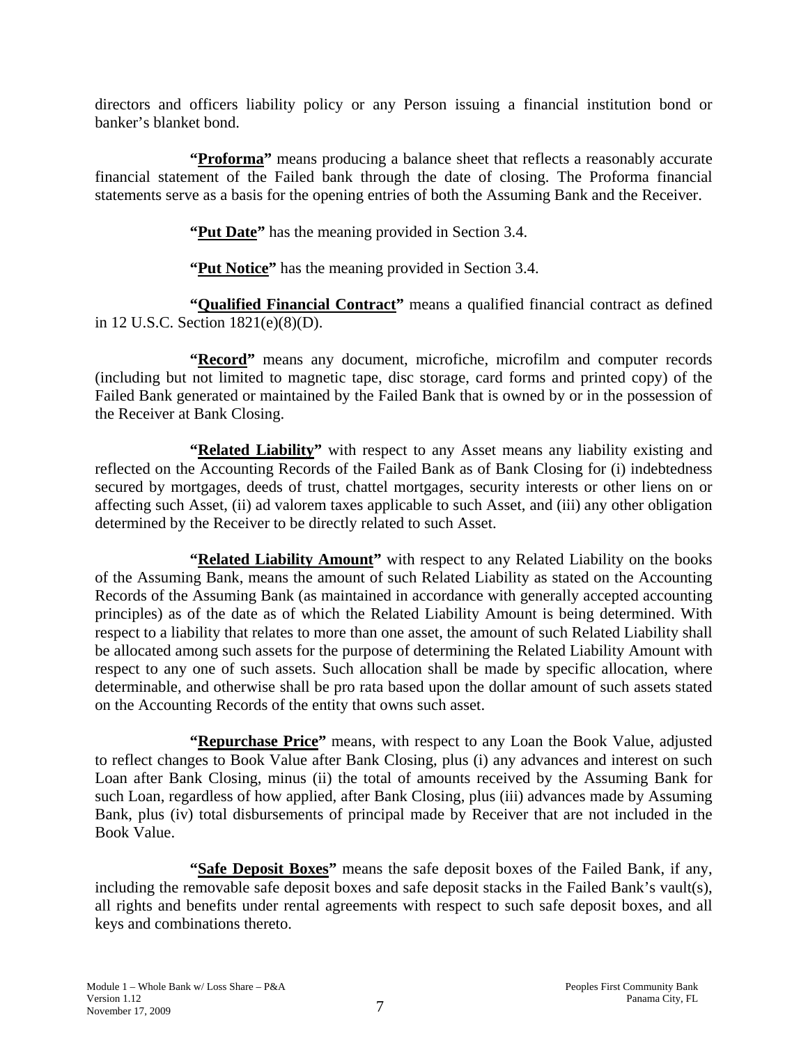directors and officers liability policy or any Person issuing a financial institution bond or banker's blanket bond.

**"Proforma"** means producing a balance sheet that reflects a reasonably accurate financial statement of the Failed bank through the date of closing. The Proforma financial statements serve as a basis for the opening entries of both the Assuming Bank and the Receiver.

**"Put Date"** has the meaning provided in Section 3.4.

**"Put Notice"** has the meaning provided in Section 3.4.

**"Qualified Financial Contract"** means a qualified financial contract as defined in 12 U.S.C. Section 1821(e)(8)(D).

**"Record"** means any document, microfiche, microfilm and computer records (including but not limited to magnetic tape, disc storage, card forms and printed copy) of the Failed Bank generated or maintained by the Failed Bank that is owned by or in the possession of the Receiver at Bank Closing.

**"Related Liability"** with respect to any Asset means any liability existing and reflected on the Accounting Records of the Failed Bank as of Bank Closing for (i) indebtedness secured by mortgages, deeds of trust, chattel mortgages, security interests or other liens on or affecting such Asset, (ii) ad valorem taxes applicable to such Asset, and (iii) any other obligation determined by the Receiver to be directly related to such Asset.

**"Related Liability Amount"** with respect to any Related Liability on the books of the Assuming Bank, means the amount of such Related Liability as stated on the Accounting Records of the Assuming Bank (as maintained in accordance with generally accepted accounting principles) as of the date as of which the Related Liability Amount is being determined. With respect to a liability that relates to more than one asset, the amount of such Related Liability shall be allocated among such assets for the purpose of determining the Related Liability Amount with respect to any one of such assets. Such allocation shall be made by specific allocation, where determinable, and otherwise shall be pro rata based upon the dollar amount of such assets stated on the Accounting Records of the entity that owns such asset.

**"Repurchase Price"** means, with respect to any Loan the Book Value, adjusted to reflect changes to Book Value after Bank Closing, plus (i) any advances and interest on such Loan after Bank Closing, minus (ii) the total of amounts received by the Assuming Bank for such Loan, regardless of how applied, after Bank Closing, plus (iii) advances made by Assuming Bank, plus (iv) total disbursements of principal made by Receiver that are not included in the Book Value.

**"Safe Deposit Boxes"** means the safe deposit boxes of the Failed Bank, if any, including the removable safe deposit boxes and safe deposit stacks in the Failed Bank's vault(s), all rights and benefits under rental agreements with respect to such safe deposit boxes, and all keys and combinations thereto.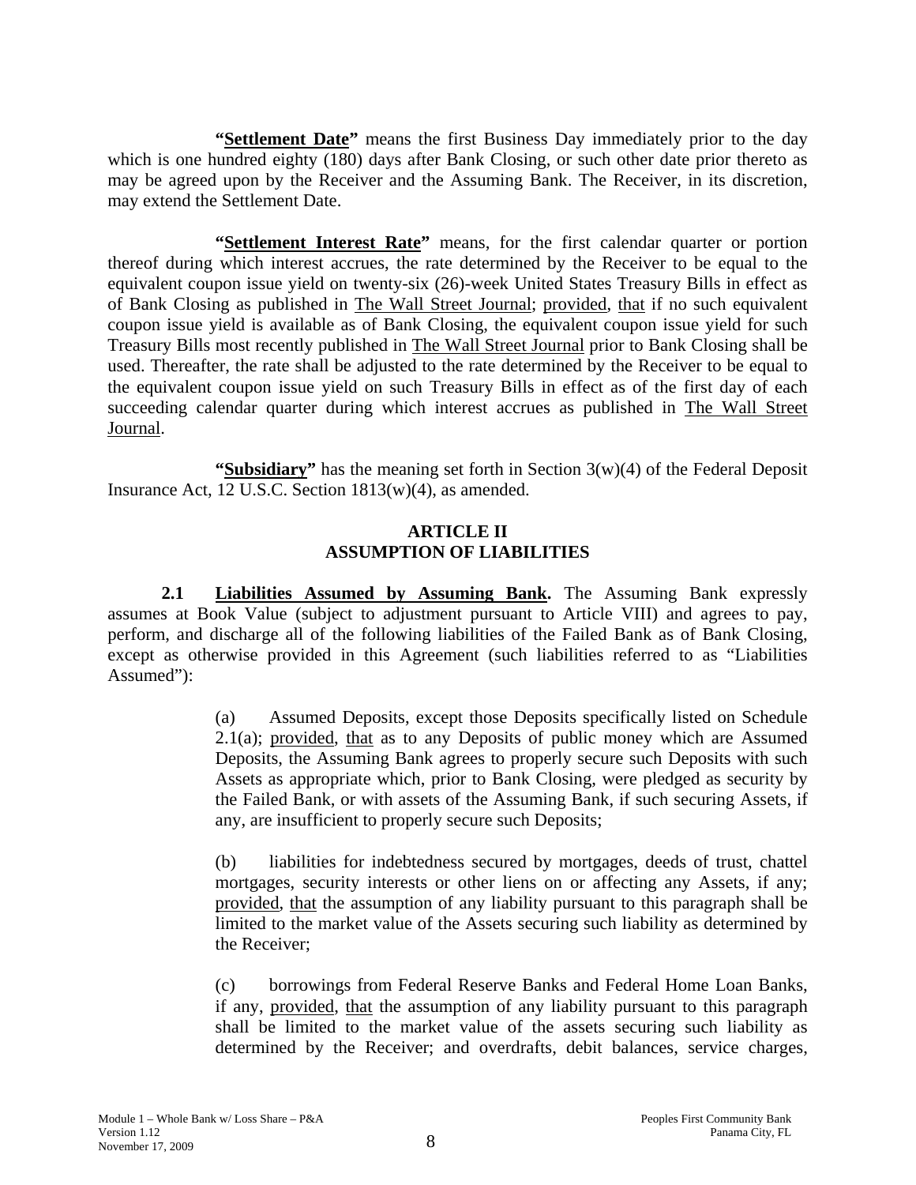**"Settlement Date"** means the first Business Day immediately prior to the day which is one hundred eighty (180) days after Bank Closing, or such other date prior thereto as may be agreed upon by the Receiver and the Assuming Bank. The Receiver, in its discretion, may extend the Settlement Date.

**"Settlement Interest Rate"** means, for the first calendar quarter or portion thereof during which interest accrues, the rate determined by the Receiver to be equal to the equivalent coupon issue yield on twenty-six (26)-week United States Treasury Bills in effect as of Bank Closing as published in The Wall Street Journal; provided, that if no such equivalent coupon issue yield is available as of Bank Closing, the equivalent coupon issue yield for such Treasury Bills most recently published in The Wall Street Journal prior to Bank Closing shall be used. Thereafter, the rate shall be adjusted to the rate determined by the Receiver to be equal to the equivalent coupon issue yield on such Treasury Bills in effect as of the first day of each succeeding calendar quarter during which interest accrues as published in The Wall Street Journal.

**"Subsidiary"** has the meaning set forth in Section 3(w)(4) of the Federal Deposit Insurance Act, 12 U.S.C. Section 1813(w)(4), as amended.

## ARTICLE II
## ASSUMPTION OF LIABILITIES

**2.1 Liabilities Assumed by Assuming Bank.** The Assuming Bank expressly assumes at Book Value (subject to adjustment pursuant to Article VIII) and agrees to pay, perform, and discharge all of the following liabilities of the Failed Bank as of Bank Closing, except as otherwise provided in this Agreement (such liabilities referred to as "Liabilities Assumed"):

(a) Assumed Deposits, except those Deposits specifically listed on Schedule 2.1(a); provided, that as to any Deposits of public money which are Assumed Deposits, the Assuming Bank agrees to properly secure such Deposits with such Assets as appropriate which, prior to Bank Closing, were pledged as security by the Failed Bank, or with assets of the Assuming Bank, if such securing Assets, if any, are insufficient to properly secure such Deposits;

(b) liabilities for indebtedness secured by mortgages, deeds of trust, chattel mortgages, security interests or other liens on or affecting any Assets, if any; provided, that the assumption of any liability pursuant to this paragraph shall be limited to the market value of the Assets securing such liability as determined by the Receiver;

(c) borrowings from Federal Reserve Banks and Federal Home Loan Banks, if any, provided, that the assumption of any liability pursuant to this paragraph shall be limited to the market value of the assets securing such liability as determined by the Receiver; and overdrafts, debit balances, service charges,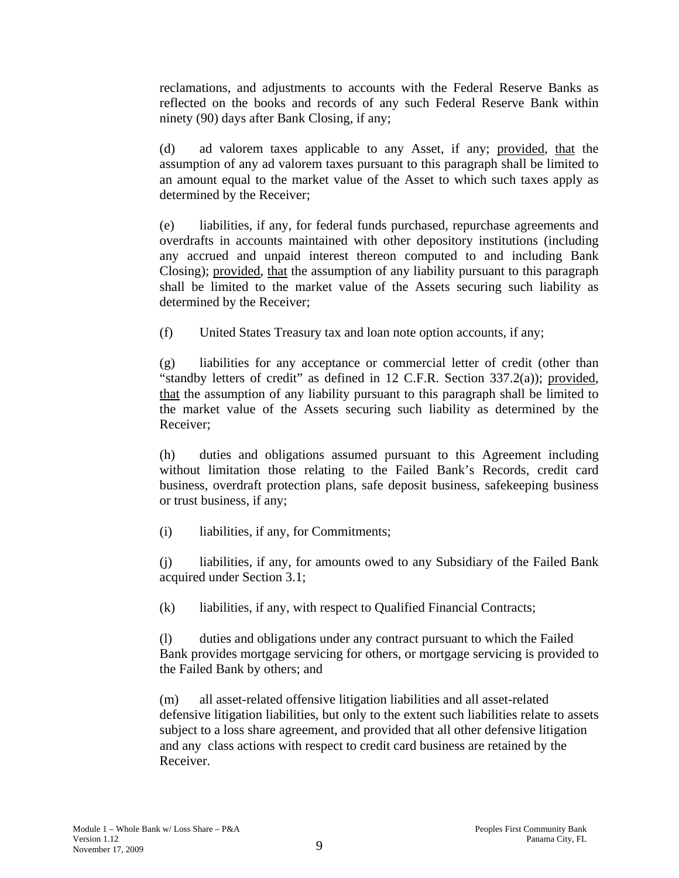reclamations, and adjustments to accounts with the Federal Reserve Banks as reflected on the books and records of any such Federal Reserve Bank within ninety (90) days after Bank Closing, if any;

(d) ad valorem taxes applicable to any Asset, if any; provided, that the assumption of any ad valorem taxes pursuant to this paragraph shall be limited to an amount equal to the market value of the Asset to which such taxes apply as determined by the Receiver;

(e) liabilities, if any, for federal funds purchased, repurchase agreements and overdrafts in accounts maintained with other depository institutions (including any accrued and unpaid interest thereon computed to and including Bank Closing); provided, that the assumption of any liability pursuant to this paragraph shall be limited to the market value of the Assets securing such liability as determined by the Receiver;

(f) United States Treasury tax and loan note option accounts, if any;

(g) liabilities for any acceptance or commercial letter of credit (other than "standby letters of credit" as defined in 12 C.F.R. Section 337.2(a)); provided, that the assumption of any liability pursuant to this paragraph shall be limited to the market value of the Assets securing such liability as determined by the Receiver;

(h) duties and obligations assumed pursuant to this Agreement including without limitation those relating to the Failed Bank's Records, credit card business, overdraft protection plans, safe deposit business, safekeeping business or trust business, if any;

(i) liabilities, if any, for Commitments;

(j) liabilities, if any, for amounts owed to any Subsidiary of the Failed Bank acquired under Section 3.1;

(k) liabilities, if any, with respect to Qualified Financial Contracts;

(l) duties and obligations under any contract pursuant to which the Failed Bank provides mortgage servicing for others, or mortgage servicing is provided to the Failed Bank by others; and

(m) all asset-related offensive litigation liabilities and all asset-related defensive litigation liabilities, but only to the extent such liabilities relate to assets subject to a loss share agreement, and provided that all other defensive litigation and any class actions with respect to credit card business are retained by the Receiver.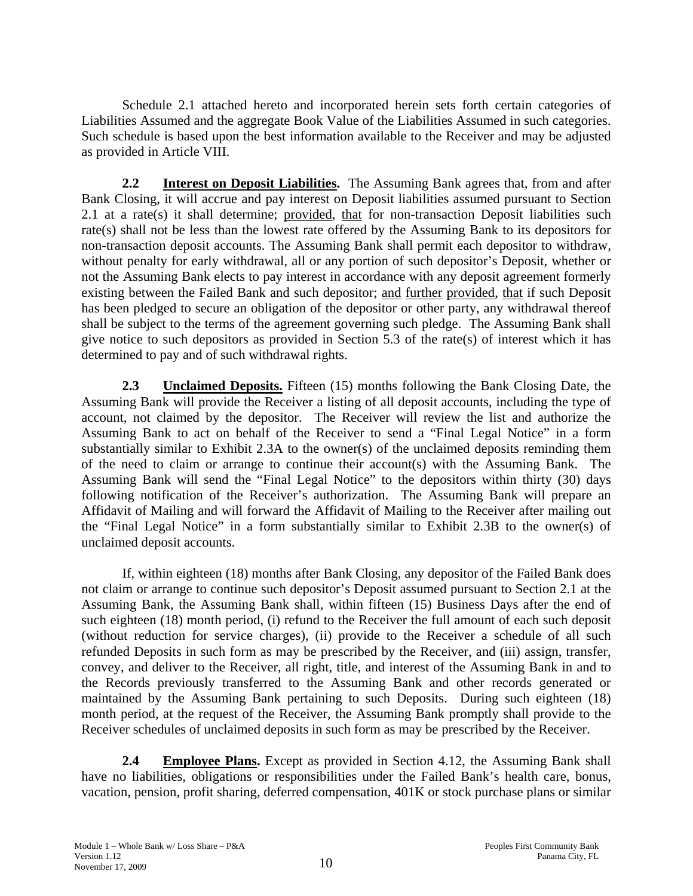Schedule 2.1 attached hereto and incorporated herein sets forth certain categories of Liabilities Assumed and the aggregate Book Value of the Liabilities Assumed in such categories. Such schedule is based upon the best information available to the Receiver and may be adjusted as provided in Article VIII.

**2.2 Interest on Deposit Liabilities.** The Assuming Bank agrees that, from and after Bank Closing, it will accrue and pay interest on Deposit liabilities assumed pursuant to Section 2.1 at a rate(s) it shall determine; provided, that for non-transaction Deposit liabilities such rate(s) shall not be less than the lowest rate offered by the Assuming Bank to its depositors for non-transaction deposit accounts. The Assuming Bank shall permit each depositor to withdraw, without penalty for early withdrawal, all or any portion of such depositor's Deposit, whether or not the Assuming Bank elects to pay interest in accordance with any deposit agreement formerly existing between the Failed Bank and such depositor; and further provided, that if such Deposit has been pledged to secure an obligation of the depositor or other party, any withdrawal thereof shall be subject to the terms of the agreement governing such pledge. The Assuming Bank shall give notice to such depositors as provided in Section 5.3 of the rate(s) of interest which it has determined to pay and of such withdrawal rights.

**2.3 Unclaimed Deposits.** Fifteen (15) months following the Bank Closing Date, the Assuming Bank will provide the Receiver a listing of all deposit accounts, including the type of account, not claimed by the depositor. The Receiver will review the list and authorize the Assuming Bank to act on behalf of the Receiver to send a "Final Legal Notice" in a form substantially similar to Exhibit 2.3A to the owner(s) of the unclaimed deposits reminding them of the need to claim or arrange to continue their account(s) with the Assuming Bank. The Assuming Bank will send the "Final Legal Notice" to the depositors within thirty (30) days following notification of the Receiver's authorization. The Assuming Bank will prepare an Affidavit of Mailing and will forward the Affidavit of Mailing to the Receiver after mailing out the "Final Legal Notice" in a form substantially similar to Exhibit 2.3B to the owner(s) of unclaimed deposit accounts.

If, within eighteen (18) months after Bank Closing, any depositor of the Failed Bank does not claim or arrange to continue such depositor's Deposit assumed pursuant to Section 2.1 at the Assuming Bank, the Assuming Bank shall, within fifteen (15) Business Days after the end of such eighteen (18) month period, (i) refund to the Receiver the full amount of each such deposit (without reduction for service charges), (ii) provide to the Receiver a schedule of all such refunded Deposits in such form as may be prescribed by the Receiver, and (iii) assign, transfer, convey, and deliver to the Receiver, all right, title, and interest of the Assuming Bank in and to the Records previously transferred to the Assuming Bank and other records generated or maintained by the Assuming Bank pertaining to such Deposits. During such eighteen (18) month period, at the request of the Receiver, the Assuming Bank promptly shall provide to the Receiver schedules of unclaimed deposits in such form as may be prescribed by the Receiver.

**2.4 Employee Plans.** Except as provided in Section 4.12, the Assuming Bank shall have no liabilities, obligations or responsibilities under the Failed Bank's health care, bonus, vacation, pension, profit sharing, deferred compensation, 401K or stock purchase plans or similar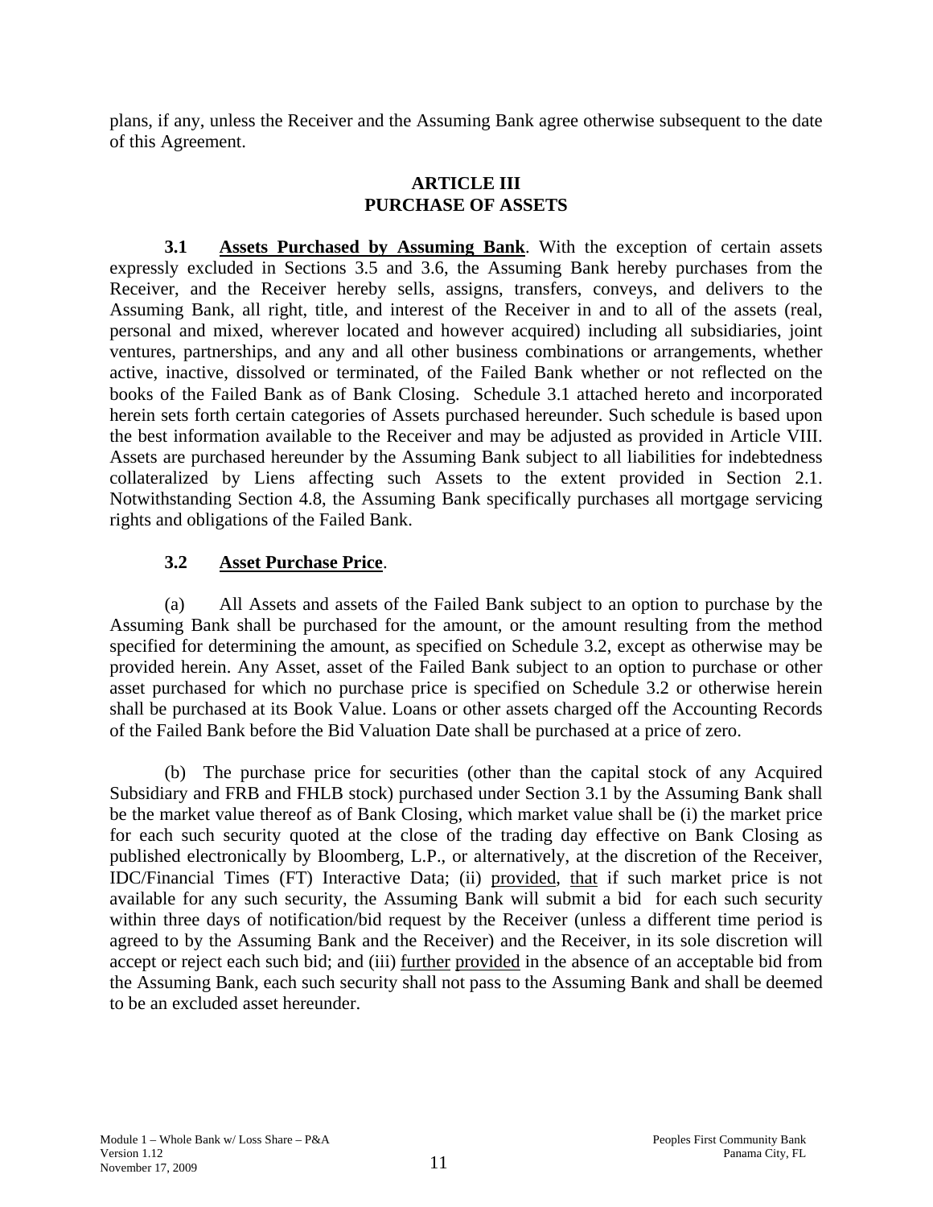plans, if any, unless the Receiver and the Assuming Bank agree otherwise subsequent to the date of this Agreement.

## ARTICLE III
## PURCHASE OF ASSETS

**3.1 Assets Purchased by Assuming Bank**. With the exception of certain assets expressly excluded in Sections 3.5 and 3.6, the Assuming Bank hereby purchases from the Receiver, and the Receiver hereby sells, assigns, transfers, conveys, and delivers to the Assuming Bank, all right, title, and interest of the Receiver in and to all of the assets (real, personal and mixed, wherever located and however acquired) including all subsidiaries, joint ventures, partnerships, and any and all other business combinations or arrangements, whether active, inactive, dissolved or terminated, of the Failed Bank whether or not reflected on the books of the Failed Bank as of Bank Closing. Schedule 3.1 attached hereto and incorporated herein sets forth certain categories of Assets purchased hereunder. Such schedule is based upon the best information available to the Receiver and may be adjusted as provided in Article VIII. Assets are purchased hereunder by the Assuming Bank subject to all liabilities for indebtedness collateralized by Liens affecting such Assets to the extent provided in Section 2.1. Notwithstanding Section 4.8, the Assuming Bank specifically purchases all mortgage servicing rights and obligations of the Failed Bank.

**3.2 Asset Purchase Price**.

(a) All Assets and assets of the Failed Bank subject to an option to purchase by the Assuming Bank shall be purchased for the amount, or the amount resulting from the method specified for determining the amount, as specified on Schedule 3.2, except as otherwise may be provided herein. Any Asset, asset of the Failed Bank subject to an option to purchase or other asset purchased for which no purchase price is specified on Schedule 3.2 or otherwise herein shall be purchased at its Book Value. Loans or other assets charged off the Accounting Records of the Failed Bank before the Bid Valuation Date shall be purchased at a price of zero.

(b) The purchase price for securities (other than the capital stock of any Acquired Subsidiary and FRB and FHLB stock) purchased under Section 3.1 by the Assuming Bank shall be the market value thereof as of Bank Closing, which market value shall be (i) the market price for each such security quoted at the close of the trading day effective on Bank Closing as published electronically by Bloomberg, L.P., or alternatively, at the discretion of the Receiver, IDC/Financial Times (FT) Interactive Data; (ii) provided, that if such market price is not available for any such security, the Assuming Bank will submit a bid for each such security within three days of notification/bid request by the Receiver (unless a different time period is agreed to by the Assuming Bank and the Receiver) and the Receiver, in its sole discretion will accept or reject each such bid; and (iii) further provided in the absence of an acceptable bid from the Assuming Bank, each such security shall not pass to the Assuming Bank and shall be deemed to be an excluded asset hereunder.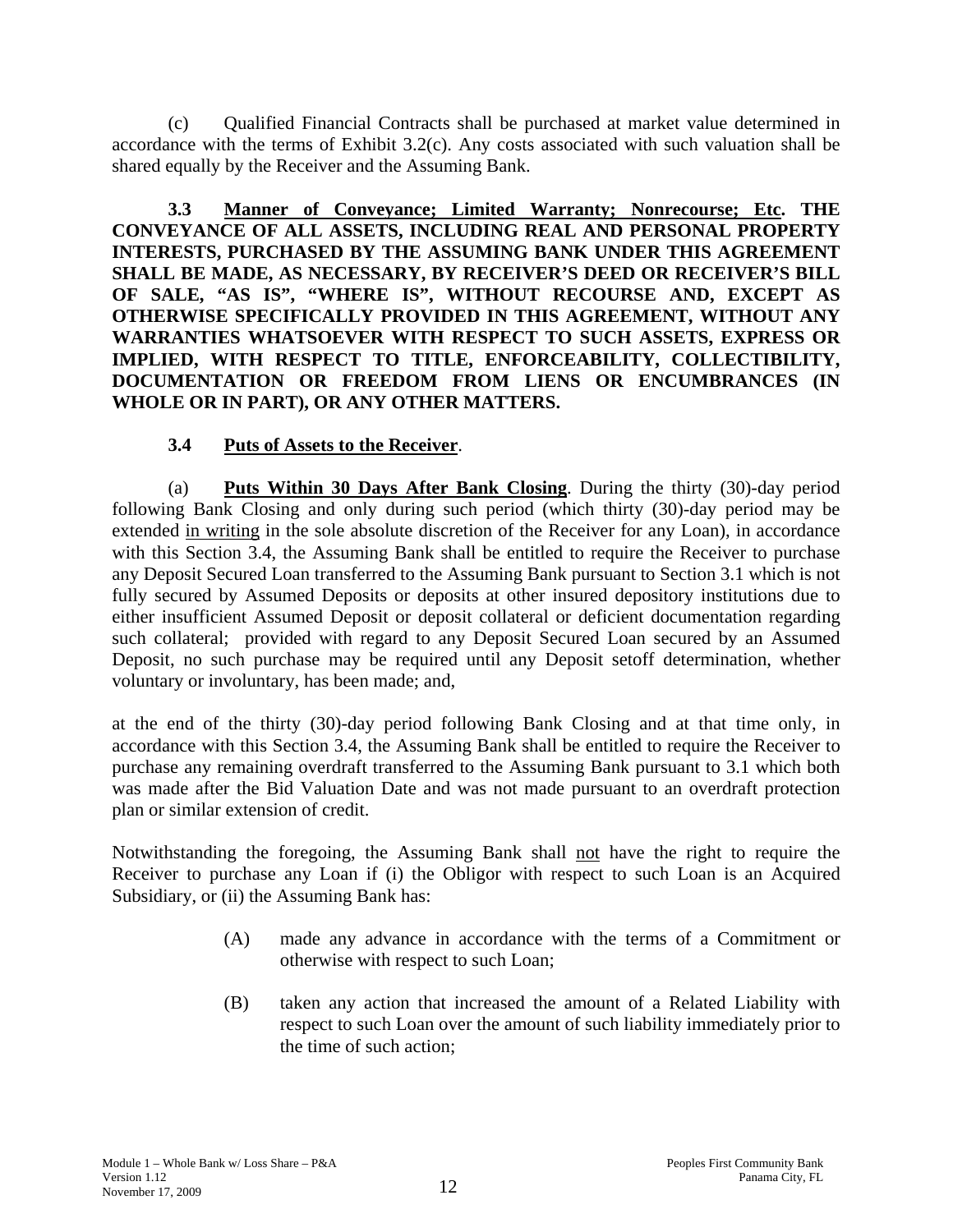(c) Qualified Financial Contracts shall be purchased at market value determined in accordance with the terms of Exhibit 3.2(c). Any costs associated with such valuation shall be shared equally by the Receiver and the Assuming Bank.

**3.3 Manner of Conveyance; Limited Warranty; Nonrecourse; Etc. THE CONVEYANCE OF ALL ASSETS, INCLUDING REAL AND PERSONAL PROPERTY INTERESTS, PURCHASED BY THE ASSUMING BANK UNDER THIS AGREEMENT SHALL BE MADE, AS NECESSARY, BY RECEIVER'S DEED OR RECEIVER'S BILL OF SALE, "AS IS", "WHERE IS", WITHOUT RECOURSE AND, EXCEPT AS OTHERWISE SPECIFICALLY PROVIDED IN THIS AGREEMENT, WITHOUT ANY WARRANTIES WHATSOEVER WITH RESPECT TO SUCH ASSETS, EXPRESS OR IMPLIED, WITH RESPECT TO TITLE, ENFORCEABILITY, COLLECTIBILITY, DOCUMENTATION OR FREEDOM FROM LIENS OR ENCUMBRANCES (IN WHOLE OR IN PART), OR ANY OTHER MATTERS.**

**3.4 Puts of Assets to the Receiver.**

(a) **Puts Within 30 Days After Bank Closing**. During the thirty (30)-day period following Bank Closing and only during such period (which thirty (30)-day period may be extended in writing in the sole absolute discretion of the Receiver for any Loan), in accordance with this Section 3.4, the Assuming Bank shall be entitled to require the Receiver to purchase any Deposit Secured Loan transferred to the Assuming Bank pursuant to Section 3.1 which is not fully secured by Assumed Deposits or deposits at other insured depository institutions due to either insufficient Assumed Deposit or deposit collateral or deficient documentation regarding such collateral; provided with regard to any Deposit Secured Loan secured by an Assumed Deposit, no such purchase may be required until any Deposit setoff determination, whether voluntary or involuntary, has been made; and,

at the end of the thirty (30)-day period following Bank Closing and at that time only, in accordance with this Section 3.4, the Assuming Bank shall be entitled to require the Receiver to purchase any remaining overdraft transferred to the Assuming Bank pursuant to 3.1 which both was made after the Bid Valuation Date and was not made pursuant to an overdraft protection plan or similar extension of credit.

Notwithstanding the foregoing, the Assuming Bank shall not have the right to require the Receiver to purchase any Loan if (i) the Obligor with respect to such Loan is an Acquired Subsidiary, or (ii) the Assuming Bank has:

(A) made any advance in accordance with the terms of a Commitment or otherwise with respect to such Loan;

(B) taken any action that increased the amount of a Related Liability with respect to such Loan over the amount of such liability immediately prior to the time of such action;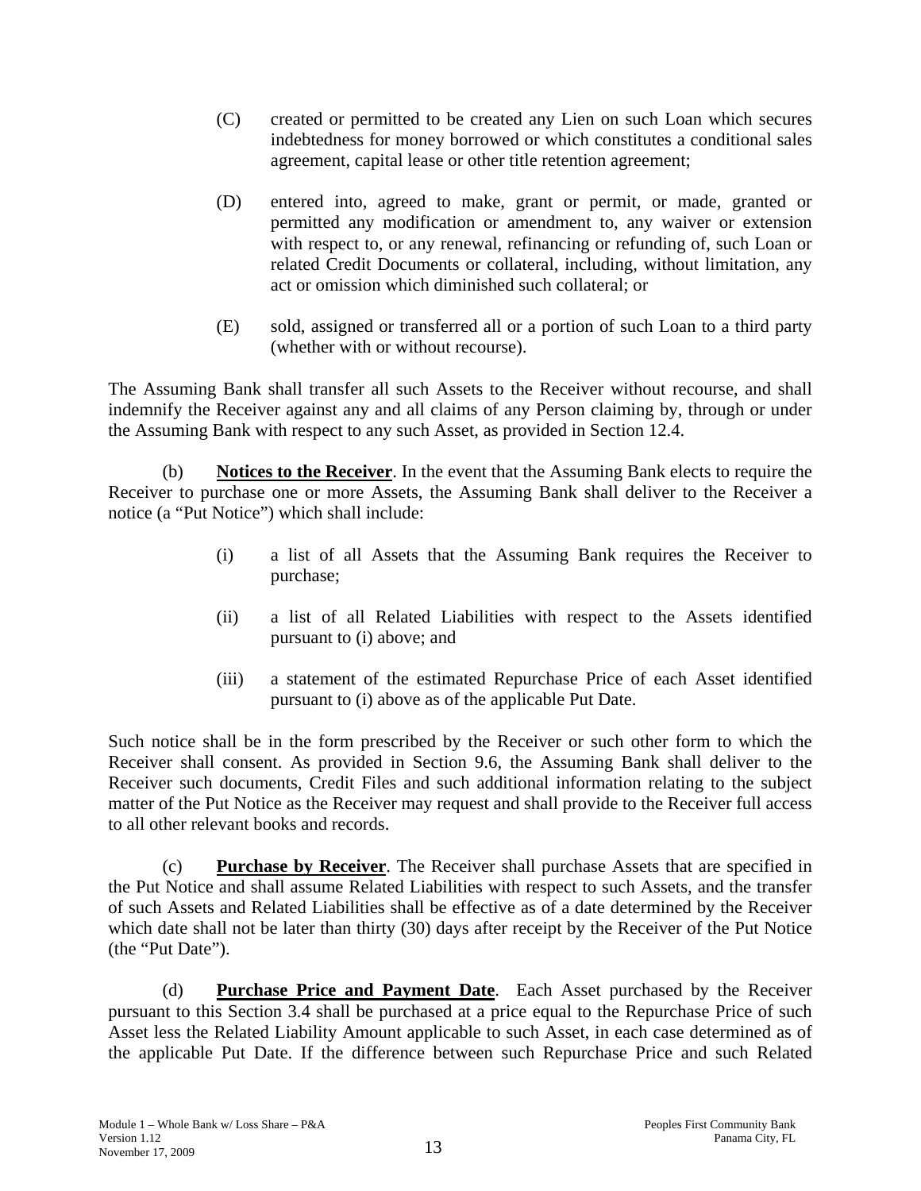(C) created or permitted to be created any Lien on such Loan which secures indebtedness for money borrowed or which constitutes a conditional sales agreement, capital lease or other title retention agreement;

(D) entered into, agreed to make, grant or permit, or made, granted or permitted any modification or amendment to, any waiver or extension with respect to, or any renewal, refinancing or refunding of, such Loan or related Credit Documents or collateral, including, without limitation, any act or omission which diminished such collateral; or

(E) sold, assigned or transferred all or a portion of such Loan to a third party (whether with or without recourse).

The Assuming Bank shall transfer all such Assets to the Receiver without recourse, and shall indemnify the Receiver against any and all claims of any Person claiming by, through or under the Assuming Bank with respect to any such Asset, as provided in Section 12.4.

(b) **Notices to the Receiver**. In the event that the Assuming Bank elects to require the Receiver to purchase one or more Assets, the Assuming Bank shall deliver to the Receiver a notice (a "Put Notice") which shall include:

(i) a list of all Assets that the Assuming Bank requires the Receiver to purchase;

(ii) a list of all Related Liabilities with respect to the Assets identified pursuant to (i) above; and

(iii) a statement of the estimated Repurchase Price of each Asset identified pursuant to (i) above as of the applicable Put Date.

Such notice shall be in the form prescribed by the Receiver or such other form to which the Receiver shall consent. As provided in Section 9.6, the Assuming Bank shall deliver to the Receiver such documents, Credit Files and such additional information relating to the subject matter of the Put Notice as the Receiver may request and shall provide to the Receiver full access to all other relevant books and records.

(c) **Purchase by Receiver**. The Receiver shall purchase Assets that are specified in the Put Notice and shall assume Related Liabilities with respect to such Assets, and the transfer of such Assets and Related Liabilities shall be effective as of a date determined by the Receiver which date shall not be later than thirty (30) days after receipt by the Receiver of the Put Notice (the "Put Date").

(d) **Purchase Price and Payment Date**. Each Asset purchased by the Receiver pursuant to this Section 3.4 shall be purchased at a price equal to the Repurchase Price of such Asset less the Related Liability Amount applicable to such Asset, in each case determined as of the applicable Put Date. If the difference between such Repurchase Price and such Related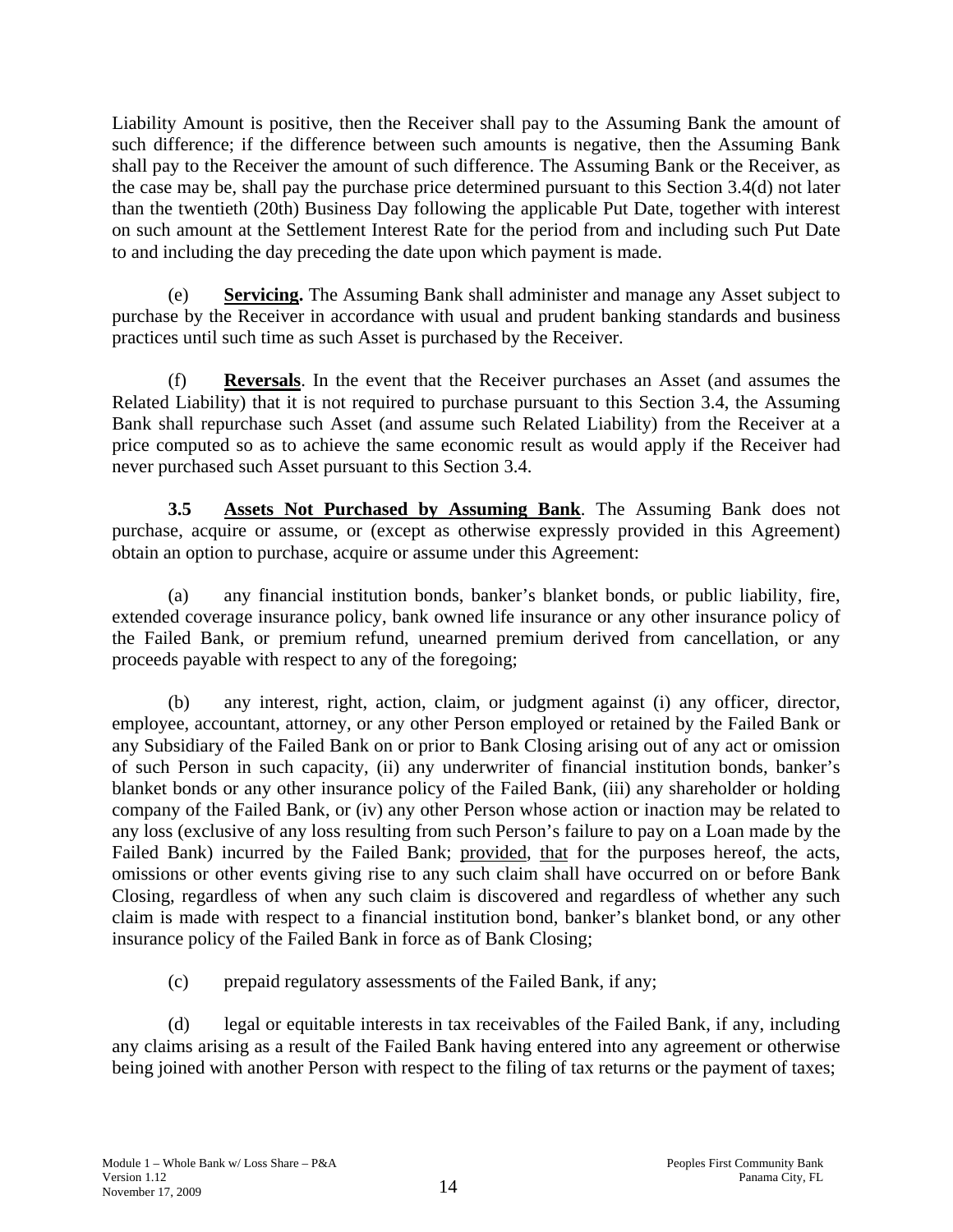Liability Amount is positive, then the Receiver shall pay to the Assuming Bank the amount of such difference; if the difference between such amounts is negative, then the Assuming Bank shall pay to the Receiver the amount of such difference. The Assuming Bank or the Receiver, as the case may be, shall pay the purchase price determined pursuant to this Section 3.4(d) not later than the twentieth (20th) Business Day following the applicable Put Date, together with interest on such amount at the Settlement Interest Rate for the period from and including such Put Date to and including the day preceding the date upon which payment is made.

(e) **Servicing.** The Assuming Bank shall administer and manage any Asset subject to purchase by the Receiver in accordance with usual and prudent banking standards and business practices until such time as such Asset is purchased by the Receiver.

(f) **Reversals**. In the event that the Receiver purchases an Asset (and assumes the Related Liability) that it is not required to purchase pursuant to this Section 3.4, the Assuming Bank shall repurchase such Asset (and assume such Related Liability) from the Receiver at a price computed so as to achieve the same economic result as would apply if the Receiver had never purchased such Asset pursuant to this Section 3.4.

**3.5 Assets Not Purchased by Assuming Bank**. The Assuming Bank does not purchase, acquire or assume, or (except as otherwise expressly provided in this Agreement) obtain an option to purchase, acquire or assume under this Agreement:

(a) any financial institution bonds, banker's blanket bonds, or public liability, fire, extended coverage insurance policy, bank owned life insurance or any other insurance policy of the Failed Bank, or premium refund, unearned premium derived from cancellation, or any proceeds payable with respect to any of the foregoing;

(b) any interest, right, action, claim, or judgment against (i) any officer, director, employee, accountant, attorney, or any other Person employed or retained by the Failed Bank or any Subsidiary of the Failed Bank on or prior to Bank Closing arising out of any act or omission of such Person in such capacity, (ii) any underwriter of financial institution bonds, banker's blanket bonds or any other insurance policy of the Failed Bank, (iii) any shareholder or holding company of the Failed Bank, or (iv) any other Person whose action or inaction may be related to any loss (exclusive of any loss resulting from such Person's failure to pay on a Loan made by the Failed Bank) incurred by the Failed Bank; provided, that for the purposes hereof, the acts, omissions or other events giving rise to any such claim shall have occurred on or before Bank Closing, regardless of when any such claim is discovered and regardless of whether any such claim is made with respect to a financial institution bond, banker's blanket bond, or any other insurance policy of the Failed Bank in force as of Bank Closing;

(c) prepaid regulatory assessments of the Failed Bank, if any;

(d) legal or equitable interests in tax receivables of the Failed Bank, if any, including any claims arising as a result of the Failed Bank having entered into any agreement or otherwise being joined with another Person with respect to the filing of tax returns or the payment of taxes;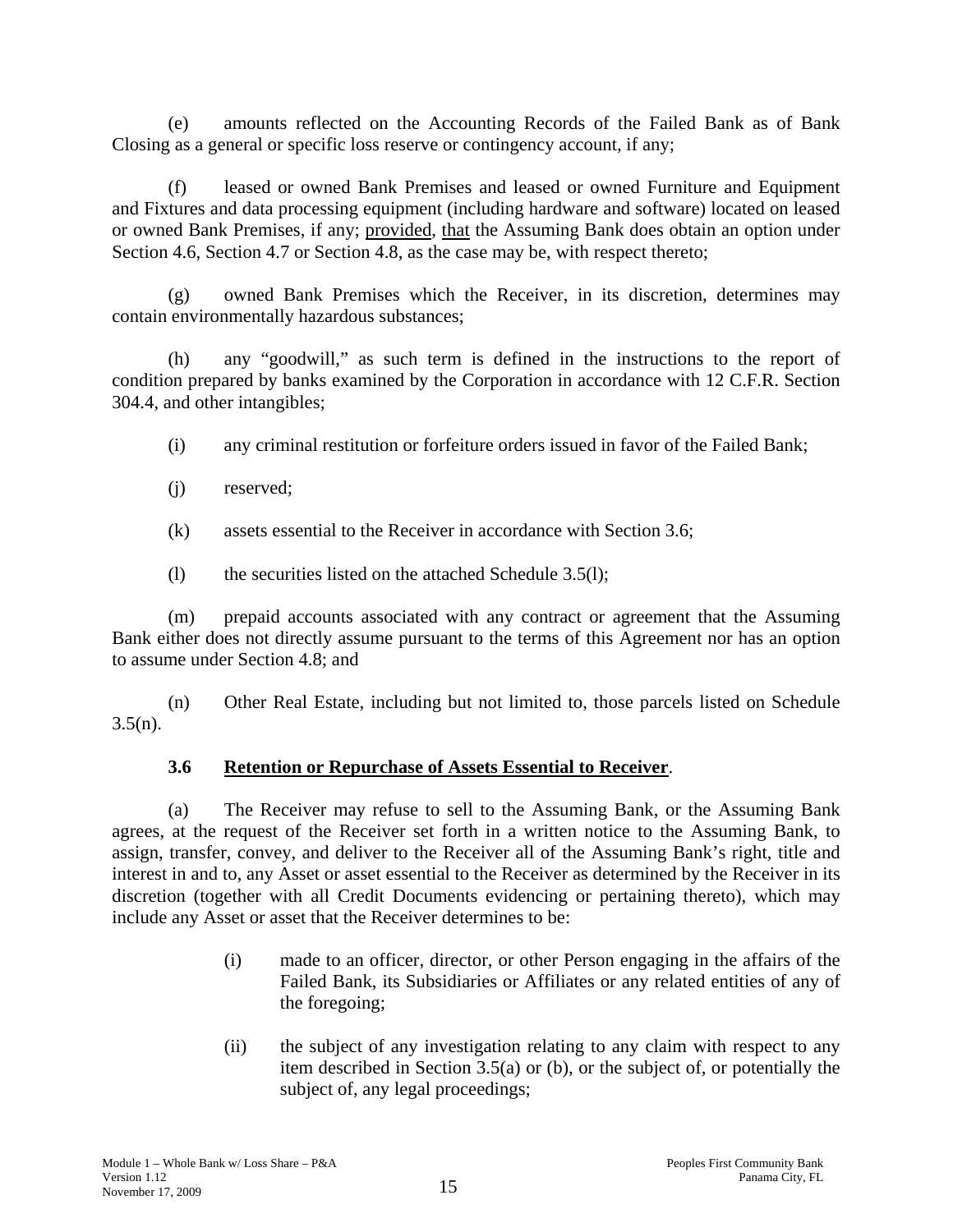(e) amounts reflected on the Accounting Records of the Failed Bank as of Bank Closing as a general or specific loss reserve or contingency account, if any;

(f) leased or owned Bank Premises and leased or owned Furniture and Equipment and Fixtures and data processing equipment (including hardware and software) located on leased or owned Bank Premises, if any; provided, that the Assuming Bank does obtain an option under Section 4.6, Section 4.7 or Section 4.8, as the case may be, with respect thereto;

(g) owned Bank Premises which the Receiver, in its discretion, determines may contain environmentally hazardous substances;

(h) any "goodwill," as such term is defined in the instructions to the report of condition prepared by banks examined by the Corporation in accordance with 12 C.F.R. Section 304.4, and other intangibles;

(i) any criminal restitution or forfeiture orders issued in favor of the Failed Bank;

(j) reserved;

(k) assets essential to the Receiver in accordance with Section 3.6;

(l) the securities listed on the attached Schedule 3.5(l);

(m) prepaid accounts associated with any contract or agreement that the Assuming Bank either does not directly assume pursuant to the terms of this Agreement nor has an option to assume under Section 4.8; and

(n) Other Real Estate, including but not limited to, those parcels listed on Schedule 3.5(n).

**3.6 Retention or Repurchase of Assets Essential to Receiver**.

(a) The Receiver may refuse to sell to the Assuming Bank, or the Assuming Bank agrees, at the request of the Receiver set forth in a written notice to the Assuming Bank, to assign, transfer, convey, and deliver to the Receiver all of the Assuming Bank's right, title and interest in and to, any Asset or asset essential to the Receiver as determined by the Receiver in its discretion (together with all Credit Documents evidencing or pertaining thereto), which may include any Asset or asset that the Receiver determines to be:

(i) made to an officer, director, or other Person engaging in the affairs of the Failed Bank, its Subsidiaries or Affiliates or any related entities of any of the foregoing;

(ii) the subject of any investigation relating to any claim with respect to any item described in Section 3.5(a) or (b), or the subject of, or potentially the subject of, any legal proceedings;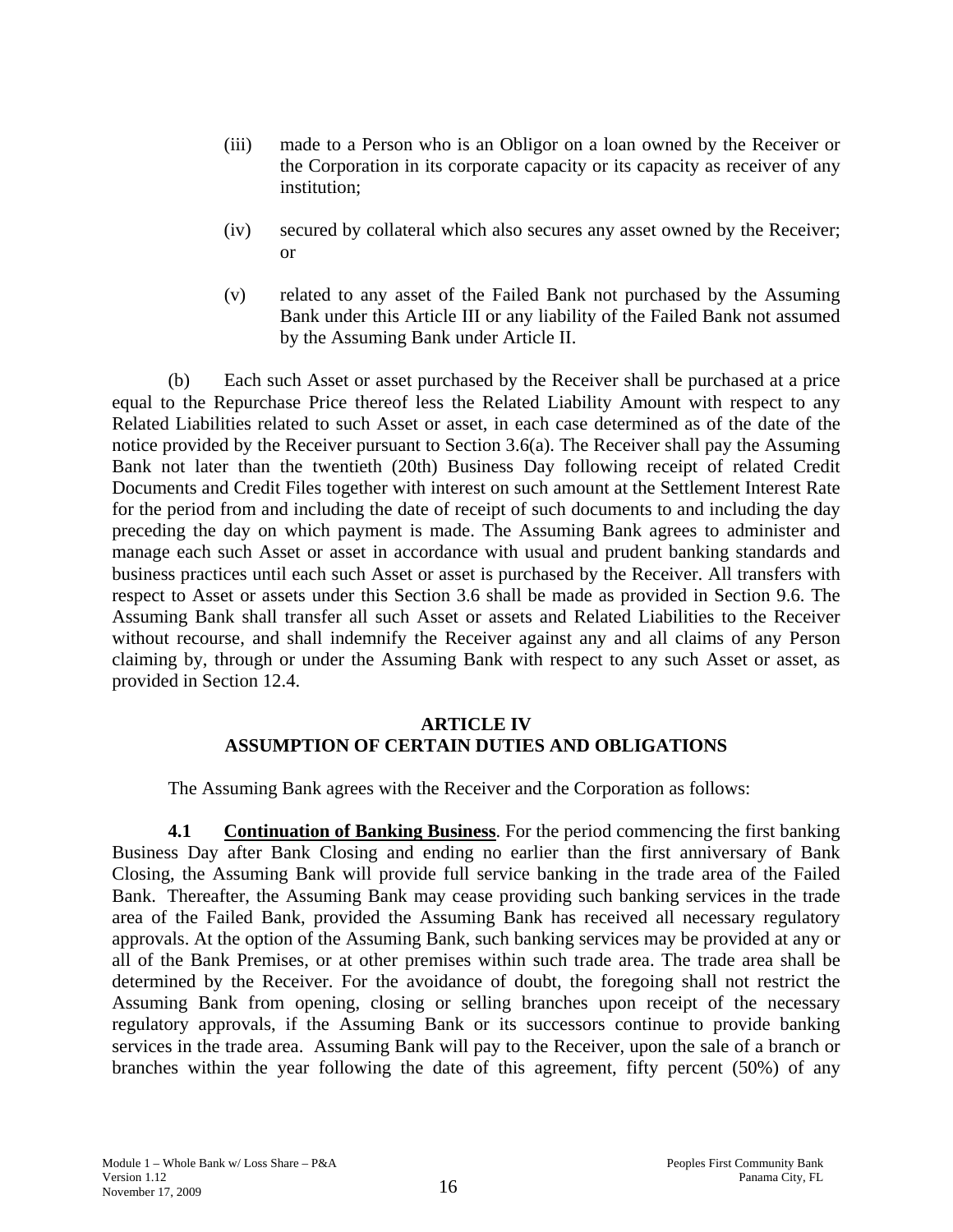(iii) made to a Person who is an Obligor on a loan owned by the Receiver or the Corporation in its corporate capacity or its capacity as receiver of any institution;

(iv) secured by collateral which also secures any asset owned by the Receiver; or

(v) related to any asset of the Failed Bank not purchased by the Assuming Bank under this Article III or any liability of the Failed Bank not assumed by the Assuming Bank under Article II.

(b) Each such Asset or asset purchased by the Receiver shall be purchased at a price equal to the Repurchase Price thereof less the Related Liability Amount with respect to any Related Liabilities related to such Asset or asset, in each case determined as of the date of the notice provided by the Receiver pursuant to Section 3.6(a). The Receiver shall pay the Assuming Bank not later than the twentieth (20th) Business Day following receipt of related Credit Documents and Credit Files together with interest on such amount at the Settlement Interest Rate for the period from and including the date of receipt of such documents to and including the day preceding the day on which payment is made. The Assuming Bank agrees to administer and manage each such Asset or asset in accordance with usual and prudent banking standards and business practices until each such Asset or asset is purchased by the Receiver. All transfers with respect to Asset or assets under this Section 3.6 shall be made as provided in Section 9.6. The Assuming Bank shall transfer all such Asset or assets and Related Liabilities to the Receiver without recourse, and shall indemnify the Receiver against any and all claims of any Person claiming by, through or under the Assuming Bank with respect to any such Asset or asset, as provided in Section 12.4.

## ARTICLE IV
## ASSUMPTION OF CERTAIN DUTIES AND OBLIGATIONS

The Assuming Bank agrees with the Receiver and the Corporation as follows:

**4.1 Continuation of Banking Business**. For the period commencing the first banking Business Day after Bank Closing and ending no earlier than the first anniversary of Bank Closing, the Assuming Bank will provide full service banking in the trade area of the Failed Bank. Thereafter, the Assuming Bank may cease providing such banking services in the trade area of the Failed Bank, provided the Assuming Bank has received all necessary regulatory approvals. At the option of the Assuming Bank, such banking services may be provided at any or all of the Bank Premises, or at other premises within such trade area. The trade area shall be determined by the Receiver. For the avoidance of doubt, the foregoing shall not restrict the Assuming Bank from opening, closing or selling branches upon receipt of the necessary regulatory approvals, if the Assuming Bank or its successors continue to provide banking services in the trade area. Assuming Bank will pay to the Receiver, upon the sale of a branch or branches within the year following the date of this agreement, fifty percent (50%) of any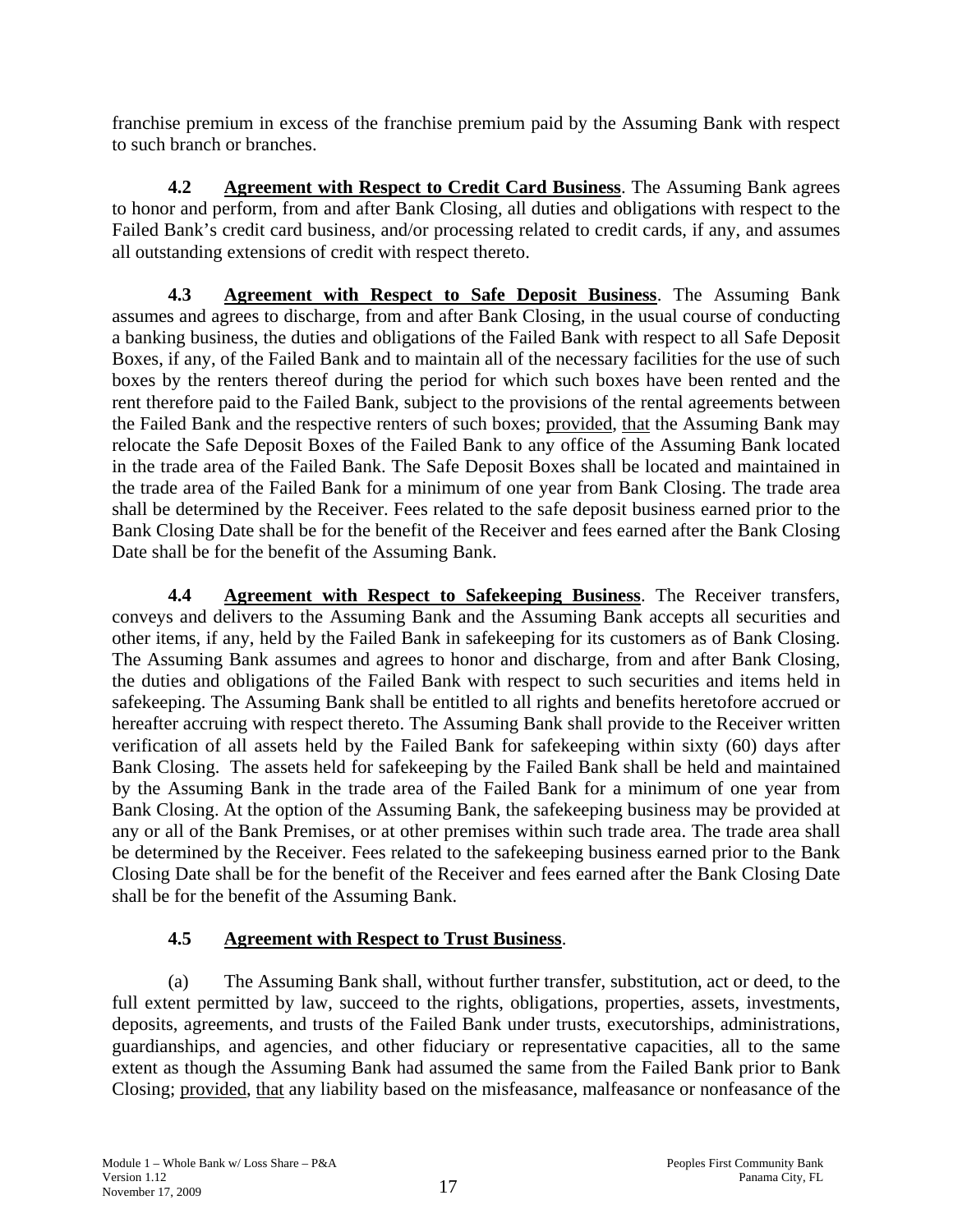franchise premium in excess of the franchise premium paid by the Assuming Bank with respect to such branch or branches.

**4.2 Agreement with Respect to Credit Card Business**. The Assuming Bank agrees to honor and perform, from and after Bank Closing, all duties and obligations with respect to the Failed Bank's credit card business, and/or processing related to credit cards, if any, and assumes all outstanding extensions of credit with respect thereto.

**4.3 Agreement with Respect to Safe Deposit Business**. The Assuming Bank assumes and agrees to discharge, from and after Bank Closing, in the usual course of conducting a banking business, the duties and obligations of the Failed Bank with respect to all Safe Deposit Boxes, if any, of the Failed Bank and to maintain all of the necessary facilities for the use of such boxes by the renters thereof during the period for which such boxes have been rented and the rent therefore paid to the Failed Bank, subject to the provisions of the rental agreements between the Failed Bank and the respective renters of such boxes; provided, that the Assuming Bank may relocate the Safe Deposit Boxes of the Failed Bank to any office of the Assuming Bank located in the trade area of the Failed Bank. The Safe Deposit Boxes shall be located and maintained in the trade area of the Failed Bank for a minimum of one year from Bank Closing. The trade area shall be determined by the Receiver. Fees related to the safe deposit business earned prior to the Bank Closing Date shall be for the benefit of the Receiver and fees earned after the Bank Closing Date shall be for the benefit of the Assuming Bank.

**4.4 Agreement with Respect to Safekeeping Business**. The Receiver transfers, conveys and delivers to the Assuming Bank and the Assuming Bank accepts all securities and other items, if any, held by the Failed Bank in safekeeping for its customers as of Bank Closing. The Assuming Bank assumes and agrees to honor and discharge, from and after Bank Closing, the duties and obligations of the Failed Bank with respect to such securities and items held in safekeeping. The Assuming Bank shall be entitled to all rights and benefits heretofore accrued or hereafter accruing with respect thereto. The Assuming Bank shall provide to the Receiver written verification of all assets held by the Failed Bank for safekeeping within sixty (60) days after Bank Closing. The assets held for safekeeping by the Failed Bank shall be held and maintained by the Assuming Bank in the trade area of the Failed Bank for a minimum of one year from Bank Closing. At the option of the Assuming Bank, the safekeeping business may be provided at any or all of the Bank Premises, or at other premises within such trade area. The trade area shall be determined by the Receiver. Fees related to the safekeeping business earned prior to the Bank Closing Date shall be for the benefit of the Receiver and fees earned after the Bank Closing Date shall be for the benefit of the Assuming Bank.

**4.5 Agreement with Respect to Trust Business**.

(a) The Assuming Bank shall, without further transfer, substitution, act or deed, to the full extent permitted by law, succeed to the rights, obligations, properties, assets, investments, deposits, agreements, and trusts of the Failed Bank under trusts, executorships, administrations, guardianships, and agencies, and other fiduciary or representative capacities, all to the same extent as though the Assuming Bank had assumed the same from the Failed Bank prior to Bank Closing; provided, that any liability based on the misfeasance, malfeasance or nonfeasance of the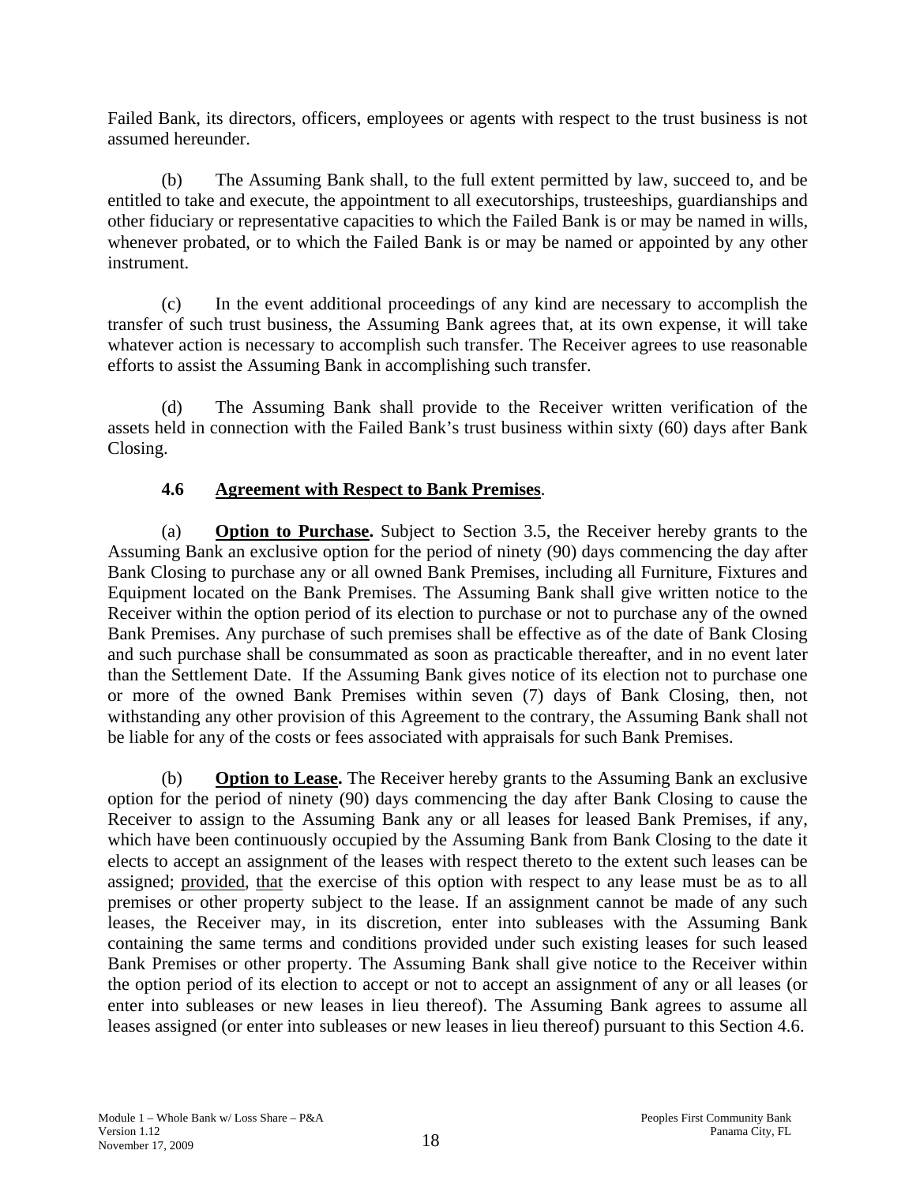Failed Bank, its directors, officers, employees or agents with respect to the trust business is not assumed hereunder.

(b) The Assuming Bank shall, to the full extent permitted by law, succeed to, and be entitled to take and execute, the appointment to all executorships, trusteeships, guardianships and other fiduciary or representative capacities to which the Failed Bank is or may be named in wills, whenever probated, or to which the Failed Bank is or may be named or appointed by any other instrument.

(c) In the event additional proceedings of any kind are necessary to accomplish the transfer of such trust business, the Assuming Bank agrees that, at its own expense, it will take whatever action is necessary to accomplish such transfer. The Receiver agrees to use reasonable efforts to assist the Assuming Bank in accomplishing such transfer.

(d) The Assuming Bank shall provide to the Receiver written verification of the assets held in connection with the Failed Bank's trust business within sixty (60) days after Bank Closing.

**4.6 Agreement with Respect to Bank Premises**.

(a) **Option to Purchase.** Subject to Section 3.5, the Receiver hereby grants to the Assuming Bank an exclusive option for the period of ninety (90) days commencing the day after Bank Closing to purchase any or all owned Bank Premises, including all Furniture, Fixtures and Equipment located on the Bank Premises. The Assuming Bank shall give written notice to the Receiver within the option period of its election to purchase or not to purchase any of the owned Bank Premises. Any purchase of such premises shall be effective as of the date of Bank Closing and such purchase shall be consummated as soon as practicable thereafter, and in no event later than the Settlement Date. If the Assuming Bank gives notice of its election not to purchase one or more of the owned Bank Premises within seven (7) days of Bank Closing, then, not withstanding any other provision of this Agreement to the contrary, the Assuming Bank shall not be liable for any of the costs or fees associated with appraisals for such Bank Premises.

(b) **Option to Lease.** The Receiver hereby grants to the Assuming Bank an exclusive option for the period of ninety (90) days commencing the day after Bank Closing to cause the Receiver to assign to the Assuming Bank any or all leases for leased Bank Premises, if any, which have been continuously occupied by the Assuming Bank from Bank Closing to the date it elects to accept an assignment of the leases with respect thereto to the extent such leases can be assigned; provided, that the exercise of this option with respect to any lease must be as to all premises or other property subject to the lease. If an assignment cannot be made of any such leases, the Receiver may, in its discretion, enter into subleases with the Assuming Bank containing the same terms and conditions provided under such existing leases for such leased Bank Premises or other property. The Assuming Bank shall give notice to the Receiver within the option period of its election to accept or not to accept an assignment of any or all leases (or enter into subleases or new leases in lieu thereof). The Assuming Bank agrees to assume all leases assigned (or enter into subleases or new leases in lieu thereof) pursuant to this Section 4.6.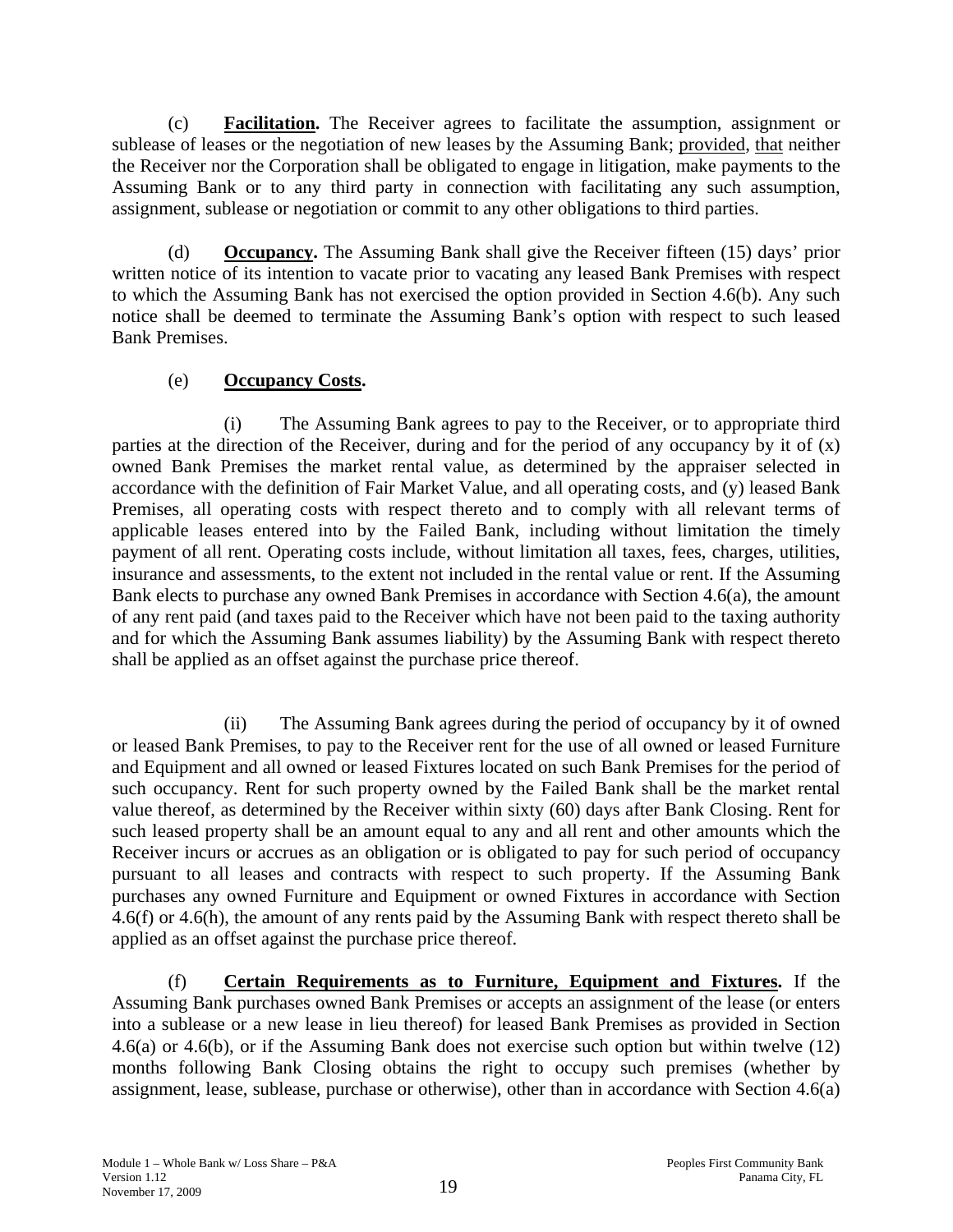(c) **Facilitation.** The Receiver agrees to facilitate the assumption, assignment or sublease of leases or the negotiation of new leases by the Assuming Bank; provided, that neither the Receiver nor the Corporation shall be obligated to engage in litigation, make payments to the Assuming Bank or to any third party in connection with facilitating any such assumption, assignment, sublease or negotiation or commit to any other obligations to third parties.

(d) **Occupancy.** The Assuming Bank shall give the Receiver fifteen (15) days' prior written notice of its intention to vacate prior to vacating any leased Bank Premises with respect to which the Assuming Bank has not exercised the option provided in Section 4.6(b). Any such notice shall be deemed to terminate the Assuming Bank's option with respect to such leased Bank Premises.

(e) **Occupancy Costs.**

(i) The Assuming Bank agrees to pay to the Receiver, or to appropriate third parties at the direction of the Receiver, during and for the period of any occupancy by it of (x) owned Bank Premises the market rental value, as determined by the appraiser selected in accordance with the definition of Fair Market Value, and all operating costs, and (y) leased Bank Premises, all operating costs with respect thereto and to comply with all relevant terms of applicable leases entered into by the Failed Bank, including without limitation the timely payment of all rent. Operating costs include, without limitation all taxes, fees, charges, utilities, insurance and assessments, to the extent not included in the rental value or rent. If the Assuming Bank elects to purchase any owned Bank Premises in accordance with Section 4.6(a), the amount of any rent paid (and taxes paid to the Receiver which have not been paid to the taxing authority and for which the Assuming Bank assumes liability) by the Assuming Bank with respect thereto shall be applied as an offset against the purchase price thereof.

(ii) The Assuming Bank agrees during the period of occupancy by it of owned or leased Bank Premises, to pay to the Receiver rent for the use of all owned or leased Furniture and Equipment and all owned or leased Fixtures located on such Bank Premises for the period of such occupancy. Rent for such property owned by the Failed Bank shall be the market rental value thereof, as determined by the Receiver within sixty (60) days after Bank Closing. Rent for such leased property shall be an amount equal to any and all rent and other amounts which the Receiver incurs or accrues as an obligation or is obligated to pay for such period of occupancy pursuant to all leases and contracts with respect to such property. If the Assuming Bank purchases any owned Furniture and Equipment or owned Fixtures in accordance with Section 4.6(f) or 4.6(h), the amount of any rents paid by the Assuming Bank with respect thereto shall be applied as an offset against the purchase price thereof.

(f) **Certain Requirements as to Furniture, Equipment and Fixtures.** If the Assuming Bank purchases owned Bank Premises or accepts an assignment of the lease (or enters into a sublease or a new lease in lieu thereof) for leased Bank Premises as provided in Section 4.6(a) or 4.6(b), or if the Assuming Bank does not exercise such option but within twelve (12) months following Bank Closing obtains the right to occupy such premises (whether by assignment, lease, sublease, purchase or otherwise), other than in accordance with Section 4.6(a)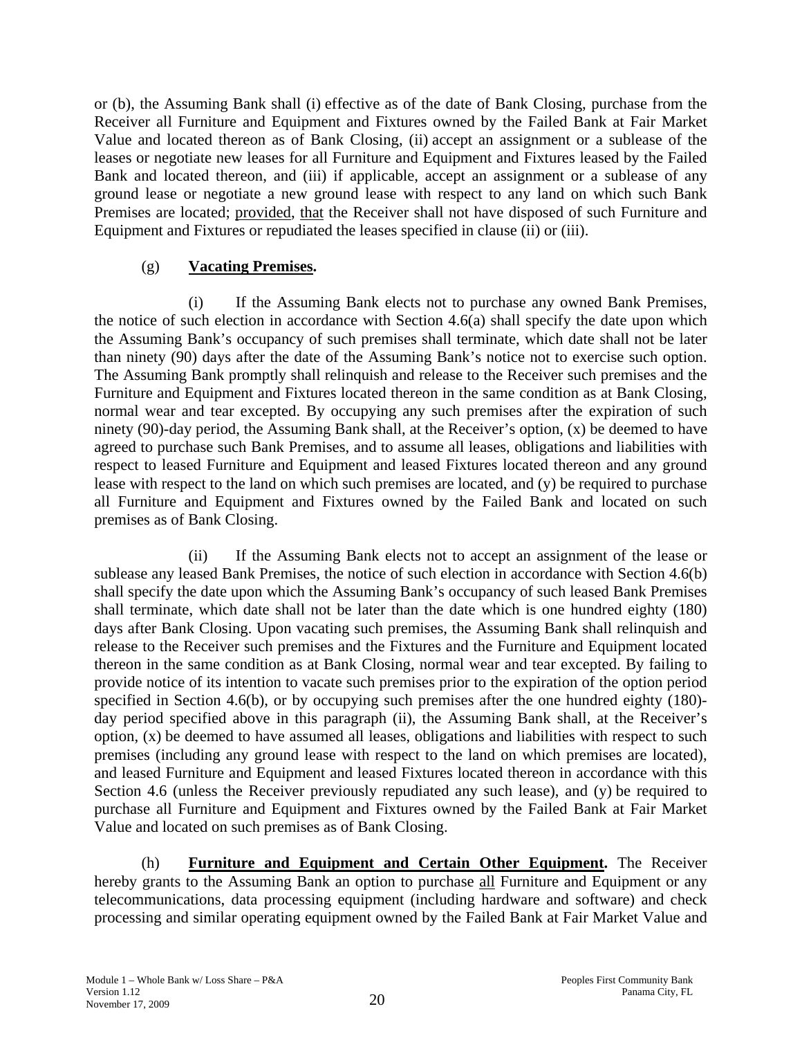or (b), the Assuming Bank shall (i) effective as of the date of Bank Closing, purchase from the Receiver all Furniture and Equipment and Fixtures owned by the Failed Bank at Fair Market Value and located thereon as of Bank Closing, (ii) accept an assignment or a sublease of the leases or negotiate new leases for all Furniture and Equipment and Fixtures leased by the Failed Bank and located thereon, and (iii) if applicable, accept an assignment or a sublease of any ground lease or negotiate a new ground lease with respect to any land on which such Bank Premises are located; provided, that the Receiver shall not have disposed of such Furniture and Equipment and Fixtures or repudiated the leases specified in clause (ii) or (iii).

(g) **Vacating Premises.**

(i) If the Assuming Bank elects not to purchase any owned Bank Premises, the notice of such election in accordance with Section 4.6(a) shall specify the date upon which the Assuming Bank's occupancy of such premises shall terminate, which date shall not be later than ninety (90) days after the date of the Assuming Bank's notice not to exercise such option. The Assuming Bank promptly shall relinquish and release to the Receiver such premises and the Furniture and Equipment and Fixtures located thereon in the same condition as at Bank Closing, normal wear and tear excepted. By occupying any such premises after the expiration of such ninety (90)-day period, the Assuming Bank shall, at the Receiver's option, (x) be deemed to have agreed to purchase such Bank Premises, and to assume all leases, obligations and liabilities with respect to leased Furniture and Equipment and leased Fixtures located thereon and any ground lease with respect to the land on which such premises are located, and (y) be required to purchase all Furniture and Equipment and Fixtures owned by the Failed Bank and located on such premises as of Bank Closing.

(ii) If the Assuming Bank elects not to accept an assignment of the lease or sublease any leased Bank Premises, the notice of such election in accordance with Section 4.6(b) shall specify the date upon which the Assuming Bank's occupancy of such leased Bank Premises shall terminate, which date shall not be later than the date which is one hundred eighty (180) days after Bank Closing. Upon vacating such premises, the Assuming Bank shall relinquish and release to the Receiver such premises and the Fixtures and the Furniture and Equipment located thereon in the same condition as at Bank Closing, normal wear and tear excepted. By failing to provide notice of its intention to vacate such premises prior to the expiration of the option period specified in Section 4.6(b), or by occupying such premises after the one hundred eighty (180)-day period specified above in this paragraph (ii), the Assuming Bank shall, at the Receiver's option, (x) be deemed to have assumed all leases, obligations and liabilities with respect to such premises (including any ground lease with respect to the land on which premises are located), and leased Furniture and Equipment and leased Fixtures located thereon in accordance with this Section 4.6 (unless the Receiver previously repudiated any such lease), and (y) be required to purchase all Furniture and Equipment and Fixtures owned by the Failed Bank at Fair Market Value and located on such premises as of Bank Closing.

(h) **Furniture and Equipment and Certain Other Equipment.** The Receiver hereby grants to the Assuming Bank an option to purchase all Furniture and Equipment or any telecommunications, data processing equipment (including hardware and software) and check processing and similar operating equipment owned by the Failed Bank at Fair Market Value and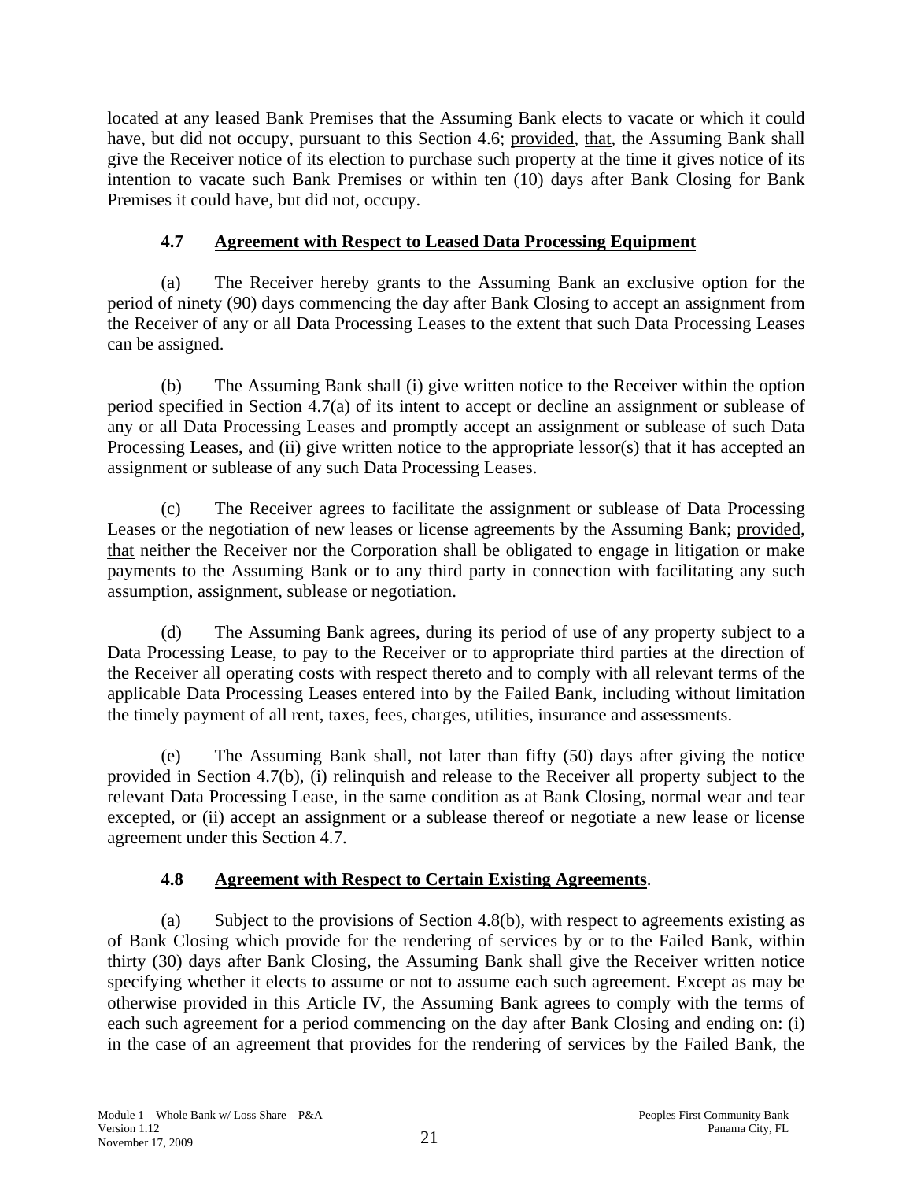located at any leased Bank Premises that the Assuming Bank elects to vacate or which it could have, but did not occupy, pursuant to this Section 4.6; provided, that, the Assuming Bank shall give the Receiver notice of its election to purchase such property at the time it gives notice of its intention to vacate such Bank Premises or within ten (10) days after Bank Closing for Bank Premises it could have, but did not, occupy.

### 4.7 Agreement with Respect to Leased Data Processing Equipment

(a) The Receiver hereby grants to the Assuming Bank an exclusive option for the period of ninety (90) days commencing the day after Bank Closing to accept an assignment from the Receiver of any or all Data Processing Leases to the extent that such Data Processing Leases can be assigned.

(b) The Assuming Bank shall (i) give written notice to the Receiver within the option period specified in Section 4.7(a) of its intent to accept or decline an assignment or sublease of any or all Data Processing Leases and promptly accept an assignment or sublease of such Data Processing Leases, and (ii) give written notice to the appropriate lessor(s) that it has accepted an assignment or sublease of any such Data Processing Leases.

(c) The Receiver agrees to facilitate the assignment or sublease of Data Processing Leases or the negotiation of new leases or license agreements by the Assuming Bank; provided, that neither the Receiver nor the Corporation shall be obligated to engage in litigation or make payments to the Assuming Bank or to any third party in connection with facilitating any such assumption, assignment, sublease or negotiation.

(d) The Assuming Bank agrees, during its period of use of any property subject to a Data Processing Lease, to pay to the Receiver or to appropriate third parties at the direction of the Receiver all operating costs with respect thereto and to comply with all relevant terms of the applicable Data Processing Leases entered into by the Failed Bank, including without limitation the timely payment of all rent, taxes, fees, charges, utilities, insurance and assessments.

(e) The Assuming Bank shall, not later than fifty (50) days after giving the notice provided in Section 4.7(b), (i) relinquish and release to the Receiver all property subject to the relevant Data Processing Lease, in the same condition as at Bank Closing, normal wear and tear excepted, or (ii) accept an assignment or a sublease thereof or negotiate a new lease or license agreement under this Section 4.7.

### 4.8 Agreement with Respect to Certain Existing Agreements.

(a) Subject to the provisions of Section 4.8(b), with respect to agreements existing as of Bank Closing which provide for the rendering of services by or to the Failed Bank, within thirty (30) days after Bank Closing, the Assuming Bank shall give the Receiver written notice specifying whether it elects to assume or not to assume each such agreement. Except as may be otherwise provided in this Article IV, the Assuming Bank agrees to comply with the terms of each such agreement for a period commencing on the day after Bank Closing and ending on: (i) in the case of an agreement that provides for the rendering of services by the Failed Bank, the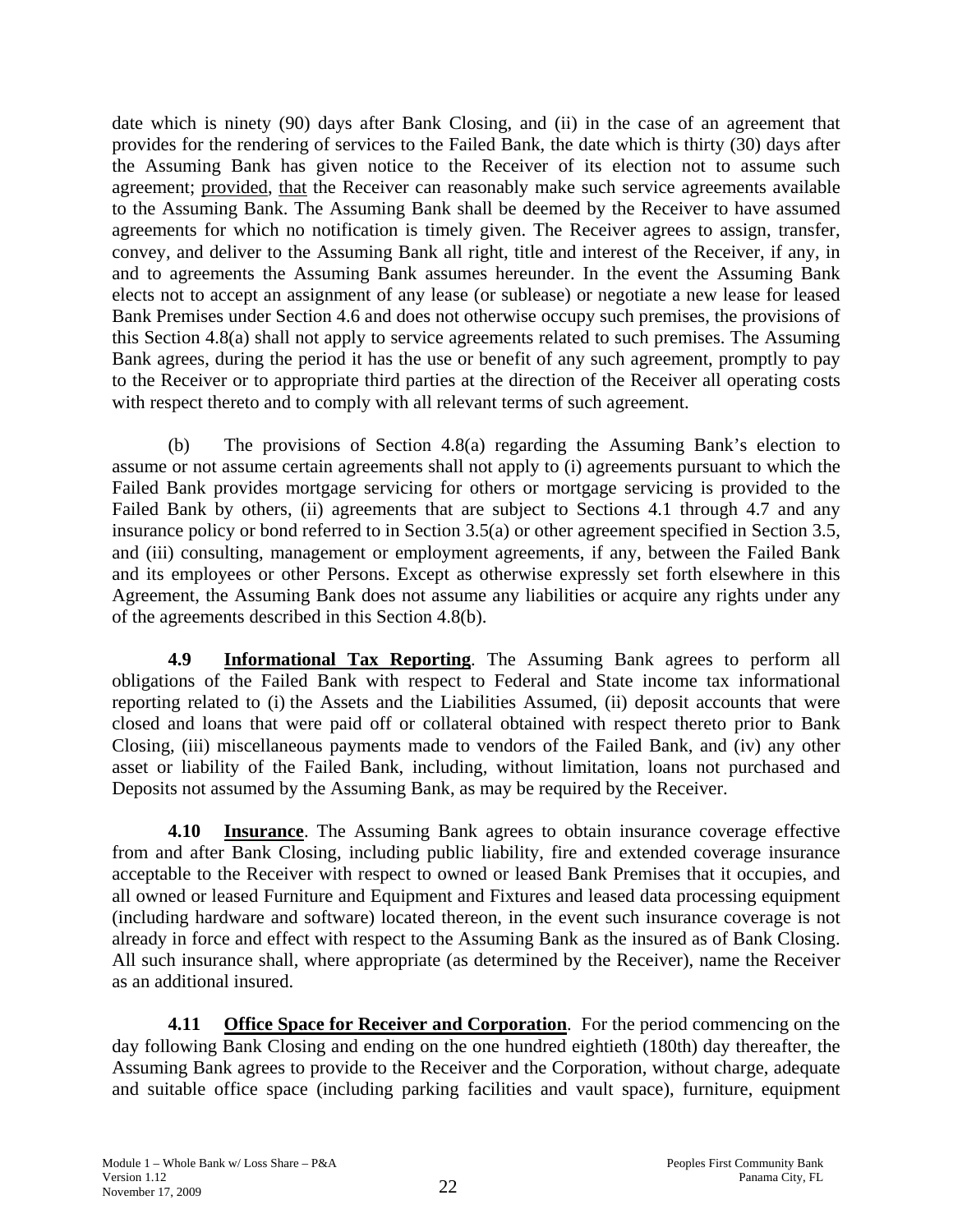date which is ninety (90) days after Bank Closing, and (ii) in the case of an agreement that provides for the rendering of services to the Failed Bank, the date which is thirty (30) days after the Assuming Bank has given notice to the Receiver of its election not to assume such agreement; provided, that the Receiver can reasonably make such service agreements available to the Assuming Bank. The Assuming Bank shall be deemed by the Receiver to have assumed agreements for which no notification is timely given. The Receiver agrees to assign, transfer, convey, and deliver to the Assuming Bank all right, title and interest of the Receiver, if any, in and to agreements the Assuming Bank assumes hereunder. In the event the Assuming Bank elects not to accept an assignment of any lease (or sublease) or negotiate a new lease for leased Bank Premises under Section 4.6 and does not otherwise occupy such premises, the provisions of this Section 4.8(a) shall not apply to service agreements related to such premises. The Assuming Bank agrees, during the period it has the use or benefit of any such agreement, promptly to pay to the Receiver or to appropriate third parties at the direction of the Receiver all operating costs with respect thereto and to comply with all relevant terms of such agreement.

(b) The provisions of Section 4.8(a) regarding the Assuming Bank's election to assume or not assume certain agreements shall not apply to (i) agreements pursuant to which the Failed Bank provides mortgage servicing for others or mortgage servicing is provided to the Failed Bank by others, (ii) agreements that are subject to Sections 4.1 through 4.7 and any insurance policy or bond referred to in Section 3.5(a) or other agreement specified in Section 3.5, and (iii) consulting, management or employment agreements, if any, between the Failed Bank and its employees or other Persons. Except as otherwise expressly set forth elsewhere in this Agreement, the Assuming Bank does not assume any liabilities or acquire any rights under any of the agreements described in this Section 4.8(b).

**4.9 Informational Tax Reporting**. The Assuming Bank agrees to perform all obligations of the Failed Bank with respect to Federal and State income tax informational reporting related to (i) the Assets and the Liabilities Assumed, (ii) deposit accounts that were closed and loans that were paid off or collateral obtained with respect thereto prior to Bank Closing, (iii) miscellaneous payments made to vendors of the Failed Bank, and (iv) any other asset or liability of the Failed Bank, including, without limitation, loans not purchased and Deposits not assumed by the Assuming Bank, as may be required by the Receiver.

**4.10 Insurance**. The Assuming Bank agrees to obtain insurance coverage effective from and after Bank Closing, including public liability, fire and extended coverage insurance acceptable to the Receiver with respect to owned or leased Bank Premises that it occupies, and all owned or leased Furniture and Equipment and Fixtures and leased data processing equipment (including hardware and software) located thereon, in the event such insurance coverage is not already in force and effect with respect to the Assuming Bank as the insured as of Bank Closing. All such insurance shall, where appropriate (as determined by the Receiver), name the Receiver as an additional insured.

**4.11 Office Space for Receiver and Corporation**. For the period commencing on the day following Bank Closing and ending on the one hundred eightieth (180th) day thereafter, the Assuming Bank agrees to provide to the Receiver and the Corporation, without charge, adequate and suitable office space (including parking facilities and vault space), furniture, equipment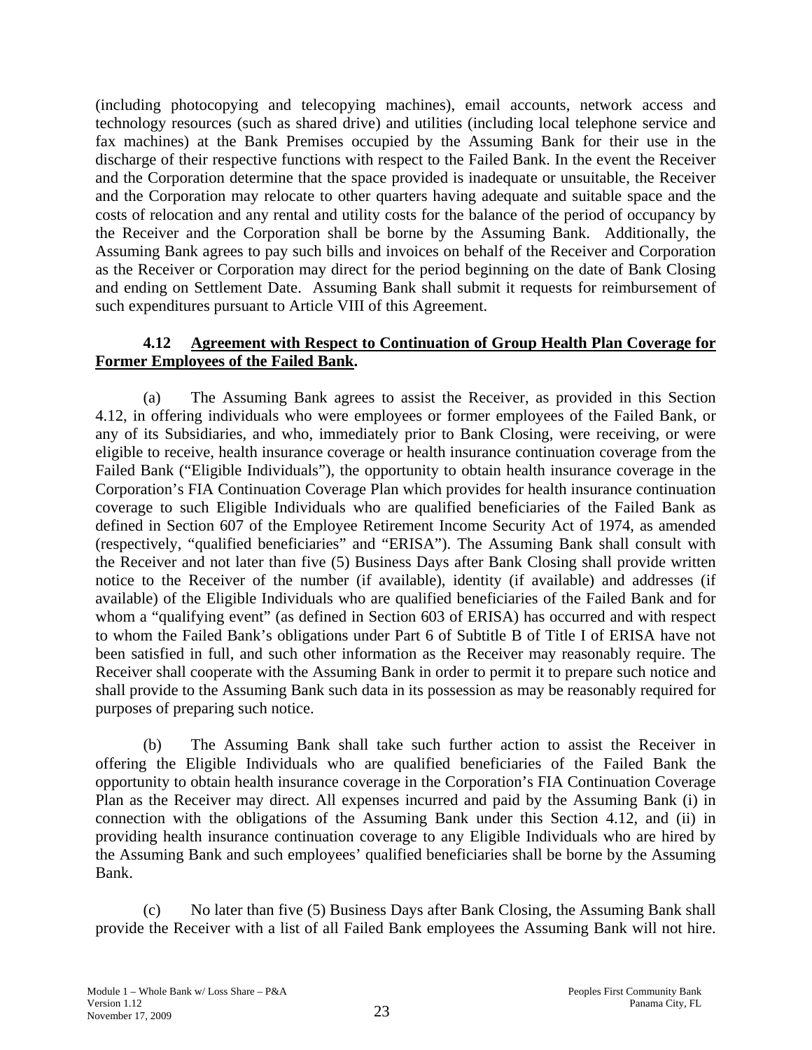(including photocopying and telecopying machines), email accounts, network access and technology resources (such as shared drive) and utilities (including local telephone service and fax machines) at the Bank Premises occupied by the Assuming Bank for their use in the discharge of their respective functions with respect to the Failed Bank. In the event the Receiver and the Corporation determine that the space provided is inadequate or unsuitable, the Receiver and the Corporation may relocate to other quarters having adequate and suitable space and the costs of relocation and any rental and utility costs for the balance of the period of occupancy by the Receiver and the Corporation shall be borne by the Assuming Bank. Additionally, the Assuming Bank agrees to pay such bills and invoices on behalf of the Receiver and Corporation as the Receiver or Corporation may direct for the period beginning on the date of Bank Closing and ending on Settlement Date. Assuming Bank shall submit it requests for reimbursement of such expenditures pursuant to Article VIII of this Agreement.

**4.12 Agreement with Respect to Continuation of Group Health Plan Coverage for Former Employees of the Failed Bank.**

(a) The Assuming Bank agrees to assist the Receiver, as provided in this Section 4.12, in offering individuals who were employees or former employees of the Failed Bank, or any of its Subsidiaries, and who, immediately prior to Bank Closing, were receiving, or were eligible to receive, health insurance coverage or health insurance continuation coverage from the Failed Bank ("Eligible Individuals"), the opportunity to obtain health insurance coverage in the Corporation's FIA Continuation Coverage Plan which provides for health insurance continuation coverage to such Eligible Individuals who are qualified beneficiaries of the Failed Bank as defined in Section 607 of the Employee Retirement Income Security Act of 1974, as amended (respectively, "qualified beneficiaries" and "ERISA"). The Assuming Bank shall consult with the Receiver and not later than five (5) Business Days after Bank Closing shall provide written notice to the Receiver of the number (if available), identity (if available) and addresses (if available) of the Eligible Individuals who are qualified beneficiaries of the Failed Bank and for whom a "qualifying event" (as defined in Section 603 of ERISA) has occurred and with respect to whom the Failed Bank's obligations under Part 6 of Subtitle B of Title I of ERISA have not been satisfied in full, and such other information as the Receiver may reasonably require. The Receiver shall cooperate with the Assuming Bank in order to permit it to prepare such notice and shall provide to the Assuming Bank such data in its possession as may be reasonably required for purposes of preparing such notice.

(b) The Assuming Bank shall take such further action to assist the Receiver in offering the Eligible Individuals who are qualified beneficiaries of the Failed Bank the opportunity to obtain health insurance coverage in the Corporation's FIA Continuation Coverage Plan as the Receiver may direct. All expenses incurred and paid by the Assuming Bank (i) in connection with the obligations of the Assuming Bank under this Section 4.12, and (ii) in providing health insurance continuation coverage to any Eligible Individuals who are hired by the Assuming Bank and such employees' qualified beneficiaries shall be borne by the Assuming Bank.

(c) No later than five (5) Business Days after Bank Closing, the Assuming Bank shall provide the Receiver with a list of all Failed Bank employees the Assuming Bank will not hire.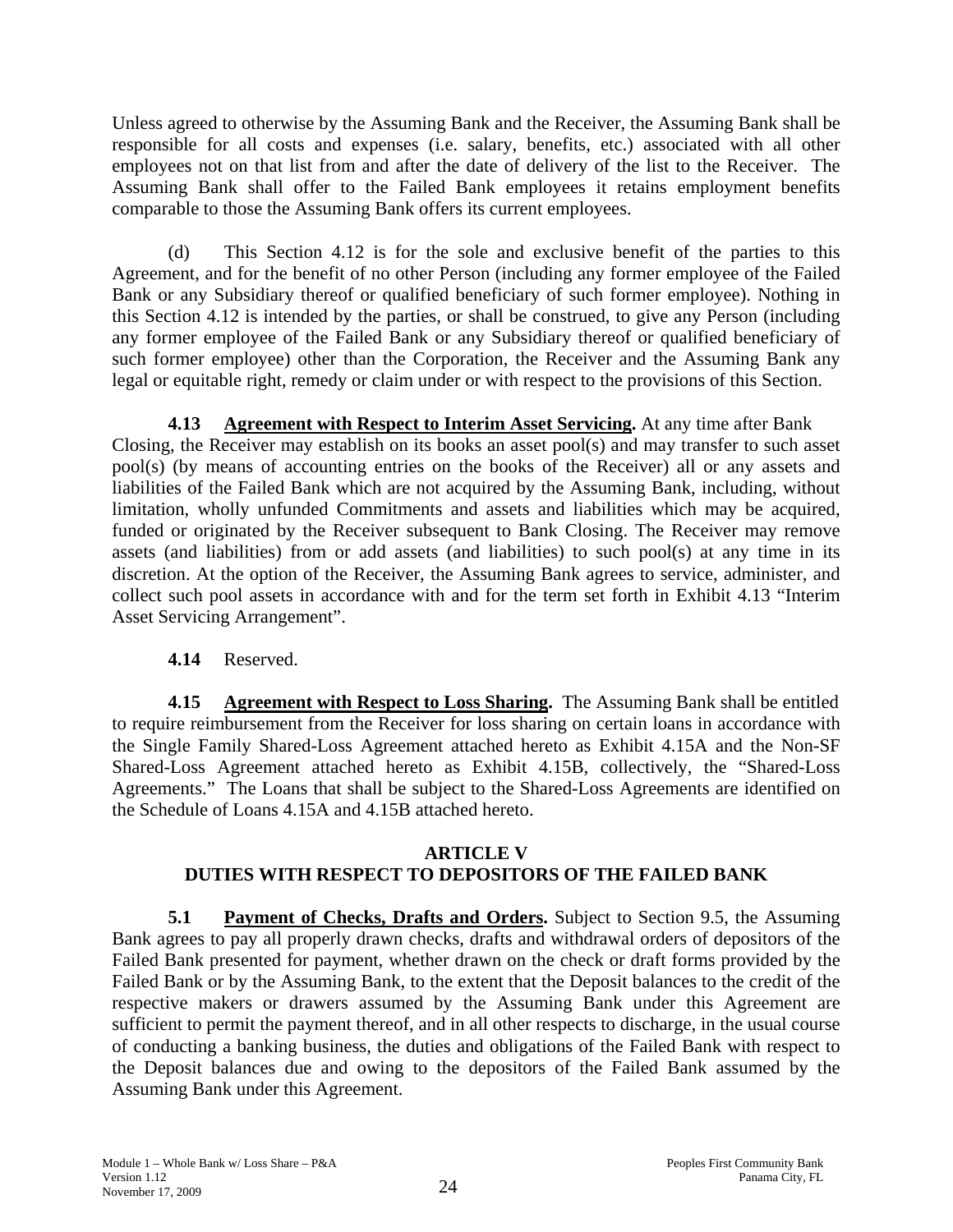Unless agreed to otherwise by the Assuming Bank and the Receiver, the Assuming Bank shall be responsible for all costs and expenses (i.e. salary, benefits, etc.) associated with all other employees not on that list from and after the date of delivery of the list to the Receiver. The Assuming Bank shall offer to the Failed Bank employees it retains employment benefits comparable to those the Assuming Bank offers its current employees.

(d) This Section 4.12 is for the sole and exclusive benefit of the parties to this Agreement, and for the benefit of no other Person (including any former employee of the Failed Bank or any Subsidiary thereof or qualified beneficiary of such former employee). Nothing in this Section 4.12 is intended by the parties, or shall be construed, to give any Person (including any former employee of the Failed Bank or any Subsidiary thereof or qualified beneficiary of such former employee) other than the Corporation, the Receiver and the Assuming Bank any legal or equitable right, remedy or claim under or with respect to the provisions of this Section.

**4.13 Agreement with Respect to Interim Asset Servicing.** At any time after Bank Closing, the Receiver may establish on its books an asset pool(s) and may transfer to such asset pool(s) (by means of accounting entries on the books of the Receiver) all or any assets and liabilities of the Failed Bank which are not acquired by the Assuming Bank, including, without limitation, wholly unfunded Commitments and assets and liabilities which may be acquired, funded or originated by the Receiver subsequent to Bank Closing. The Receiver may remove assets (and liabilities) from or add assets (and liabilities) to such pool(s) at any time in its discretion. At the option of the Receiver, the Assuming Bank agrees to service, administer, and collect such pool assets in accordance with and for the term set forth in Exhibit 4.13 "Interim Asset Servicing Arrangement".

**4.14** Reserved.

**4.15 Agreement with Respect to Loss Sharing.** The Assuming Bank shall be entitled to require reimbursement from the Receiver for loss sharing on certain loans in accordance with the Single Family Shared-Loss Agreement attached hereto as Exhibit 4.15A and the Non-SF Shared-Loss Agreement attached hereto as Exhibit 4.15B, collectively, the "Shared-Loss Agreements." The Loans that shall be subject to the Shared-Loss Agreements are identified on the Schedule of Loans 4.15A and 4.15B attached hereto.

## ARTICLE V
## DUTIES WITH RESPECT TO DEPOSITORS OF THE FAILED BANK

**5.1 Payment of Checks, Drafts and Orders.** Subject to Section 9.5, the Assuming Bank agrees to pay all properly drawn checks, drafts and withdrawal orders of depositors of the Failed Bank presented for payment, whether drawn on the check or draft forms provided by the Failed Bank or by the Assuming Bank, to the extent that the Deposit balances to the credit of the respective makers or drawers assumed by the Assuming Bank under this Agreement are sufficient to permit the payment thereof, and in all other respects to discharge, in the usual course of conducting a banking business, the duties and obligations of the Failed Bank with respect to the Deposit balances due and owing to the depositors of the Failed Bank assumed by the Assuming Bank under this Agreement.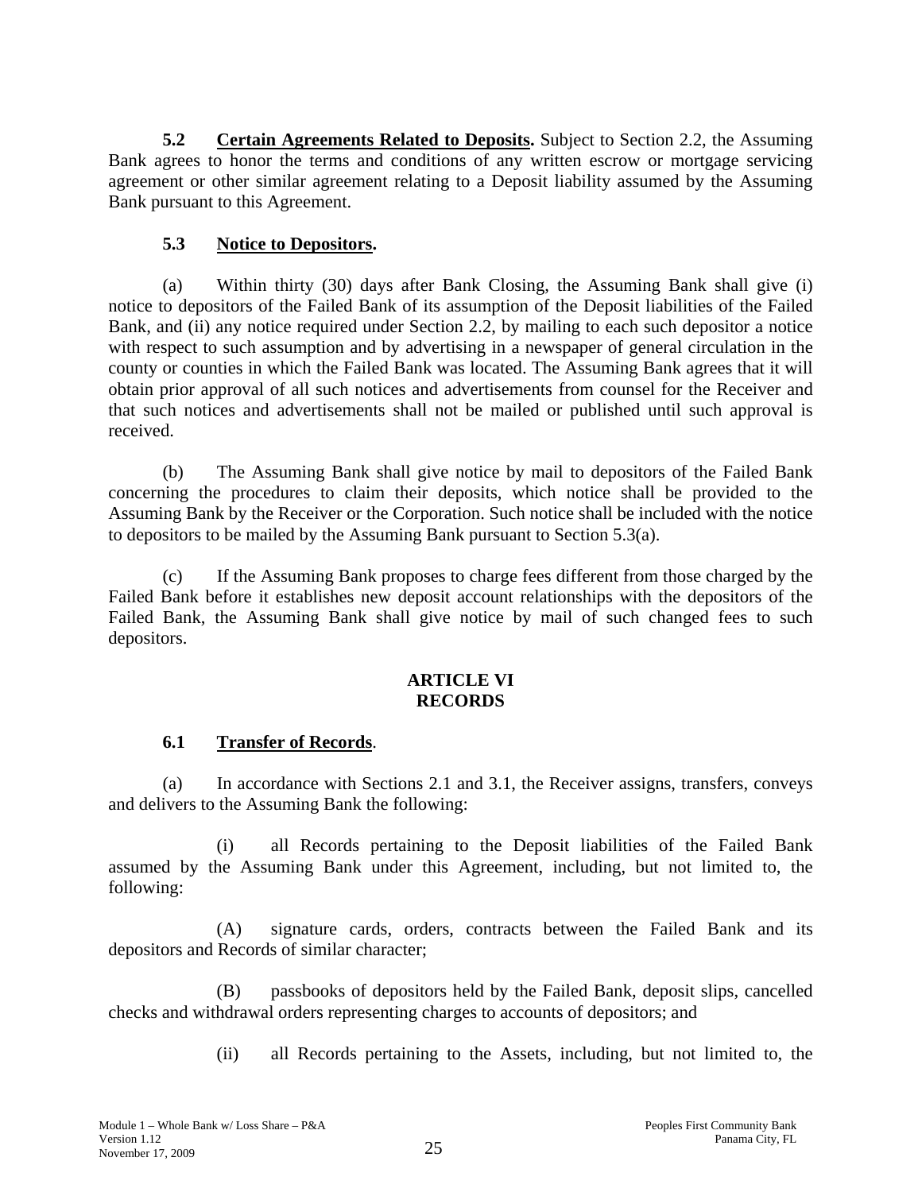**5.2 Certain Agreements Related to Deposits.** Subject to Section 2.2, the Assuming Bank agrees to honor the terms and conditions of any written escrow or mortgage servicing agreement or other similar agreement relating to a Deposit liability assumed by the Assuming Bank pursuant to this Agreement.

**5.3 Notice to Depositors.**

(a) Within thirty (30) days after Bank Closing, the Assuming Bank shall give (i) notice to depositors of the Failed Bank of its assumption of the Deposit liabilities of the Failed Bank, and (ii) any notice required under Section 2.2, by mailing to each such depositor a notice with respect to such assumption and by advertising in a newspaper of general circulation in the county or counties in which the Failed Bank was located. The Assuming Bank agrees that it will obtain prior approval of all such notices and advertisements from counsel for the Receiver and that such notices and advertisements shall not be mailed or published until such approval is received.

(b) The Assuming Bank shall give notice by mail to depositors of the Failed Bank concerning the procedures to claim their deposits, which notice shall be provided to the Assuming Bank by the Receiver or the Corporation. Such notice shall be included with the notice to depositors to be mailed by the Assuming Bank pursuant to Section 5.3(a).

(c) If the Assuming Bank proposes to charge fees different from those charged by the Failed Bank before it establishes new deposit account relationships with the depositors of the Failed Bank, the Assuming Bank shall give notice by mail of such changed fees to such depositors.

## ARTICLE VI
## RECORDS

**6.1 Transfer of Records**.

(a) In accordance with Sections 2.1 and 3.1, the Receiver assigns, transfers, conveys and delivers to the Assuming Bank the following:

(i) all Records pertaining to the Deposit liabilities of the Failed Bank assumed by the Assuming Bank under this Agreement, including, but not limited to, the following:

(A) signature cards, orders, contracts between the Failed Bank and its depositors and Records of similar character;

(B) passbooks of depositors held by the Failed Bank, deposit slips, cancelled checks and withdrawal orders representing charges to accounts of depositors; and

(ii) all Records pertaining to the Assets, including, but not limited to, the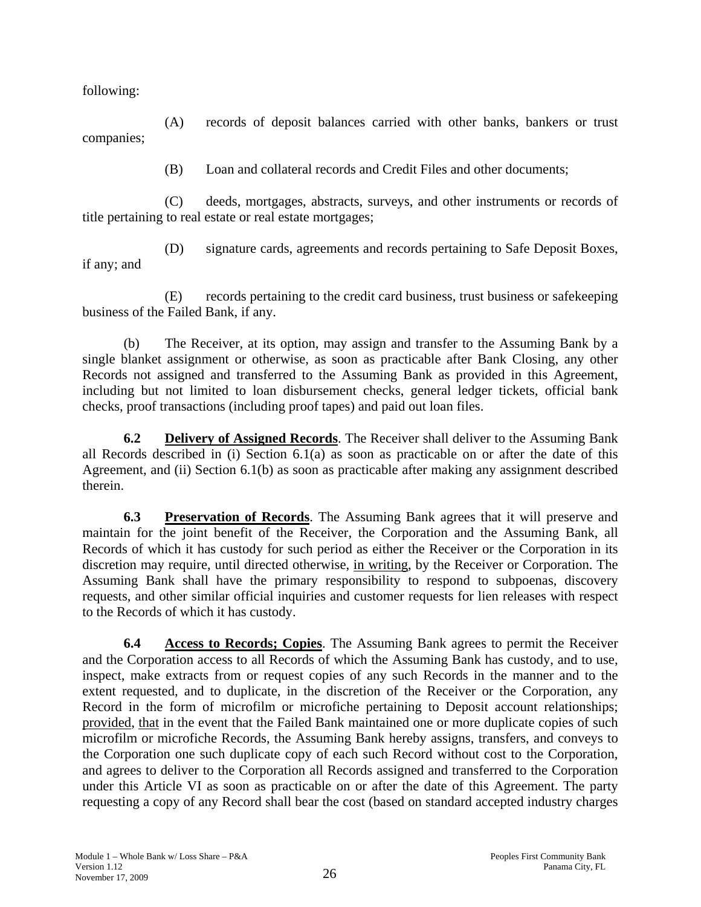following:

(A) records of deposit balances carried with other banks, bankers or trust companies;

(B) Loan and collateral records and Credit Files and other documents;

(C) deeds, mortgages, abstracts, surveys, and other instruments or records of title pertaining to real estate or real estate mortgages;

(D) signature cards, agreements and records pertaining to Safe Deposit Boxes, if any; and

(E) records pertaining to the credit card business, trust business or safekeeping business of the Failed Bank, if any.

(b) The Receiver, at its option, may assign and transfer to the Assuming Bank by a single blanket assignment or otherwise, as soon as practicable after Bank Closing, any other Records not assigned and transferred to the Assuming Bank as provided in this Agreement, including but not limited to loan disbursement checks, general ledger tickets, official bank checks, proof transactions (including proof tapes) and paid out loan files.

**6.2 Delivery of Assigned Records**. The Receiver shall deliver to the Assuming Bank all Records described in (i) Section 6.1(a) as soon as practicable on or after the date of this Agreement, and (ii) Section 6.1(b) as soon as practicable after making any assignment described therein.

**6.3 Preservation of Records**. The Assuming Bank agrees that it will preserve and maintain for the joint benefit of the Receiver, the Corporation and the Assuming Bank, all Records of which it has custody for such period as either the Receiver or the Corporation in its discretion may require, until directed otherwise, in writing, by the Receiver or Corporation. The Assuming Bank shall have the primary responsibility to respond to subpoenas, discovery requests, and other similar official inquiries and customer requests for lien releases with respect to the Records of which it has custody.

**6.4 Access to Records; Copies**. The Assuming Bank agrees to permit the Receiver and the Corporation access to all Records of which the Assuming Bank has custody, and to use, inspect, make extracts from or request copies of any such Records in the manner and to the extent requested, and to duplicate, in the discretion of the Receiver or the Corporation, any Record in the form of microfilm or microfiche pertaining to Deposit account relationships; provided, that in the event that the Failed Bank maintained one or more duplicate copies of such microfilm or microfiche Records, the Assuming Bank hereby assigns, transfers, and conveys to the Corporation one such duplicate copy of each such Record without cost to the Corporation, and agrees to deliver to the Corporation all Records assigned and transferred to the Corporation under this Article VI as soon as practicable on or after the date of this Agreement. The party requesting a copy of any Record shall bear the cost (based on standard accepted industry charges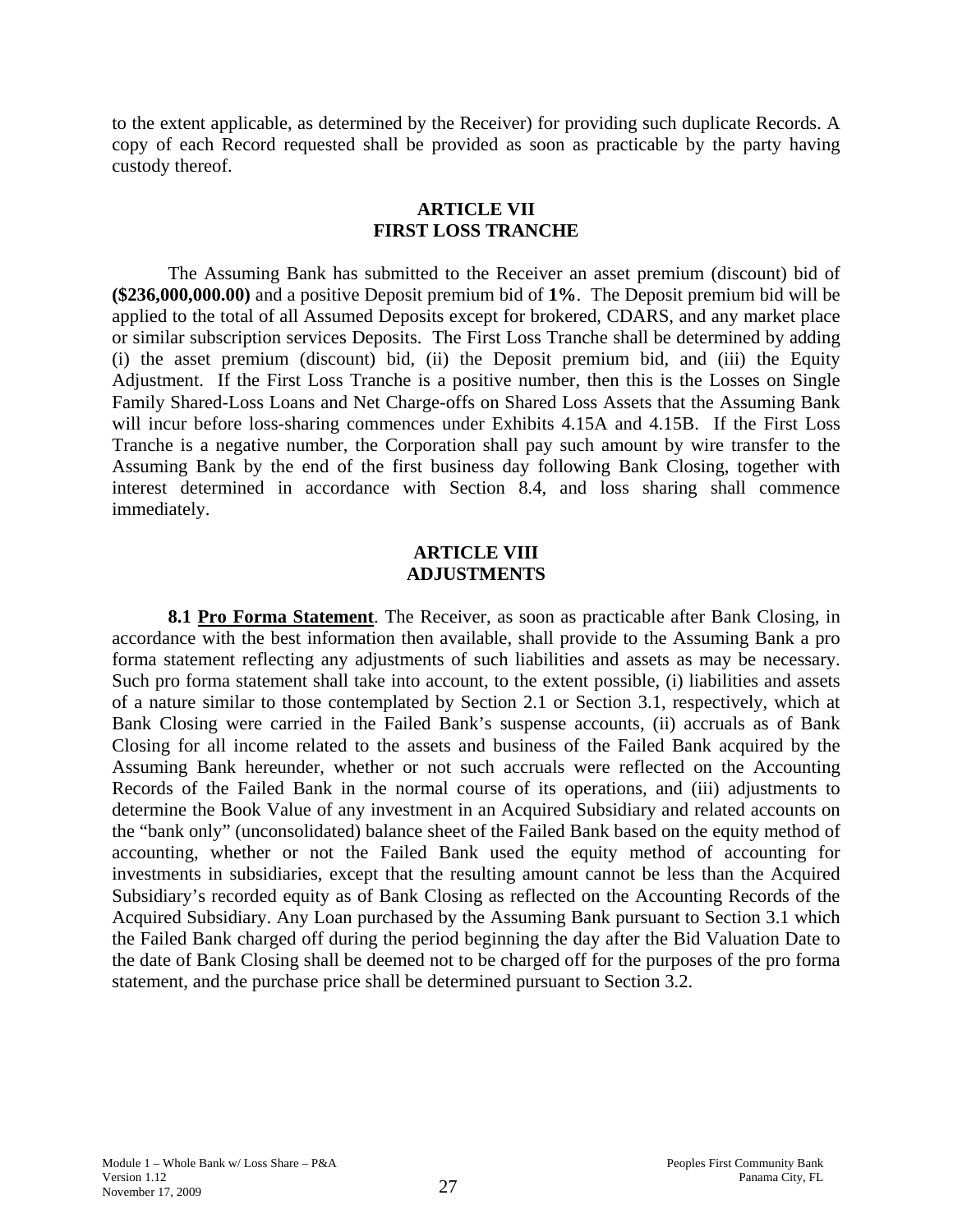to the extent applicable, as determined by the Receiver) for providing such duplicate Records. A copy of each Record requested shall be provided as soon as practicable by the party having custody thereof.

## ARTICLE VII
## FIRST LOSS TRANCHE

The Assuming Bank has submitted to the Receiver an asset premium (discount) bid of **($236,000,000.00)** and a positive Deposit premium bid of **1%**. The Deposit premium bid will be applied to the total of all Assumed Deposits except for brokered, CDARS, and any market place or similar subscription services Deposits. The First Loss Tranche shall be determined by adding (i) the asset premium (discount) bid, (ii) the Deposit premium bid, and (iii) the Equity Adjustment. If the First Loss Tranche is a positive number, then this is the Losses on Single Family Shared-Loss Loans and Net Charge-offs on Shared Loss Assets that the Assuming Bank will incur before loss-sharing commences under Exhibits 4.15A and 4.15B. If the First Loss Tranche is a negative number, the Corporation shall pay such amount by wire transfer to the Assuming Bank by the end of the first business day following Bank Closing, together with interest determined in accordance with Section 8.4, and loss sharing shall commence immediately.

## ARTICLE VIII
## ADJUSTMENTS

**8.1 Pro Forma Statement**. The Receiver, as soon as practicable after Bank Closing, in accordance with the best information then available, shall provide to the Assuming Bank a pro forma statement reflecting any adjustments of such liabilities and assets as may be necessary. Such pro forma statement shall take into account, to the extent possible, (i) liabilities and assets of a nature similar to those contemplated by Section 2.1 or Section 3.1, respectively, which at Bank Closing were carried in the Failed Bank's suspense accounts, (ii) accruals as of Bank Closing for all income related to the assets and business of the Failed Bank acquired by the Assuming Bank hereunder, whether or not such accruals were reflected on the Accounting Records of the Failed Bank in the normal course of its operations, and (iii) adjustments to determine the Book Value of any investment in an Acquired Subsidiary and related accounts on the "bank only" (unconsolidated) balance sheet of the Failed Bank based on the equity method of accounting, whether or not the Failed Bank used the equity method of accounting for investments in subsidiaries, except that the resulting amount cannot be less than the Acquired Subsidiary's recorded equity as of Bank Closing as reflected on the Accounting Records of the Acquired Subsidiary. Any Loan purchased by the Assuming Bank pursuant to Section 3.1 which the Failed Bank charged off during the period beginning the day after the Bid Valuation Date to the date of Bank Closing shall be deemed not to be charged off for the purposes of the pro forma statement, and the purchase price shall be determined pursuant to Section 3.2.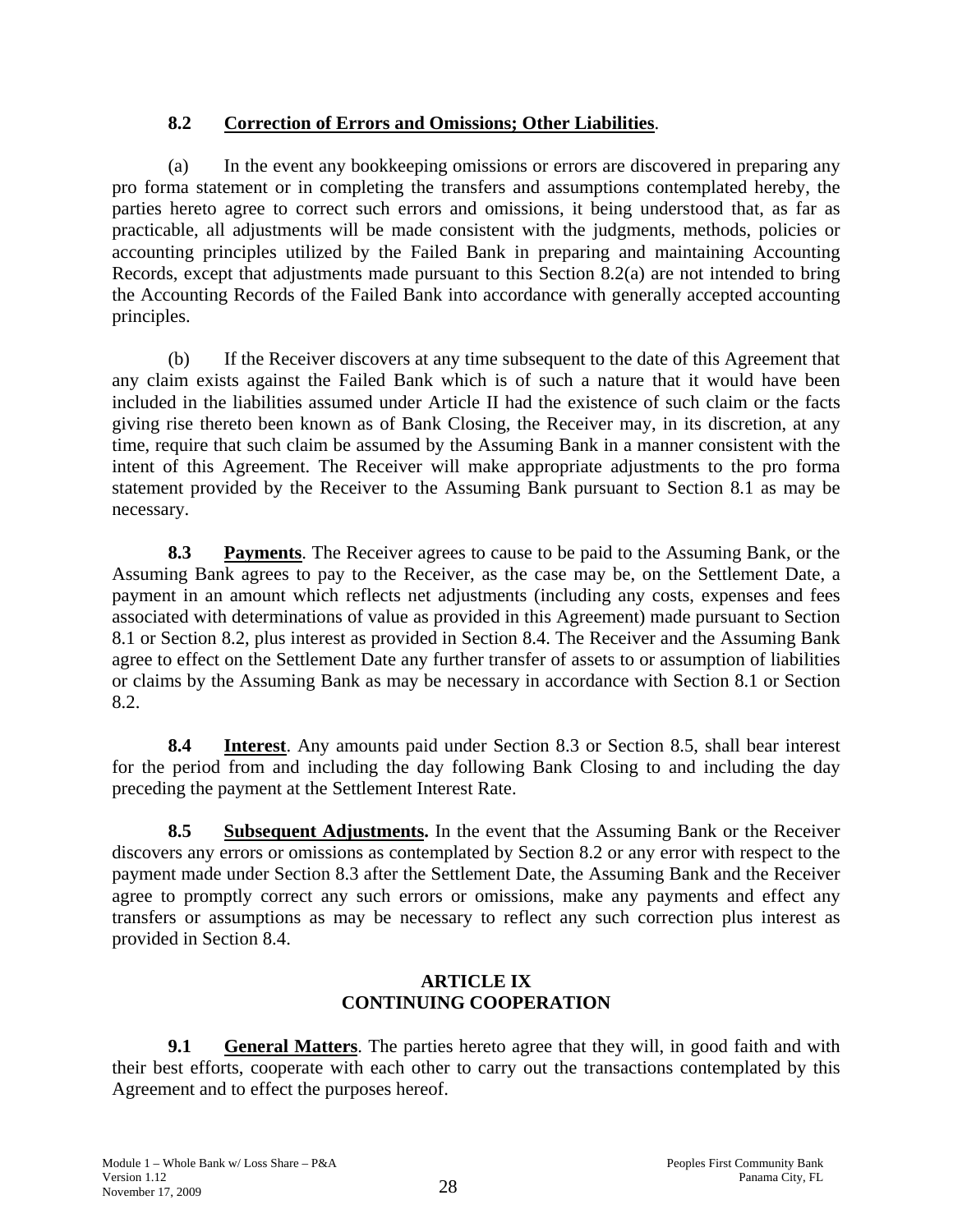**8.2 Correction of Errors and Omissions; Other Liabilities**.

(a) In the event any bookkeeping omissions or errors are discovered in preparing any pro forma statement or in completing the transfers and assumptions contemplated hereby, the parties hereto agree to correct such errors and omissions, it being understood that, as far as practicable, all adjustments will be made consistent with the judgments, methods, policies or accounting principles utilized by the Failed Bank in preparing and maintaining Accounting Records, except that adjustments made pursuant to this Section 8.2(a) are not intended to bring the Accounting Records of the Failed Bank into accordance with generally accepted accounting principles.

(b) If the Receiver discovers at any time subsequent to the date of this Agreement that any claim exists against the Failed Bank which is of such a nature that it would have been included in the liabilities assumed under Article II had the existence of such claim or the facts giving rise thereto been known as of Bank Closing, the Receiver may, in its discretion, at any time, require that such claim be assumed by the Assuming Bank in a manner consistent with the intent of this Agreement. The Receiver will make appropriate adjustments to the pro forma statement provided by the Receiver to the Assuming Bank pursuant to Section 8.1 as may be necessary.

**8.3 Payments**. The Receiver agrees to cause to be paid to the Assuming Bank, or the Assuming Bank agrees to pay to the Receiver, as the case may be, on the Settlement Date, a payment in an amount which reflects net adjustments (including any costs, expenses and fees associated with determinations of value as provided in this Agreement) made pursuant to Section 8.1 or Section 8.2, plus interest as provided in Section 8.4. The Receiver and the Assuming Bank agree to effect on the Settlement Date any further transfer of assets to or assumption of liabilities or claims by the Assuming Bank as may be necessary in accordance with Section 8.1 or Section 8.2.

**8.4 Interest**. Any amounts paid under Section 8.3 or Section 8.5, shall bear interest for the period from and including the day following Bank Closing to and including the day preceding the payment at the Settlement Interest Rate.

**8.5 Subsequent Adjustments.** In the event that the Assuming Bank or the Receiver discovers any errors or omissions as contemplated by Section 8.2 or any error with respect to the payment made under Section 8.3 after the Settlement Date, the Assuming Bank and the Receiver agree to promptly correct any such errors or omissions, make any payments and effect any transfers or assumptions as may be necessary to reflect any such correction plus interest as provided in Section 8.4.

## ARTICLE IX
## CONTINUING COOPERATION

**9.1 General Matters**. The parties hereto agree that they will, in good faith and with their best efforts, cooperate with each other to carry out the transactions contemplated by this Agreement and to effect the purposes hereof.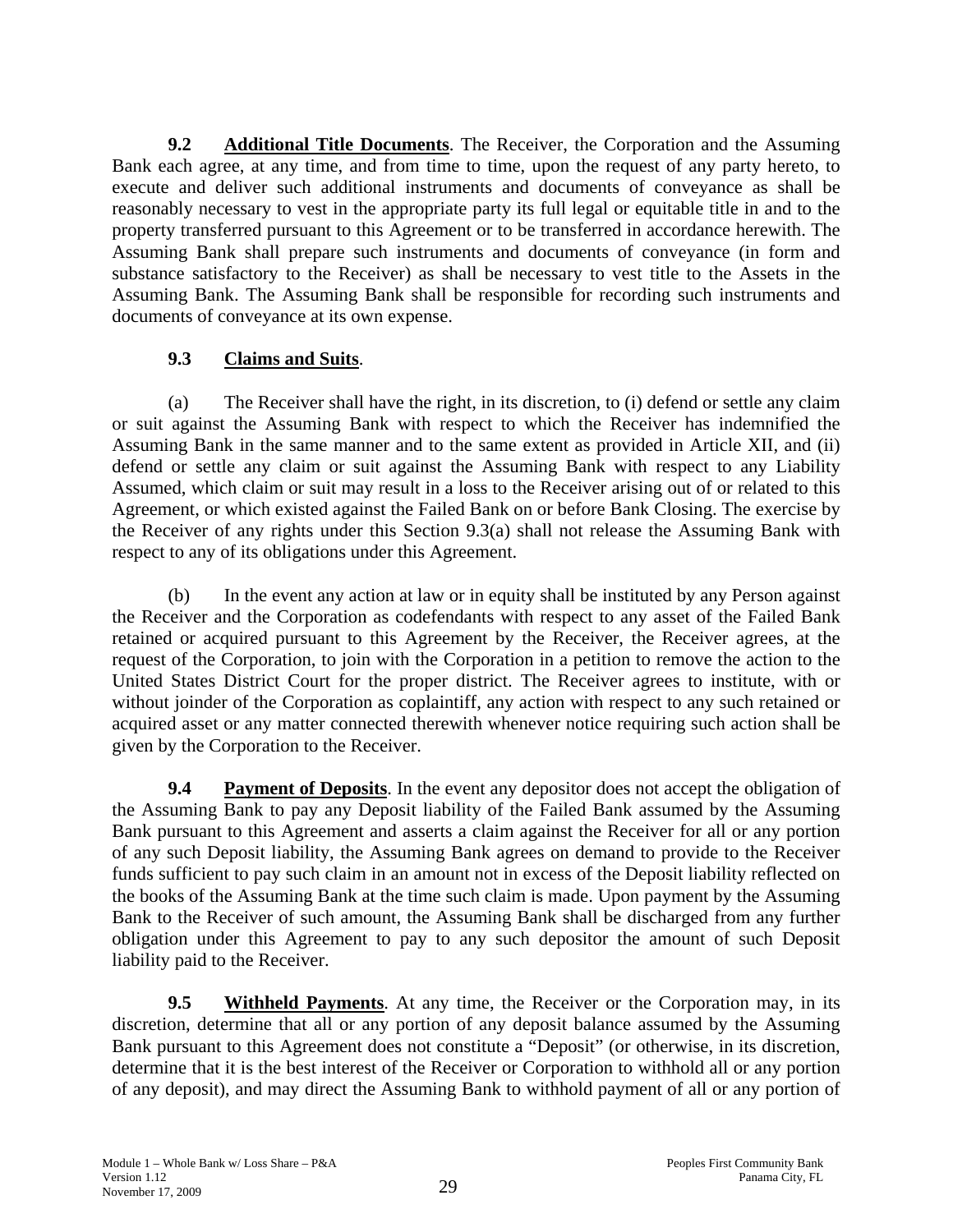**9.2 Additional Title Documents**. The Receiver, the Corporation and the Assuming Bank each agree, at any time, and from time to time, upon the request of any party hereto, to execute and deliver such additional instruments and documents of conveyance as shall be reasonably necessary to vest in the appropriate party its full legal or equitable title in and to the property transferred pursuant to this Agreement or to be transferred in accordance herewith. The Assuming Bank shall prepare such instruments and documents of conveyance (in form and substance satisfactory to the Receiver) as shall be necessary to vest title to the Assets in the Assuming Bank. The Assuming Bank shall be responsible for recording such instruments and documents of conveyance at its own expense.

**9.3 Claims and Suits**.

(a) The Receiver shall have the right, in its discretion, to (i) defend or settle any claim or suit against the Assuming Bank with respect to which the Receiver has indemnified the Assuming Bank in the same manner and to the same extent as provided in Article XII, and (ii) defend or settle any claim or suit against the Assuming Bank with respect to any Liability Assumed, which claim or suit may result in a loss to the Receiver arising out of or related to this Agreement, or which existed against the Failed Bank on or before Bank Closing. The exercise by the Receiver of any rights under this Section 9.3(a) shall not release the Assuming Bank with respect to any of its obligations under this Agreement.

(b) In the event any action at law or in equity shall be instituted by any Person against the Receiver and the Corporation as codefendants with respect to any asset of the Failed Bank retained or acquired pursuant to this Agreement by the Receiver, the Receiver agrees, at the request of the Corporation, to join with the Corporation in a petition to remove the action to the United States District Court for the proper district. The Receiver agrees to institute, with or without joinder of the Corporation as coplaintiff, any action with respect to any such retained or acquired asset or any matter connected therewith whenever notice requiring such action shall be given by the Corporation to the Receiver.

**9.4 Payment of Deposits**. In the event any depositor does not accept the obligation of the Assuming Bank to pay any Deposit liability of the Failed Bank assumed by the Assuming Bank pursuant to this Agreement and asserts a claim against the Receiver for all or any portion of any such Deposit liability, the Assuming Bank agrees on demand to provide to the Receiver funds sufficient to pay such claim in an amount not in excess of the Deposit liability reflected on the books of the Assuming Bank at the time such claim is made. Upon payment by the Assuming Bank to the Receiver of such amount, the Assuming Bank shall be discharged from any further obligation under this Agreement to pay to any such depositor the amount of such Deposit liability paid to the Receiver.

**9.5 Withheld Payments**. At any time, the Receiver or the Corporation may, in its discretion, determine that all or any portion of any deposit balance assumed by the Assuming Bank pursuant to this Agreement does not constitute a "Deposit" (or otherwise, in its discretion, determine that it is the best interest of the Receiver or Corporation to withhold all or any portion of any deposit), and may direct the Assuming Bank to withhold payment of all or any portion of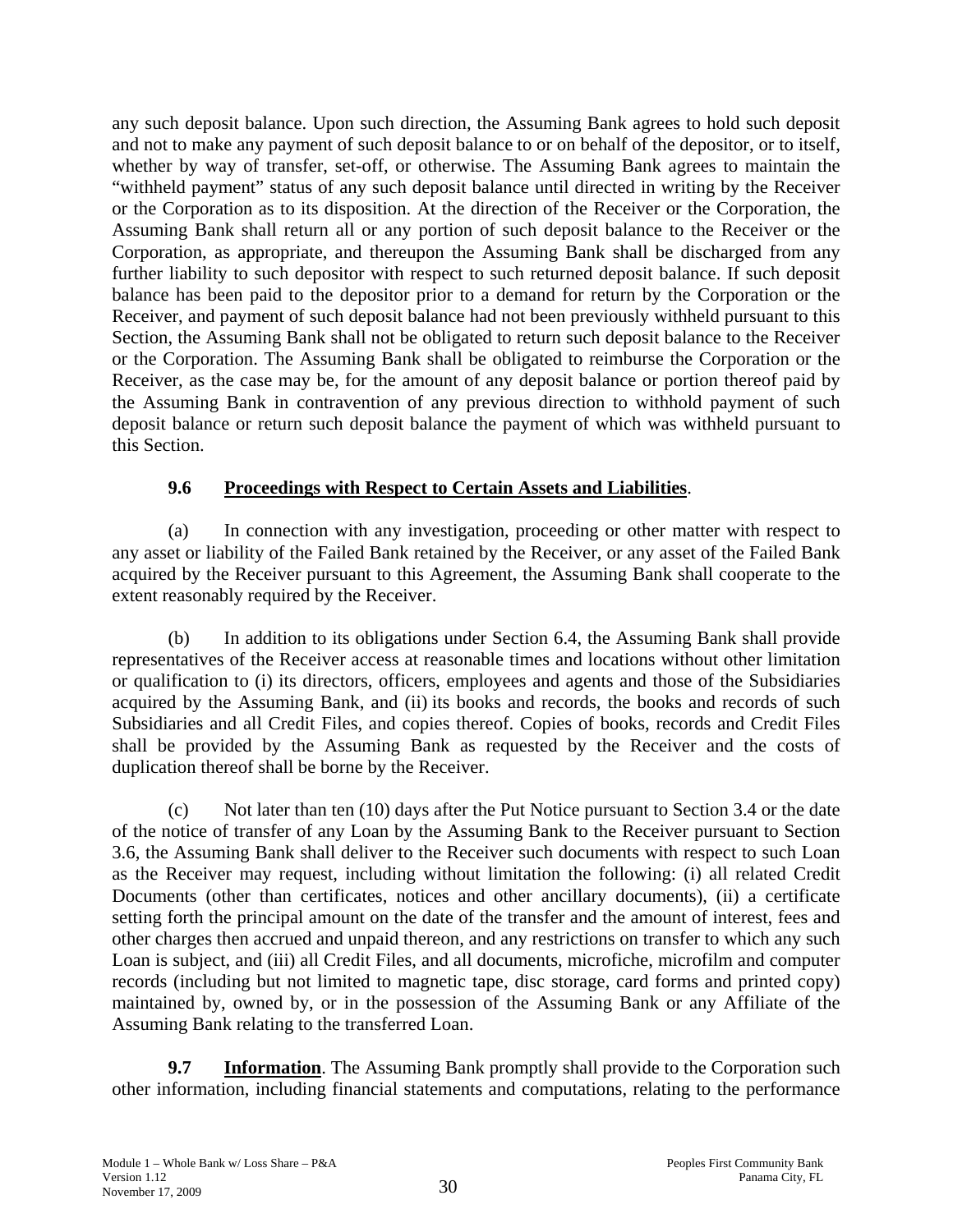any such deposit balance. Upon such direction, the Assuming Bank agrees to hold such deposit and not to make any payment of such deposit balance to or on behalf of the depositor, or to itself, whether by way of transfer, set-off, or otherwise. The Assuming Bank agrees to maintain the "withheld payment" status of any such deposit balance until directed in writing by the Receiver or the Corporation as to its disposition. At the direction of the Receiver or the Corporation, the Assuming Bank shall return all or any portion of such deposit balance to the Receiver or the Corporation, as appropriate, and thereupon the Assuming Bank shall be discharged from any further liability to such depositor with respect to such returned deposit balance. If such deposit balance has been paid to the depositor prior to a demand for return by the Corporation or the Receiver, and payment of such deposit balance had not been previously withheld pursuant to this Section, the Assuming Bank shall not be obligated to return such deposit balance to the Receiver or the Corporation. The Assuming Bank shall be obligated to reimburse the Corporation or the Receiver, as the case may be, for the amount of any deposit balance or portion thereof paid by the Assuming Bank in contravention of any previous direction to withhold payment of such deposit balance or return such deposit balance the payment of which was withheld pursuant to this Section.

**9.6 Proceedings with Respect to Certain Assets and Liabilities**.

(a) In connection with any investigation, proceeding or other matter with respect to any asset or liability of the Failed Bank retained by the Receiver, or any asset of the Failed Bank acquired by the Receiver pursuant to this Agreement, the Assuming Bank shall cooperate to the extent reasonably required by the Receiver.

(b) In addition to its obligations under Section 6.4, the Assuming Bank shall provide representatives of the Receiver access at reasonable times and locations without other limitation or qualification to (i) its directors, officers, employees and agents and those of the Subsidiaries acquired by the Assuming Bank, and (ii) its books and records, the books and records of such Subsidiaries and all Credit Files, and copies thereof. Copies of books, records and Credit Files shall be provided by the Assuming Bank as requested by the Receiver and the costs of duplication thereof shall be borne by the Receiver.

(c) Not later than ten (10) days after the Put Notice pursuant to Section 3.4 or the date of the notice of transfer of any Loan by the Assuming Bank to the Receiver pursuant to Section 3.6, the Assuming Bank shall deliver to the Receiver such documents with respect to such Loan as the Receiver may request, including without limitation the following: (i) all related Credit Documents (other than certificates, notices and other ancillary documents), (ii) a certificate setting forth the principal amount on the date of the transfer and the amount of interest, fees and other charges then accrued and unpaid thereon, and any restrictions on transfer to which any such Loan is subject, and (iii) all Credit Files, and all documents, microfiche, microfilm and computer records (including but not limited to magnetic tape, disc storage, card forms and printed copy) maintained by, owned by, or in the possession of the Assuming Bank or any Affiliate of the Assuming Bank relating to the transferred Loan.

**9.7 Information**. The Assuming Bank promptly shall provide to the Corporation such other information, including financial statements and computations, relating to the performance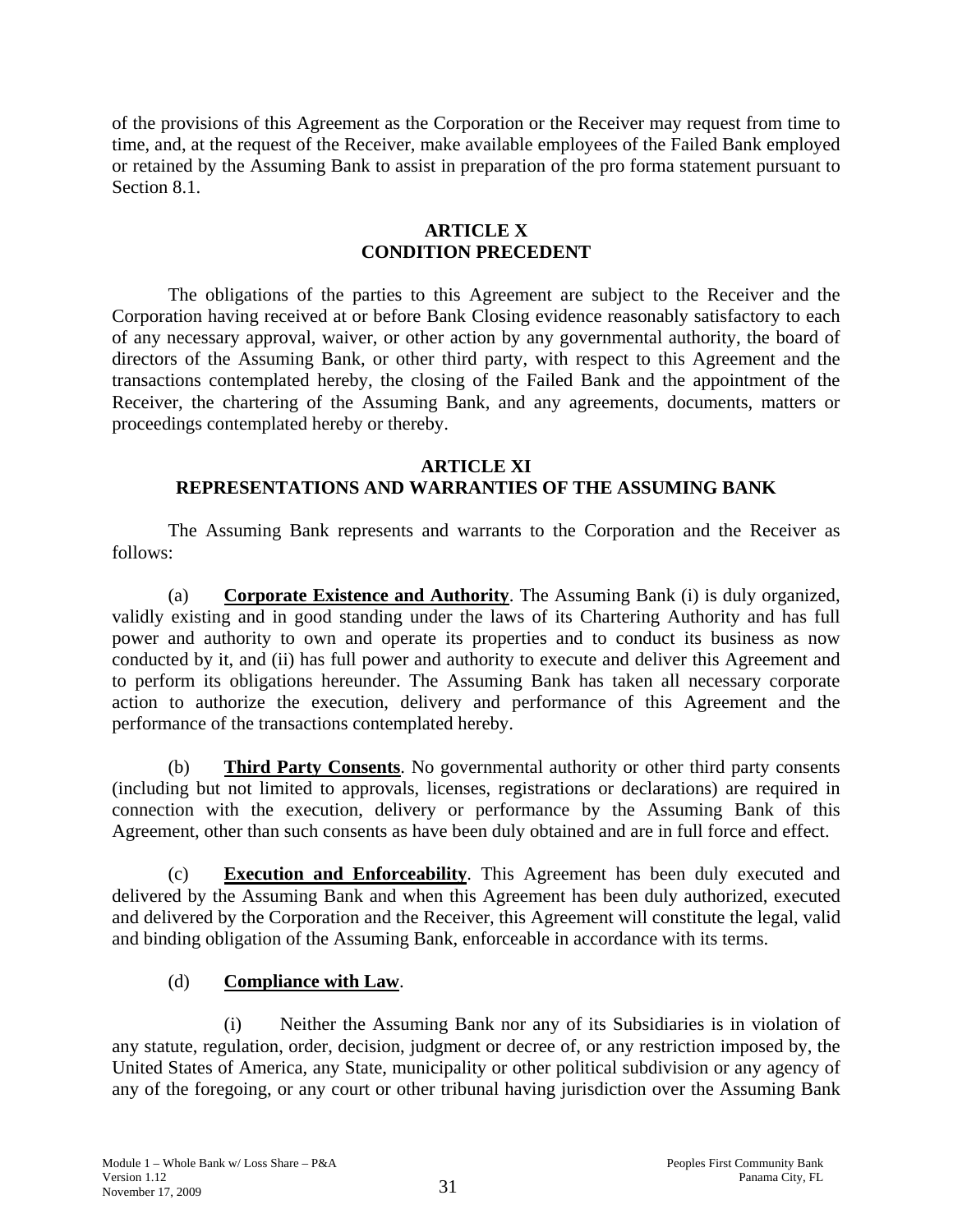of the provisions of this Agreement as the Corporation or the Receiver may request from time to time, and, at the request of the Receiver, make available employees of the Failed Bank employed or retained by the Assuming Bank to assist in preparation of the pro forma statement pursuant to Section 8.1.

## ARTICLE X
## CONDITION PRECEDENT

The obligations of the parties to this Agreement are subject to the Receiver and the Corporation having received at or before Bank Closing evidence reasonably satisfactory to each of any necessary approval, waiver, or other action by any governmental authority, the board of directors of the Assuming Bank, or other third party, with respect to this Agreement and the transactions contemplated hereby, the closing of the Failed Bank and the appointment of the Receiver, the chartering of the Assuming Bank, and any agreements, documents, matters or proceedings contemplated hereby or thereby.

## ARTICLE XI
## REPRESENTATIONS AND WARRANTIES OF THE ASSUMING BANK

The Assuming Bank represents and warrants to the Corporation and the Receiver as follows:

(a) **Corporate Existence and Authority**. The Assuming Bank (i) is duly organized, validly existing and in good standing under the laws of its Chartering Authority and has full power and authority to own and operate its properties and to conduct its business as now conducted by it, and (ii) has full power and authority to execute and deliver this Agreement and to perform its obligations hereunder. The Assuming Bank has taken all necessary corporate action to authorize the execution, delivery and performance of this Agreement and the performance of the transactions contemplated hereby.

(b) **Third Party Consents**. No governmental authority or other third party consents (including but not limited to approvals, licenses, registrations or declarations) are required in connection with the execution, delivery or performance by the Assuming Bank of this Agreement, other than such consents as have been duly obtained and are in full force and effect.

(c) **Execution and Enforceability**. This Agreement has been duly executed and delivered by the Assuming Bank and when this Agreement has been duly authorized, executed and delivered by the Corporation and the Receiver, this Agreement will constitute the legal, valid and binding obligation of the Assuming Bank, enforceable in accordance with its terms.

(d) **Compliance with Law**.

(i) Neither the Assuming Bank nor any of its Subsidiaries is in violation of any statute, regulation, order, decision, judgment or decree of, or any restriction imposed by, the United States of America, any State, municipality or other political subdivision or any agency of any of the foregoing, or any court or other tribunal having jurisdiction over the Assuming Bank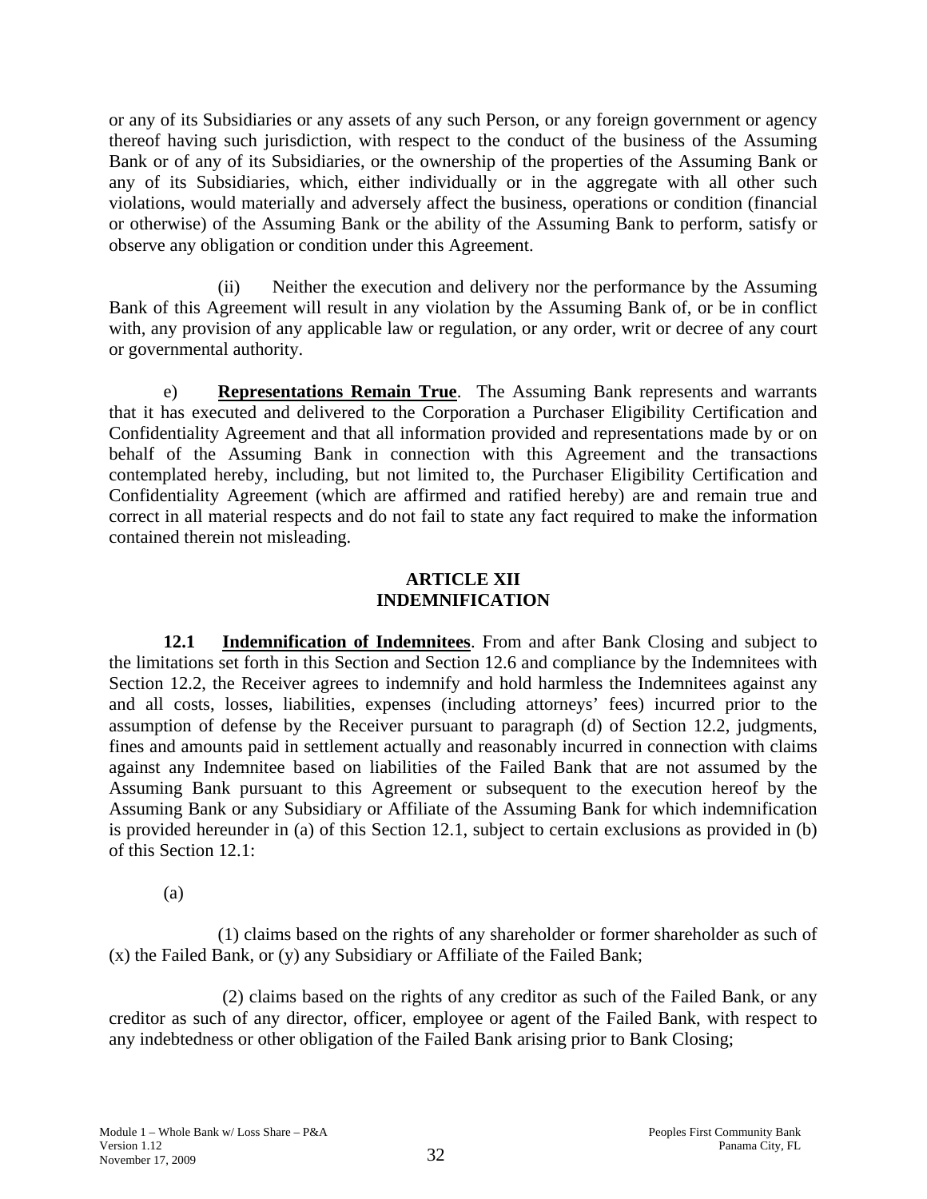or any of its Subsidiaries or any assets of any such Person, or any foreign government or agency thereof having such jurisdiction, with respect to the conduct of the business of the Assuming Bank or of any of its Subsidiaries, or the ownership of the properties of the Assuming Bank or any of its Subsidiaries, which, either individually or in the aggregate with all other such violations, would materially and adversely affect the business, operations or condition (financial or otherwise) of the Assuming Bank or the ability of the Assuming Bank to perform, satisfy or observe any obligation or condition under this Agreement.

(ii) Neither the execution and delivery nor the performance by the Assuming Bank of this Agreement will result in any violation by the Assuming Bank of, or be in conflict with, any provision of any applicable law or regulation, or any order, writ or decree of any court or governmental authority.

e) **Representations Remain True**. The Assuming Bank represents and warrants that it has executed and delivered to the Corporation a Purchaser Eligibility Certification and Confidentiality Agreement and that all information provided and representations made by or on behalf of the Assuming Bank in connection with this Agreement and the transactions contemplated hereby, including, but not limited to, the Purchaser Eligibility Certification and Confidentiality Agreement (which are affirmed and ratified hereby) are and remain true and correct in all material respects and do not fail to state any fact required to make the information contained therein not misleading.

## ARTICLE XII
## INDEMNIFICATION

**12.1 Indemnification of Indemnitees**. From and after Bank Closing and subject to the limitations set forth in this Section and Section 12.6 and compliance by the Indemnitees with Section 12.2, the Receiver agrees to indemnify and hold harmless the Indemnitees against any and all costs, losses, liabilities, expenses (including attorneys' fees) incurred prior to the assumption of defense by the Receiver pursuant to paragraph (d) of Section 12.2, judgments, fines and amounts paid in settlement actually and reasonably incurred in connection with claims against any Indemnitee based on liabilities of the Failed Bank that are not assumed by the Assuming Bank pursuant to this Agreement or subsequent to the execution hereof by the Assuming Bank or any Subsidiary or Affiliate of the Assuming Bank for which indemnification is provided hereunder in (a) of this Section 12.1, subject to certain exclusions as provided in (b) of this Section 12.1:

(a)

(1) claims based on the rights of any shareholder or former shareholder as such of (x) the Failed Bank, or (y) any Subsidiary or Affiliate of the Failed Bank;

(2) claims based on the rights of any creditor as such of the Failed Bank, or any creditor as such of any director, officer, employee or agent of the Failed Bank, with respect to any indebtedness or other obligation of the Failed Bank arising prior to Bank Closing;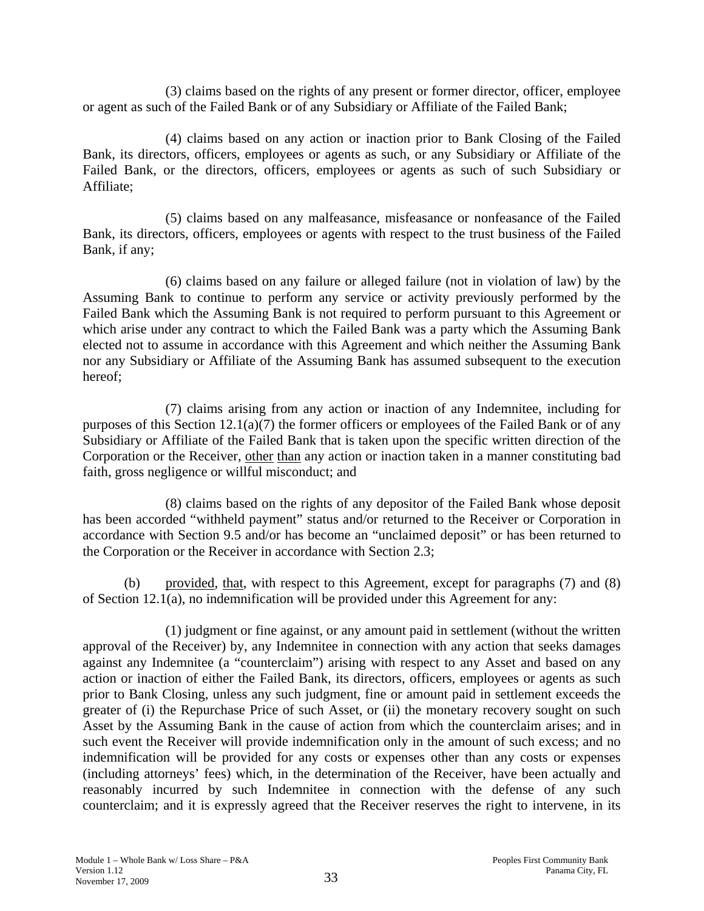(3) claims based on the rights of any present or former director, officer, employee or agent as such of the Failed Bank or of any Subsidiary or Affiliate of the Failed Bank;

(4) claims based on any action or inaction prior to Bank Closing of the Failed Bank, its directors, officers, employees or agents as such, or any Subsidiary or Affiliate of the Failed Bank, or the directors, officers, employees or agents as such of such Subsidiary or Affiliate;

(5) claims based on any malfeasance, misfeasance or nonfeasance of the Failed Bank, its directors, officers, employees or agents with respect to the trust business of the Failed Bank, if any;

(6) claims based on any failure or alleged failure (not in violation of law) by the Assuming Bank to continue to perform any service or activity previously performed by the Failed Bank which the Assuming Bank is not required to perform pursuant to this Agreement or which arise under any contract to which the Failed Bank was a party which the Assuming Bank elected not to assume in accordance with this Agreement and which neither the Assuming Bank nor any Subsidiary or Affiliate of the Assuming Bank has assumed subsequent to the execution hereof;

(7) claims arising from any action or inaction of any Indemnitee, including for purposes of this Section 12.1(a)(7) the former officers or employees of the Failed Bank or of any Subsidiary or Affiliate of the Failed Bank that is taken upon the specific written direction of the Corporation or the Receiver, other than any action or inaction taken in a manner constituting bad faith, gross negligence or willful misconduct; and

(8) claims based on the rights of any depositor of the Failed Bank whose deposit has been accorded "withheld payment" status and/or returned to the Receiver or Corporation in accordance with Section 9.5 and/or has become an "unclaimed deposit" or has been returned to the Corporation or the Receiver in accordance with Section 2.3;

(b) provided, that, with respect to this Agreement, except for paragraphs (7) and (8) of Section 12.1(a), no indemnification will be provided under this Agreement for any:

(1) judgment or fine against, or any amount paid in settlement (without the written approval of the Receiver) by, any Indemnitee in connection with any action that seeks damages against any Indemnitee (a "counterclaim") arising with respect to any Asset and based on any action or inaction of either the Failed Bank, its directors, officers, employees or agents as such prior to Bank Closing, unless any such judgment, fine or amount paid in settlement exceeds the greater of (i) the Repurchase Price of such Asset, or (ii) the monetary recovery sought on such Asset by the Assuming Bank in the cause of action from which the counterclaim arises; and in such event the Receiver will provide indemnification only in the amount of such excess; and no indemnification will be provided for any costs or expenses other than any costs or expenses (including attorneys' fees) which, in the determination of the Receiver, have been actually and reasonably incurred by such Indemnitee in connection with the defense of any such counterclaim; and it is expressly agreed that the Receiver reserves the right to intervene, in its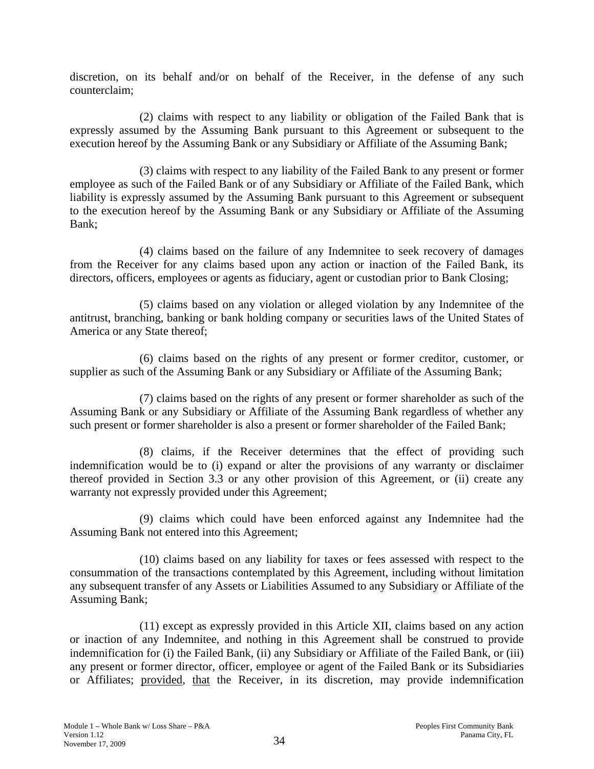discretion, on its behalf and/or on behalf of the Receiver, in the defense of any such counterclaim;

(2) claims with respect to any liability or obligation of the Failed Bank that is expressly assumed by the Assuming Bank pursuant to this Agreement or subsequent to the execution hereof by the Assuming Bank or any Subsidiary or Affiliate of the Assuming Bank;

(3) claims with respect to any liability of the Failed Bank to any present or former employee as such of the Failed Bank or of any Subsidiary or Affiliate of the Failed Bank, which liability is expressly assumed by the Assuming Bank pursuant to this Agreement or subsequent to the execution hereof by the Assuming Bank or any Subsidiary or Affiliate of the Assuming Bank;

(4) claims based on the failure of any Indemnitee to seek recovery of damages from the Receiver for any claims based upon any action or inaction of the Failed Bank, its directors, officers, employees or agents as fiduciary, agent or custodian prior to Bank Closing;

(5) claims based on any violation or alleged violation by any Indemnitee of the antitrust, branching, banking or bank holding company or securities laws of the United States of America or any State thereof;

(6) claims based on the rights of any present or former creditor, customer, or supplier as such of the Assuming Bank or any Subsidiary or Affiliate of the Assuming Bank;

(7) claims based on the rights of any present or former shareholder as such of the Assuming Bank or any Subsidiary or Affiliate of the Assuming Bank regardless of whether any such present or former shareholder is also a present or former shareholder of the Failed Bank;

(8) claims, if the Receiver determines that the effect of providing such indemnification would be to (i) expand or alter the provisions of any warranty or disclaimer thereof provided in Section 3.3 or any other provision of this Agreement, or (ii) create any warranty not expressly provided under this Agreement;

(9) claims which could have been enforced against any Indemnitee had the Assuming Bank not entered into this Agreement;

(10) claims based on any liability for taxes or fees assessed with respect to the consummation of the transactions contemplated by this Agreement, including without limitation any subsequent transfer of any Assets or Liabilities Assumed to any Subsidiary or Affiliate of the Assuming Bank;

(11) except as expressly provided in this Article XII, claims based on any action or inaction of any Indemnitee, and nothing in this Agreement shall be construed to provide indemnification for (i) the Failed Bank, (ii) any Subsidiary or Affiliate of the Failed Bank, or (iii) any present or former director, officer, employee or agent of the Failed Bank or its Subsidiaries or Affiliates; provided, that the Receiver, in its discretion, may provide indemnification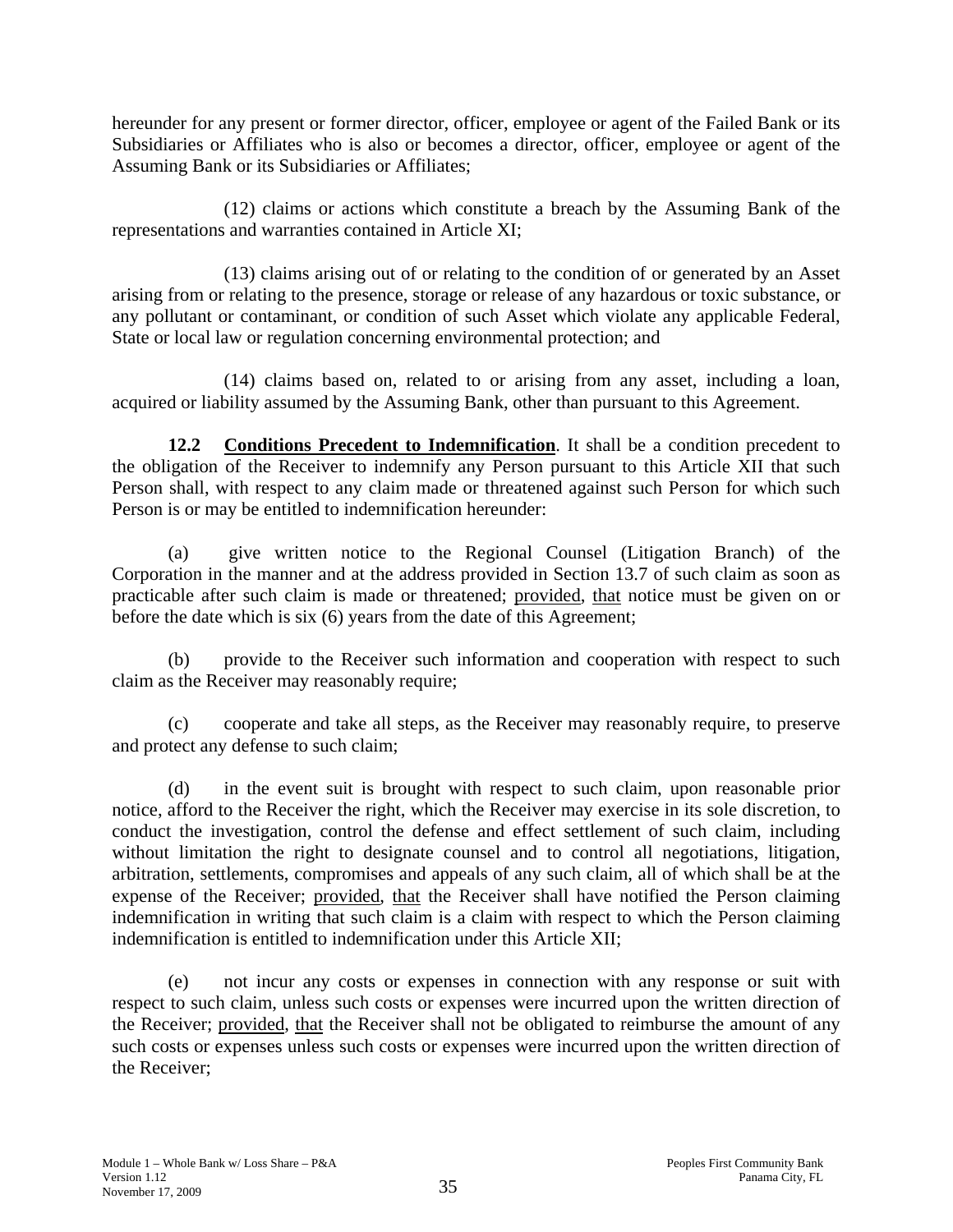hereunder for any present or former director, officer, employee or agent of the Failed Bank or its Subsidiaries or Affiliates who is also or becomes a director, officer, employee or agent of the Assuming Bank or its Subsidiaries or Affiliates;

(12) claims or actions which constitute a breach by the Assuming Bank of the representations and warranties contained in Article XI;

(13) claims arising out of or relating to the condition of or generated by an Asset arising from or relating to the presence, storage or release of any hazardous or toxic substance, or any pollutant or contaminant, or condition of such Asset which violate any applicable Federal, State or local law or regulation concerning environmental protection; and

(14) claims based on, related to or arising from any asset, including a loan, acquired or liability assumed by the Assuming Bank, other than pursuant to this Agreement.

**12.2 Conditions Precedent to Indemnification**. It shall be a condition precedent to the obligation of the Receiver to indemnify any Person pursuant to this Article XII that such Person shall, with respect to any claim made or threatened against such Person for which such Person is or may be entitled to indemnification hereunder:

(a) give written notice to the Regional Counsel (Litigation Branch) of the Corporation in the manner and at the address provided in Section 13.7 of such claim as soon as practicable after such claim is made or threatened; provided, that notice must be given on or before the date which is six (6) years from the date of this Agreement;

(b) provide to the Receiver such information and cooperation with respect to such claim as the Receiver may reasonably require;

(c) cooperate and take all steps, as the Receiver may reasonably require, to preserve and protect any defense to such claim;

(d) in the event suit is brought with respect to such claim, upon reasonable prior notice, afford to the Receiver the right, which the Receiver may exercise in its sole discretion, to conduct the investigation, control the defense and effect settlement of such claim, including without limitation the right to designate counsel and to control all negotiations, litigation, arbitration, settlements, compromises and appeals of any such claim, all of which shall be at the expense of the Receiver; provided, that the Receiver shall have notified the Person claiming indemnification in writing that such claim is a claim with respect to which the Person claiming indemnification is entitled to indemnification under this Article XII;

(e) not incur any costs or expenses in connection with any response or suit with respect to such claim, unless such costs or expenses were incurred upon the written direction of the Receiver; provided, that the Receiver shall not be obligated to reimburse the amount of any such costs or expenses unless such costs or expenses were incurred upon the written direction of the Receiver;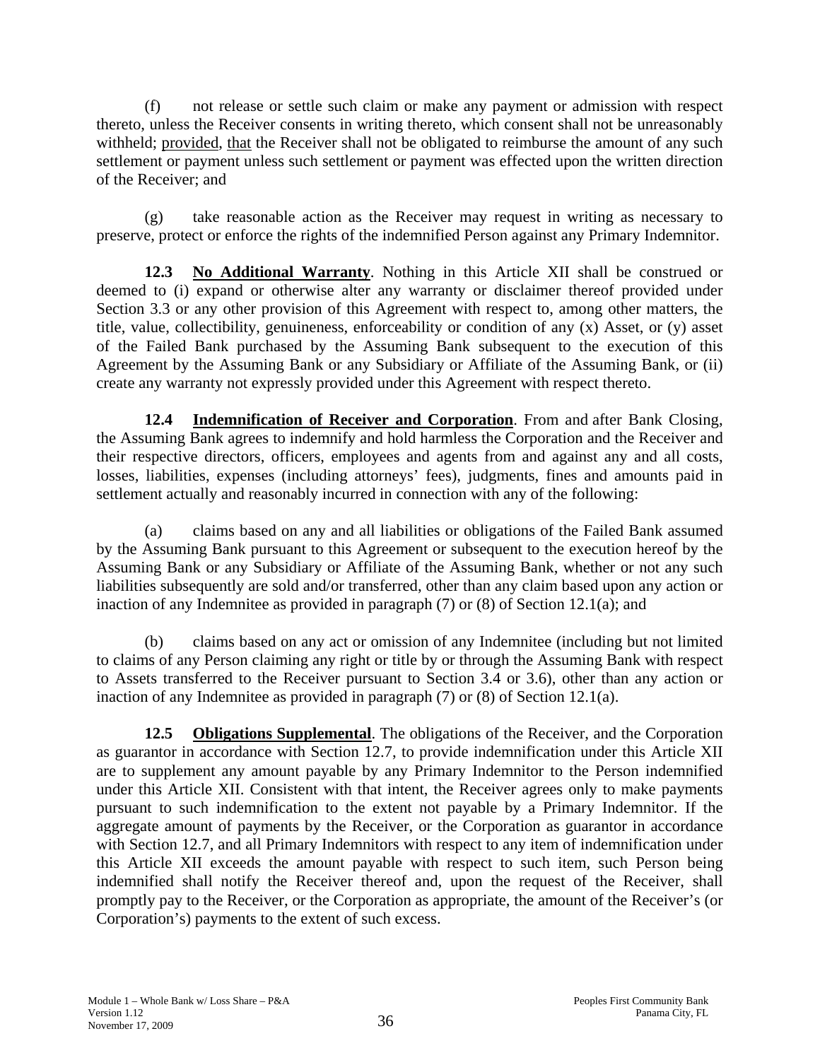(f) not release or settle such claim or make any payment or admission with respect thereto, unless the Receiver consents in writing thereto, which consent shall not be unreasonably withheld; provided, that the Receiver shall not be obligated to reimburse the amount of any such settlement or payment unless such settlement or payment was effected upon the written direction of the Receiver; and

(g) take reasonable action as the Receiver may request in writing as necessary to preserve, protect or enforce the rights of the indemnified Person against any Primary Indemnitor.

**12.3 No Additional Warranty**. Nothing in this Article XII shall be construed or deemed to (i) expand or otherwise alter any warranty or disclaimer thereof provided under Section 3.3 or any other provision of this Agreement with respect to, among other matters, the title, value, collectibility, genuineness, enforceability or condition of any (x) Asset, or (y) asset of the Failed Bank purchased by the Assuming Bank subsequent to the execution of this Agreement by the Assuming Bank or any Subsidiary or Affiliate of the Assuming Bank, or (ii) create any warranty not expressly provided under this Agreement with respect thereto.

**12.4 Indemnification of Receiver and Corporation**. From and after Bank Closing, the Assuming Bank agrees to indemnify and hold harmless the Corporation and the Receiver and their respective directors, officers, employees and agents from and against any and all costs, losses, liabilities, expenses (including attorneys' fees), judgments, fines and amounts paid in settlement actually and reasonably incurred in connection with any of the following:

(a) claims based on any and all liabilities or obligations of the Failed Bank assumed by the Assuming Bank pursuant to this Agreement or subsequent to the execution hereof by the Assuming Bank or any Subsidiary or Affiliate of the Assuming Bank, whether or not any such liabilities subsequently are sold and/or transferred, other than any claim based upon any action or inaction of any Indemnitee as provided in paragraph (7) or (8) of Section 12.1(a); and

(b) claims based on any act or omission of any Indemnitee (including but not limited to claims of any Person claiming any right or title by or through the Assuming Bank with respect to Assets transferred to the Receiver pursuant to Section 3.4 or 3.6), other than any action or inaction of any Indemnitee as provided in paragraph (7) or (8) of Section 12.1(a).

**12.5 Obligations Supplemental**. The obligations of the Receiver, and the Corporation as guarantor in accordance with Section 12.7, to provide indemnification under this Article XII are to supplement any amount payable by any Primary Indemnitor to the Person indemnified under this Article XII. Consistent with that intent, the Receiver agrees only to make payments pursuant to such indemnification to the extent not payable by a Primary Indemnitor. If the aggregate amount of payments by the Receiver, or the Corporation as guarantor in accordance with Section 12.7, and all Primary Indemnitors with respect to any item of indemnification under this Article XII exceeds the amount payable with respect to such item, such Person being indemnified shall notify the Receiver thereof and, upon the request of the Receiver, shall promptly pay to the Receiver, or the Corporation as appropriate, the amount of the Receiver's (or Corporation's) payments to the extent of such excess.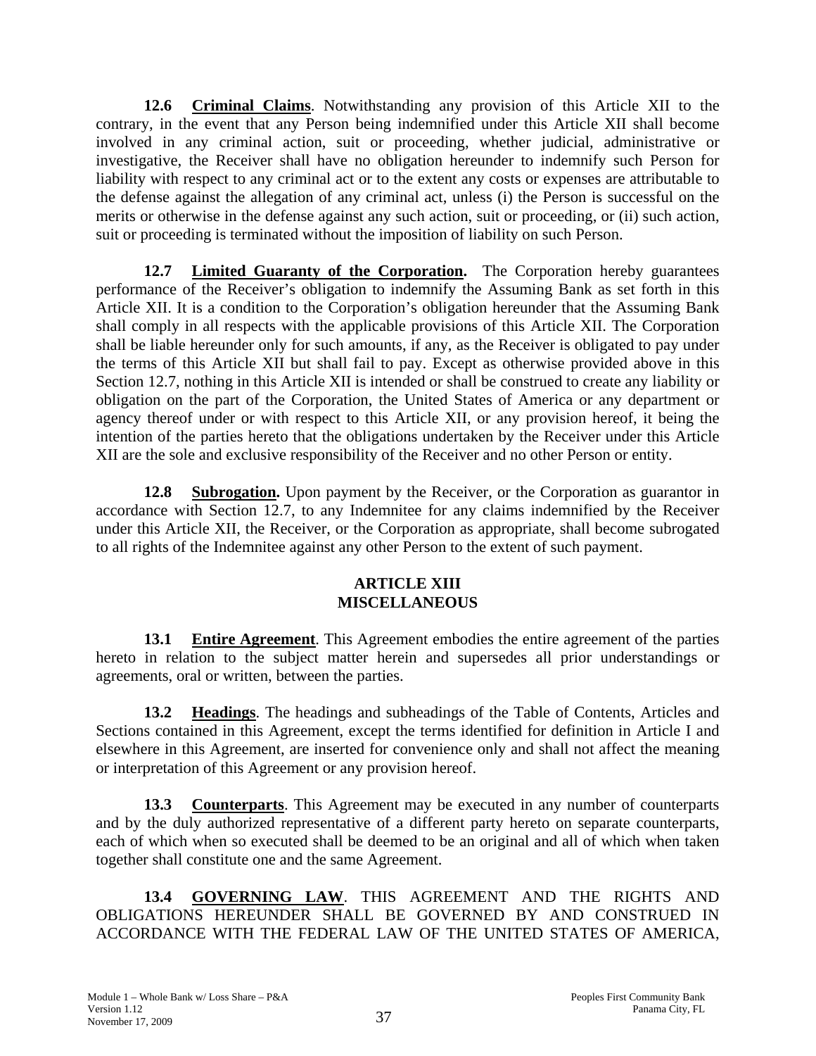**12.6 Criminal Claims**. Notwithstanding any provision of this Article XII to the contrary, in the event that any Person being indemnified under this Article XII shall become involved in any criminal action, suit or proceeding, whether judicial, administrative or investigative, the Receiver shall have no obligation hereunder to indemnify such Person for liability with respect to any criminal act or to the extent any costs or expenses are attributable to the defense against the allegation of any criminal act, unless (i) the Person is successful on the merits or otherwise in the defense against any such action, suit or proceeding, or (ii) such action, suit or proceeding is terminated without the imposition of liability on such Person.

**12.7 Limited Guaranty of the Corporation.** The Corporation hereby guarantees performance of the Receiver's obligation to indemnify the Assuming Bank as set forth in this Article XII. It is a condition to the Corporation's obligation hereunder that the Assuming Bank shall comply in all respects with the applicable provisions of this Article XII. The Corporation shall be liable hereunder only for such amounts, if any, as the Receiver is obligated to pay under the terms of this Article XII but shall fail to pay. Except as otherwise provided above in this Section 12.7, nothing in this Article XII is intended or shall be construed to create any liability or obligation on the part of the Corporation, the United States of America or any department or agency thereof under or with respect to this Article XII, or any provision hereof, it being the intention of the parties hereto that the obligations undertaken by the Receiver under this Article XII are the sole and exclusive responsibility of the Receiver and no other Person or entity.

**12.8 Subrogation.** Upon payment by the Receiver, or the Corporation as guarantor in accordance with Section 12.7, to any Indemnitee for any claims indemnified by the Receiver under this Article XII, the Receiver, or the Corporation as appropriate, shall become subrogated to all rights of the Indemnitee against any other Person to the extent of such payment.

## ARTICLE XIII
## MISCELLANEOUS

**13.1 Entire Agreement**. This Agreement embodies the entire agreement of the parties hereto in relation to the subject matter herein and supersedes all prior understandings or agreements, oral or written, between the parties.

**13.2 Headings**. The headings and subheadings of the Table of Contents, Articles and Sections contained in this Agreement, except the terms identified for definition in Article I and elsewhere in this Agreement, are inserted for convenience only and shall not affect the meaning or interpretation of this Agreement or any provision hereof.

**13.3 Counterparts**. This Agreement may be executed in any number of counterparts and by the duly authorized representative of a different party hereto on separate counterparts, each of which when so executed shall be deemed to be an original and all of which when taken together shall constitute one and the same Agreement.

**13.4 GOVERNING LAW**. THIS AGREEMENT AND THE RIGHTS AND OBLIGATIONS HEREUNDER SHALL BE GOVERNED BY AND CONSTRUED IN ACCORDANCE WITH THE FEDERAL LAW OF THE UNITED STATES OF AMERICA,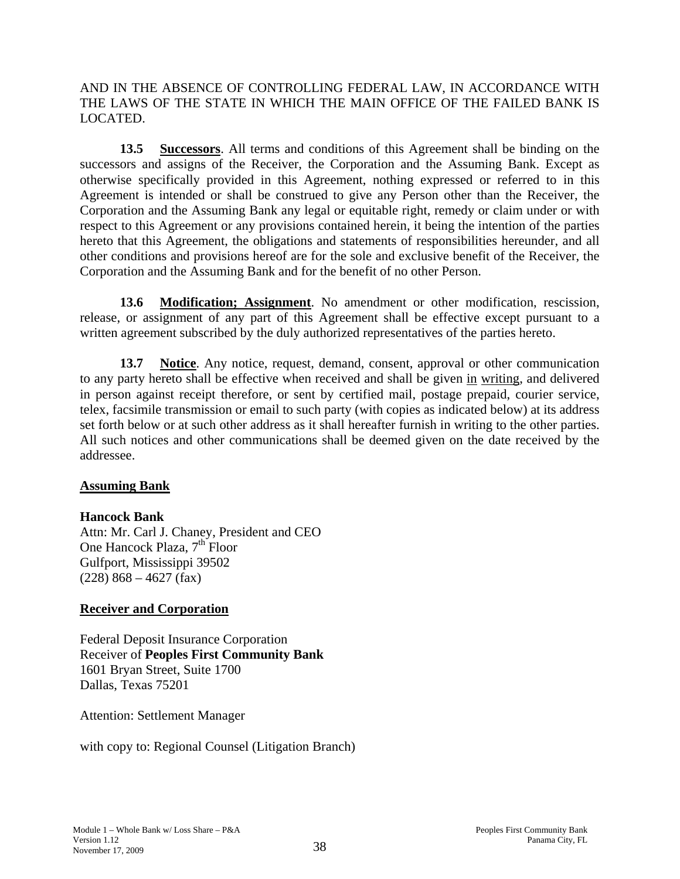AND IN THE ABSENCE OF CONTROLLING FEDERAL LAW, IN ACCORDANCE WITH THE LAWS OF THE STATE IN WHICH THE MAIN OFFICE OF THE FAILED BANK IS LOCATED.

**13.5 Successors**. All terms and conditions of this Agreement shall be binding on the successors and assigns of the Receiver, the Corporation and the Assuming Bank. Except as otherwise specifically provided in this Agreement, nothing expressed or referred to in this Agreement is intended or shall be construed to give any Person other than the Receiver, the Corporation and the Assuming Bank any legal or equitable right, remedy or claim under or with respect to this Agreement or any provisions contained herein, it being the intention of the parties hereto that this Agreement, the obligations and statements of responsibilities hereunder, and all other conditions and provisions hereof are for the sole and exclusive benefit of the Receiver, the Corporation and the Assuming Bank and for the benefit of no other Person.

**13.6 Modification; Assignment**. No amendment or other modification, rescission, release, or assignment of any part of this Agreement shall be effective except pursuant to a written agreement subscribed by the duly authorized representatives of the parties hereto.

**13.7 Notice**. Any notice, request, demand, consent, approval or other communication to any party hereto shall be effective when received and shall be given in writing, and delivered in person against receipt therefore, or sent by certified mail, postage prepaid, courier service, telex, facsimile transmission or email to such party (with copies as indicated below) at its address set forth below or at such other address as it shall hereafter furnish in writing to the other parties. All such notices and other communications shall be deemed given on the date received by the addressee.

**Assuming Bank**

**Hancock Bank**
Attn: Mr. Carl J. Chaney, President and CEO
One Hancock Plaza, 7th Floor
Gulfport, Mississippi 39502
(228) 868 – 4627 (fax)

**Receiver and Corporation**

Federal Deposit Insurance Corporation
Receiver of **Peoples First Community Bank**
1601 Bryan Street, Suite 1700
Dallas, Texas 75201

Attention: Settlement Manager

with copy to: Regional Counsel (Litigation Branch)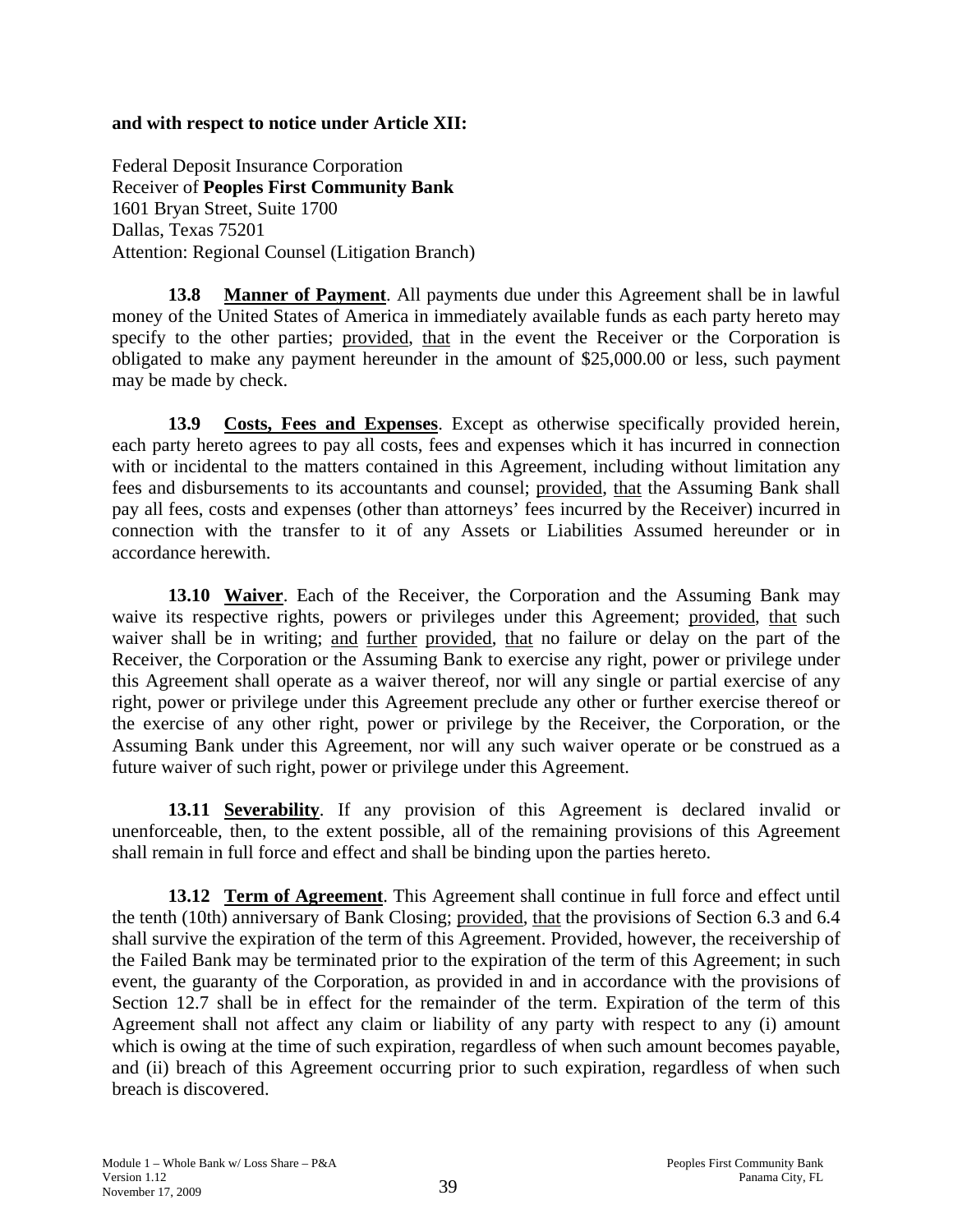**and with respect to notice under Article XII:**

Federal Deposit Insurance Corporation
Receiver of **Peoples First Community Bank**
1601 Bryan Street, Suite 1700
Dallas, Texas 75201
Attention: Regional Counsel (Litigation Branch)

**13.8 Manner of Payment**. All payments due under this Agreement shall be in lawful money of the United States of America in immediately available funds as each party hereto may specify to the other parties; provided, that in the event the Receiver or the Corporation is obligated to make any payment hereunder in the amount of $25,000.00 or less, such payment may be made by check.

**13.9 Costs, Fees and Expenses**. Except as otherwise specifically provided herein, each party hereto agrees to pay all costs, fees and expenses which it has incurred in connection with or incidental to the matters contained in this Agreement, including without limitation any fees and disbursements to its accountants and counsel; provided, that the Assuming Bank shall pay all fees, costs and expenses (other than attorneys' fees incurred by the Receiver) incurred in connection with the transfer to it of any Assets or Liabilities Assumed hereunder or in accordance herewith.

**13.10 Waiver**. Each of the Receiver, the Corporation and the Assuming Bank may waive its respective rights, powers or privileges under this Agreement; provided, that such waiver shall be in writing; and further provided, that no failure or delay on the part of the Receiver, the Corporation or the Assuming Bank to exercise any right, power or privilege under this Agreement shall operate as a waiver thereof, nor will any single or partial exercise of any right, power or privilege under this Agreement preclude any other or further exercise thereof or the exercise of any other right, power or privilege by the Receiver, the Corporation, or the Assuming Bank under this Agreement, nor will any such waiver operate or be construed as a future waiver of such right, power or privilege under this Agreement.

**13.11 Severability**. If any provision of this Agreement is declared invalid or unenforceable, then, to the extent possible, all of the remaining provisions of this Agreement shall remain in full force and effect and shall be binding upon the parties hereto.

**13.12 Term of Agreement**. This Agreement shall continue in full force and effect until the tenth (10th) anniversary of Bank Closing; provided, that the provisions of Section 6.3 and 6.4 shall survive the expiration of the term of this Agreement. Provided, however, the receivership of the Failed Bank may be terminated prior to the expiration of the term of this Agreement; in such event, the guaranty of the Corporation, as provided in and in accordance with the provisions of Section 12.7 shall be in effect for the remainder of the term. Expiration of the term of this Agreement shall not affect any claim or liability of any party with respect to any (i) amount which is owing at the time of such expiration, regardless of when such amount becomes payable, and (ii) breach of this Agreement occurring prior to such expiration, regardless of when such breach is discovered.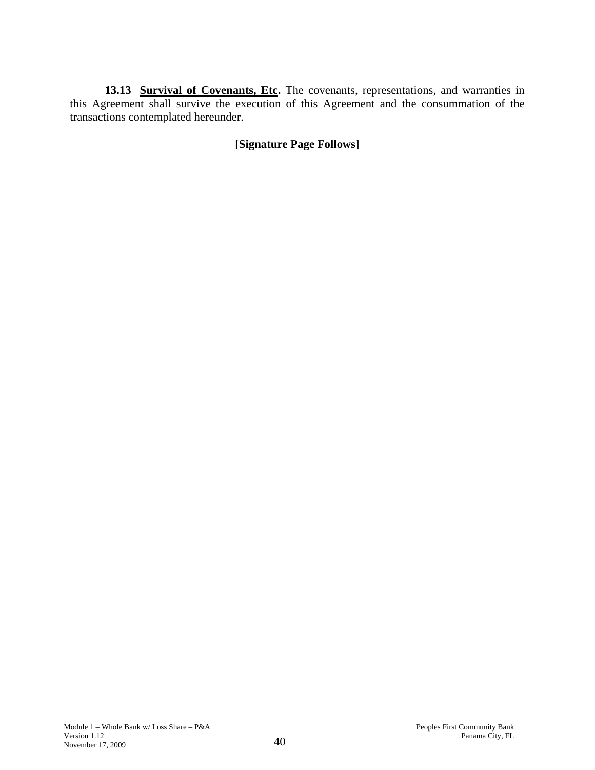**13.13 Survival of Covenants, Etc.** The covenants, representations, and warranties in this Agreement shall survive the execution of this Agreement and the consummation of the transactions contemplated hereunder.

**[Signature Page Follows]**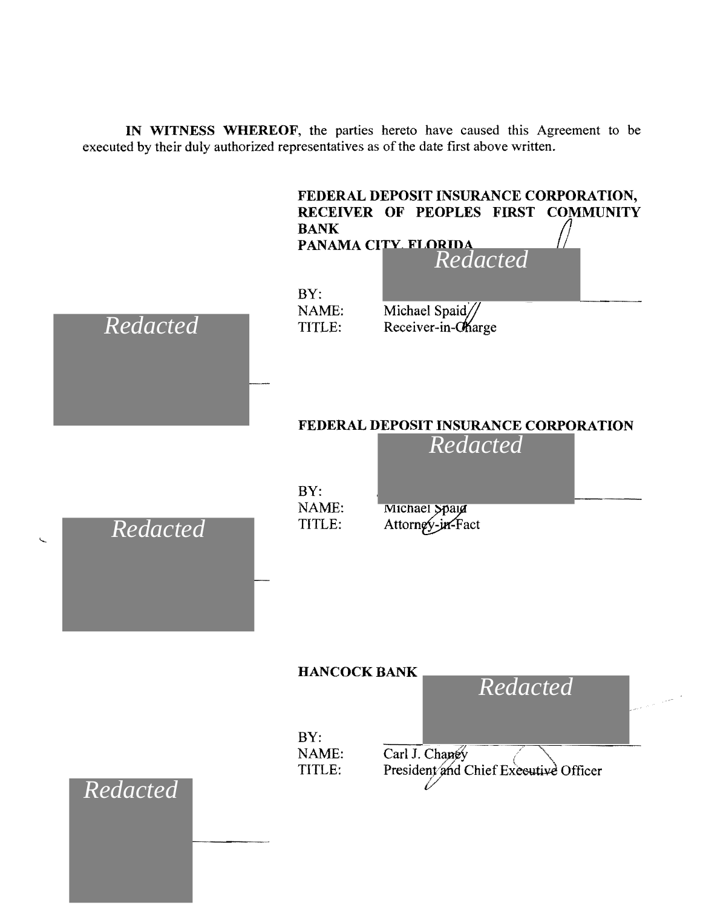**IN WITNESS WHEREOF**, the parties hereto have caused this Agreement to be executed by their duly authorized representatives as of the date first above written.

**FEDERAL DEPOSIT INSURANCE CORPORATION, RECEIVER OF PEOPLES FIRST COMMUNITY BANK PANAMA CITY, FLORIDA**

*Redacted*

BY:
NAME: Michael Spaid
TITLE: Receiver-in-Charge

*Redacted*

**FEDERAL DEPOSIT INSURANCE CORPORATION**

*Redacted*

BY:
NAME: Michael Spaid
TITLE: Attorney-in-Fact

*Redacted*

**HANCOCK BANK**

*Redacted*

BY:
NAME: Carl J. Chaney
TITLE: President and Chief Executive Officer

*Redacted*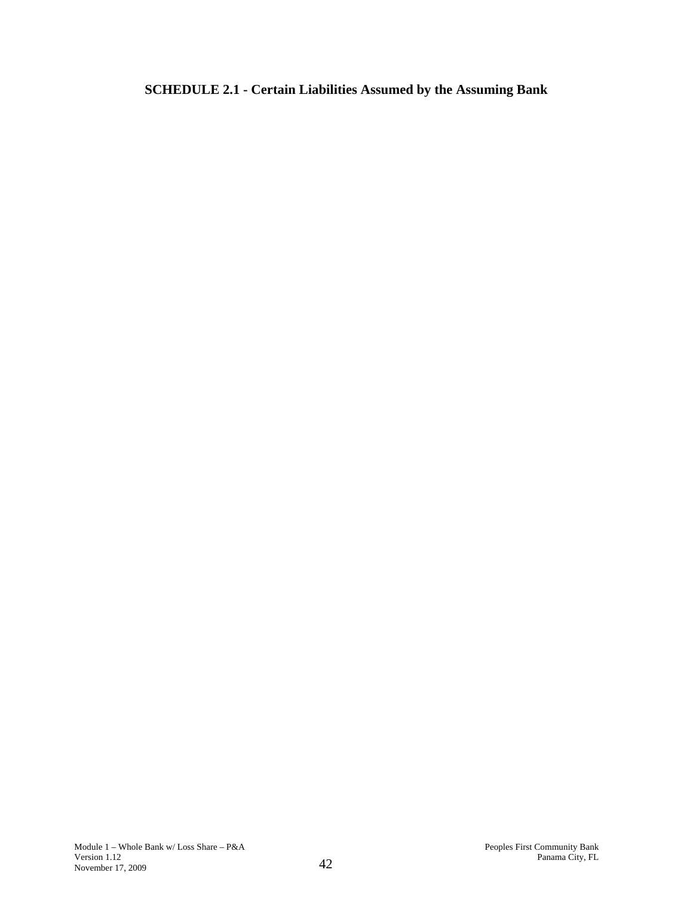# SCHEDULE 2.1 - Certain Liabilities Assumed by the Assuming Bank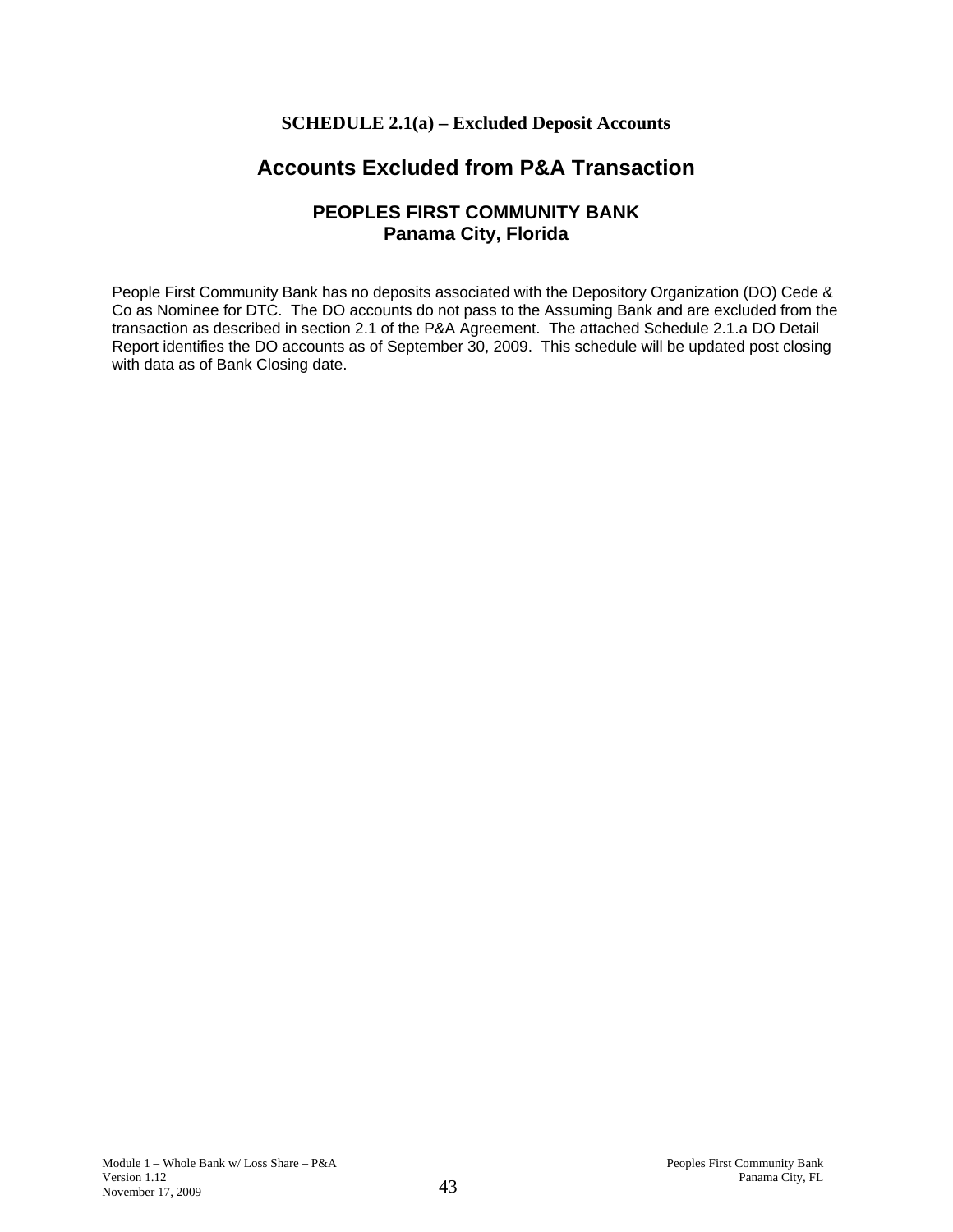**SCHEDULE 2.1(a) – Excluded Deposit Accounts**

# Accounts Excluded from P&A Transaction

## PEOPLES FIRST COMMUNITY BANK
## Panama City, Florida

People First Community Bank has no deposits associated with the Depository Organization (DO) Cede & Co as Nominee for DTC. The DO accounts do not pass to the Assuming Bank and are excluded from the transaction as described in section 2.1 of the P&A Agreement. The attached Schedule 2.1.a DO Detail Report identifies the DO accounts as of September 30, 2009. This schedule will be updated post closing with data as of Bank Closing date.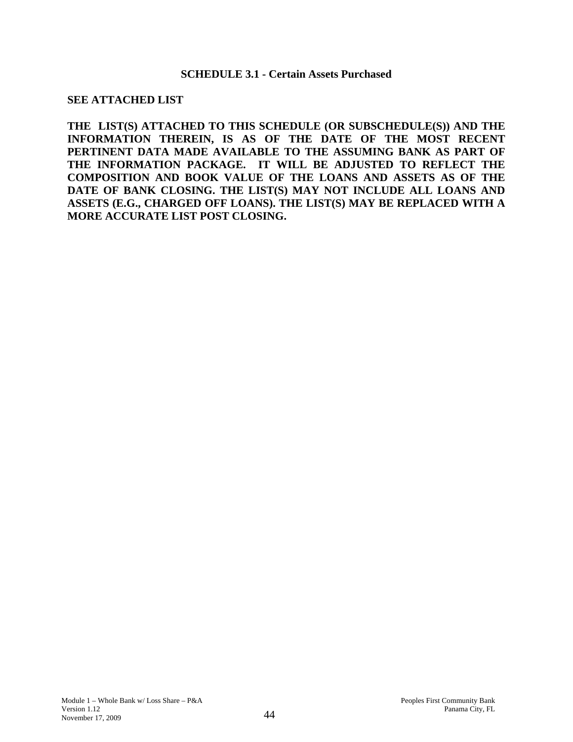## SCHEDULE 3.1 - Certain Assets Purchased

**SEE ATTACHED LIST**

**THE LIST(S) ATTACHED TO THIS SCHEDULE (OR SUBSCHEDULE(S)) AND THE INFORMATION THEREIN, IS AS OF THE DATE OF THE MOST RECENT PERTINENT DATA MADE AVAILABLE TO THE ASSUMING BANK AS PART OF THE INFORMATION PACKAGE. IT WILL BE ADJUSTED TO REFLECT THE COMPOSITION AND BOOK VALUE OF THE LOANS AND ASSETS AS OF THE DATE OF BANK CLOSING. THE LIST(S) MAY NOT INCLUDE ALL LOANS AND ASSETS (E.G., CHARGED OFF LOANS). THE LIST(S) MAY BE REPLACED WITH A MORE ACCURATE LIST POST CLOSING.**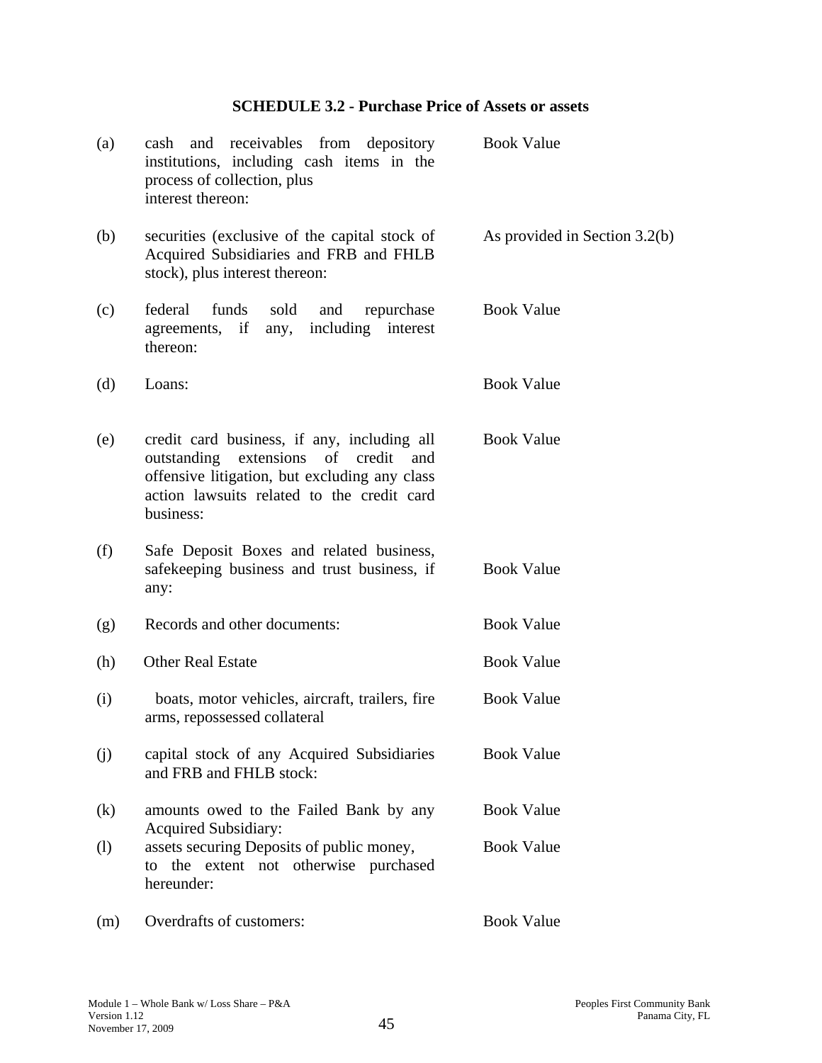### SCHEDULE 3.2 - Purchase Price of Assets or assets

| | | |
|---|---|---|
| (a) | cash and receivables from depository institutions, including cash items in the process of collection, plus interest thereon: | Book Value |
| (b) | securities (exclusive of the capital stock of Acquired Subsidiaries and FRB and FHLB stock), plus interest thereon: | As provided in Section 3.2(b) |
| (c) | federal funds sold and repurchase agreements, if any, including interest thereon: | Book Value |
| (d) | Loans: | Book Value |
| (e) | credit card business, if any, including all outstanding extensions of credit and offensive litigation, but excluding any class action lawsuits related to the credit card business: | Book Value |
| (f) | Safe Deposit Boxes and related business, safekeeping business and trust business, if any: | Book Value |
| (g) | Records and other documents: | Book Value |
| (h) | Other Real Estate | Book Value |
| (i) | boats, motor vehicles, aircraft, trailers, fire arms, repossessed collateral | Book Value |
| (j) | capital stock of any Acquired Subsidiaries and FRB and FHLB stock: | Book Value |
| (k) | amounts owed to the Failed Bank by any Acquired Subsidiary: | Book Value |
| (l) | assets securing Deposits of public money, to the extent not otherwise purchased hereunder: | Book Value |
| (m) | Overdrafts of customers: | Book Value |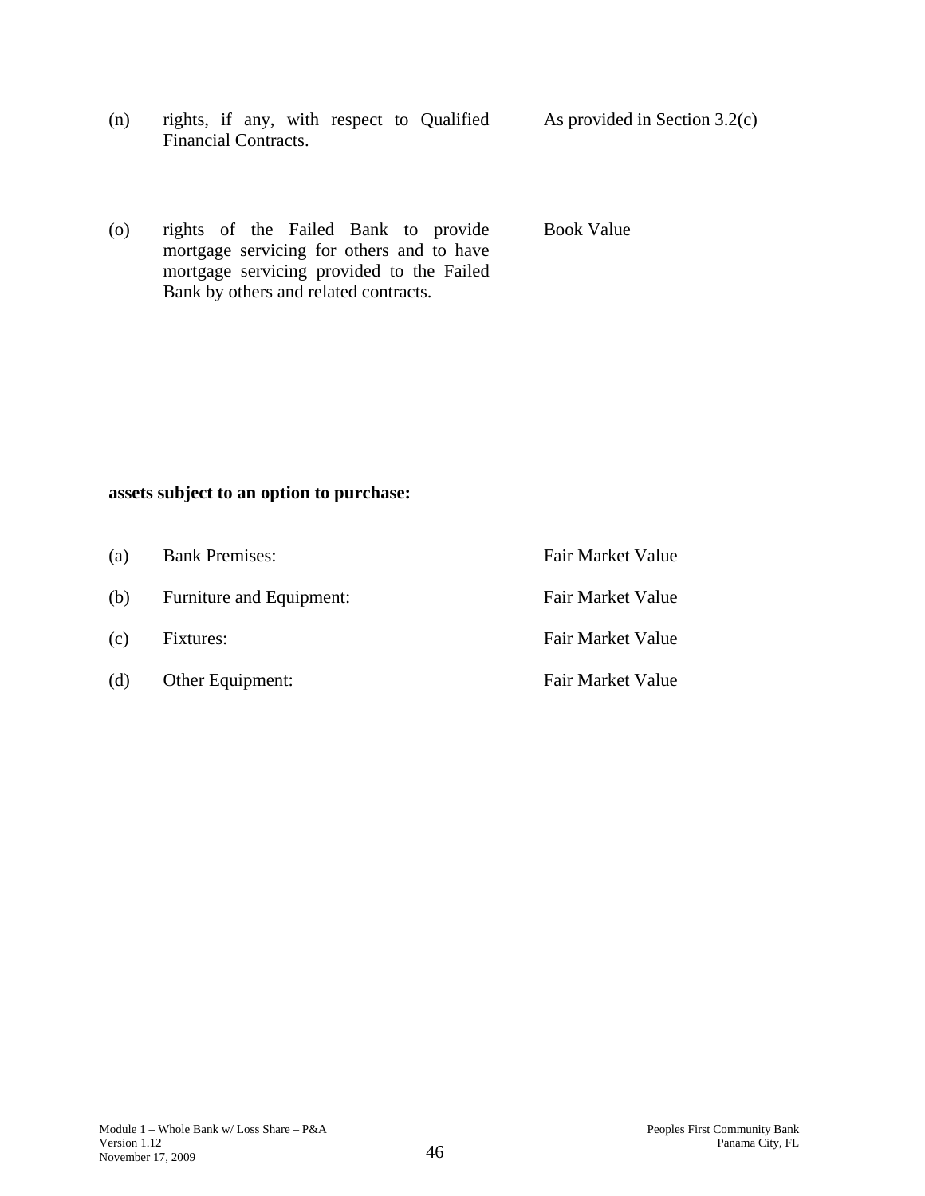| | | |
|---|---|---|
| (n) | rights, if any, with respect to Qualified Financial Contracts. | As provided in Section 3.2(c) |
| (o) | rights of the Failed Bank to provide mortgage servicing for others and to have mortgage servicing provided to the Failed Bank by others and related contracts. | Book Value |

**assets subject to an option to purchase:**

| | | |
|---|---|---|
| (a) | Bank Premises: | Fair Market Value |
| (b) | Furniture and Equipment: | Fair Market Value |
| (c) | Fixtures: | Fair Market Value |
| (d) | Other Equipment: | Fair Market Value |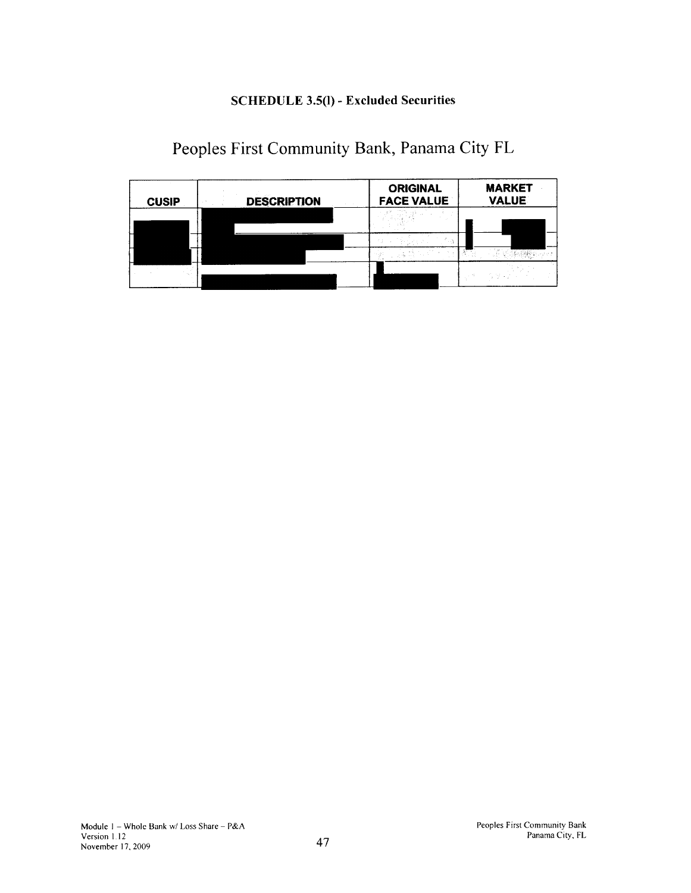**SCHEDULE 3.5(l) - Excluded Securities**

Peoples First Community Bank, Panama City FL

| CUSIP | DESCRIPTION | ORIGINAL FACE VALUE | MARKET VALUE |
|---|---|---|---|
| | | | |
| | | | |
| | | | |
| | | | |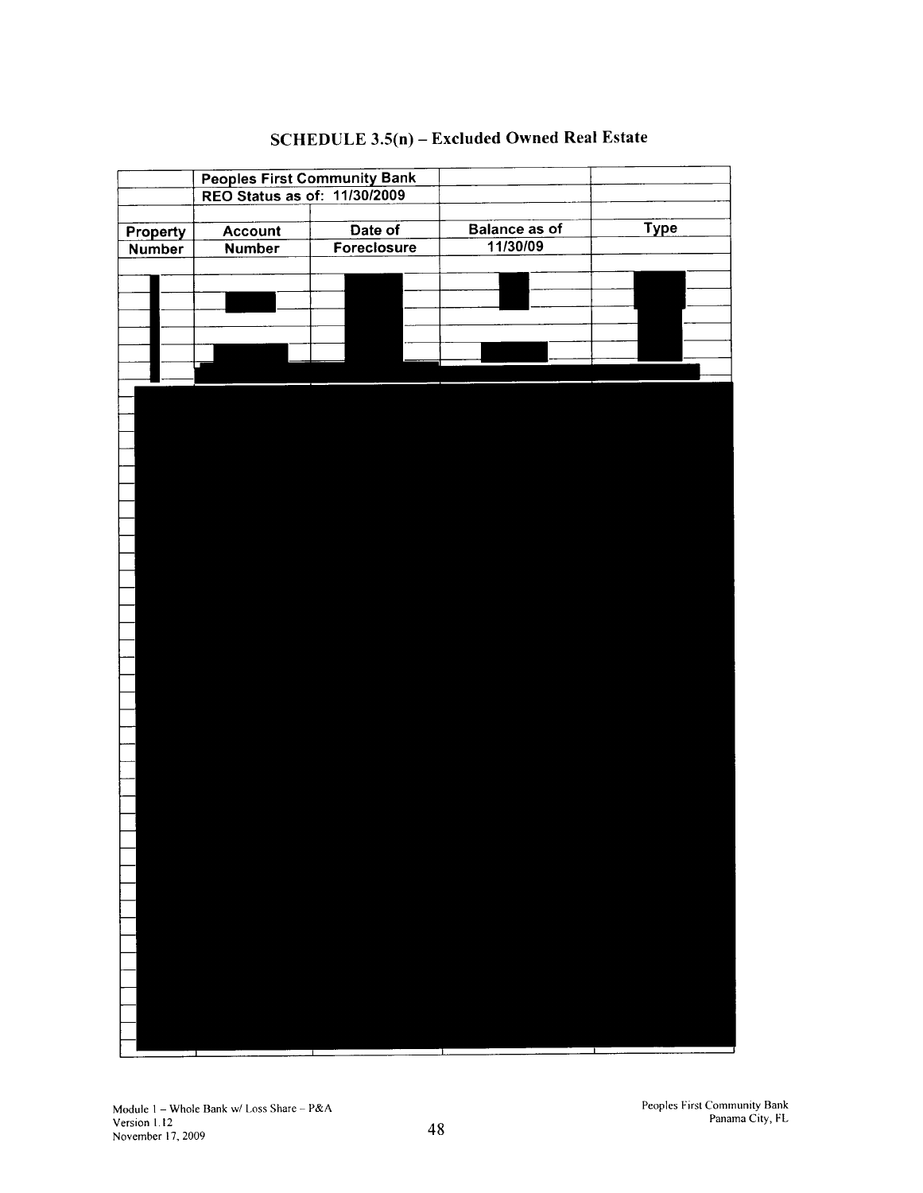# SCHEDULE 3.5(n) – Excluded Owned Real Estate

| | Peoples First Community Bank | | | |
|---|---|---|---|---|
| | REO Status as of: 11/30/2009 | | | |
| Property Number | Account Number | Date of Foreclosure | Balance as of 11/30/09 | Type |
| | | | | |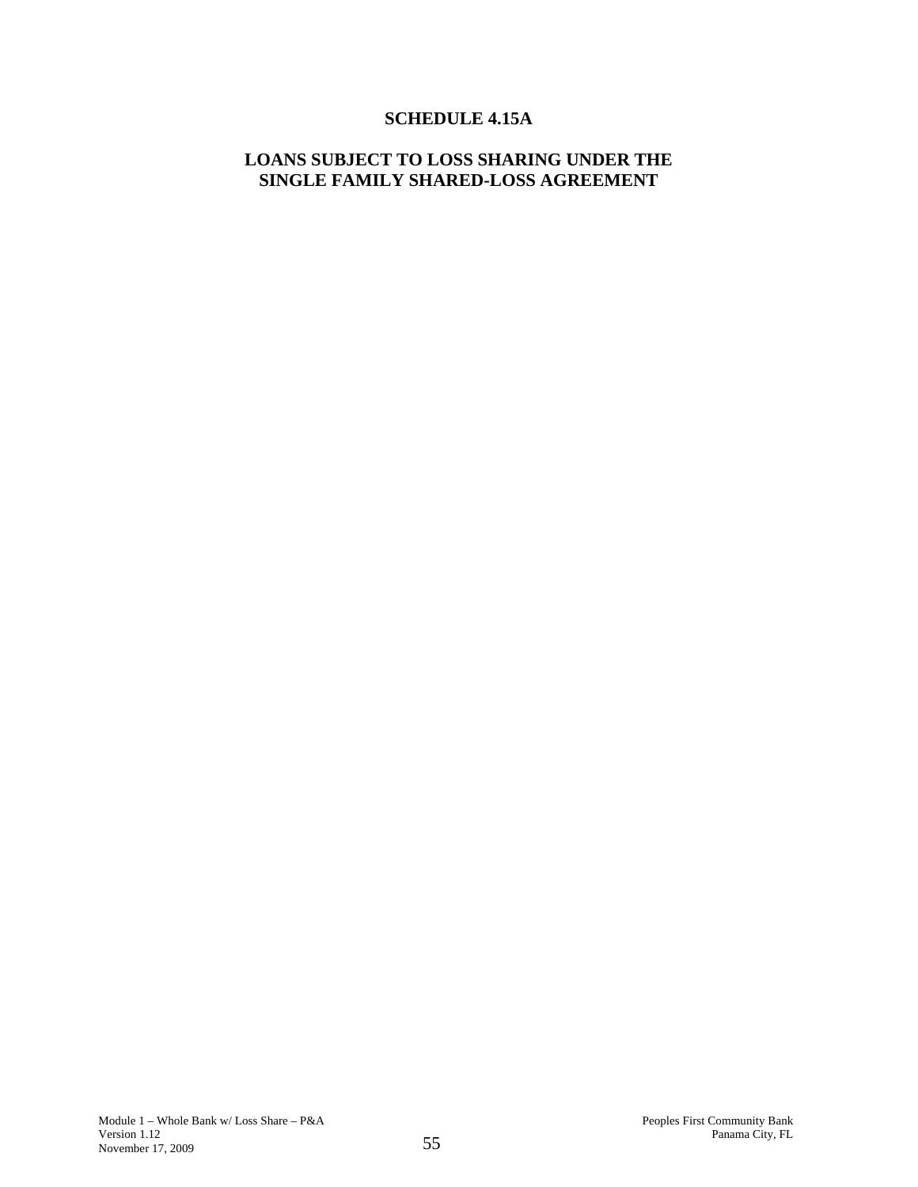# SCHEDULE 4.15A

## LOANS SUBJECT TO LOSS SHARING UNDER THE SINGLE FAMILY SHARED-LOSS AGREEMENT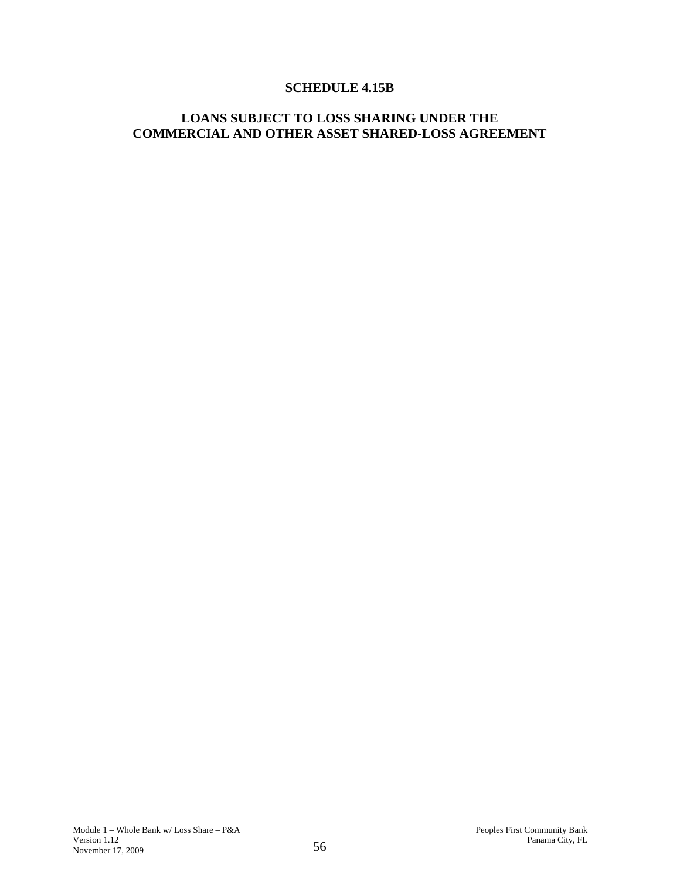# SCHEDULE 4.15B

## LOANS SUBJECT TO LOSS SHARING UNDER THE COMMERCIAL AND OTHER ASSET SHARED-LOSS AGREEMENT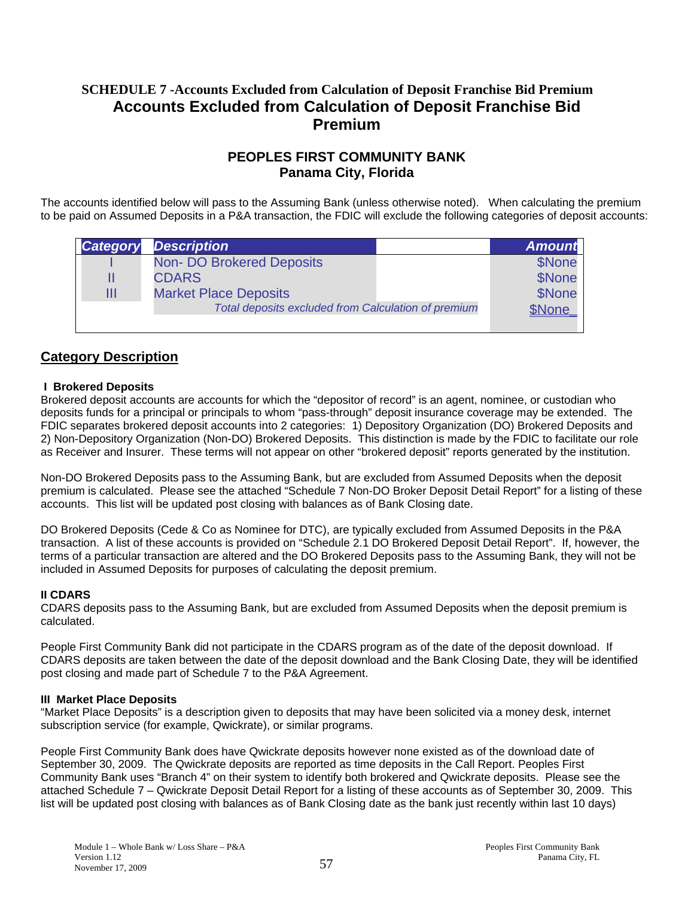## SCHEDULE 7 -Accounts Excluded from Calculation of Deposit Franchise Bid Premium

# Accounts Excluded from Calculation of Deposit Franchise Bid Premium

### PEOPLES FIRST COMMUNITY BANK
### Panama City, Florida

The accounts identified below will pass to the Assuming Bank (unless otherwise noted). When calculating the premium to be paid on Assumed Deposits in a P&A transaction, the FDIC will exclude the following categories of deposit accounts:

| *Category* | *Description* | *Amount* |
|---|---|---|
| I | Non- DO Brokered Deposits | $None |
| II | CDARS | $None |
| III | Market Place Deposits | $None |
| | *Total deposits excluded from Calculation of premium* | $None |

## Category Description

**I Brokered Deposits**

Brokered deposit accounts are accounts for which the "depositor of record" is an agent, nominee, or custodian who deposits funds for a principal or principals to whom "pass-through" deposit insurance coverage may be extended. The FDIC separates brokered deposit accounts into 2 categories: 1) Depository Organization (DO) Brokered Deposits and 2) Non-Depository Organization (Non-DO) Brokered Deposits. This distinction is made by the FDIC to facilitate our role as Receiver and Insurer. These terms will not appear on other "brokered deposit" reports generated by the institution.

Non-DO Brokered Deposits pass to the Assuming Bank, but are excluded from Assumed Deposits when the deposit premium is calculated. Please see the attached "Schedule 7 Non-DO Broker Deposit Detail Report" for a listing of these accounts. This list will be updated post closing with balances as of Bank Closing date.

DO Brokered Deposits (Cede & Co as Nominee for DTC), are typically excluded from Assumed Deposits in the P&A transaction. A list of these accounts is provided on "Schedule 2.1 DO Brokered Deposit Detail Report". If, however, the terms of a particular transaction are altered and the DO Brokered Deposits pass to the Assuming Bank, they will not be included in Assumed Deposits for purposes of calculating the deposit premium.

**II CDARS**

CDARS deposits pass to the Assuming Bank, but are excluded from Assumed Deposits when the deposit premium is calculated.

People First Community Bank did not participate in the CDARS program as of the date of the deposit download. If CDARS deposits are taken between the date of the deposit download and the Bank Closing Date, they will be identified post closing and made part of Schedule 7 to the P&A Agreement.

**III Market Place Deposits**

"Market Place Deposits" is a description given to deposits that may have been solicited via a money desk, internet subscription service (for example, Qwickrate), or similar programs.

People First Community Bank does have Qwickrate deposits however none existed as of the download date of September 30, 2009. The Qwickrate deposits are reported as time deposits in the Call Report. Peoples First Community Bank uses "Branch 4" on their system to identify both brokered and Qwickrate deposits. Please see the attached Schedule 7 – Qwickrate Deposit Detail Report for a listing of these accounts as of September 30, 2009. This list will be updated post closing with balances as of Bank Closing date as the bank just recently within last 10 days)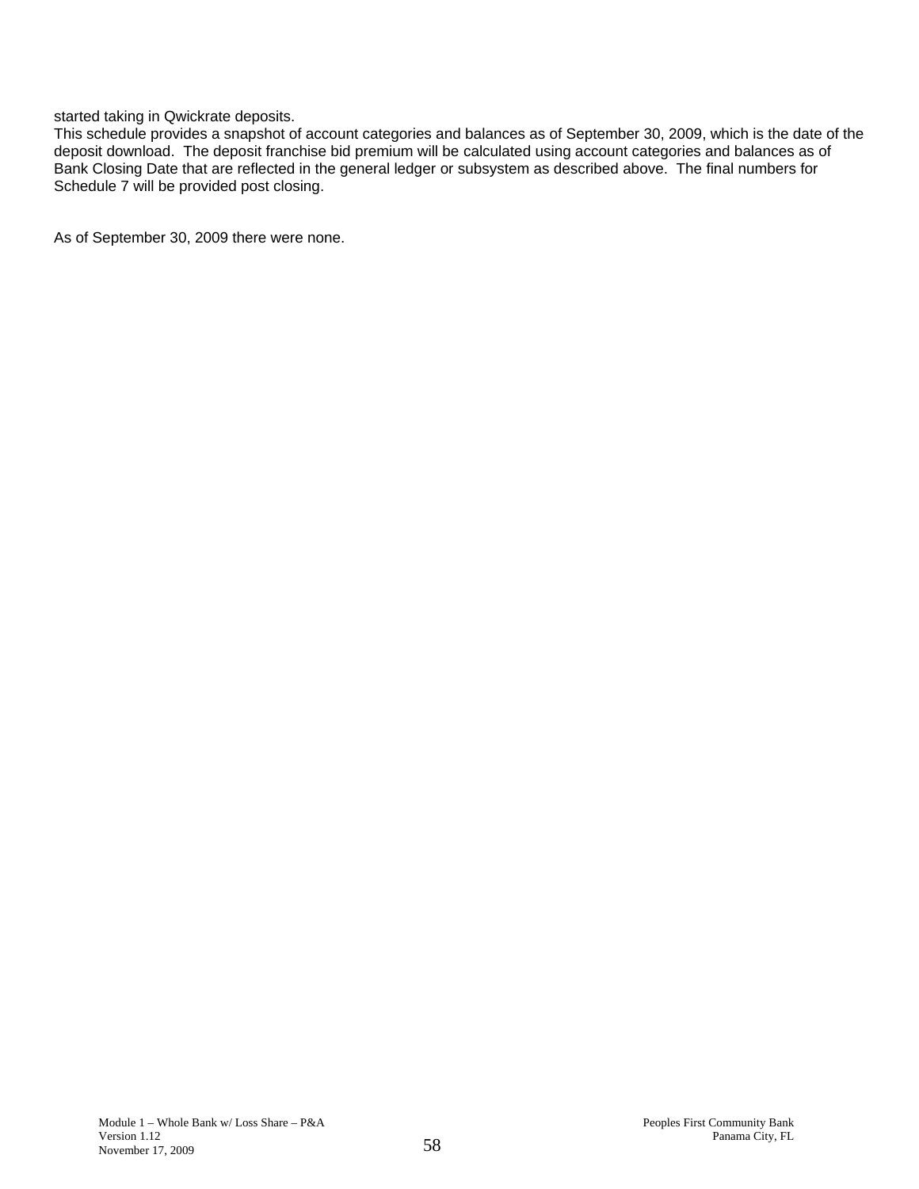started taking in Qwickrate deposits.

This schedule provides a snapshot of account categories and balances as of September 30, 2009, which is the date of the deposit download. The deposit franchise bid premium will be calculated using account categories and balances as of Bank Closing Date that are reflected in the general ledger or subsystem as described above. The final numbers for Schedule 7 will be provided post closing.

As of September 30, 2009 there were none.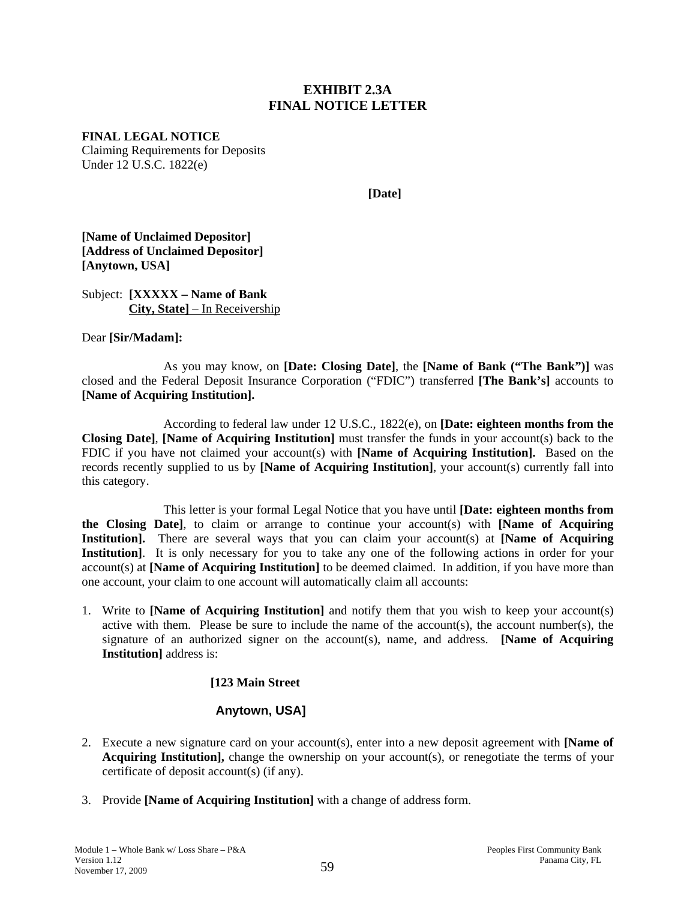# EXHIBIT 2.3A
# FINAL NOTICE LETTER

**FINAL LEGAL NOTICE**
Claiming Requirements for Deposits
Under 12 U.S.C. 1822(e)

**[Date]**

**[Name of Unclaimed Depositor]**
**[Address of Unclaimed Depositor]**
**[Anytown, USA]**

Subject: **[XXXXX – Name of Bank**
**City, State]** – In Receivership

Dear **[Sir/Madam]:**

As you may know, on **[Date: Closing Date]**, the **[Name of Bank ("The Bank")]** was closed and the Federal Deposit Insurance Corporation ("FDIC") transferred **[The Bank's]** accounts to **[Name of Acquiring Institution].**

According to federal law under 12 U.S.C., 1822(e), on **[Date: eighteen months from the Closing Date]**, **[Name of Acquiring Institution]** must transfer the funds in your account(s) back to the FDIC if you have not claimed your account(s) with **[Name of Acquiring Institution].** Based on the records recently supplied to us by **[Name of Acquiring Institution]**, your account(s) currently fall into this category.

This letter is your formal Legal Notice that you have until **[Date: eighteen months from the Closing Date]**, to claim or arrange to continue your account(s) with **[Name of Acquiring Institution].** There are several ways that you can claim your account(s) at **[Name of Acquiring Institution]**. It is only necessary for you to take any one of the following actions in order for your account(s) at **[Name of Acquiring Institution]** to be deemed claimed. In addition, if you have more than one account, your claim to one account will automatically claim all accounts:

1. Write to **[Name of Acquiring Institution]** and notify them that you wish to keep your account(s) active with them. Please be sure to include the name of the account(s), the account number(s), the signature of an authorized signer on the account(s), name, and address. **[Name of Acquiring Institution]** address is:

   **[123 Main Street**

   **Anytown, USA]**

2. Execute a new signature card on your account(s), enter into a new deposit agreement with **[Name of Acquiring Institution],** change the ownership on your account(s), or renegotiate the terms of your certificate of deposit account(s) (if any).

3. Provide **[Name of Acquiring Institution]** with a change of address form.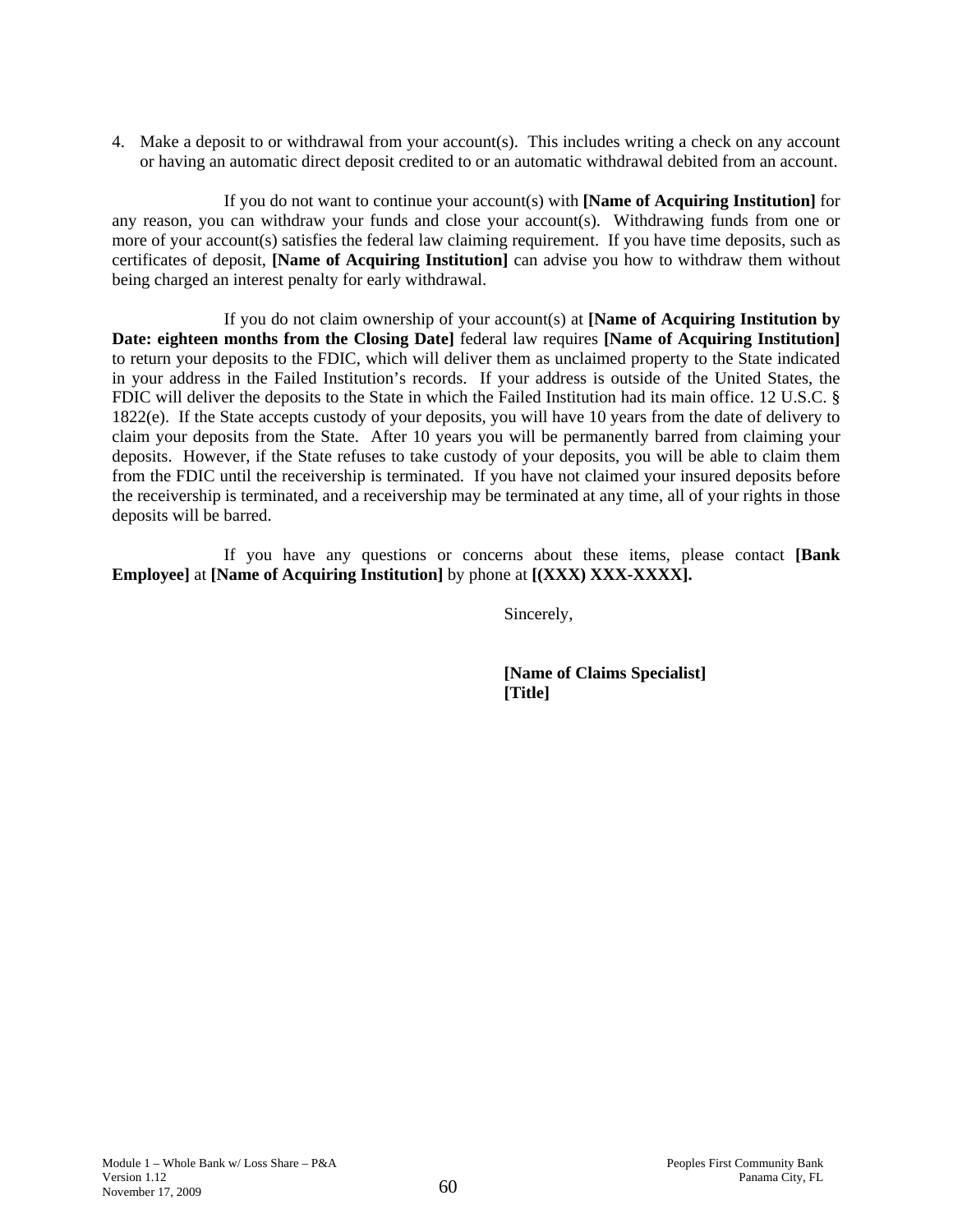4. Make a deposit to or withdrawal from your account(s). This includes writing a check on any account or having an automatic direct deposit credited to or an automatic withdrawal debited from an account.

If you do not want to continue your account(s) with **[Name of Acquiring Institution]** for any reason, you can withdraw your funds and close your account(s). Withdrawing funds from one or more of your account(s) satisfies the federal law claiming requirement. If you have time deposits, such as certificates of deposit, **[Name of Acquiring Institution]** can advise you how to withdraw them without being charged an interest penalty for early withdrawal.

If you do not claim ownership of your account(s) at **[Name of Acquiring Institution by Date: eighteen months from the Closing Date]** federal law requires **[Name of Acquiring Institution]** to return your deposits to the FDIC, which will deliver them as unclaimed property to the State indicated in your address in the Failed Institution's records. If your address is outside of the United States, the FDIC will deliver the deposits to the State in which the Failed Institution had its main office. 12 U.S.C. § 1822(e). If the State accepts custody of your deposits, you will have 10 years from the date of delivery to claim your deposits from the State. After 10 years you will be permanently barred from claiming your deposits. However, if the State refuses to take custody of your deposits, you will be able to claim them from the FDIC until the receivership is terminated. If you have not claimed your insured deposits before the receivership is terminated, and a receivership may be terminated at any time, all of your rights in those deposits will be barred.

If you have any questions or concerns about these items, please contact **[Bank Employee]** at **[Name of Acquiring Institution]** by phone at **[(XXX) XXX-XXXX].**

Sincerely,

**[Name of Claims Specialist]**
**[Title]**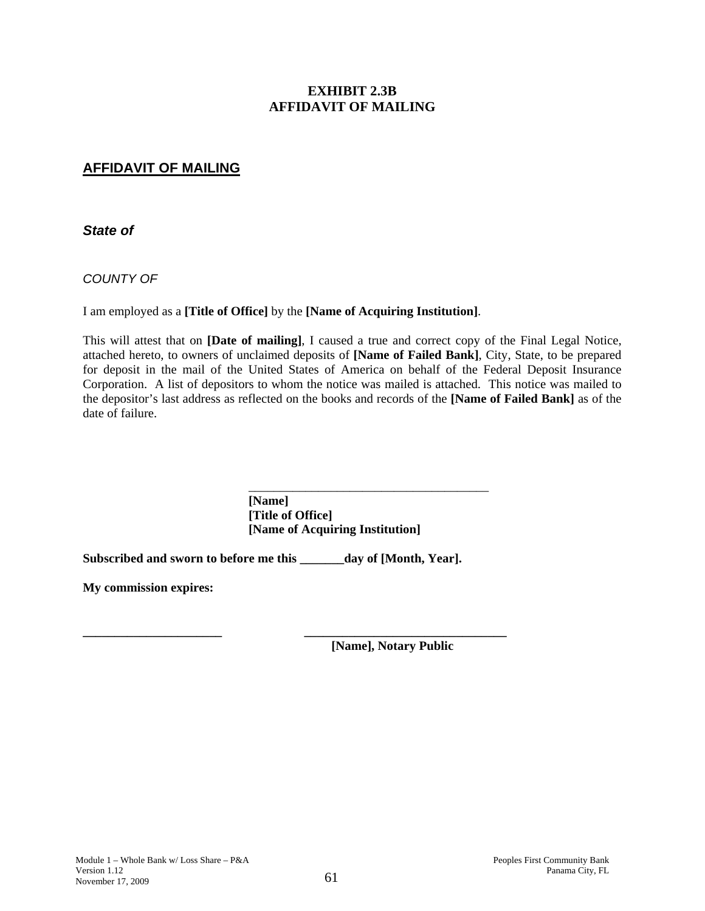# EXHIBIT 2.3B
# AFFIDAVIT OF MAILING

## AFFIDAVIT OF MAILING

***State of***

*COUNTY OF*

I am employed as a **[Title of Office]** by the **[Name of Acquiring Institution]**.

This will attest that on **[Date of mailing]**, I caused a true and correct copy of the Final Legal Notice, attached hereto, to owners of unclaimed deposits of **[Name of Failed Bank]**, City, State, to be prepared for deposit in the mail of the United States of America on behalf of the Federal Deposit Insurance Corporation. A list of depositors to whom the notice was mailed is attached. This notice was mailed to the depositor's last address as reflected on the books and records of the **[Name of Failed Bank]** as of the date of failure.

_______________________________________
**[Name]**
**[Title of Office]**
**[Name of Acquiring Institution]**

**Subscribed and sworn to before me this _______day of [Month, Year].**

**My commission expires:**

______________________ ________________________________
**[Name], Notary Public**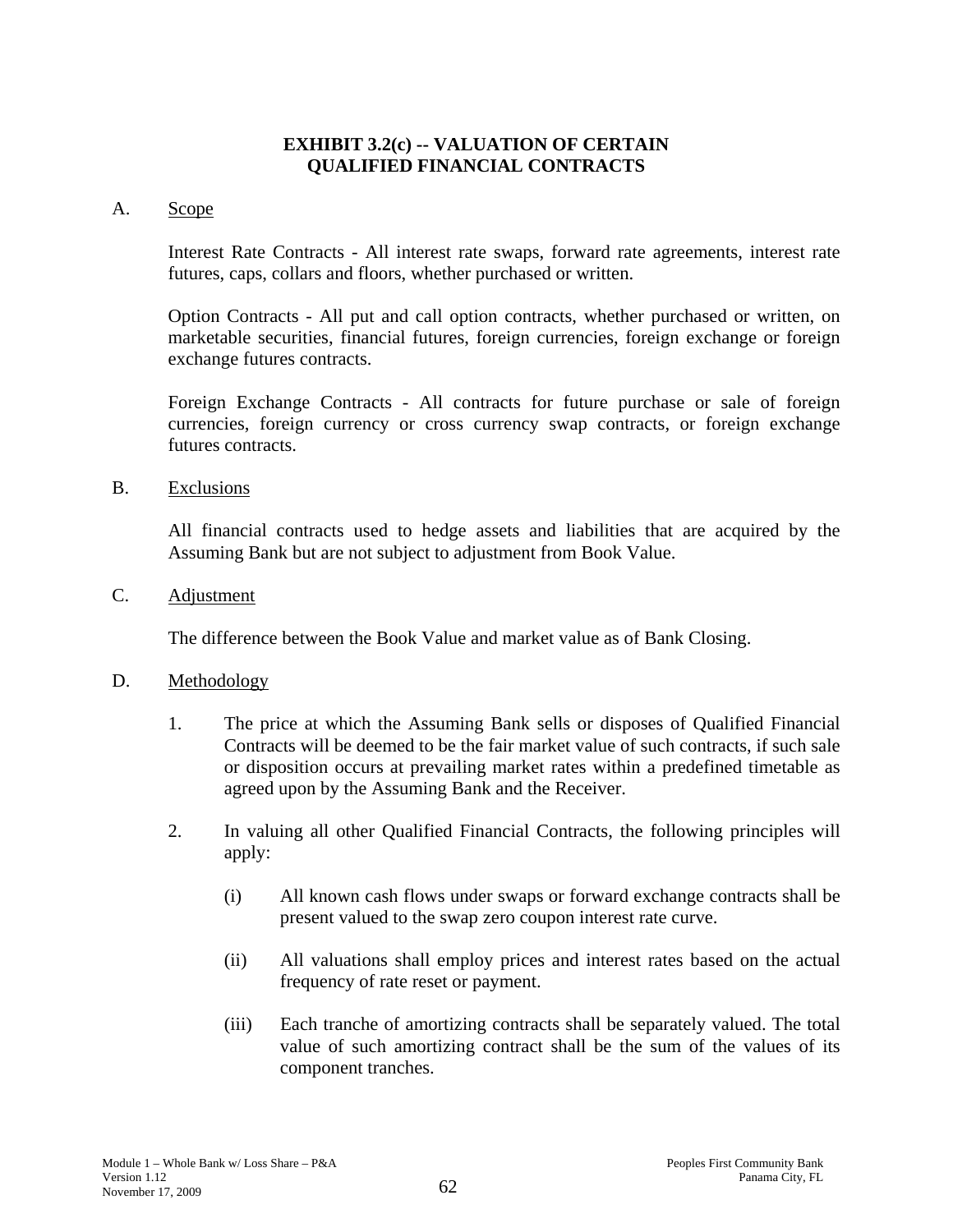# EXHIBIT 3.2(c) -- VALUATION OF CERTAIN QUALIFIED FINANCIAL CONTRACTS

A. Scope

Interest Rate Contracts - All interest rate swaps, forward rate agreements, interest rate futures, caps, collars and floors, whether purchased or written.

Option Contracts - All put and call option contracts, whether purchased or written, on marketable securities, financial futures, foreign currencies, foreign exchange or foreign exchange futures contracts.

Foreign Exchange Contracts - All contracts for future purchase or sale of foreign currencies, foreign currency or cross currency swap contracts, or foreign exchange futures contracts.

B. Exclusions

All financial contracts used to hedge assets and liabilities that are acquired by the Assuming Bank but are not subject to adjustment from Book Value.

C. Adjustment

The difference between the Book Value and market value as of Bank Closing.

D. Methodology

1. The price at which the Assuming Bank sells or disposes of Qualified Financial Contracts will be deemed to be the fair market value of such contracts, if such sale or disposition occurs at prevailing market rates within a predefined timetable as agreed upon by the Assuming Bank and the Receiver.

2. In valuing all other Qualified Financial Contracts, the following principles will apply:

   (i) All known cash flows under swaps or forward exchange contracts shall be present valued to the swap zero coupon interest rate curve.

   (ii) All valuations shall employ prices and interest rates based on the actual frequency of rate reset or payment.

   (iii) Each tranche of amortizing contracts shall be separately valued. The total value of such amortizing contract shall be the sum of the values of its component tranches.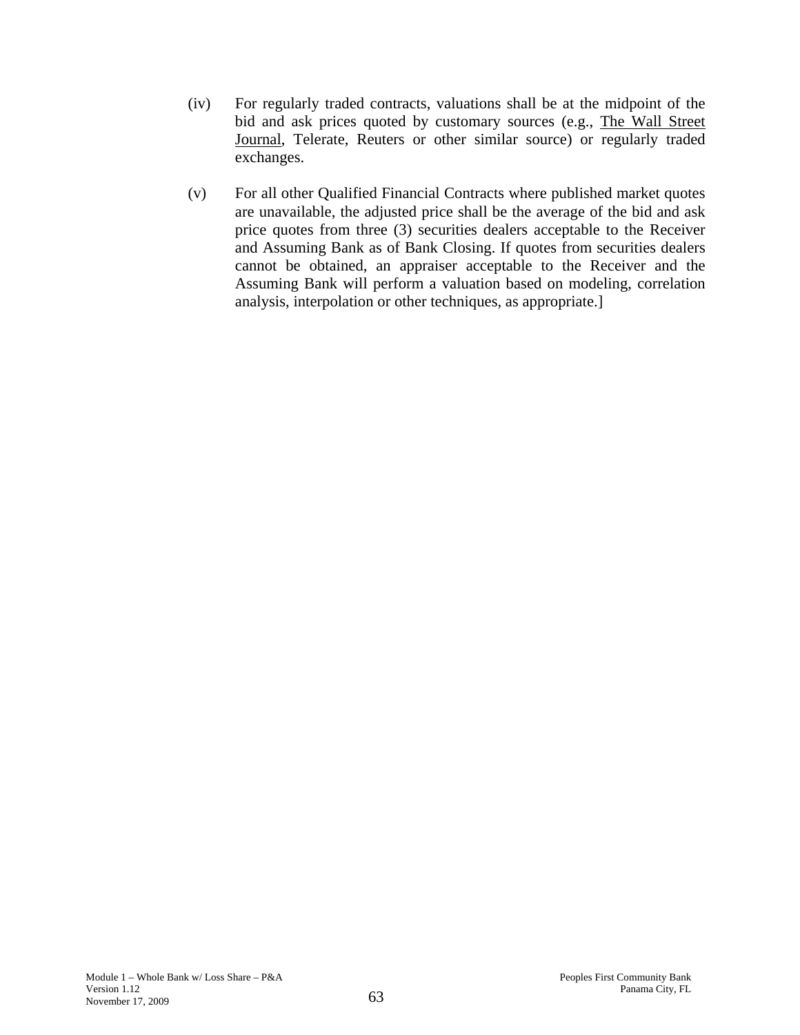(iv) For regularly traded contracts, valuations shall be at the midpoint of the bid and ask prices quoted by customary sources (e.g., The Wall Street Journal, Telerate, Reuters or other similar source) or regularly traded exchanges.

(v) For all other Qualified Financial Contracts where published market quotes are unavailable, the adjusted price shall be the average of the bid and ask price quotes from three (3) securities dealers acceptable to the Receiver and Assuming Bank as of Bank Closing. If quotes from securities dealers cannot be obtained, an appraiser acceptable to the Receiver and the Assuming Bank will perform a valuation based on modeling, correlation analysis, interpolation or other techniques, as appropriate.]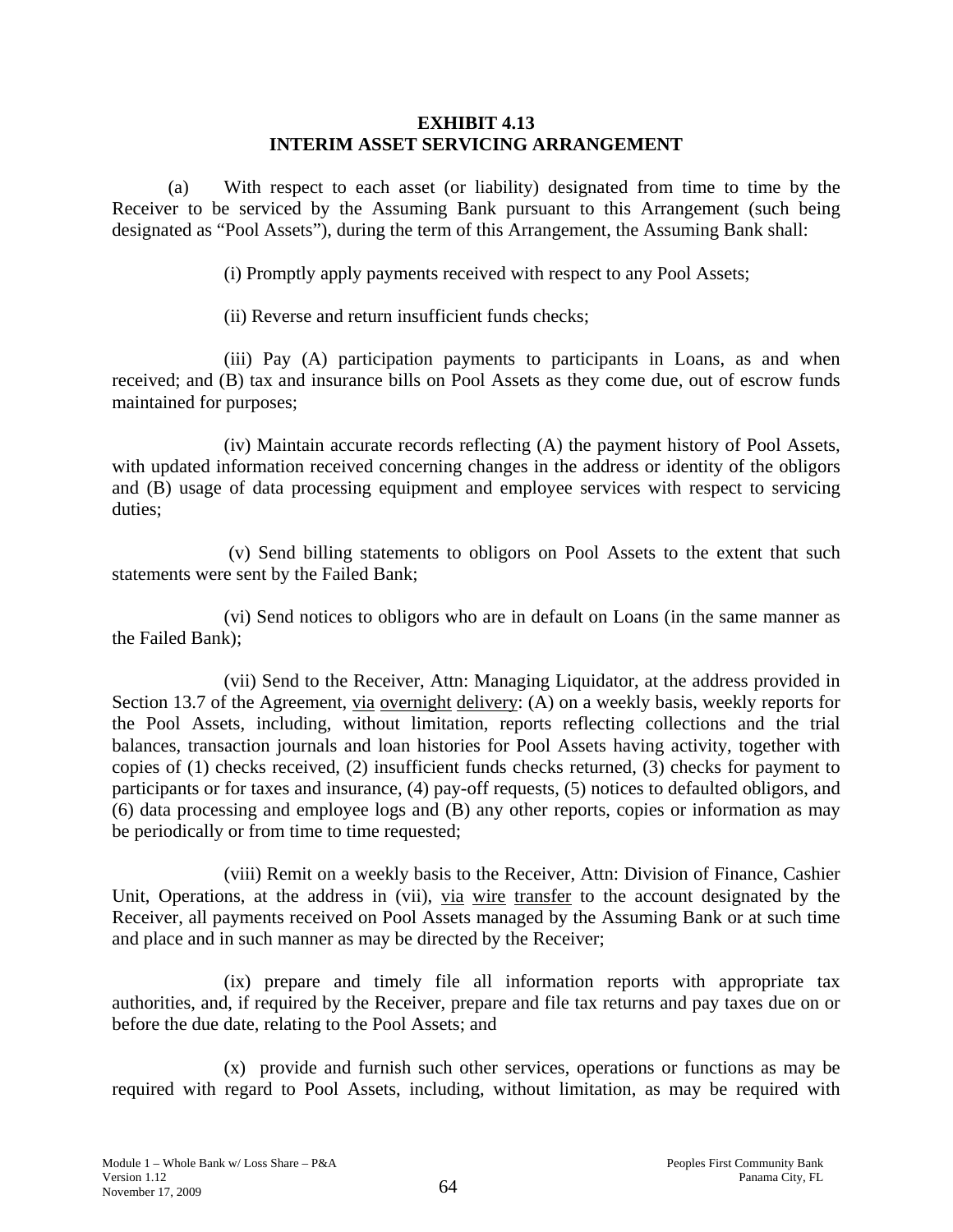**EXHIBIT 4.13**
**INTERIM ASSET SERVICING ARRANGEMENT**

(a) With respect to each asset (or liability) designated from time to time by the Receiver to be serviced by the Assuming Bank pursuant to this Arrangement (such being designated as "Pool Assets"), during the term of this Arrangement, the Assuming Bank shall:

(i) Promptly apply payments received with respect to any Pool Assets;

(ii) Reverse and return insufficient funds checks;

(iii) Pay (A) participation payments to participants in Loans, as and when received; and (B) tax and insurance bills on Pool Assets as they come due, out of escrow funds maintained for purposes;

(iv) Maintain accurate records reflecting (A) the payment history of Pool Assets, with updated information received concerning changes in the address or identity of the obligors and (B) usage of data processing equipment and employee services with respect to servicing duties;

(v) Send billing statements to obligors on Pool Assets to the extent that such statements were sent by the Failed Bank;

(vi) Send notices to obligors who are in default on Loans (in the same manner as the Failed Bank);

(vii) Send to the Receiver, Attn: Managing Liquidator, at the address provided in Section 13.7 of the Agreement, <u>via</u> <u>overnight</u> <u>delivery</u>: (A) on a weekly basis, weekly reports for the Pool Assets, including, without limitation, reports reflecting collections and the trial balances, transaction journals and loan histories for Pool Assets having activity, together with copies of (1) checks received, (2) insufficient funds checks returned, (3) checks for payment to participants or for taxes and insurance, (4) pay-off requests, (5) notices to defaulted obligors, and (6) data processing and employee logs and (B) any other reports, copies or information as may be periodically or from time to time requested;

(viii) Remit on a weekly basis to the Receiver, Attn: Division of Finance, Cashier Unit, Operations, at the address in (vii), <u>via</u> <u>wire</u> <u>transfer</u> to the account designated by the Receiver, all payments received on Pool Assets managed by the Assuming Bank or at such time and place and in such manner as may be directed by the Receiver;

(ix) prepare and timely file all information reports with appropriate tax authorities, and, if required by the Receiver, prepare and file tax returns and pay taxes due on or before the due date, relating to the Pool Assets; and

(x) provide and furnish such other services, operations or functions as may be required with regard to Pool Assets, including, without limitation, as may be required with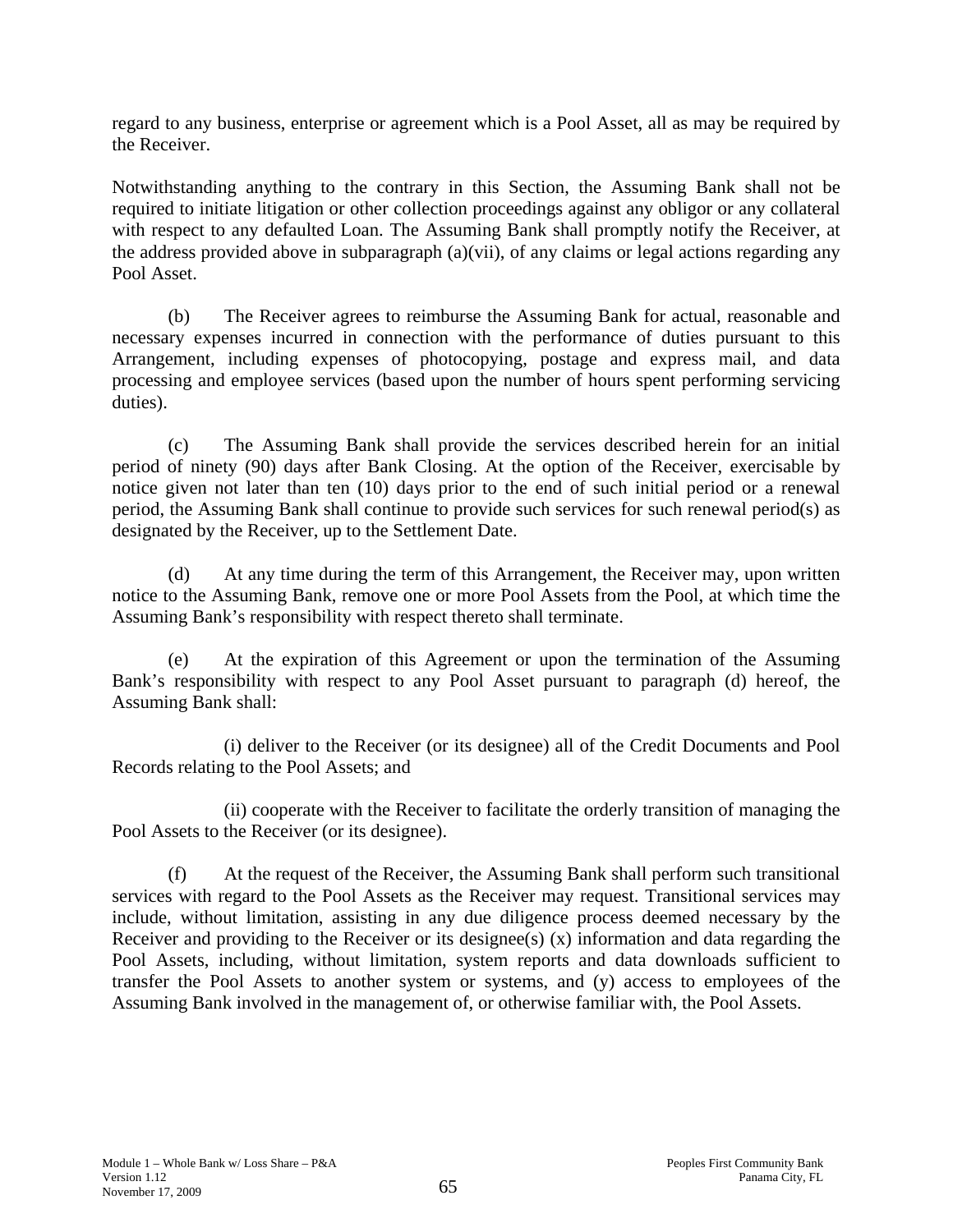regard to any business, enterprise or agreement which is a Pool Asset, all as may be required by the Receiver.

Notwithstanding anything to the contrary in this Section, the Assuming Bank shall not be required to initiate litigation or other collection proceedings against any obligor or any collateral with respect to any defaulted Loan. The Assuming Bank shall promptly notify the Receiver, at the address provided above in subparagraph (a)(vii), of any claims or legal actions regarding any Pool Asset.

(b) The Receiver agrees to reimburse the Assuming Bank for actual, reasonable and necessary expenses incurred in connection with the performance of duties pursuant to this Arrangement, including expenses of photocopying, postage and express mail, and data processing and employee services (based upon the number of hours spent performing servicing duties).

(c) The Assuming Bank shall provide the services described herein for an initial period of ninety (90) days after Bank Closing. At the option of the Receiver, exercisable by notice given not later than ten (10) days prior to the end of such initial period or a renewal period, the Assuming Bank shall continue to provide such services for such renewal period(s) as designated by the Receiver, up to the Settlement Date.

(d) At any time during the term of this Arrangement, the Receiver may, upon written notice to the Assuming Bank, remove one or more Pool Assets from the Pool, at which time the Assuming Bank's responsibility with respect thereto shall terminate.

(e) At the expiration of this Agreement or upon the termination of the Assuming Bank's responsibility with respect to any Pool Asset pursuant to paragraph (d) hereof, the Assuming Bank shall:

(i) deliver to the Receiver (or its designee) all of the Credit Documents and Pool Records relating to the Pool Assets; and

(ii) cooperate with the Receiver to facilitate the orderly transition of managing the Pool Assets to the Receiver (or its designee).

(f) At the request of the Receiver, the Assuming Bank shall perform such transitional services with regard to the Pool Assets as the Receiver may request. Transitional services may include, without limitation, assisting in any due diligence process deemed necessary by the Receiver and providing to the Receiver or its designee(s) (x) information and data regarding the Pool Assets, including, without limitation, system reports and data downloads sufficient to transfer the Pool Assets to another system or systems, and (y) access to employees of the Assuming Bank involved in the management of, or otherwise familiar with, the Pool Assets.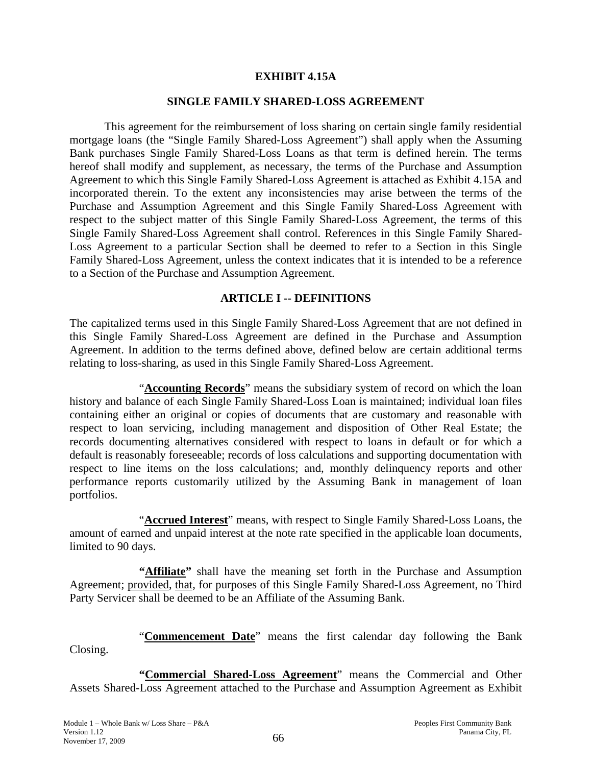## EXHIBIT 4.15A

## SINGLE FAMILY SHARED-LOSS AGREEMENT

This agreement for the reimbursement of loss sharing on certain single family residential mortgage loans (the "Single Family Shared-Loss Agreement") shall apply when the Assuming Bank purchases Single Family Shared-Loss Loans as that term is defined herein. The terms hereof shall modify and supplement, as necessary, the terms of the Purchase and Assumption Agreement to which this Single Family Shared-Loss Agreement is attached as Exhibit 4.15A and incorporated therein. To the extent any inconsistencies may arise between the terms of the Purchase and Assumption Agreement and this Single Family Shared-Loss Agreement with respect to the subject matter of this Single Family Shared-Loss Agreement, the terms of this Single Family Shared-Loss Agreement shall control. References in this Single Family Shared-Loss Agreement to a particular Section shall be deemed to refer to a Section in this Single Family Shared-Loss Agreement, unless the context indicates that it is intended to be a reference to a Section of the Purchase and Assumption Agreement.

## ARTICLE I -- DEFINITIONS

The capitalized terms used in this Single Family Shared-Loss Agreement that are not defined in this Single Family Shared-Loss Agreement are defined in the Purchase and Assumption Agreement. In addition to the terms defined above, defined below are certain additional terms relating to loss-sharing, as used in this Single Family Shared-Loss Agreement.

"**Accounting Records**" means the subsidiary system of record on which the loan history and balance of each Single Family Shared-Loss Loan is maintained; individual loan files containing either an original or copies of documents that are customary and reasonable with respect to loan servicing, including management and disposition of Other Real Estate; the records documenting alternatives considered with respect to loans in default or for which a default is reasonably foreseeable; records of loss calculations and supporting documentation with respect to line items on the loss calculations; and, monthly delinquency reports and other performance reports customarily utilized by the Assuming Bank in management of loan portfolios.

"**Accrued Interest**" means, with respect to Single Family Shared-Loss Loans, the amount of earned and unpaid interest at the note rate specified in the applicable loan documents, limited to 90 days.

**"Affiliate"** shall have the meaning set forth in the Purchase and Assumption Agreement; provided, that, for purposes of this Single Family Shared-Loss Agreement, no Third Party Servicer shall be deemed to be an Affiliate of the Assuming Bank.

"**Commencement Date**" means the first calendar day following the Bank Closing.

**"Commercial Shared-Loss Agreement**" means the Commercial and Other Assets Shared-Loss Agreement attached to the Purchase and Assumption Agreement as Exhibit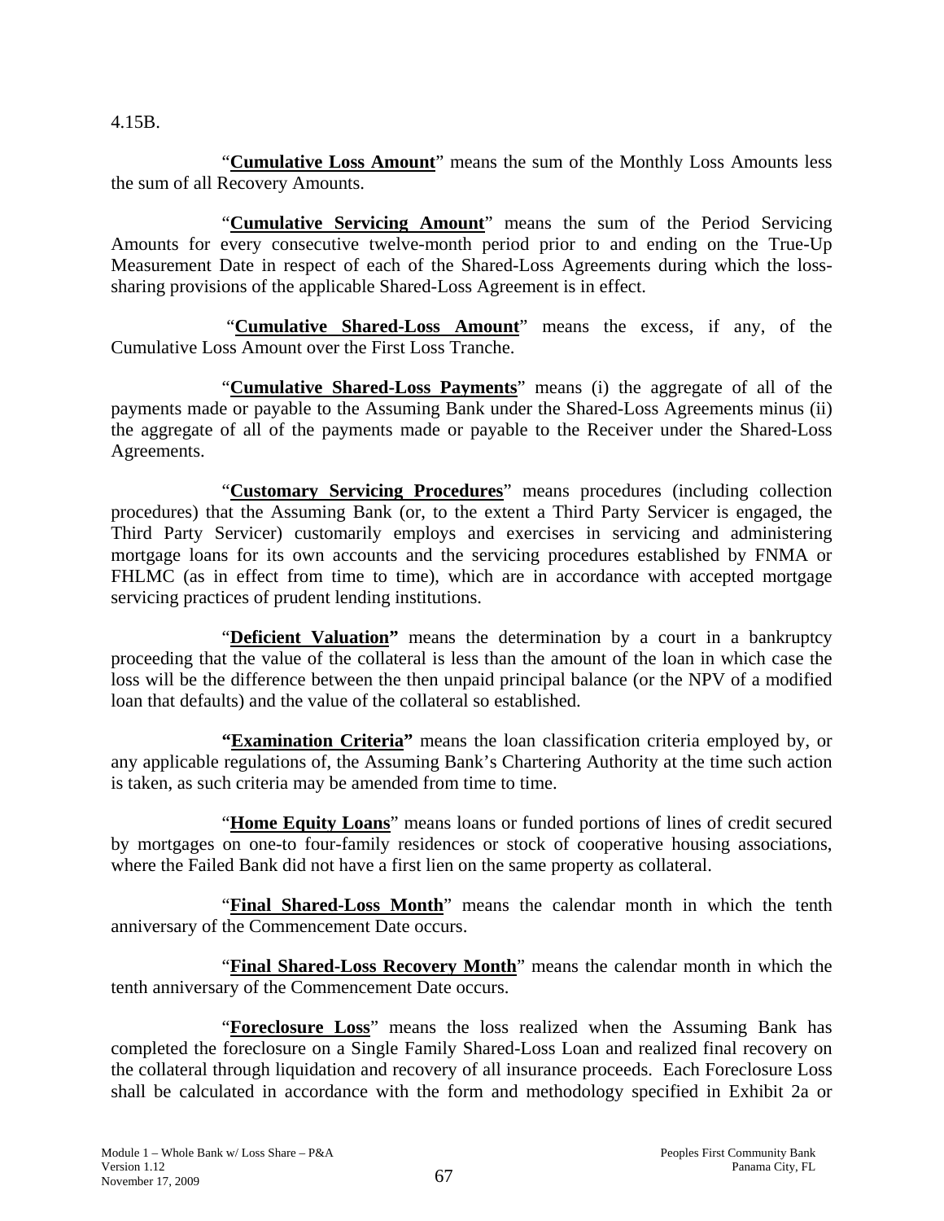4.15B.

"**Cumulative Loss Amount**" means the sum of the Monthly Loss Amounts less the sum of all Recovery Amounts.

"**Cumulative Servicing Amount**" means the sum of the Period Servicing Amounts for every consecutive twelve-month period prior to and ending on the True-Up Measurement Date in respect of each of the Shared-Loss Agreements during which the loss-sharing provisions of the applicable Shared-Loss Agreement is in effect.

"**Cumulative Shared-Loss Amount**" means the excess, if any, of the Cumulative Loss Amount over the First Loss Tranche.

"**Cumulative Shared-Loss Payments**" means (i) the aggregate of all of the payments made or payable to the Assuming Bank under the Shared-Loss Agreements minus (ii) the aggregate of all of the payments made or payable to the Receiver under the Shared-Loss Agreements.

"**Customary Servicing Procedures**" means procedures (including collection procedures) that the Assuming Bank (or, to the extent a Third Party Servicer is engaged, the Third Party Servicer) customarily employs and exercises in servicing and administering mortgage loans for its own accounts and the servicing procedures established by FNMA or FHLMC (as in effect from time to time), which are in accordance with accepted mortgage servicing practices of prudent lending institutions.

"**Deficient Valuation**" means the determination by a court in a bankruptcy proceeding that the value of the collateral is less than the amount of the loan in which case the loss will be the difference between the then unpaid principal balance (or the NPV of a modified loan that defaults) and the value of the collateral so established.

**"Examination Criteria"** means the loan classification criteria employed by, or any applicable regulations of, the Assuming Bank's Chartering Authority at the time such action is taken, as such criteria may be amended from time to time.

"**Home Equity Loans**" means loans or funded portions of lines of credit secured by mortgages on one-to four-family residences or stock of cooperative housing associations, where the Failed Bank did not have a first lien on the same property as collateral.

"**Final Shared-Loss Month**" means the calendar month in which the tenth anniversary of the Commencement Date occurs.

"**Final Shared-Loss Recovery Month**" means the calendar month in which the tenth anniversary of the Commencement Date occurs.

"**Foreclosure Loss**" means the loss realized when the Assuming Bank has completed the foreclosure on a Single Family Shared-Loss Loan and realized final recovery on the collateral through liquidation and recovery of all insurance proceeds. Each Foreclosure Loss shall be calculated in accordance with the form and methodology specified in Exhibit 2a or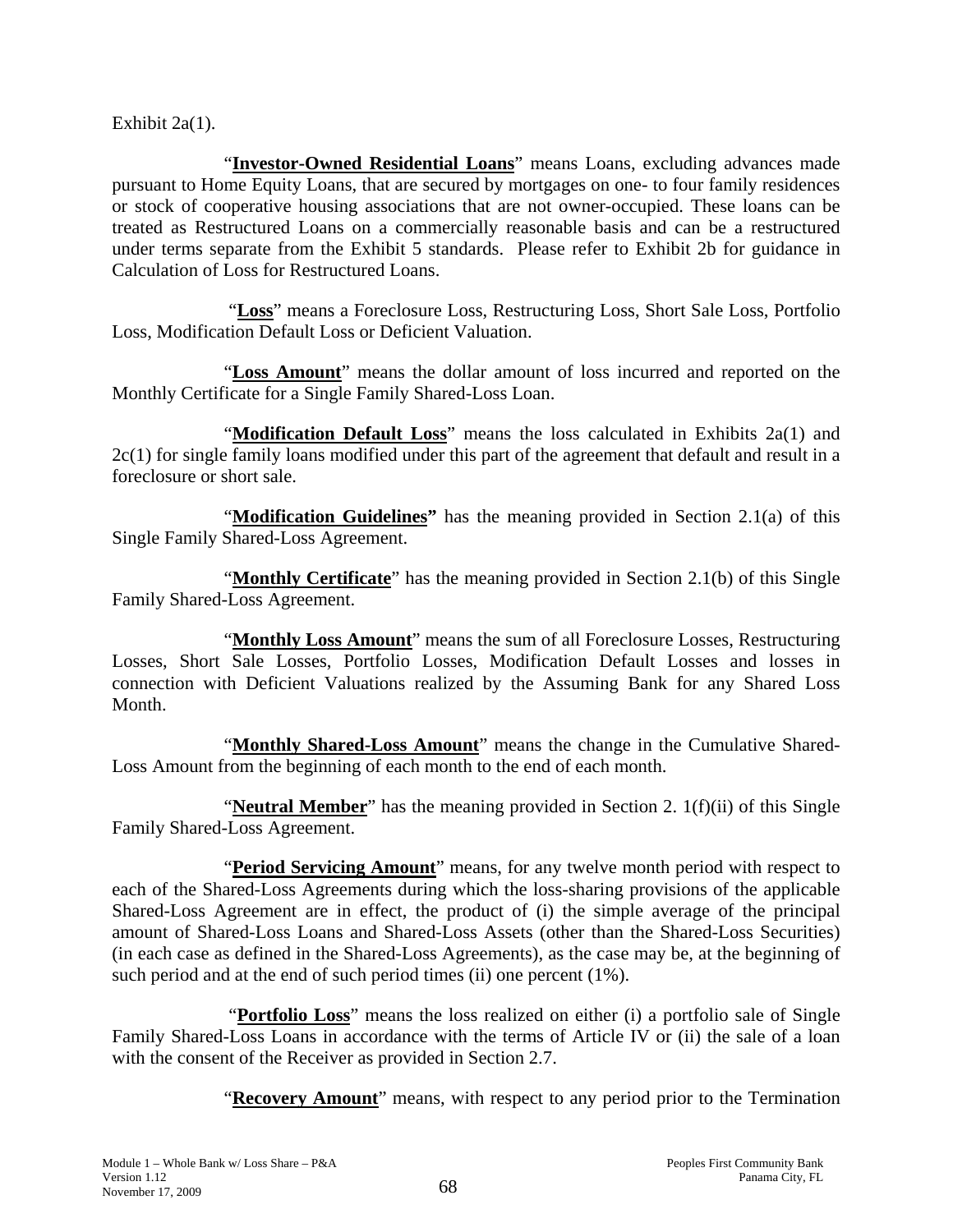Exhibit 2a(1).

"**Investor-Owned Residential Loans**" means Loans, excluding advances made pursuant to Home Equity Loans, that are secured by mortgages on one- to four family residences or stock of cooperative housing associations that are not owner-occupied. These loans can be treated as Restructured Loans on a commercially reasonable basis and can be a restructured under terms separate from the Exhibit 5 standards. Please refer to Exhibit 2b for guidance in Calculation of Loss for Restructured Loans.

"**Loss**" means a Foreclosure Loss, Restructuring Loss, Short Sale Loss, Portfolio Loss, Modification Default Loss or Deficient Valuation.

"**Loss Amount**" means the dollar amount of loss incurred and reported on the Monthly Certificate for a Single Family Shared-Loss Loan.

"**Modification Default Loss**" means the loss calculated in Exhibits 2a(1) and 2c(1) for single family loans modified under this part of the agreement that default and result in a foreclosure or short sale.

"**Modification Guidelines"** has the meaning provided in Section 2.1(a) of this Single Family Shared-Loss Agreement.

"**Monthly Certificate**" has the meaning provided in Section 2.1(b) of this Single Family Shared-Loss Agreement.

"**Monthly Loss Amount**" means the sum of all Foreclosure Losses, Restructuring Losses, Short Sale Losses, Portfolio Losses, Modification Default Losses and losses in connection with Deficient Valuations realized by the Assuming Bank for any Shared Loss Month.

"**Monthly Shared-Loss Amount**" means the change in the Cumulative Shared-Loss Amount from the beginning of each month to the end of each month.

"**Neutral Member**" has the meaning provided in Section 2. 1(f)(ii) of this Single Family Shared-Loss Agreement.

"**Period Servicing Amount**" means, for any twelve month period with respect to each of the Shared-Loss Agreements during which the loss-sharing provisions of the applicable Shared-Loss Agreement are in effect, the product of (i) the simple average of the principal amount of Shared-Loss Loans and Shared-Loss Assets (other than the Shared-Loss Securities) (in each case as defined in the Shared-Loss Agreements), as the case may be, at the beginning of such period and at the end of such period times (ii) one percent (1%).

"**Portfolio Loss**" means the loss realized on either (i) a portfolio sale of Single Family Shared-Loss Loans in accordance with the terms of Article IV or (ii) the sale of a loan with the consent of the Receiver as provided in Section 2.7.

"**Recovery Amount**" means, with respect to any period prior to the Termination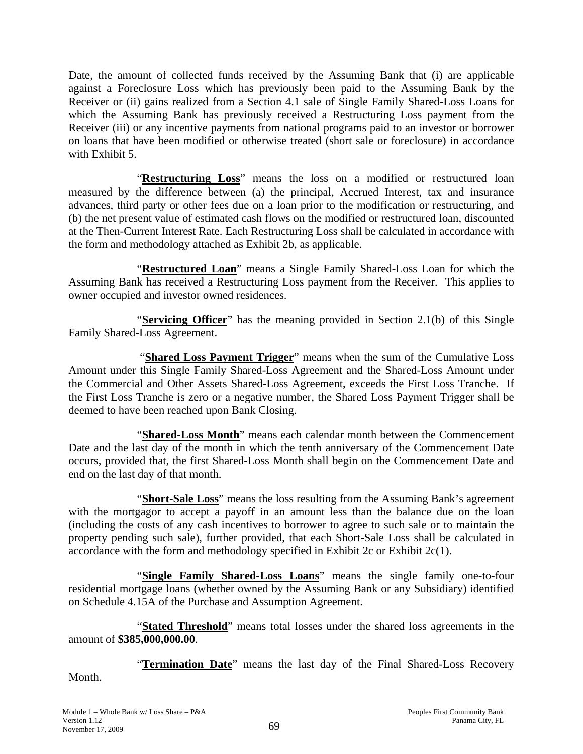Date, the amount of collected funds received by the Assuming Bank that (i) are applicable against a Foreclosure Loss which has previously been paid to the Assuming Bank by the Receiver or (ii) gains realized from a Section 4.1 sale of Single Family Shared-Loss Loans for which the Assuming Bank has previously received a Restructuring Loss payment from the Receiver (iii) or any incentive payments from national programs paid to an investor or borrower on loans that have been modified or otherwise treated (short sale or foreclosure) in accordance with Exhibit 5.

"**Restructuring Loss**" means the loss on a modified or restructured loan measured by the difference between (a) the principal, Accrued Interest, tax and insurance advances, third party or other fees due on a loan prior to the modification or restructuring, and (b) the net present value of estimated cash flows on the modified or restructured loan, discounted at the Then-Current Interest Rate. Each Restructuring Loss shall be calculated in accordance with the form and methodology attached as Exhibit 2b, as applicable.

"**Restructured Loan**" means a Single Family Shared-Loss Loan for which the Assuming Bank has received a Restructuring Loss payment from the Receiver. This applies to owner occupied and investor owned residences.

"**Servicing Officer**" has the meaning provided in Section 2.1(b) of this Single Family Shared-Loss Agreement.

"**Shared Loss Payment Trigger**" means when the sum of the Cumulative Loss Amount under this Single Family Shared-Loss Agreement and the Shared-Loss Amount under the Commercial and Other Assets Shared-Loss Agreement, exceeds the First Loss Tranche. If the First Loss Tranche is zero or a negative number, the Shared Loss Payment Trigger shall be deemed to have been reached upon Bank Closing.

"**Shared-Loss Month**" means each calendar month between the Commencement Date and the last day of the month in which the tenth anniversary of the Commencement Date occurs, provided that, the first Shared-Loss Month shall begin on the Commencement Date and end on the last day of that month.

"**Short-Sale Loss**" means the loss resulting from the Assuming Bank's agreement with the mortgagor to accept a payoff in an amount less than the balance due on the loan (including the costs of any cash incentives to borrower to agree to such sale or to maintain the property pending such sale), further provided, that each Short-Sale Loss shall be calculated in accordance with the form and methodology specified in Exhibit 2c or Exhibit 2c(1).

"**Single Family Shared-Loss Loans**" means the single family one-to-four residential mortgage loans (whether owned by the Assuming Bank or any Subsidiary) identified on Schedule 4.15A of the Purchase and Assumption Agreement.

"**Stated Threshold**" means total losses under the shared loss agreements in the amount of **$385,000,000.00**.

"**Termination Date**" means the last day of the Final Shared-Loss Recovery Month.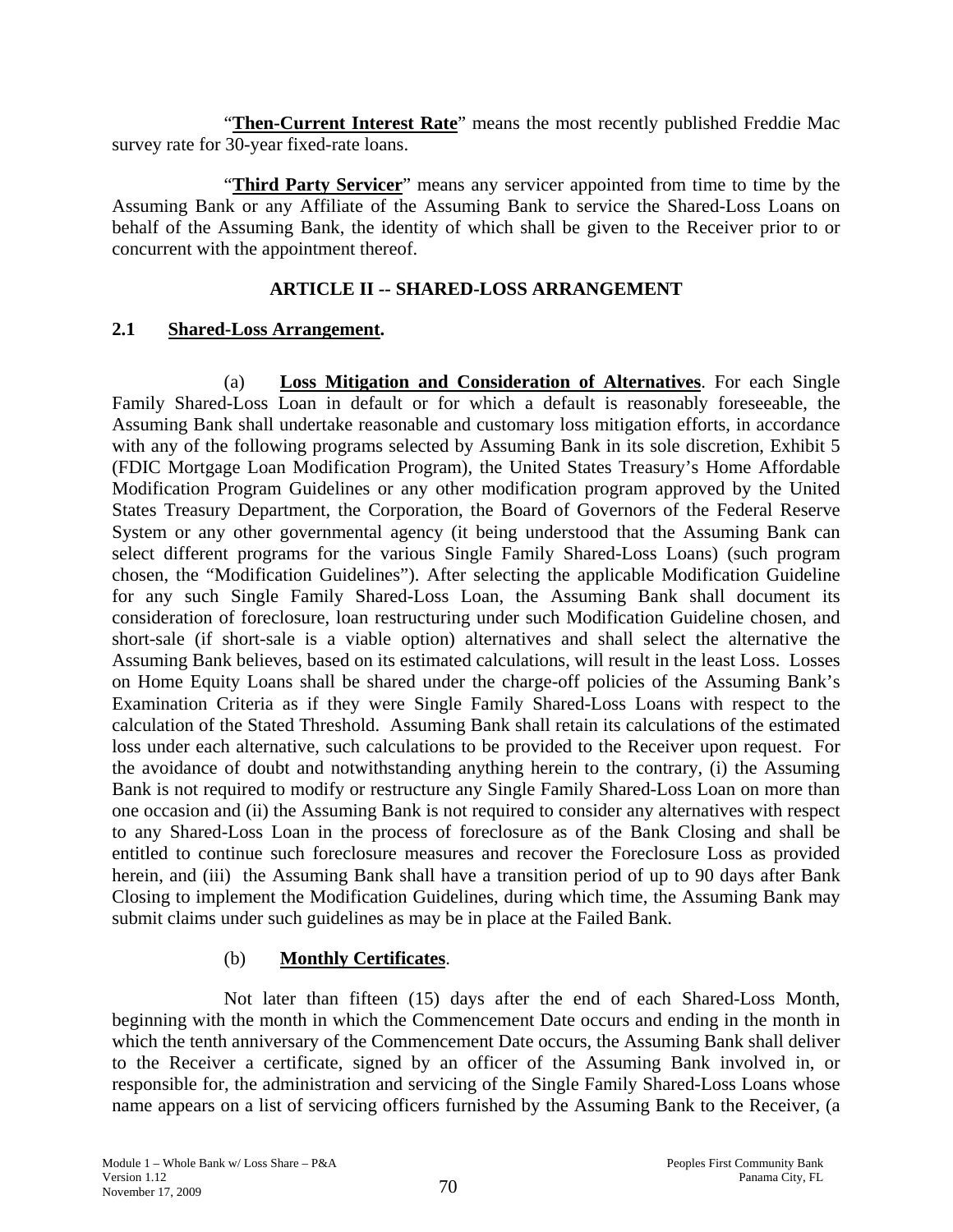"**Then-Current Interest Rate**" means the most recently published Freddie Mac survey rate for 30-year fixed-rate loans.

"**Third Party Servicer**" means any servicer appointed from time to time by the Assuming Bank or any Affiliate of the Assuming Bank to service the Shared-Loss Loans on behalf of the Assuming Bank, the identity of which shall be given to the Receiver prior to or concurrent with the appointment thereof.

## ARTICLE II -- SHARED-LOSS ARRANGEMENT

### 2.1 Shared-Loss Arrangement.

(a) **Loss Mitigation and Consideration of Alternatives**. For each Single Family Shared-Loss Loan in default or for which a default is reasonably foreseeable, the Assuming Bank shall undertake reasonable and customary loss mitigation efforts, in accordance with any of the following programs selected by Assuming Bank in its sole discretion, Exhibit 5 (FDIC Mortgage Loan Modification Program), the United States Treasury's Home Affordable Modification Program Guidelines or any other modification program approved by the United States Treasury Department, the Corporation, the Board of Governors of the Federal Reserve System or any other governmental agency (it being understood that the Assuming Bank can select different programs for the various Single Family Shared-Loss Loans) (such program chosen, the "Modification Guidelines"). After selecting the applicable Modification Guideline for any such Single Family Shared-Loss Loan, the Assuming Bank shall document its consideration of foreclosure, loan restructuring under such Modification Guideline chosen, and short-sale (if short-sale is a viable option) alternatives and shall select the alternative the Assuming Bank believes, based on its estimated calculations, will result in the least Loss. Losses on Home Equity Loans shall be shared under the charge-off policies of the Assuming Bank's Examination Criteria as if they were Single Family Shared-Loss Loans with respect to the calculation of the Stated Threshold. Assuming Bank shall retain its calculations of the estimated loss under each alternative, such calculations to be provided to the Receiver upon request. For the avoidance of doubt and notwithstanding anything herein to the contrary, (i) the Assuming Bank is not required to modify or restructure any Single Family Shared-Loss Loan on more than one occasion and (ii) the Assuming Bank is not required to consider any alternatives with respect to any Shared-Loss Loan in the process of foreclosure as of the Bank Closing and shall be entitled to continue such foreclosure measures and recover the Foreclosure Loss as provided herein, and (iii) the Assuming Bank shall have a transition period of up to 90 days after Bank Closing to implement the Modification Guidelines, during which time, the Assuming Bank may submit claims under such guidelines as may be in place at the Failed Bank.

(b) **Monthly Certificates**.

Not later than fifteen (15) days after the end of each Shared-Loss Month, beginning with the month in which the Commencement Date occurs and ending in the month in which the tenth anniversary of the Commencement Date occurs, the Assuming Bank shall deliver to the Receiver a certificate, signed by an officer of the Assuming Bank involved in, or responsible for, the administration and servicing of the Single Family Shared-Loss Loans whose name appears on a list of servicing officers furnished by the Assuming Bank to the Receiver, (a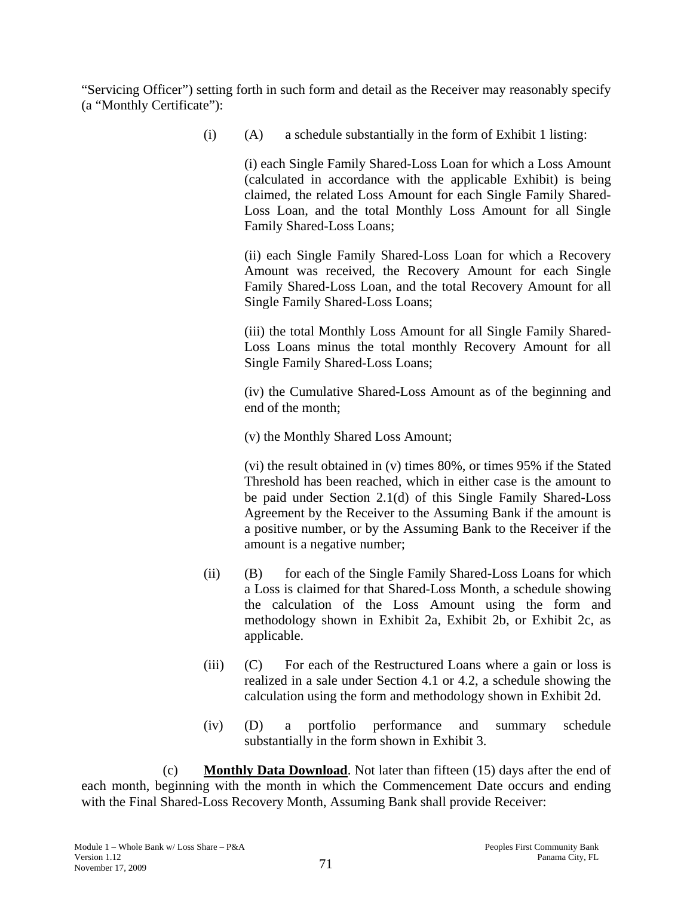"Servicing Officer") setting forth in such form and detail as the Receiver may reasonably specify (a "Monthly Certificate"):

(i) (A) a schedule substantially in the form of Exhibit 1 listing:

(i) each Single Family Shared-Loss Loan for which a Loss Amount (calculated in accordance with the applicable Exhibit) is being claimed, the related Loss Amount for each Single Family Shared-Loss Loan, and the total Monthly Loss Amount for all Single Family Shared-Loss Loans;

(ii) each Single Family Shared-Loss Loan for which a Recovery Amount was received, the Recovery Amount for each Single Family Shared-Loss Loan, and the total Recovery Amount for all Single Family Shared-Loss Loans;

(iii) the total Monthly Loss Amount for all Single Family Shared-Loss Loans minus the total monthly Recovery Amount for all Single Family Shared-Loss Loans;

(iv) the Cumulative Shared-Loss Amount as of the beginning and end of the month;

(v) the Monthly Shared Loss Amount;

(vi) the result obtained in (v) times 80%, or times 95% if the Stated Threshold has been reached, which in either case is the amount to be paid under Section 2.1(d) of this Single Family Shared-Loss Agreement by the Receiver to the Assuming Bank if the amount is a positive number, or by the Assuming Bank to the Receiver if the amount is a negative number;

(ii) (B) for each of the Single Family Shared-Loss Loans for which a Loss is claimed for that Shared-Loss Month, a schedule showing the calculation of the Loss Amount using the form and methodology shown in Exhibit 2a, Exhibit 2b, or Exhibit 2c, as applicable.

(iii) (C) For each of the Restructured Loans where a gain or loss is realized in a sale under Section 4.1 or 4.2, a schedule showing the calculation using the form and methodology shown in Exhibit 2d.

(iv) (D) a portfolio performance and summary schedule substantially in the form shown in Exhibit 3.

(c) **<u>Monthly Data Download</u>**. Not later than fifteen (15) days after the end of each month, beginning with the month in which the Commencement Date occurs and ending with the Final Shared-Loss Recovery Month, Assuming Bank shall provide Receiver: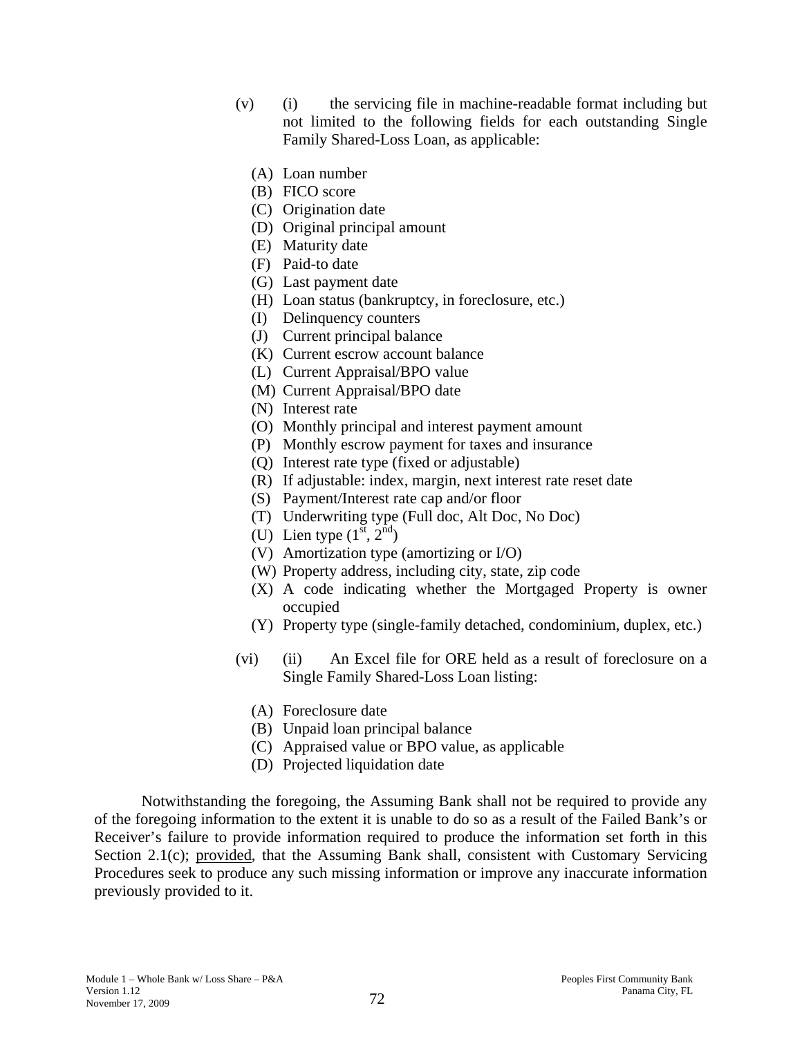(v) (i) the servicing file in machine-readable format including but not limited to the following fields for each outstanding Single Family Shared-Loss Loan, as applicable:

- (A) Loan number
- (B) FICO score
- (C) Origination date
- (D) Original principal amount
- (E) Maturity date
- (F) Paid-to date
- (G) Last payment date
- (H) Loan status (bankruptcy, in foreclosure, etc.)
- (I) Delinquency counters
- (J) Current principal balance
- (K) Current escrow account balance
- (L) Current Appraisal/BPO value
- (M) Current Appraisal/BPO date
- (N) Interest rate
- (O) Monthly principal and interest payment amount
- (P) Monthly escrow payment for taxes and insurance
- (Q) Interest rate type (fixed or adjustable)
- (R) If adjustable: index, margin, next interest rate reset date
- (S) Payment/Interest rate cap and/or floor
- (T) Underwriting type (Full doc, Alt Doc, No Doc)
- (U) Lien type (1st, 2nd)
- (V) Amortization type (amortizing or I/O)
- (W) Property address, including city, state, zip code
- (X) A code indicating whether the Mortgaged Property is owner occupied
- (Y) Property type (single-family detached, condominium, duplex, etc.)

(vi) (ii) An Excel file for ORE held as a result of foreclosure on a Single Family Shared-Loss Loan listing:

- (A) Foreclosure date
- (B) Unpaid loan principal balance
- (C) Appraised value or BPO value, as applicable
- (D) Projected liquidation date

Notwithstanding the foregoing, the Assuming Bank shall not be required to provide any of the foregoing information to the extent it is unable to do so as a result of the Failed Bank's or Receiver's failure to provide information required to produce the information set forth in this Section 2.1(c); provided, that the Assuming Bank shall, consistent with Customary Servicing Procedures seek to produce any such missing information or improve any inaccurate information previously provided to it.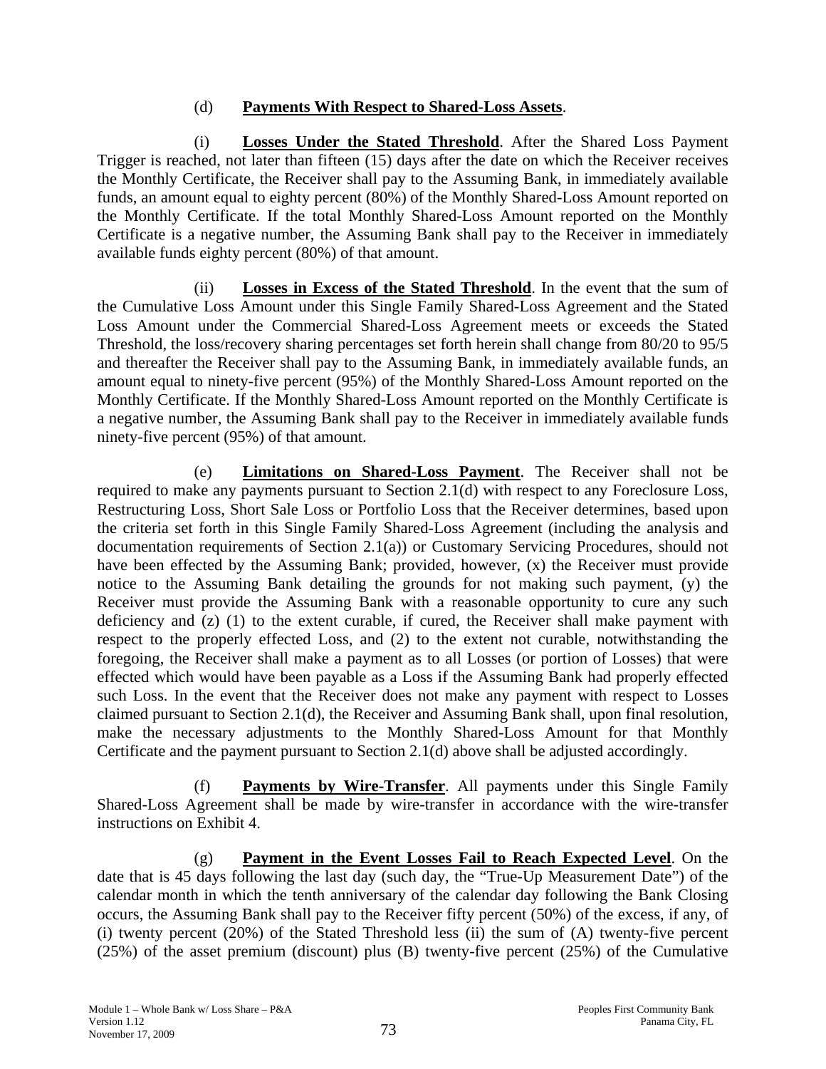(d) **Payments With Respect to Shared-Loss Assets**.

(i) **Losses Under the Stated Threshold**. After the Shared Loss Payment Trigger is reached, not later than fifteen (15) days after the date on which the Receiver receives the Monthly Certificate, the Receiver shall pay to the Assuming Bank, in immediately available funds, an amount equal to eighty percent (80%) of the Monthly Shared-Loss Amount reported on the Monthly Certificate. If the total Monthly Shared-Loss Amount reported on the Monthly Certificate is a negative number, the Assuming Bank shall pay to the Receiver in immediately available funds eighty percent (80%) of that amount.

(ii) **Losses in Excess of the Stated Threshold**. In the event that the sum of the Cumulative Loss Amount under this Single Family Shared-Loss Agreement and the Stated Loss Amount under the Commercial Shared-Loss Agreement meets or exceeds the Stated Threshold, the loss/recovery sharing percentages set forth herein shall change from 80/20 to 95/5 and thereafter the Receiver shall pay to the Assuming Bank, in immediately available funds, an amount equal to ninety-five percent (95%) of the Monthly Shared-Loss Amount reported on the Monthly Certificate. If the Monthly Shared-Loss Amount reported on the Monthly Certificate is a negative number, the Assuming Bank shall pay to the Receiver in immediately available funds ninety-five percent (95%) of that amount.

(e) **Limitations on Shared-Loss Payment**. The Receiver shall not be required to make any payments pursuant to Section 2.1(d) with respect to any Foreclosure Loss, Restructuring Loss, Short Sale Loss or Portfolio Loss that the Receiver determines, based upon the criteria set forth in this Single Family Shared-Loss Agreement (including the analysis and documentation requirements of Section 2.1(a)) or Customary Servicing Procedures, should not have been effected by the Assuming Bank; provided, however, (x) the Receiver must provide notice to the Assuming Bank detailing the grounds for not making such payment, (y) the Receiver must provide the Assuming Bank with a reasonable opportunity to cure any such deficiency and (z) (1) to the extent curable, if cured, the Receiver shall make payment with respect to the properly effected Loss, and (2) to the extent not curable, notwithstanding the foregoing, the Receiver shall make a payment as to all Losses (or portion of Losses) that were effected which would have been payable as a Loss if the Assuming Bank had properly effected such Loss. In the event that the Receiver does not make any payment with respect to Losses claimed pursuant to Section 2.1(d), the Receiver and Assuming Bank shall, upon final resolution, make the necessary adjustments to the Monthly Shared-Loss Amount for that Monthly Certificate and the payment pursuant to Section 2.1(d) above shall be adjusted accordingly.

(f) **Payments by Wire-Transfer**. All payments under this Single Family Shared-Loss Agreement shall be made by wire-transfer in accordance with the wire-transfer instructions on Exhibit 4.

(g) **Payment in the Event Losses Fail to Reach Expected Level**. On the date that is 45 days following the last day (such day, the "True-Up Measurement Date") of the calendar month in which the tenth anniversary of the calendar day following the Bank Closing occurs, the Assuming Bank shall pay to the Receiver fifty percent (50%) of the excess, if any, of (i) twenty percent (20%) of the Stated Threshold less (ii) the sum of (A) twenty-five percent (25%) of the asset premium (discount) plus (B) twenty-five percent (25%) of the Cumulative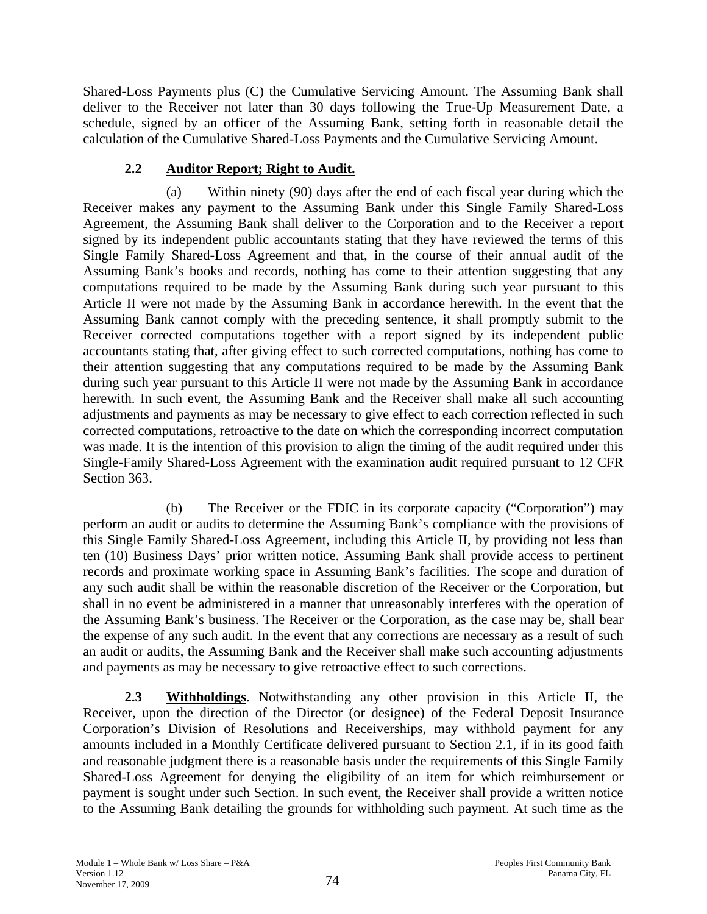Shared-Loss Payments plus (C) the Cumulative Servicing Amount. The Assuming Bank shall deliver to the Receiver not later than 30 days following the True-Up Measurement Date, a schedule, signed by an officer of the Assuming Bank, setting forth in reasonable detail the calculation of the Cumulative Shared-Loss Payments and the Cumulative Servicing Amount.

### 2.2 Auditor Report; Right to Audit.

(a) Within ninety (90) days after the end of each fiscal year during which the Receiver makes any payment to the Assuming Bank under this Single Family Shared-Loss Agreement, the Assuming Bank shall deliver to the Corporation and to the Receiver a report signed by its independent public accountants stating that they have reviewed the terms of this Single Family Shared-Loss Agreement and that, in the course of their annual audit of the Assuming Bank's books and records, nothing has come to their attention suggesting that any computations required to be made by the Assuming Bank during such year pursuant to this Article II were not made by the Assuming Bank in accordance herewith. In the event that the Assuming Bank cannot comply with the preceding sentence, it shall promptly submit to the Receiver corrected computations together with a report signed by its independent public accountants stating that, after giving effect to such corrected computations, nothing has come to their attention suggesting that any computations required to be made by the Assuming Bank during such year pursuant to this Article II were not made by the Assuming Bank in accordance herewith. In such event, the Assuming Bank and the Receiver shall make all such accounting adjustments and payments as may be necessary to give effect to each correction reflected in such corrected computations, retroactive to the date on which the corresponding incorrect computation was made. It is the intention of this provision to align the timing of the audit required under this Single-Family Shared-Loss Agreement with the examination audit required pursuant to 12 CFR Section 363.

(b) The Receiver or the FDIC in its corporate capacity ("Corporation") may perform an audit or audits to determine the Assuming Bank's compliance with the provisions of this Single Family Shared-Loss Agreement, including this Article II, by providing not less than ten (10) Business Days' prior written notice. Assuming Bank shall provide access to pertinent records and proximate working space in Assuming Bank's facilities. The scope and duration of any such audit shall be within the reasonable discretion of the Receiver or the Corporation, but shall in no event be administered in a manner that unreasonably interferes with the operation of the Assuming Bank's business. The Receiver or the Corporation, as the case may be, shall bear the expense of any such audit. In the event that any corrections are necessary as a result of such an audit or audits, the Assuming Bank and the Receiver shall make such accounting adjustments and payments as may be necessary to give retroactive effect to such corrections.

**2.3 Withholdings**. Notwithstanding any other provision in this Article II, the Receiver, upon the direction of the Director (or designee) of the Federal Deposit Insurance Corporation's Division of Resolutions and Receiverships, may withhold payment for any amounts included in a Monthly Certificate delivered pursuant to Section 2.1, if in its good faith and reasonable judgment there is a reasonable basis under the requirements of this Single Family Shared-Loss Agreement for denying the eligibility of an item for which reimbursement or payment is sought under such Section. In such event, the Receiver shall provide a written notice to the Assuming Bank detailing the grounds for withholding such payment. At such time as the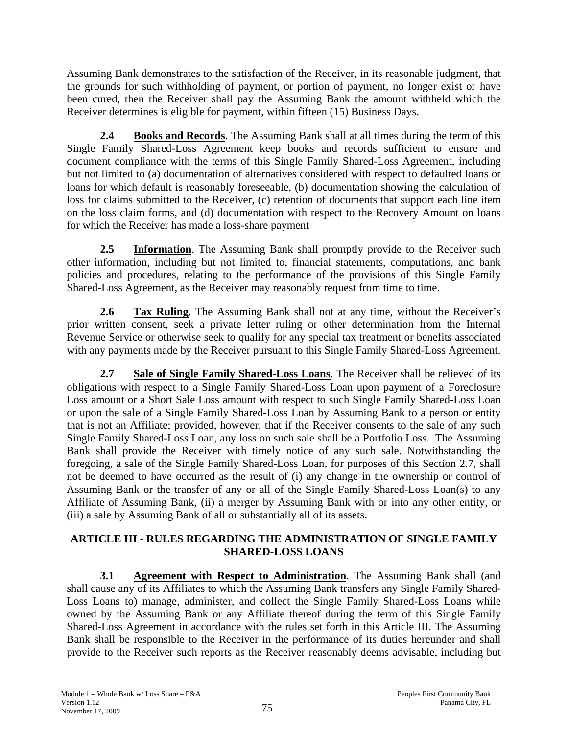Assuming Bank demonstrates to the satisfaction of the Receiver, in its reasonable judgment, that the grounds for such withholding of payment, or portion of payment, no longer exist or have been cured, then the Receiver shall pay the Assuming Bank the amount withheld which the Receiver determines is eligible for payment, within fifteen (15) Business Days.

**2.4 Books and Records**. The Assuming Bank shall at all times during the term of this Single Family Shared-Loss Agreement keep books and records sufficient to ensure and document compliance with the terms of this Single Family Shared-Loss Agreement, including but not limited to (a) documentation of alternatives considered with respect to defaulted loans or loans for which default is reasonably foreseeable, (b) documentation showing the calculation of loss for claims submitted to the Receiver, (c) retention of documents that support each line item on the loss claim forms, and (d) documentation with respect to the Recovery Amount on loans for which the Receiver has made a loss-share payment

**2.5 Information**. The Assuming Bank shall promptly provide to the Receiver such other information, including but not limited to, financial statements, computations, and bank policies and procedures, relating to the performance of the provisions of this Single Family Shared-Loss Agreement, as the Receiver may reasonably request from time to time.

**2.6 Tax Ruling**. The Assuming Bank shall not at any time, without the Receiver's prior written consent, seek a private letter ruling or other determination from the Internal Revenue Service or otherwise seek to qualify for any special tax treatment or benefits associated with any payments made by the Receiver pursuant to this Single Family Shared-Loss Agreement.

**2.7 Sale of Single Family Shared-Loss Loans**. The Receiver shall be relieved of its obligations with respect to a Single Family Shared-Loss Loan upon payment of a Foreclosure Loss amount or a Short Sale Loss amount with respect to such Single Family Shared-Loss Loan or upon the sale of a Single Family Shared-Loss Loan by Assuming Bank to a person or entity that is not an Affiliate; provided, however, that if the Receiver consents to the sale of any such Single Family Shared-Loss Loan, any loss on such sale shall be a Portfolio Loss. The Assuming Bank shall provide the Receiver with timely notice of any such sale. Notwithstanding the foregoing, a sale of the Single Family Shared-Loss Loan, for purposes of this Section 2.7, shall not be deemed to have occurred as the result of (i) any change in the ownership or control of Assuming Bank or the transfer of any or all of the Single Family Shared-Loss Loan(s) to any Affiliate of Assuming Bank, (ii) a merger by Assuming Bank with or into any other entity, or (iii) a sale by Assuming Bank of all or substantially all of its assets.

## ARTICLE III - RULES REGARDING THE ADMINISTRATION OF SINGLE FAMILY SHARED-LOSS LOANS

**3.1 Agreement with Respect to Administration**. The Assuming Bank shall (and shall cause any of its Affiliates to which the Assuming Bank transfers any Single Family Shared-Loss Loans to) manage, administer, and collect the Single Family Shared-Loss Loans while owned by the Assuming Bank or any Affiliate thereof during the term of this Single Family Shared-Loss Agreement in accordance with the rules set forth in this Article III. The Assuming Bank shall be responsible to the Receiver in the performance of its duties hereunder and shall provide to the Receiver such reports as the Receiver reasonably deems advisable, including but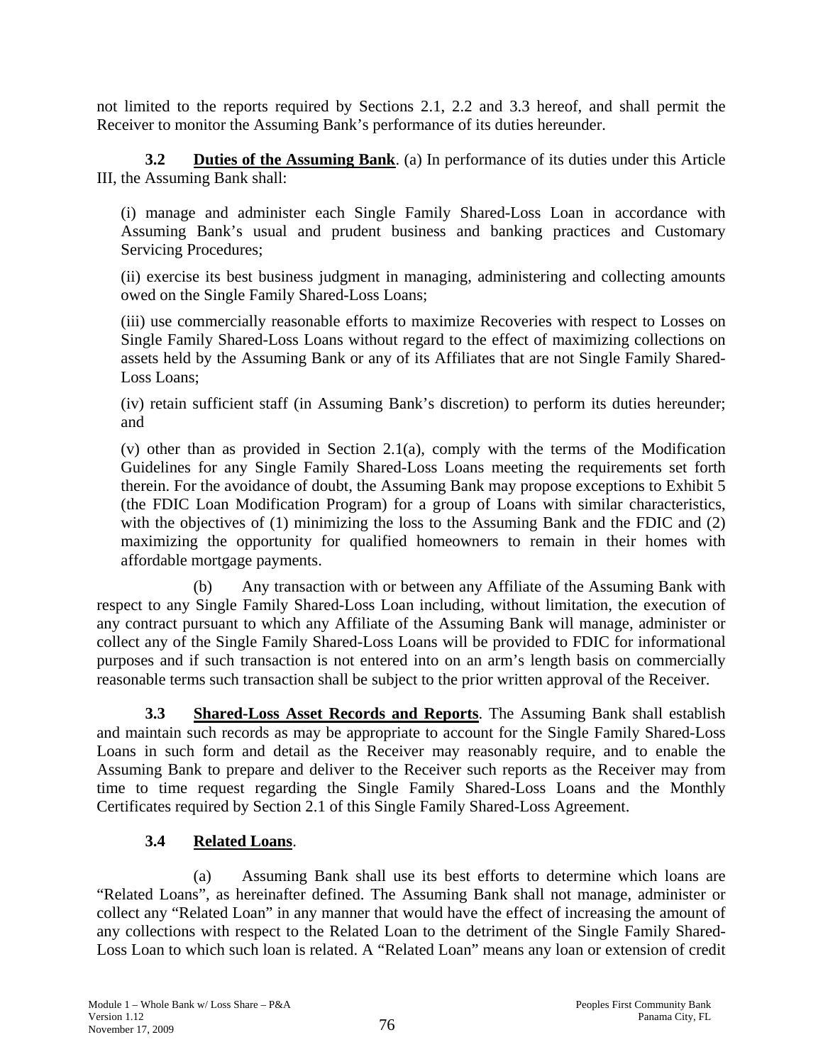not limited to the reports required by Sections 2.1, 2.2 and 3.3 hereof, and shall permit the Receiver to monitor the Assuming Bank's performance of its duties hereunder.

**3.2 Duties of the Assuming Bank**. (a) In performance of its duties under this Article III, the Assuming Bank shall:

(i) manage and administer each Single Family Shared-Loss Loan in accordance with Assuming Bank's usual and prudent business and banking practices and Customary Servicing Procedures;

(ii) exercise its best business judgment in managing, administering and collecting amounts owed on the Single Family Shared-Loss Loans;

(iii) use commercially reasonable efforts to maximize Recoveries with respect to Losses on Single Family Shared-Loss Loans without regard to the effect of maximizing collections on assets held by the Assuming Bank or any of its Affiliates that are not Single Family Shared-Loss Loans;

(iv) retain sufficient staff (in Assuming Bank's discretion) to perform its duties hereunder; and

(v) other than as provided in Section 2.1(a), comply with the terms of the Modification Guidelines for any Single Family Shared-Loss Loans meeting the requirements set forth therein. For the avoidance of doubt, the Assuming Bank may propose exceptions to Exhibit 5 (the FDIC Loan Modification Program) for a group of Loans with similar characteristics, with the objectives of (1) minimizing the loss to the Assuming Bank and the FDIC and (2) maximizing the opportunity for qualified homeowners to remain in their homes with affordable mortgage payments.

(b) Any transaction with or between any Affiliate of the Assuming Bank with respect to any Single Family Shared-Loss Loan including, without limitation, the execution of any contract pursuant to which any Affiliate of the Assuming Bank will manage, administer or collect any of the Single Family Shared-Loss Loans will be provided to FDIC for informational purposes and if such transaction is not entered into on an arm's length basis on commercially reasonable terms such transaction shall be subject to the prior written approval of the Receiver.

**3.3 Shared-Loss Asset Records and Reports**. The Assuming Bank shall establish and maintain such records as may be appropriate to account for the Single Family Shared-Loss Loans in such form and detail as the Receiver may reasonably require, and to enable the Assuming Bank to prepare and deliver to the Receiver such reports as the Receiver may from time to time request regarding the Single Family Shared-Loss Loans and the Monthly Certificates required by Section 2.1 of this Single Family Shared-Loss Agreement.

**3.4 Related Loans**.

(a) Assuming Bank shall use its best efforts to determine which loans are "Related Loans", as hereinafter defined. The Assuming Bank shall not manage, administer or collect any "Related Loan" in any manner that would have the effect of increasing the amount of any collections with respect to the Related Loan to the detriment of the Single Family Shared-Loss Loan to which such loan is related. A "Related Loan" means any loan or extension of credit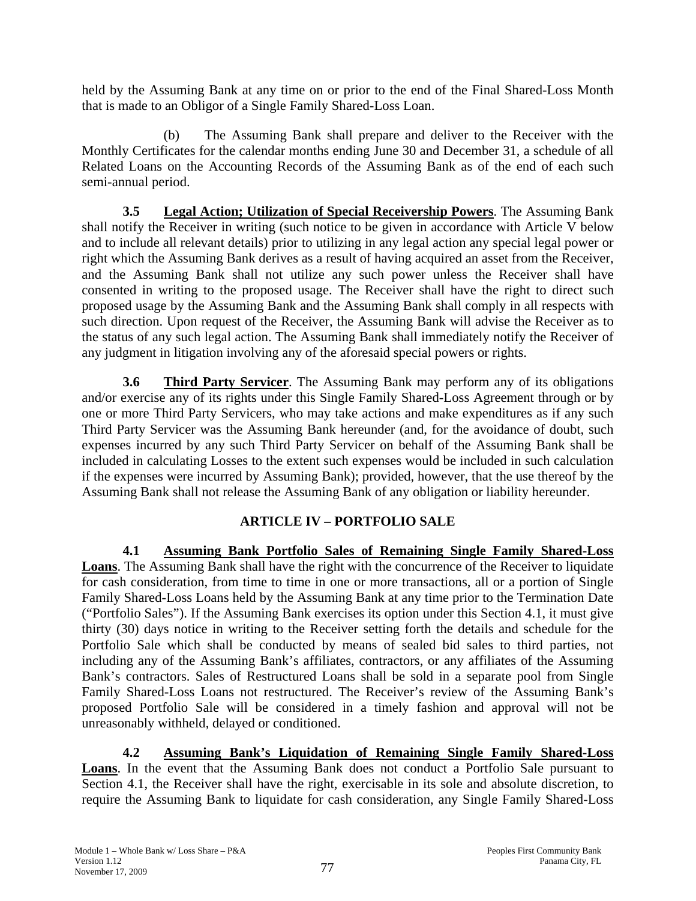held by the Assuming Bank at any time on or prior to the end of the Final Shared-Loss Month that is made to an Obligor of a Single Family Shared-Loss Loan.

(b) The Assuming Bank shall prepare and deliver to the Receiver with the Monthly Certificates for the calendar months ending June 30 and December 31, a schedule of all Related Loans on the Accounting Records of the Assuming Bank as of the end of each such semi-annual period.

**3.5 Legal Action; Utilization of Special Receivership Powers**. The Assuming Bank shall notify the Receiver in writing (such notice to be given in accordance with Article V below and to include all relevant details) prior to utilizing in any legal action any special legal power or right which the Assuming Bank derives as a result of having acquired an asset from the Receiver, and the Assuming Bank shall not utilize any such power unless the Receiver shall have consented in writing to the proposed usage. The Receiver shall have the right to direct such proposed usage by the Assuming Bank and the Assuming Bank shall comply in all respects with such direction. Upon request of the Receiver, the Assuming Bank will advise the Receiver as to the status of any such legal action. The Assuming Bank shall immediately notify the Receiver of any judgment in litigation involving any of the aforesaid special powers or rights.

**3.6 Third Party Servicer**. The Assuming Bank may perform any of its obligations and/or exercise any of its rights under this Single Family Shared-Loss Agreement through or by one or more Third Party Servicers, who may take actions and make expenditures as if any such Third Party Servicer was the Assuming Bank hereunder (and, for the avoidance of doubt, such expenses incurred by any such Third Party Servicer on behalf of the Assuming Bank shall be included in calculating Losses to the extent such expenses would be included in such calculation if the expenses were incurred by Assuming Bank); provided, however, that the use thereof by the Assuming Bank shall not release the Assuming Bank of any obligation or liability hereunder.

## ARTICLE IV – PORTFOLIO SALE

**4.1 Assuming Bank Portfolio Sales of Remaining Single Family Shared-Loss Loans**. The Assuming Bank shall have the right with the concurrence of the Receiver to liquidate for cash consideration, from time to time in one or more transactions, all or a portion of Single Family Shared-Loss Loans held by the Assuming Bank at any time prior to the Termination Date ("Portfolio Sales"). If the Assuming Bank exercises its option under this Section 4.1, it must give thirty (30) days notice in writing to the Receiver setting forth the details and schedule for the Portfolio Sale which shall be conducted by means of sealed bid sales to third parties, not including any of the Assuming Bank's affiliates, contractors, or any affiliates of the Assuming Bank's contractors. Sales of Restructured Loans shall be sold in a separate pool from Single Family Shared-Loss Loans not restructured. The Receiver's review of the Assuming Bank's proposed Portfolio Sale will be considered in a timely fashion and approval will not be unreasonably withheld, delayed or conditioned.

**4.2 Assuming Bank's Liquidation of Remaining Single Family Shared-Loss Loans**. In the event that the Assuming Bank does not conduct a Portfolio Sale pursuant to Section 4.1, the Receiver shall have the right, exercisable in its sole and absolute discretion, to require the Assuming Bank to liquidate for cash consideration, any Single Family Shared-Loss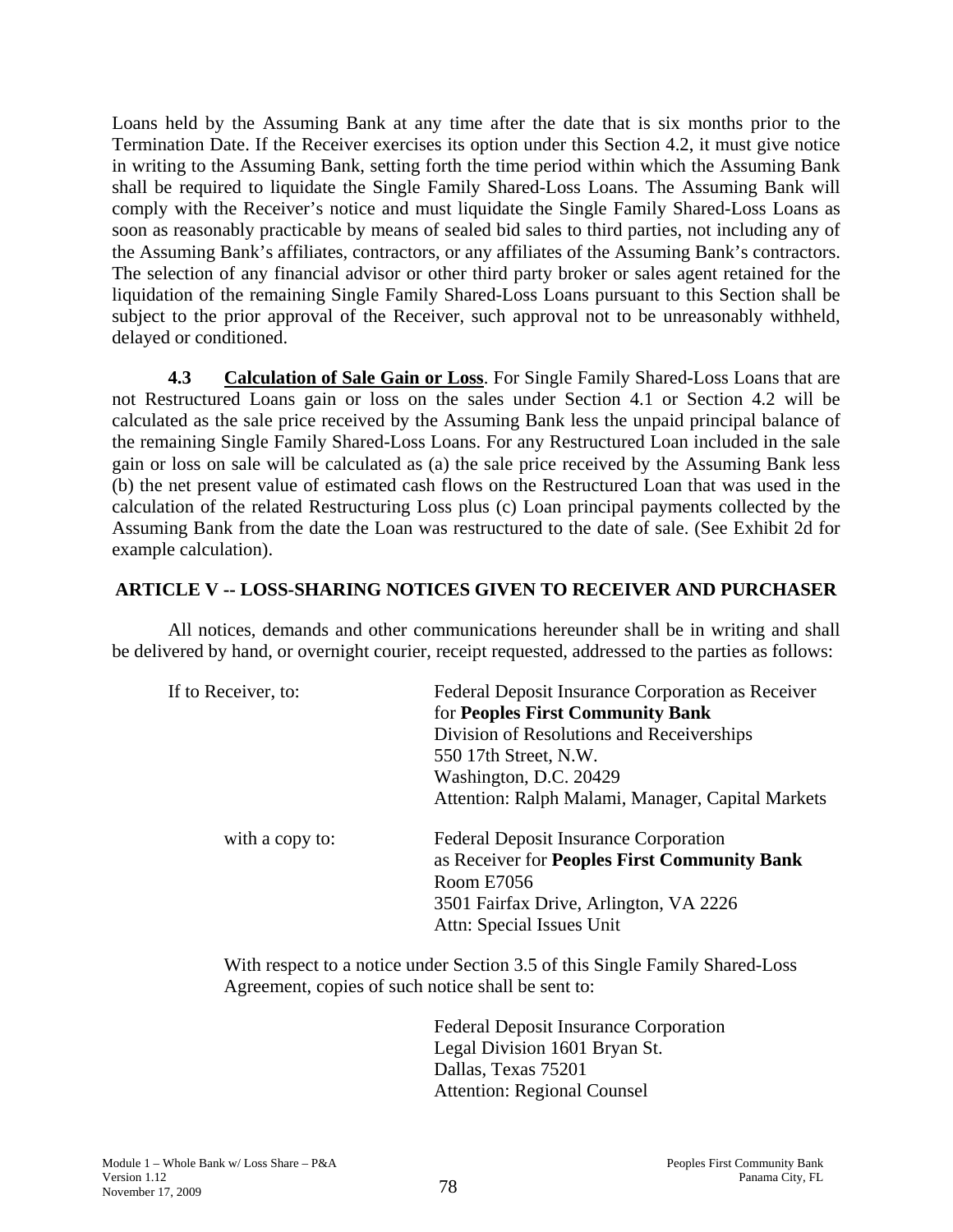Loans held by the Assuming Bank at any time after the date that is six months prior to the Termination Date. If the Receiver exercises its option under this Section 4.2, it must give notice in writing to the Assuming Bank, setting forth the time period within which the Assuming Bank shall be required to liquidate the Single Family Shared-Loss Loans. The Assuming Bank will comply with the Receiver's notice and must liquidate the Single Family Shared-Loss Loans as soon as reasonably practicable by means of sealed bid sales to third parties, not including any of the Assuming Bank's affiliates, contractors, or any affiliates of the Assuming Bank's contractors. The selection of any financial advisor or other third party broker or sales agent retained for the liquidation of the remaining Single Family Shared-Loss Loans pursuant to this Section shall be subject to the prior approval of the Receiver, such approval not to be unreasonably withheld, delayed or conditioned.

**4.3 Calculation of Sale Gain or Loss**. For Single Family Shared-Loss Loans that are not Restructured Loans gain or loss on the sales under Section 4.1 or Section 4.2 will be calculated as the sale price received by the Assuming Bank less the unpaid principal balance of the remaining Single Family Shared-Loss Loans. For any Restructured Loan included in the sale gain or loss on sale will be calculated as (a) the sale price received by the Assuming Bank less (b) the net present value of estimated cash flows on the Restructured Loan that was used in the calculation of the related Restructuring Loss plus (c) Loan principal payments collected by the Assuming Bank from the date the Loan was restructured to the date of sale. (See Exhibit 2d for example calculation).

## ARTICLE V -- LOSS-SHARING NOTICES GIVEN TO RECEIVER AND PURCHASER

All notices, demands and other communications hereunder shall be in writing and shall be delivered by hand, or overnight courier, receipt requested, addressed to the parties as follows:

If to Receiver, to:

Federal Deposit Insurance Corporation as Receiver
for **Peoples First Community Bank**
Division of Resolutions and Receiverships
550 17th Street, N.W.
Washington, D.C. 20429
Attention: Ralph Malami, Manager, Capital Markets

with a copy to:

Federal Deposit Insurance Corporation
as Receiver for **Peoples First Community Bank**
Room E7056
3501 Fairfax Drive, Arlington, VA 2226
Attn: Special Issues Unit

With respect to a notice under Section 3.5 of this Single Family Shared-Loss Agreement, copies of such notice shall be sent to:

Federal Deposit Insurance Corporation
Legal Division 1601 Bryan St.
Dallas, Texas 75201
Attention: Regional Counsel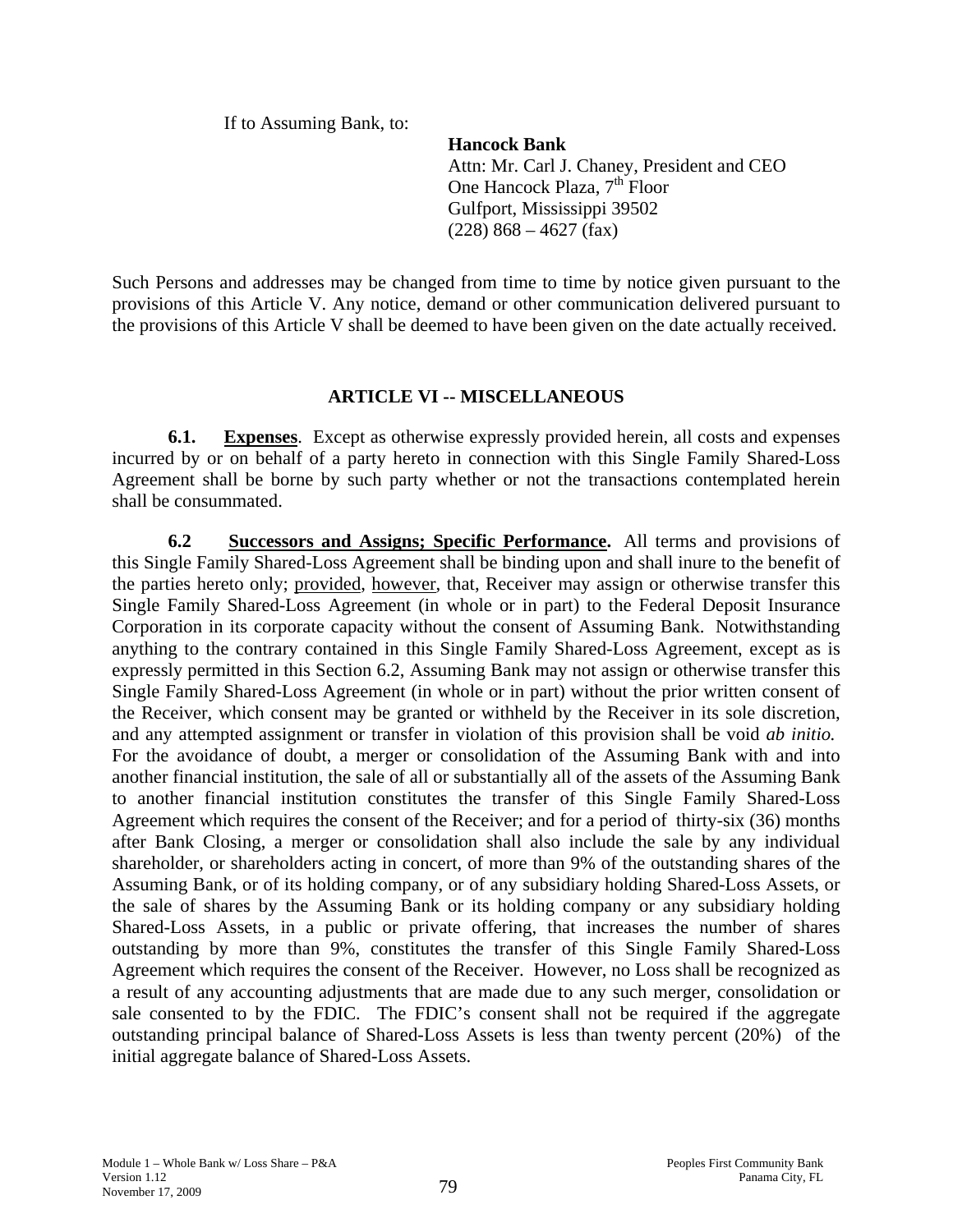If to Assuming Bank, to:

**Hancock Bank**
Attn: Mr. Carl J. Chaney, President and CEO
One Hancock Plaza, 7th Floor
Gulfport, Mississippi 39502
(228) 868 – 4627 (fax)

Such Persons and addresses may be changed from time to time by notice given pursuant to the provisions of this Article V. Any notice, demand or other communication delivered pursuant to the provisions of this Article V shall be deemed to have been given on the date actually received.

## ARTICLE VI -- MISCELLANEOUS

**6.1. Expenses**. Except as otherwise expressly provided herein, all costs and expenses incurred by or on behalf of a party hereto in connection with this Single Family Shared-Loss Agreement shall be borne by such party whether or not the transactions contemplated herein shall be consummated.

**6.2 Successors and Assigns; Specific Performance.** All terms and provisions of this Single Family Shared-Loss Agreement shall be binding upon and shall inure to the benefit of the parties hereto only; provided, however, that, Receiver may assign or otherwise transfer this Single Family Shared-Loss Agreement (in whole or in part) to the Federal Deposit Insurance Corporation in its corporate capacity without the consent of Assuming Bank. Notwithstanding anything to the contrary contained in this Single Family Shared-Loss Agreement, except as is expressly permitted in this Section 6.2, Assuming Bank may not assign or otherwise transfer this Single Family Shared-Loss Agreement (in whole or in part) without the prior written consent of the Receiver, which consent may be granted or withheld by the Receiver in its sole discretion, and any attempted assignment or transfer in violation of this provision shall be void *ab initio.* For the avoidance of doubt, a merger or consolidation of the Assuming Bank with and into another financial institution, the sale of all or substantially all of the assets of the Assuming Bank to another financial institution constitutes the transfer of this Single Family Shared-Loss Agreement which requires the consent of the Receiver; and for a period of thirty-six (36) months after Bank Closing, a merger or consolidation shall also include the sale by any individual shareholder, or shareholders acting in concert, of more than 9% of the outstanding shares of the Assuming Bank, or of its holding company, or of any subsidiary holding Shared-Loss Assets, or the sale of shares by the Assuming Bank or its holding company or any subsidiary holding Shared-Loss Assets, in a public or private offering, that increases the number of shares outstanding by more than 9%, constitutes the transfer of this Single Family Shared-Loss Agreement which requires the consent of the Receiver. However, no Loss shall be recognized as a result of any accounting adjustments that are made due to any such merger, consolidation or sale consented to by the FDIC. The FDIC's consent shall not be required if the aggregate outstanding principal balance of Shared-Loss Assets is less than twenty percent (20%) of the initial aggregate balance of Shared-Loss Assets.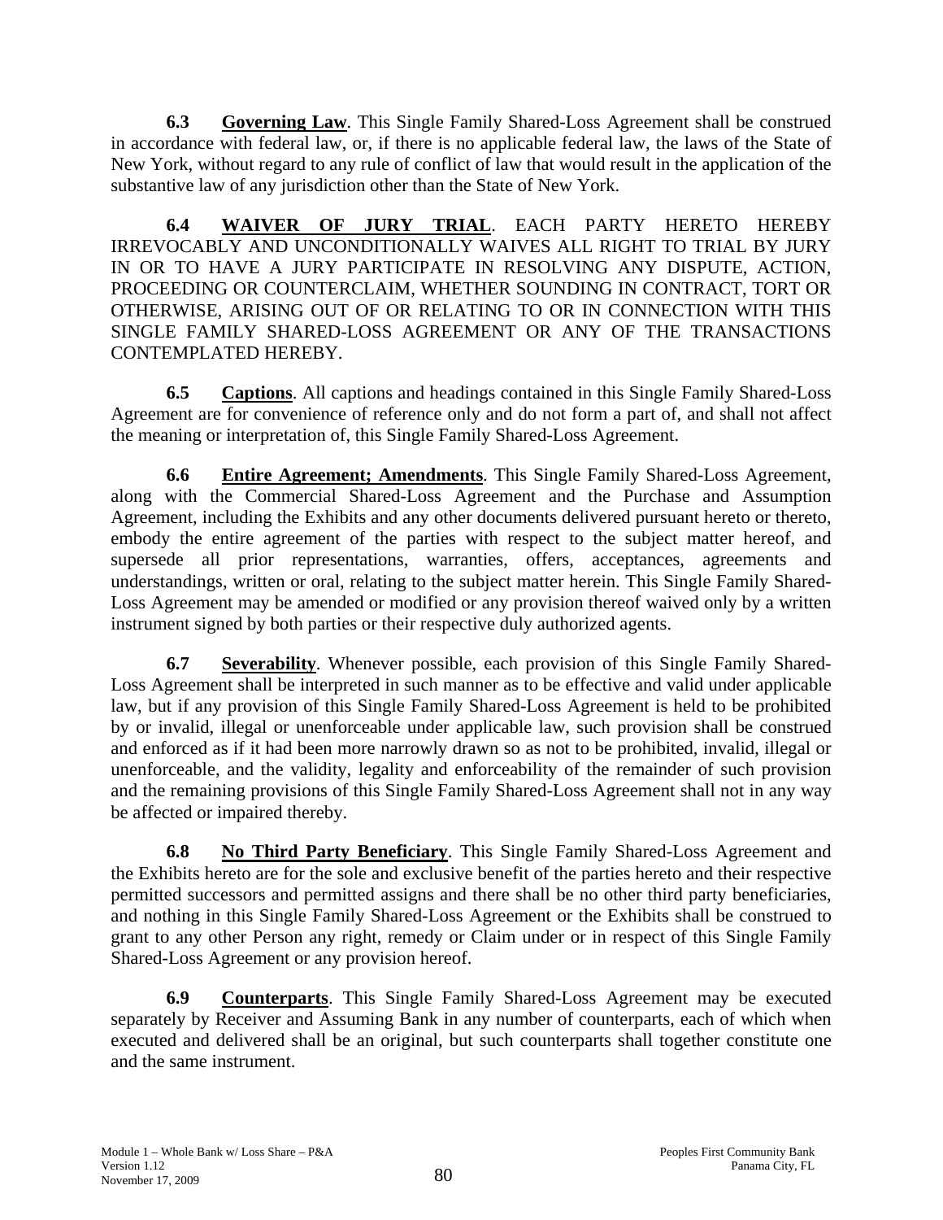**6.3 Governing Law**. This Single Family Shared-Loss Agreement shall be construed in accordance with federal law, or, if there is no applicable federal law, the laws of the State of New York, without regard to any rule of conflict of law that would result in the application of the substantive law of any jurisdiction other than the State of New York.

**6.4 WAIVER OF JURY TRIAL**. EACH PARTY HERETO HEREBY IRREVOCABLY AND UNCONDITIONALLY WAIVES ALL RIGHT TO TRIAL BY JURY IN OR TO HAVE A JURY PARTICIPATE IN RESOLVING ANY DISPUTE, ACTION, PROCEEDING OR COUNTERCLAIM, WHETHER SOUNDING IN CONTRACT, TORT OR OTHERWISE, ARISING OUT OF OR RELATING TO OR IN CONNECTION WITH THIS SINGLE FAMILY SHARED-LOSS AGREEMENT OR ANY OF THE TRANSACTIONS CONTEMPLATED HEREBY.

**6.5 Captions**. All captions and headings contained in this Single Family Shared-Loss Agreement are for convenience of reference only and do not form a part of, and shall not affect the meaning or interpretation of, this Single Family Shared-Loss Agreement.

**6.6 Entire Agreement; Amendments**. This Single Family Shared-Loss Agreement, along with the Commercial Shared-Loss Agreement and the Purchase and Assumption Agreement, including the Exhibits and any other documents delivered pursuant hereto or thereto, embody the entire agreement of the parties with respect to the subject matter hereof, and supersede all prior representations, warranties, offers, acceptances, agreements and understandings, written or oral, relating to the subject matter herein. This Single Family Shared-Loss Agreement may be amended or modified or any provision thereof waived only by a written instrument signed by both parties or their respective duly authorized agents.

**6.7 Severability**. Whenever possible, each provision of this Single Family Shared-Loss Agreement shall be interpreted in such manner as to be effective and valid under applicable law, but if any provision of this Single Family Shared-Loss Agreement is held to be prohibited by or invalid, illegal or unenforceable under applicable law, such provision shall be construed and enforced as if it had been more narrowly drawn so as not to be prohibited, invalid, illegal or unenforceable, and the validity, legality and enforceability of the remainder of such provision and the remaining provisions of this Single Family Shared-Loss Agreement shall not in any way be affected or impaired thereby.

**6.8 No Third Party Beneficiary**. This Single Family Shared-Loss Agreement and the Exhibits hereto are for the sole and exclusive benefit of the parties hereto and their respective permitted successors and permitted assigns and there shall be no other third party beneficiaries, and nothing in this Single Family Shared-Loss Agreement or the Exhibits shall be construed to grant to any other Person any right, remedy or Claim under or in respect of this Single Family Shared-Loss Agreement or any provision hereof.

**6.9 Counterparts**. This Single Family Shared-Loss Agreement may be executed separately by Receiver and Assuming Bank in any number of counterparts, each of which when executed and delivered shall be an original, but such counterparts shall together constitute one and the same instrument.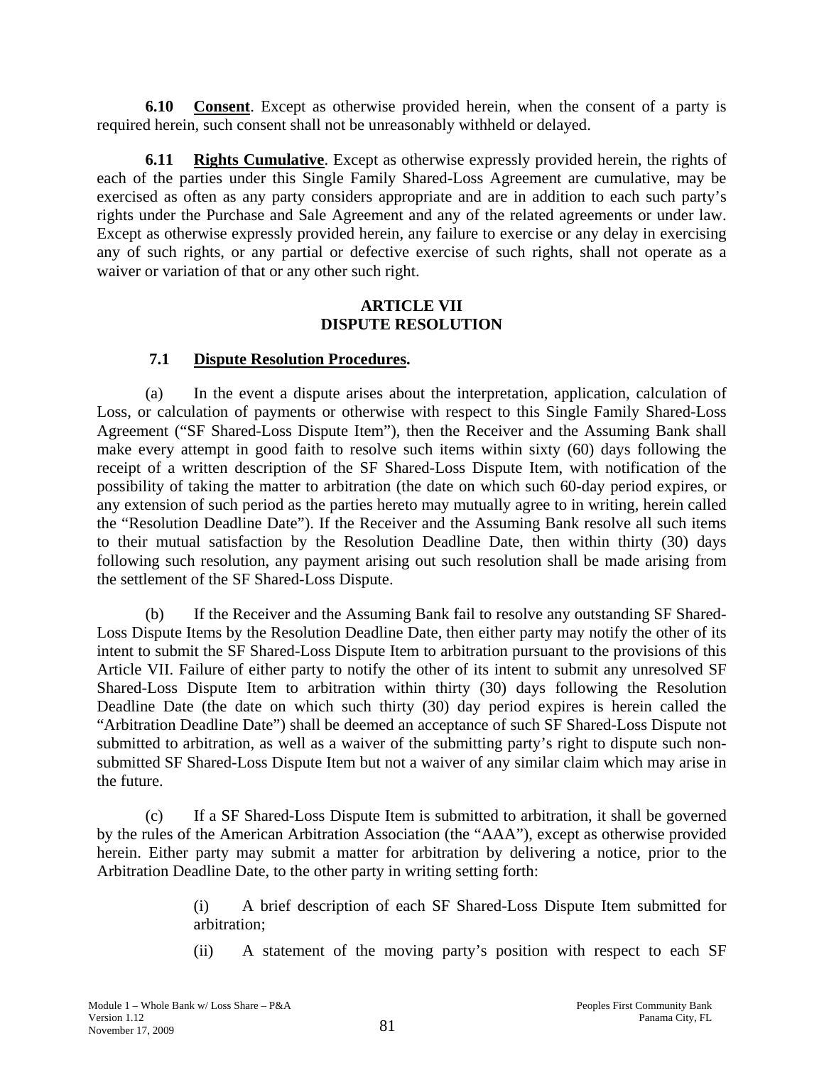**6.10 Consent**. Except as otherwise provided herein, when the consent of a party is required herein, such consent shall not be unreasonably withheld or delayed.

**6.11 Rights Cumulative**. Except as otherwise expressly provided herein, the rights of each of the parties under this Single Family Shared-Loss Agreement are cumulative, may be exercised as often as any party considers appropriate and are in addition to each such party's rights under the Purchase and Sale Agreement and any of the related agreements or under law. Except as otherwise expressly provided herein, any failure to exercise or any delay in exercising any of such rights, or any partial or defective exercise of such rights, shall not operate as a waiver or variation of that or any other such right.

## ARTICLE VII
## DISPUTE RESOLUTION

**7.1 Dispute Resolution Procedures.**

(a) In the event a dispute arises about the interpretation, application, calculation of Loss, or calculation of payments or otherwise with respect to this Single Family Shared-Loss Agreement ("SF Shared-Loss Dispute Item"), then the Receiver and the Assuming Bank shall make every attempt in good faith to resolve such items within sixty (60) days following the receipt of a written description of the SF Shared-Loss Dispute Item, with notification of the possibility of taking the matter to arbitration (the date on which such 60-day period expires, or any extension of such period as the parties hereto may mutually agree to in writing, herein called the "Resolution Deadline Date"). If the Receiver and the Assuming Bank resolve all such items to their mutual satisfaction by the Resolution Deadline Date, then within thirty (30) days following such resolution, any payment arising out such resolution shall be made arising from the settlement of the SF Shared-Loss Dispute.

(b) If the Receiver and the Assuming Bank fail to resolve any outstanding SF Shared-Loss Dispute Items by the Resolution Deadline Date, then either party may notify the other of its intent to submit the SF Shared-Loss Dispute Item to arbitration pursuant to the provisions of this Article VII. Failure of either party to notify the other of its intent to submit any unresolved SF Shared-Loss Dispute Item to arbitration within thirty (30) days following the Resolution Deadline Date (the date on which such thirty (30) day period expires is herein called the "Arbitration Deadline Date") shall be deemed an acceptance of such SF Shared-Loss Dispute not submitted to arbitration, as well as a waiver of the submitting party's right to dispute such non-submitted SF Shared-Loss Dispute Item but not a waiver of any similar claim which may arise in the future.

(c) If a SF Shared-Loss Dispute Item is submitted to arbitration, it shall be governed by the rules of the American Arbitration Association (the "AAA"), except as otherwise provided herein. Either party may submit a matter for arbitration by delivering a notice, prior to the Arbitration Deadline Date, to the other party in writing setting forth:

(i) A brief description of each SF Shared-Loss Dispute Item submitted for arbitration;

(ii) A statement of the moving party's position with respect to each SF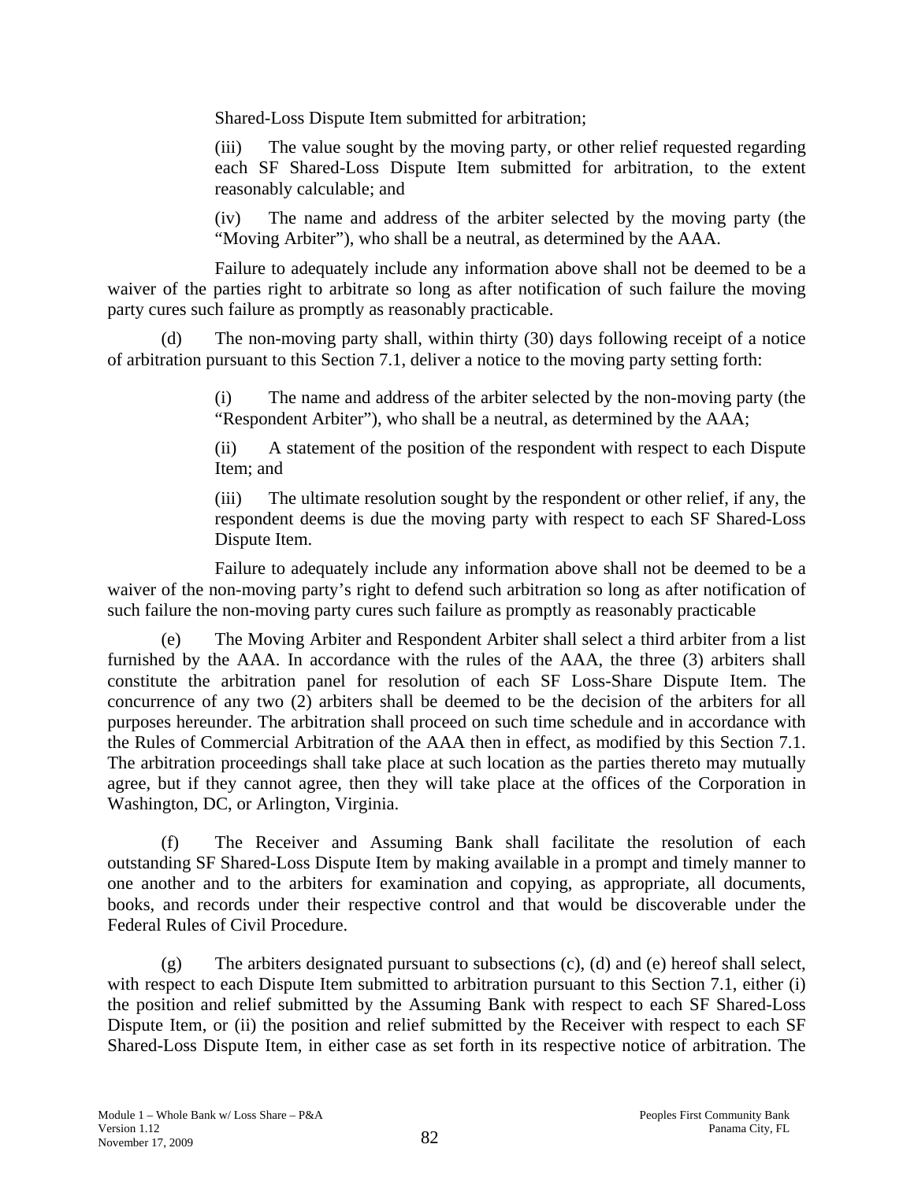Shared-Loss Dispute Item submitted for arbitration;

(iii) The value sought by the moving party, or other relief requested regarding each SF Shared-Loss Dispute Item submitted for arbitration, to the extent reasonably calculable; and

(iv) The name and address of the arbiter selected by the moving party (the "Moving Arbiter"), who shall be a neutral, as determined by the AAA.

Failure to adequately include any information above shall not be deemed to be a waiver of the parties right to arbitrate so long as after notification of such failure the moving party cures such failure as promptly as reasonably practicable.

(d) The non-moving party shall, within thirty (30) days following receipt of a notice of arbitration pursuant to this Section 7.1, deliver a notice to the moving party setting forth:

(i) The name and address of the arbiter selected by the non-moving party (the "Respondent Arbiter"), who shall be a neutral, as determined by the AAA;

(ii) A statement of the position of the respondent with respect to each Dispute Item; and

(iii) The ultimate resolution sought by the respondent or other relief, if any, the respondent deems is due the moving party with respect to each SF Shared-Loss Dispute Item.

Failure to adequately include any information above shall not be deemed to be a waiver of the non-moving party's right to defend such arbitration so long as after notification of such failure the non-moving party cures such failure as promptly as reasonably practicable

(e) The Moving Arbiter and Respondent Arbiter shall select a third arbiter from a list furnished by the AAA. In accordance with the rules of the AAA, the three (3) arbiters shall constitute the arbitration panel for resolution of each SF Loss-Share Dispute Item. The concurrence of any two (2) arbiters shall be deemed to be the decision of the arbiters for all purposes hereunder. The arbitration shall proceed on such time schedule and in accordance with the Rules of Commercial Arbitration of the AAA then in effect, as modified by this Section 7.1. The arbitration proceedings shall take place at such location as the parties thereto may mutually agree, but if they cannot agree, then they will take place at the offices of the Corporation in Washington, DC, or Arlington, Virginia.

(f) The Receiver and Assuming Bank shall facilitate the resolution of each outstanding SF Shared-Loss Dispute Item by making available in a prompt and timely manner to one another and to the arbiters for examination and copying, as appropriate, all documents, books, and records under their respective control and that would be discoverable under the Federal Rules of Civil Procedure.

(g) The arbiters designated pursuant to subsections (c), (d) and (e) hereof shall select, with respect to each Dispute Item submitted to arbitration pursuant to this Section 7.1, either (i) the position and relief submitted by the Assuming Bank with respect to each SF Shared-Loss Dispute Item, or (ii) the position and relief submitted by the Receiver with respect to each SF Shared-Loss Dispute Item, in either case as set forth in its respective notice of arbitration. The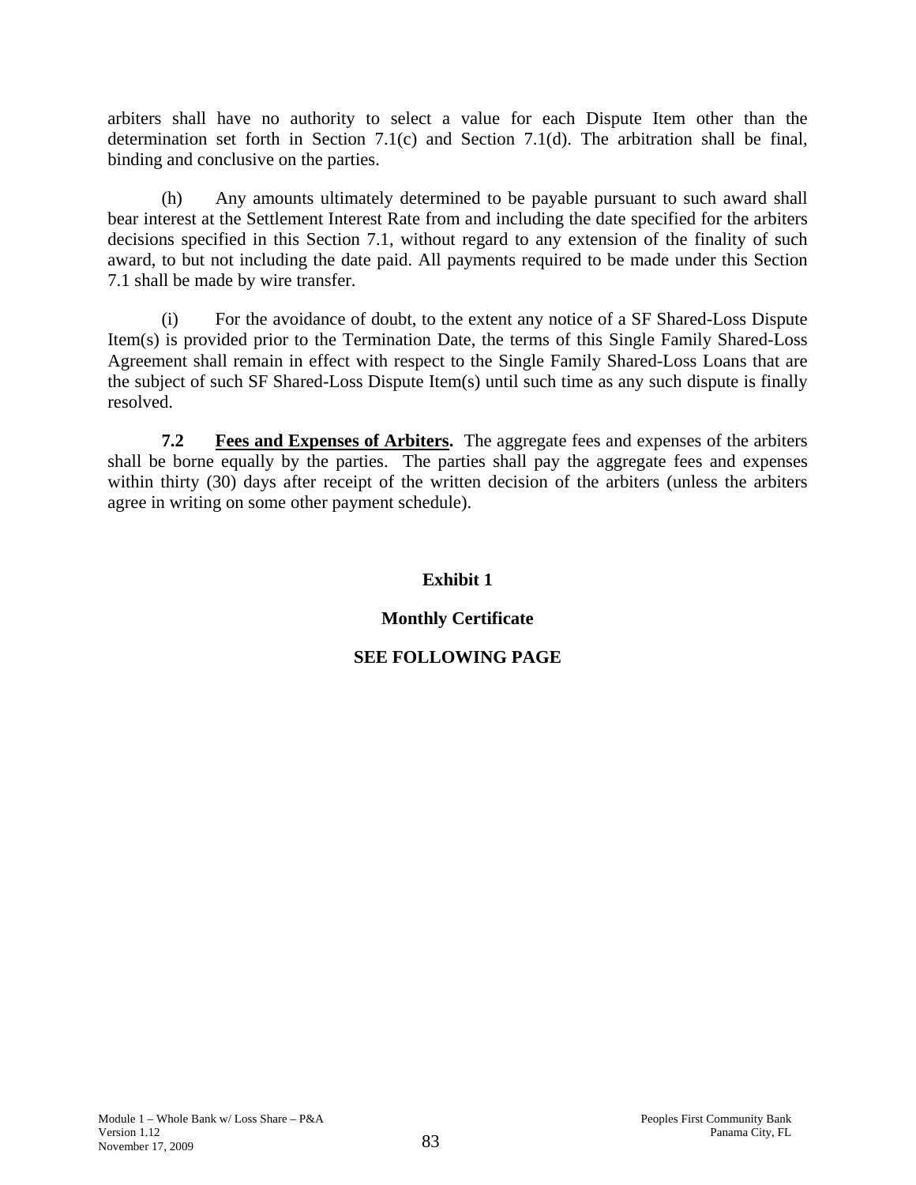arbiters shall have no authority to select a value for each Dispute Item other than the determination set forth in Section 7.1(c) and Section 7.1(d). The arbitration shall be final, binding and conclusive on the parties.

(h) Any amounts ultimately determined to be payable pursuant to such award shall bear interest at the Settlement Interest Rate from and including the date specified for the arbiters decisions specified in this Section 7.1, without regard to any extension of the finality of such award, to but not including the date paid. All payments required to be made under this Section 7.1 shall be made by wire transfer.

(i) For the avoidance of doubt, to the extent any notice of a SF Shared-Loss Dispute Item(s) is provided prior to the Termination Date, the terms of this Single Family Shared-Loss Agreement shall remain in effect with respect to the Single Family Shared-Loss Loans that are the subject of such SF Shared-Loss Dispute Item(s) until such time as any such dispute is finally resolved.

**7.2 Fees and Expenses of Arbiters.** The aggregate fees and expenses of the arbiters shall be borne equally by the parties. The parties shall pay the aggregate fees and expenses within thirty (30) days after receipt of the written decision of the arbiters (unless the arbiters agree in writing on some other payment schedule).

**Exhibit 1**

**Monthly Certificate**

**SEE FOLLOWING PAGE**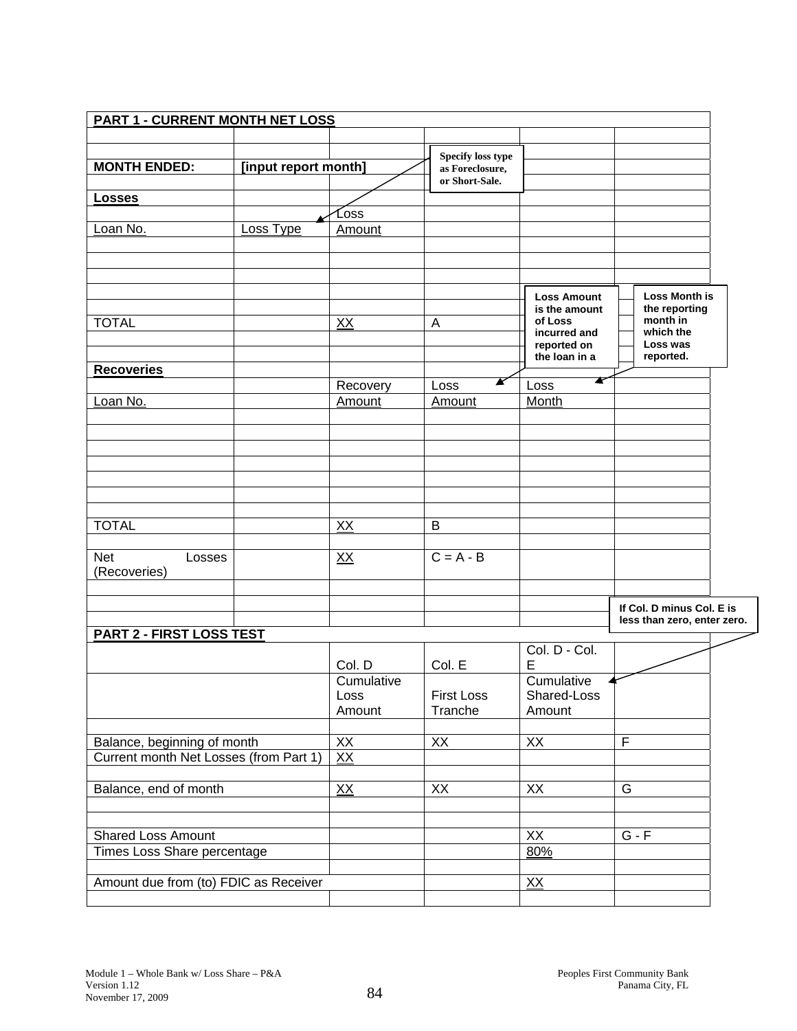**PART 1 - CURRENT MONTH NET LOSS**

| | | | | | |
|---|---|---|---|---|---|
| **MONTH ENDED:** | **[input report month]** | | | | |
| **Losses** | | | | | |
| | | Loss | | | |
| Loan No. | Loss Type | Amount | | | |
| | | | | | |
| TOTAL | | XX | A | | |
| **Recoveries** | | | | | |
| | | Recovery | Loss | Loss | |
| Loan No. | | Amount | Amount | Month | |
| | | | | | |
| TOTAL | | XX | B | | |
| Net Losses (Recoveries) | | XX | C = A - B | | |

*Specify loss type as Foreclosure, or Short-Sale.*

*Loss Amount is the amount of Loss incurred and reported on the loan in a*

*Loss Month is the reporting month in which the Loss was reported.*

*If Col. D minus Col. E is less than zero, enter zero.*

**PART 2 - FIRST LOSS TEST**

| | Col. D | Col. E | Col. D - Col. E | |
|---|---|---|---|---|
| | Cumulative Loss Amount | First Loss Tranche | Cumulative Shared-Loss Amount | |
| | | | | |
| Balance, beginning of month | XX | XX | XX | F |
| Current month Net Losses (from Part 1) | XX | | | |
| | | | | |
| Balance, end of month | XX | XX | XX | G |
| | | | | |
| Shared Loss Amount | | | XX | G - F |
| Times Loss Share percentage | | | 80% | |
| | | | | |
| Amount due from (to) FDIC as Receiver | | | XX | |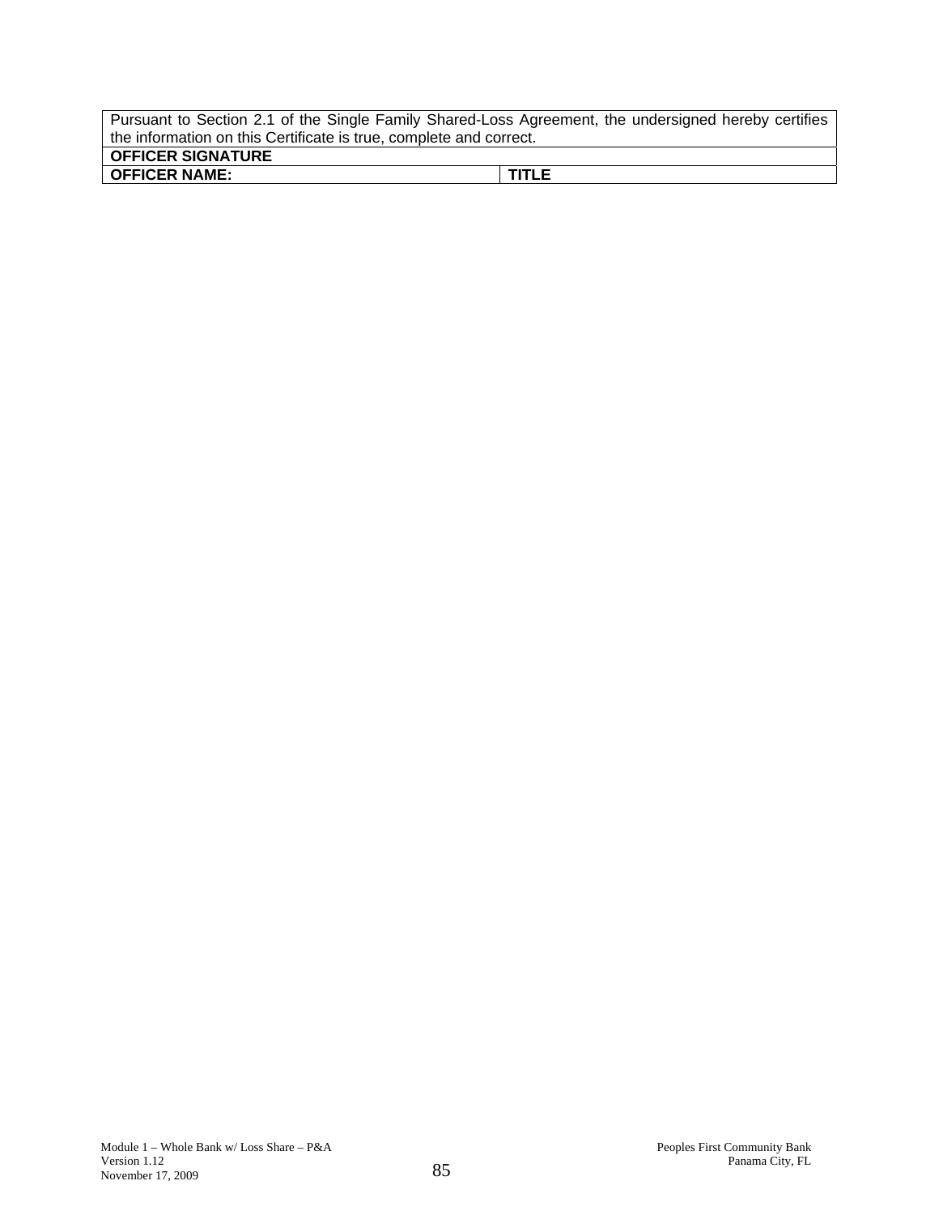| Pursuant to Section 2.1 of the Single Family Shared-Loss Agreement, the undersigned hereby certifies the information on this Certificate is true, complete and correct. | |
|---|---|
| **OFFICER SIGNATURE** | |
| **OFFICER NAME:** | **TITLE** |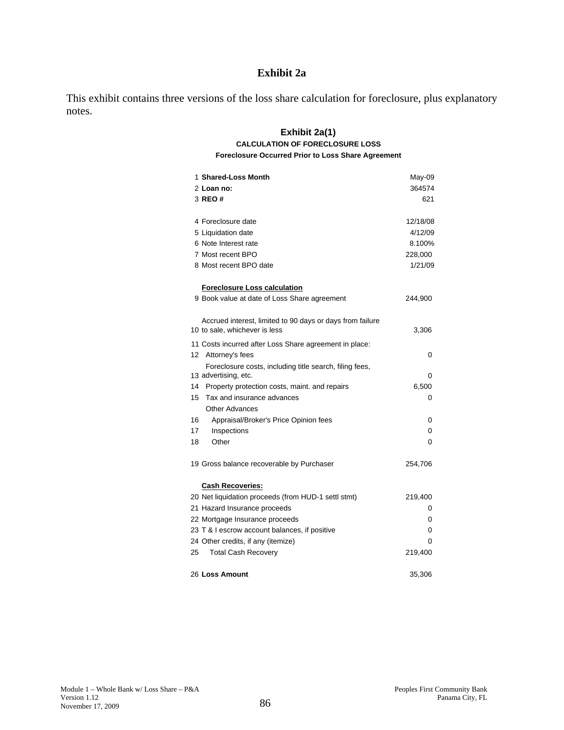# Exhibit 2a

This exhibit contains three versions of the loss share calculation for foreclosure, plus explanatory notes.

## Exhibit 2a(1)

**CALCULATION OF FORECLOSURE LOSS**

**Foreclosure Occurred Prior to Loss Share Agreement**

| | | |
|---|---|---|
| 1 | **Shared-Loss Month** | May-09 |
| 2 | **Loan no:** | 364574 |
| 3 | **REO #** | 621 |
| | | |
| 4 | Foreclosure date | 12/18/08 |
| 5 | Liquidation date | 4/12/09 |
| 6 | Note Interest rate | 8.100% |
| 7 | Most recent BPO | 228,000 |
| 8 | Most recent BPO date | 1/21/09 |
| | | |
| | **Foreclosure Loss calculation** | |
| 9 | Book value at date of Loss Share agreement | 244,900 |
| | | |
| 10 | Accrued interest, limited to 90 days or days from failure to sale, whichever is less | 3,306 |
| 11 | Costs incurred after Loss Share agreement in place: | |
| 12 | Attorney's fees | 0 |
| 13 | Foreclosure costs, including title search, filing fees, advertising, etc. | 0 |
| 14 | Property protection costs, maint. and repairs | 6,500 |
| 15 | Tax and insurance advances | 0 |
| | Other Advances | |
| 16 | Appraisal/Broker's Price Opinion fees | 0 |
| 17 | Inspections | 0 |
| 18 | Other | 0 |
| | | |
| 19 | Gross balance recoverable by Purchaser | 254,706 |
| | | |
| | **Cash Recoveries:** | |
| 20 | Net liquidation proceeds (from HUD-1 settl stmt) | 219,400 |
| 21 | Hazard Insurance proceeds | 0 |
| 22 | Mortgage Insurance proceeds | 0 |
| 23 | T & I escrow account balances, if positive | 0 |
| 24 | Other credits, if any (itemize) | 0 |
| 25 | Total Cash Recovery | 219,400 |
| | | |
| 26 | **Loss Amount** | 35,306 |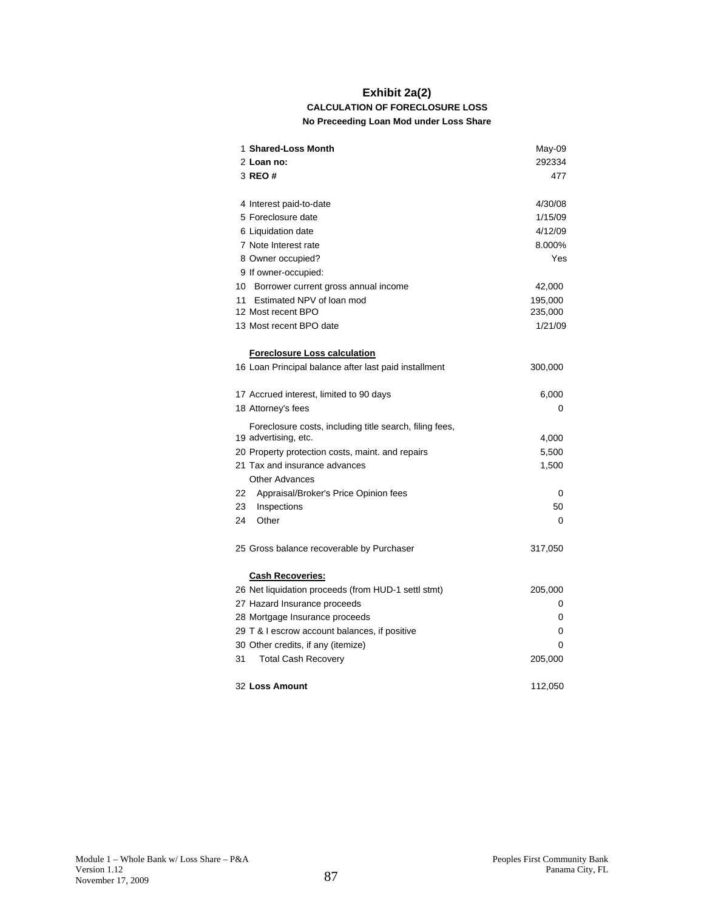# Exhibit 2a(2)

**CALCULATION OF FORECLOSURE LOSS**

**No Preceeding Loan Mod under Loss Share**

| | | |
|---|---|---|
| 1 | **Shared-Loss Month** | May-09 |
| 2 | **Loan no:** | 292334 |
| 3 | **REO #** | 477 |
| | | |
| 4 | Interest paid-to-date | 4/30/08 |
| 5 | Foreclosure date | 1/15/09 |
| 6 | Liquidation date | 4/12/09 |
| 7 | Note Interest rate | 8.000% |
| 8 | Owner occupied? | Yes |
| 9 | If owner-occupied: | |
| 10 | Borrower current gross annual income | 42,000 |
| 11 | Estimated NPV of loan mod | 195,000 |
| 12 | Most recent BPO | 235,000 |
| 13 | Most recent BPO date | 1/21/09 |
| | | |
| | **<u>Foreclosure Loss calculation</u>** | |
| 16 | Loan Principal balance after last paid installment | 300,000 |
| | | |
| 17 | Accrued interest, limited to 90 days | 6,000 |
| 18 | Attorney's fees | 0 |
| 19 | Foreclosure costs, including title search, filing fees, advertising, etc. | 4,000 |
| 20 | Property protection costs, maint. and repairs | 5,500 |
| 21 | Tax and insurance advances | 1,500 |
| | Other Advances | |
| 22 | Appraisal/Broker's Price Opinion fees | 0 |
| 23 | Inspections | 50 |
| 24 | Other | 0 |
| | | |
| 25 | Gross balance recoverable by Purchaser | 317,050 |
| | | |
| | **<u>Cash Recoveries:</u>** | |
| 26 | Net liquidation proceeds (from HUD-1 settl stmt) | 205,000 |
| 27 | Hazard Insurance proceeds | 0 |
| 28 | Mortgage Insurance proceeds | 0 |
| 29 | T & I escrow account balances, if positive | 0 |
| 30 | Other credits, if any (itemize) | 0 |
| 31 | Total Cash Recovery | 205,000 |
| | | |
| 32 | **Loss Amount** | 112,050 |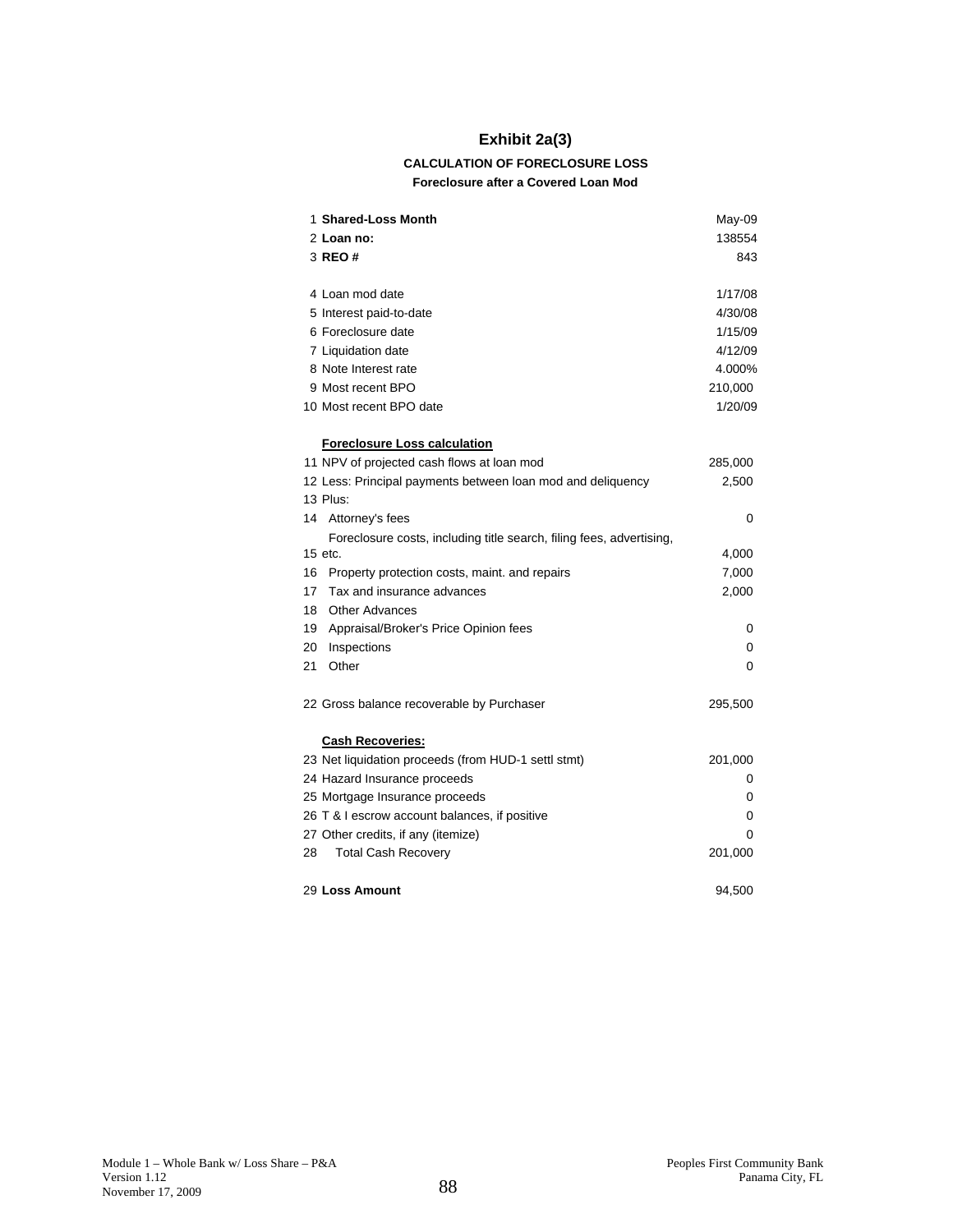# Exhibit 2a(3)

### CALCULATION OF FORECLOSURE LOSS

**Foreclosure after a Covered Loan Mod**

| | | |
|---|---|---|
| 1 | **Shared-Loss Month** | May-09 |
| 2 | **Loan no:** | 138554 |
| 3 | **REO #** | 843 |
| | | |
| 4 | Loan mod date | 1/17/08 |
| 5 | Interest paid-to-date | 4/30/08 |
| 6 | Foreclosure date | 1/15/09 |
| 7 | Liquidation date | 4/12/09 |
| 8 | Note Interest rate | 4.000% |
| 9 | Most recent BPO | 210,000 |
| 10 | Most recent BPO date | 1/20/09 |
| | | |
| | **Foreclosure Loss calculation** | |
| 11 | NPV of projected cash flows at loan mod | 285,000 |
| 12 | Less: Principal payments between loan mod and deliquency | 2,500 |
| 13 | Plus: | |
| 14 | Attorney's fees | 0 |
| 15 | Foreclosure costs, including title search, filing fees, advertising, etc. | 4,000 |
| 16 | Property protection costs, maint. and repairs | 7,000 |
| 17 | Tax and insurance advances | 2,000 |
| 18 | Other Advances | |
| 19 | Appraisal/Broker's Price Opinion fees | 0 |
| 20 | Inspections | 0 |
| 21 | Other | 0 |
| | | |
| 22 | Gross balance recoverable by Purchaser | 295,500 |
| | | |
| | **Cash Recoveries:** | |
| 23 | Net liquidation proceeds (from HUD-1 settl stmt) | 201,000 |
| 24 | Hazard Insurance proceeds | 0 |
| 25 | Mortgage Insurance proceeds | 0 |
| 26 | T & I escrow account balances, if positive | 0 |
| 27 | Other credits, if any (itemize) | 0 |
| 28 | Total Cash Recovery | 201,000 |
| | | |
| 29 | **Loss Amount** | 94,500 |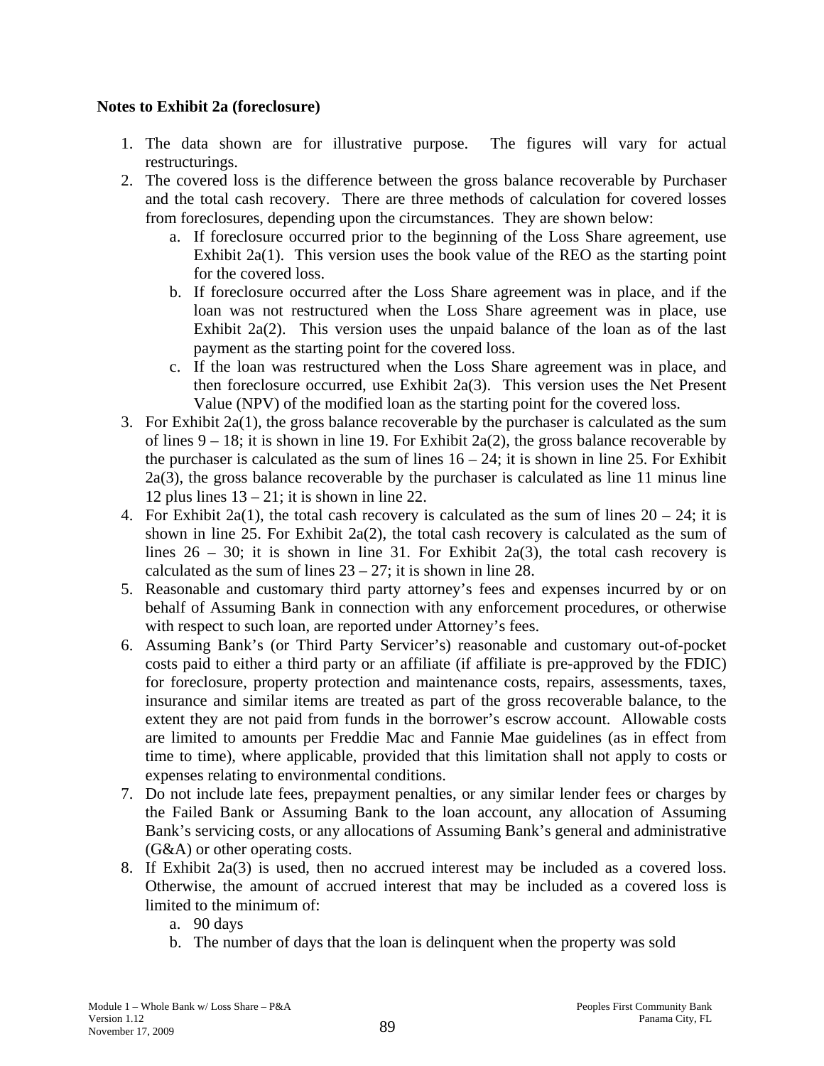**Notes to Exhibit 2a (foreclosure)**

1. The data shown are for illustrative purpose. The figures will vary for actual restructurings.
2. The covered loss is the difference between the gross balance recoverable by Purchaser and the total cash recovery. There are three methods of calculation for covered losses from foreclosures, depending upon the circumstances. They are shown below:
   a. If foreclosure occurred prior to the beginning of the Loss Share agreement, use Exhibit 2a(1). This version uses the book value of the REO as the starting point for the covered loss.
   b. If foreclosure occurred after the Loss Share agreement was in place, and if the loan was not restructured when the Loss Share agreement was in place, use Exhibit 2a(2). This version uses the unpaid balance of the loan as of the last payment as the starting point for the covered loss.
   c. If the loan was restructured when the Loss Share agreement was in place, and then foreclosure occurred, use Exhibit 2a(3). This version uses the Net Present Value (NPV) of the modified loan as the starting point for the covered loss.
3. For Exhibit 2a(1), the gross balance recoverable by the purchaser is calculated as the sum of lines 9 – 18; it is shown in line 19. For Exhibit 2a(2), the gross balance recoverable by the purchaser is calculated as the sum of lines 16 – 24; it is shown in line 25. For Exhibit 2a(3), the gross balance recoverable by the purchaser is calculated as line 11 minus line 12 plus lines 13 – 21; it is shown in line 22.
4. For Exhibit 2a(1), the total cash recovery is calculated as the sum of lines 20 – 24; it is shown in line 25. For Exhibit 2a(2), the total cash recovery is calculated as the sum of lines 26 – 30; it is shown in line 31. For Exhibit 2a(3), the total cash recovery is calculated as the sum of lines 23 – 27; it is shown in line 28.
5. Reasonable and customary third party attorney's fees and expenses incurred by or on behalf of Assuming Bank in connection with any enforcement procedures, or otherwise with respect to such loan, are reported under Attorney's fees.
6. Assuming Bank's (or Third Party Servicer's) reasonable and customary out-of-pocket costs paid to either a third party or an affiliate (if affiliate is pre-approved by the FDIC) for foreclosure, property protection and maintenance costs, repairs, assessments, taxes, insurance and similar items are treated as part of the gross recoverable balance, to the extent they are not paid from funds in the borrower's escrow account. Allowable costs are limited to amounts per Freddie Mac and Fannie Mae guidelines (as in effect from time to time), where applicable, provided that this limitation shall not apply to costs or expenses relating to environmental conditions.
7. Do not include late fees, prepayment penalties, or any similar lender fees or charges by the Failed Bank or Assuming Bank to the loan account, any allocation of Assuming Bank's servicing costs, or any allocations of Assuming Bank's general and administrative (G&A) or other operating costs.
8. If Exhibit 2a(3) is used, then no accrued interest may be included as a covered loss. Otherwise, the amount of accrued interest that may be included as a covered loss is limited to the minimum of:
   a. 90 days
   b. The number of days that the loan is delinquent when the property was sold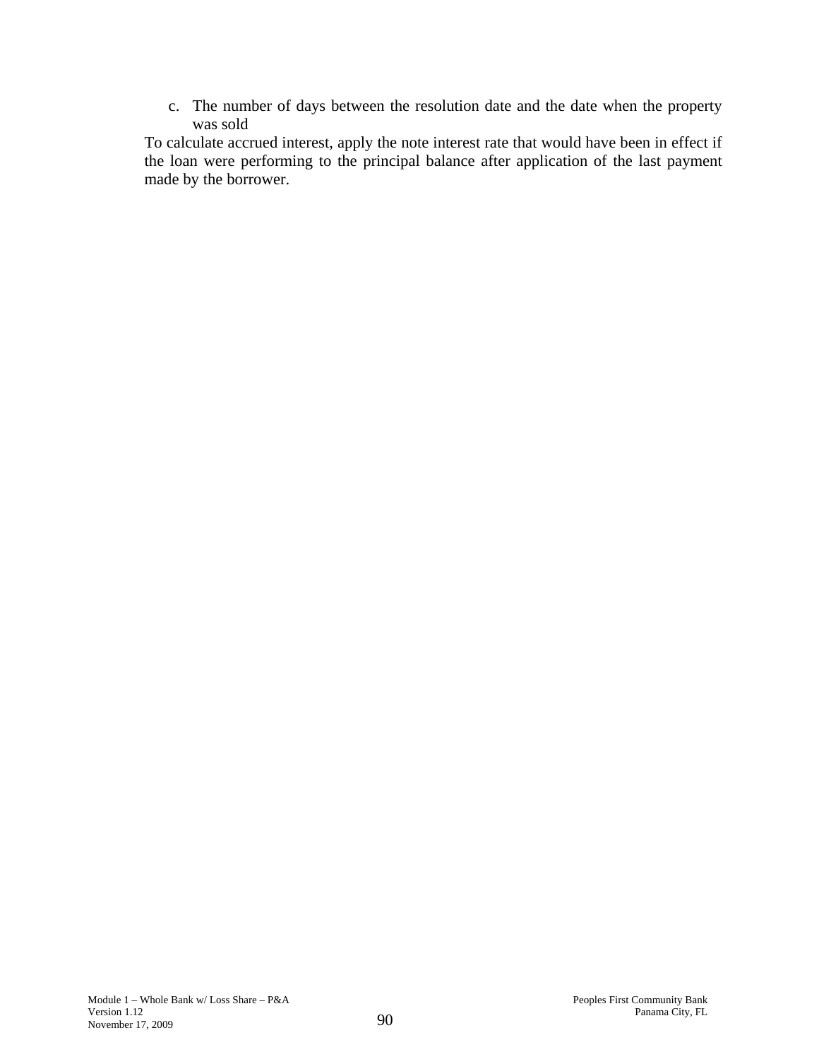c. The number of days between the resolution date and the date when the property was sold

To calculate accrued interest, apply the note interest rate that would have been in effect if the loan were performing to the principal balance after application of the last payment made by the borrower.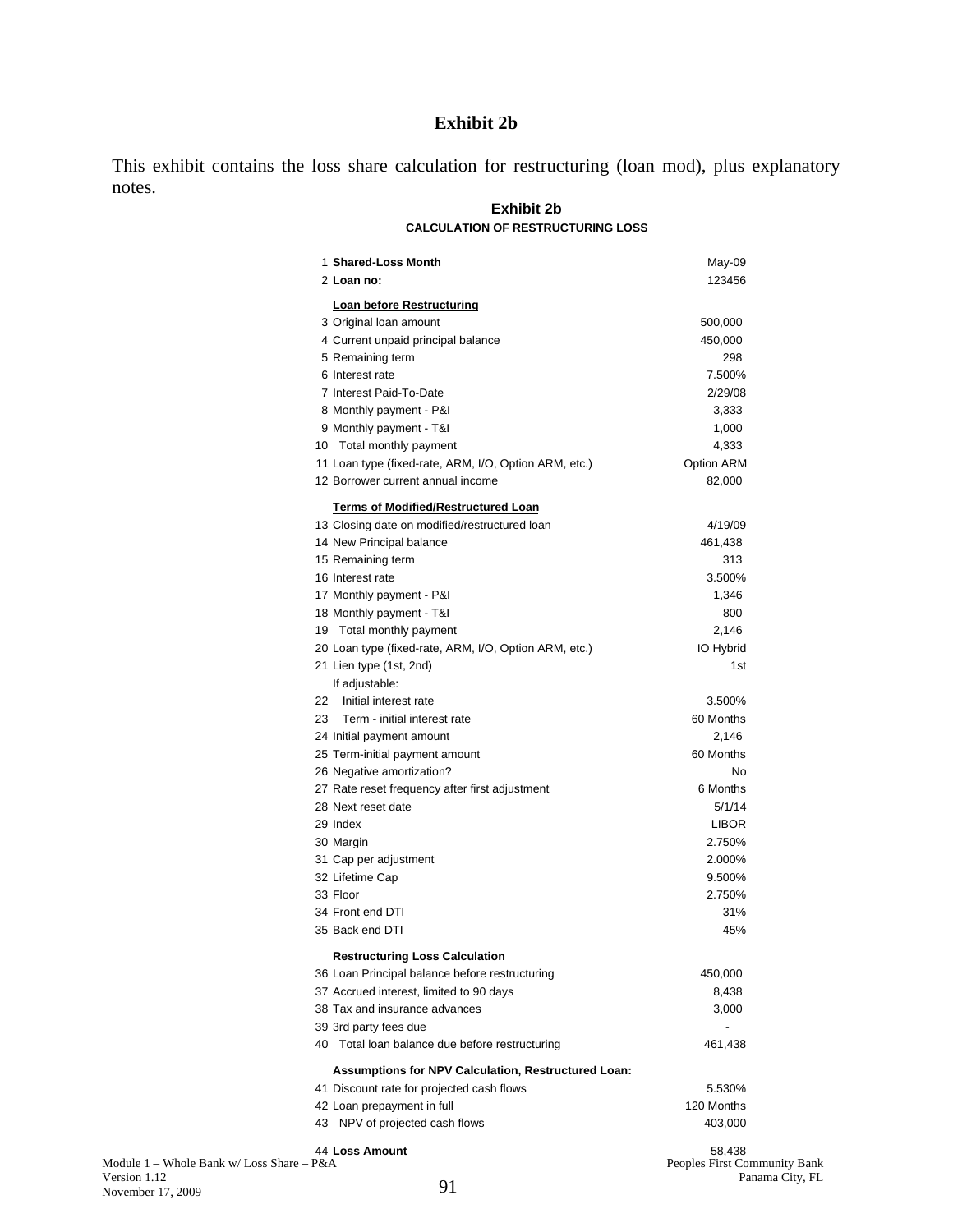# Exhibit 2b

This exhibit contains the loss share calculation for restructuring (loan mod), plus explanatory notes.

## Exhibit 2b

**CALCULATION OF RESTRUCTURING LOSS**

| # | Item | Value |
|---|---|---|
| 1 | **Shared-Loss Month** | May-09 |
| 2 | **Loan no:** | 123456 |
| | **Loan before Restructuring** | |
| 3 | Original loan amount | 500,000 |
| 4 | Current unpaid principal balance | 450,000 |
| 5 | Remaining term | 298 |
| 6 | Interest rate | 7.500% |
| 7 | Interest Paid-To-Date | 2/29/08 |
| 8 | Monthly payment - P&I | 3,333 |
| 9 | Monthly payment - T&I | 1,000 |
| 10 | Total monthly payment | 4,333 |
| 11 | Loan type (fixed-rate, ARM, I/O, Option ARM, etc.) | Option ARM |
| 12 | Borrower current annual income | 82,000 |
| | **Terms of Modified/Restructured Loan** | |
| 13 | Closing date on modified/restructured loan | 4/19/09 |
| 14 | New Principal balance | 461,438 |
| 15 | Remaining term | 313 |
| 16 | Interest rate | 3.500% |
| 17 | Monthly payment - P&I | 1,346 |
| 18 | Monthly payment - T&I | 800 |
| 19 | Total monthly payment | 2,146 |
| 20 | Loan type (fixed-rate, ARM, I/O, Option ARM, etc.) | IO Hybrid |
| 21 | Lien type (1st, 2nd) | 1st |
| | If adjustable: | |
| 22 | Initial interest rate | 3.500% |
| 23 | Term - initial interest rate | 60 Months |
| 24 | Initial payment amount | 2,146 |
| 25 | Term-initial payment amount | 60 Months |
| 26 | Negative amortization? | No |
| 27 | Rate reset frequency after first adjustment | 6 Months |
| 28 | Next reset date | 5/1/14 |
| 29 | Index | LIBOR |
| 30 | Margin | 2.750% |
| 31 | Cap per adjustment | 2.000% |
| 32 | Lifetime Cap | 9.500% |
| 33 | Floor | 2.750% |
| 34 | Front end DTI | 31% |
| 35 | Back end DTI | 45% |
| | **Restructuring Loss Calculation** | |
| 36 | Loan Principal balance before restructuring | 450,000 |
| 37 | Accrued interest, limited to 90 days | 8,438 |
| 38 | Tax and insurance advances | 3,000 |
| 39 | 3rd party fees due | - |
| 40 | Total loan balance due before restructuring | 461,438 |
| | **Assumptions for NPV Calculation, Restructured Loan:** | |
| 41 | Discount rate for projected cash flows | 5.530% |
| 42 | Loan prepayment in full | 120 Months |
| 43 | NPV of projected cash flows | 403,000 |
| 44 | **Loss Amount** | 58,438 |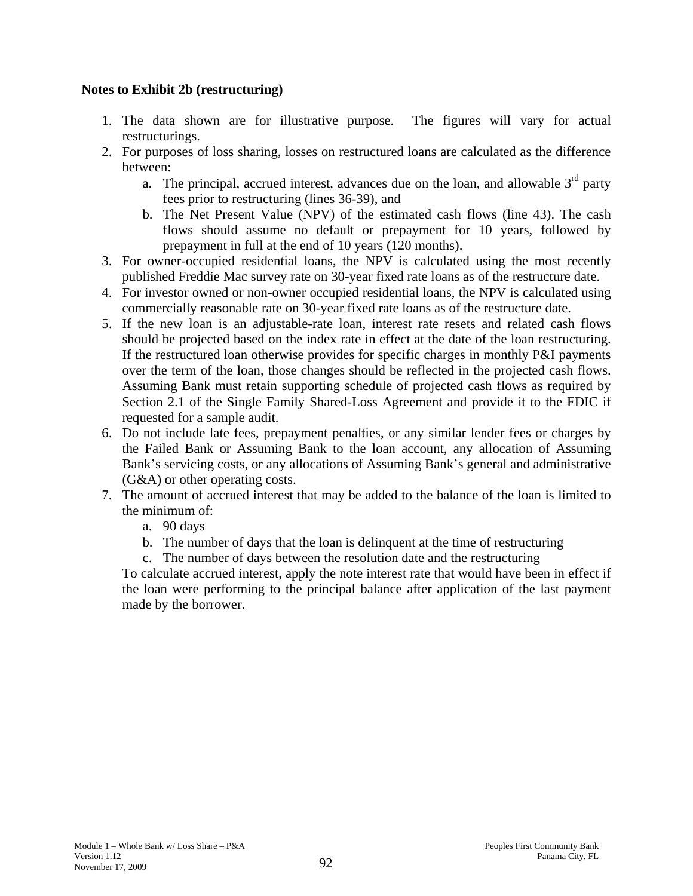**Notes to Exhibit 2b (restructuring)**

1. The data shown are for illustrative purpose. The figures will vary for actual restructurings.
2. For purposes of loss sharing, losses on restructured loans are calculated as the difference between:
   a. The principal, accrued interest, advances due on the loan, and allowable 3rd party fees prior to restructuring (lines 36-39), and
   b. The Net Present Value (NPV) of the estimated cash flows (line 43). The cash flows should assume no default or prepayment for 10 years, followed by prepayment in full at the end of 10 years (120 months).
3. For owner-occupied residential loans, the NPV is calculated using the most recently published Freddie Mac survey rate on 30-year fixed rate loans as of the restructure date.
4. For investor owned or non-owner occupied residential loans, the NPV is calculated using commercially reasonable rate on 30-year fixed rate loans as of the restructure date.
5. If the new loan is an adjustable-rate loan, interest rate resets and related cash flows should be projected based on the index rate in effect at the date of the loan restructuring. If the restructured loan otherwise provides for specific charges in monthly P&I payments over the term of the loan, those changes should be reflected in the projected cash flows. Assuming Bank must retain supporting schedule of projected cash flows as required by Section 2.1 of the Single Family Shared-Loss Agreement and provide it to the FDIC if requested for a sample audit.
6. Do not include late fees, prepayment penalties, or any similar lender fees or charges by the Failed Bank or Assuming Bank to the loan account, any allocation of Assuming Bank's servicing costs, or any allocations of Assuming Bank's general and administrative (G&A) or other operating costs.
7. The amount of accrued interest that may be added to the balance of the loan is limited to the minimum of:
   a. 90 days
   b. The number of days that the loan is delinquent at the time of restructuring
   c. The number of days between the resolution date and the restructuring

   To calculate accrued interest, apply the note interest rate that would have been in effect if the loan were performing to the principal balance after application of the last payment made by the borrower.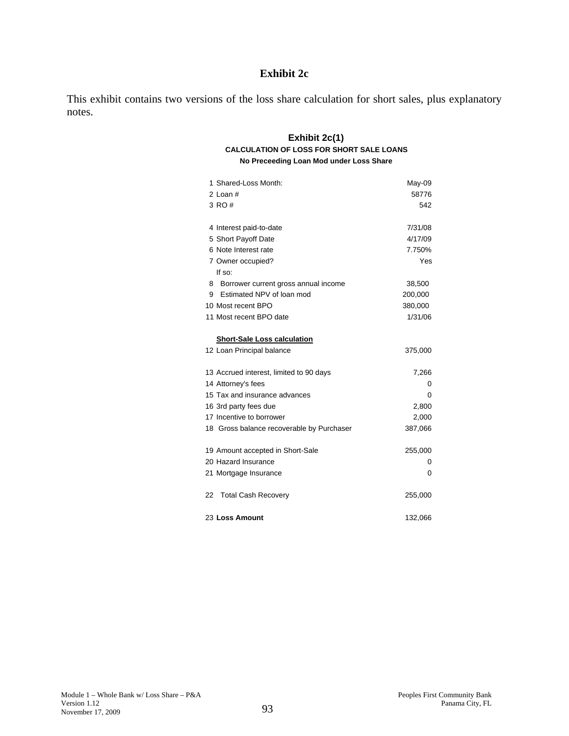# Exhibit 2c

This exhibit contains two versions of the loss share calculation for short sales, plus explanatory notes.

## Exhibit 2c(1)

### CALCULATION OF LOSS FOR SHORT SALE LOANS

**No Preceeding Loan Mod under Loss Share**

| | |
|---|---|
| 1 Shared-Loss Month: | May-09 |
| 2 Loan # | 58776 |
| 3 RO # | 542 |
| | |
| 4 Interest paid-to-date | 7/31/08 |
| 5 Short Payoff Date | 4/17/09 |
| 6 Note Interest rate | 7.750% |
| 7 Owner occupied? | Yes |
| If so: | |
| 8 Borrower current gross annual income | 38,500 |
| 9 Estimated NPV of loan mod | 200,000 |
| 10 Most recent BPO | 380,000 |
| 11 Most recent BPO date | 1/31/06 |
| | |
| **Short-Sale Loss calculation** | |
| 12 Loan Principal balance | 375,000 |
| | |
| 13 Accrued interest, limited to 90 days | 7,266 |
| 14 Attorney's fees | 0 |
| 15 Tax and insurance advances | 0 |
| 16 3rd party fees due | 2,800 |
| 17 Incentive to borrower | 2,000 |
| 18 Gross balance recoverable by Purchaser | 387,066 |
| | |
| 19 Amount accepted in Short-Sale | 255,000 |
| 20 Hazard Insurance | 0 |
| 21 Mortgage Insurance | 0 |
| | |
| 22 Total Cash Recovery | 255,000 |
| | |
| 23 **Loss Amount** | 132,066 |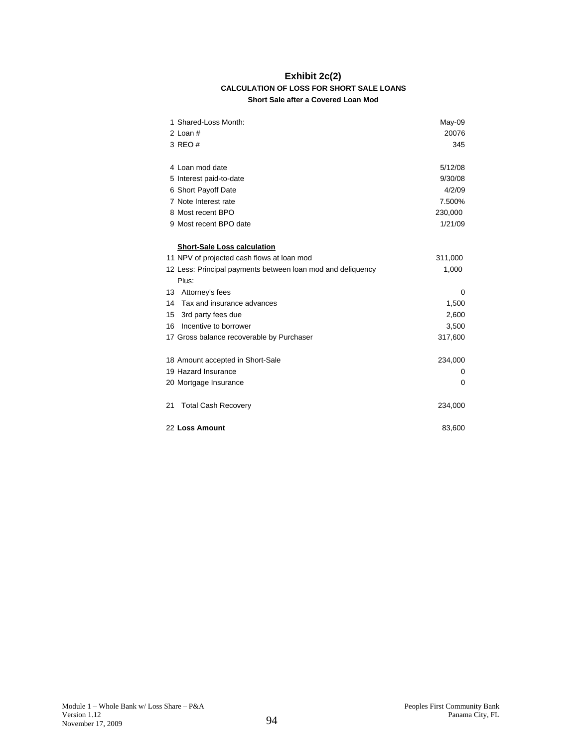# Exhibit 2c(2)

### CALCULATION OF LOSS FOR SHORT SALE LOANS

#### Short Sale after a Covered Loan Mod

| | |
|---|---|
| 1 Shared-Loss Month: | May-09 |
| 2 Loan # | 20076 |
| 3 REO # | 345 |
| | |
| 4 Loan mod date | 5/12/08 |
| 5 Interest paid-to-date | 9/30/08 |
| 6 Short Payoff Date | 4/2/09 |
| 7 Note Interest rate | 7.500% |
| 8 Most recent BPO | 230,000 |
| 9 Most recent BPO date | 1/21/09 |
| | |
| **Short-Sale Loss calculation** | |
| 11 NPV of projected cash flows at loan mod | 311,000 |
| 12 Less: Principal payments between loan mod and deliquency | 1,000 |
| Plus: | |
| 13 Attorney's fees | 0 |
| 14 Tax and insurance advances | 1,500 |
| 15 3rd party fees due | 2,600 |
| 16 Incentive to borrower | 3,500 |
| 17 Gross balance recoverable by Purchaser | 317,600 |
| | |
| 18 Amount accepted in Short-Sale | 234,000 |
| 19 Hazard Insurance | 0 |
| 20 Mortgage Insurance | 0 |
| | |
| 21 Total Cash Recovery | 234,000 |
| | |
| 22 **Loss Amount** | 83,600 |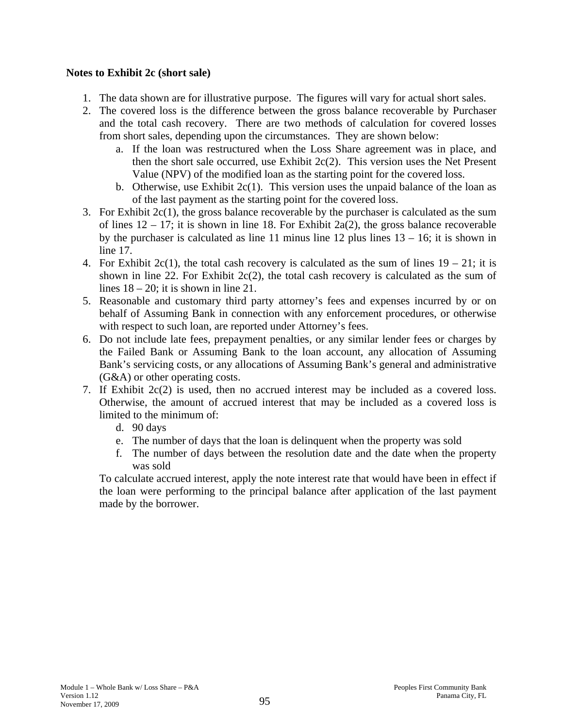**Notes to Exhibit 2c (short sale)**

1. The data shown are for illustrative purpose. The figures will vary for actual short sales.
2. The covered loss is the difference between the gross balance recoverable by Purchaser and the total cash recovery. There are two methods of calculation for covered losses from short sales, depending upon the circumstances. They are shown below:
    a. If the loan was restructured when the Loss Share agreement was in place, and then the short sale occurred, use Exhibit 2c(2). This version uses the Net Present Value (NPV) of the modified loan as the starting point for the covered loss.
    b. Otherwise, use Exhibit 2c(1). This version uses the unpaid balance of the loan as of the last payment as the starting point for the covered loss.
3. For Exhibit 2c(1), the gross balance recoverable by the purchaser is calculated as the sum of lines 12 – 17; it is shown in line 18. For Exhibit 2a(2), the gross balance recoverable by the purchaser is calculated as line 11 minus line 12 plus lines 13 – 16; it is shown in line 17.
4. For Exhibit 2c(1), the total cash recovery is calculated as the sum of lines 19 – 21; it is shown in line 22. For Exhibit 2c(2), the total cash recovery is calculated as the sum of lines 18 – 20; it is shown in line 21.
5. Reasonable and customary third party attorney's fees and expenses incurred by or on behalf of Assuming Bank in connection with any enforcement procedures, or otherwise with respect to such loan, are reported under Attorney's fees.
6. Do not include late fees, prepayment penalties, or any similar lender fees or charges by the Failed Bank or Assuming Bank to the loan account, any allocation of Assuming Bank's servicing costs, or any allocations of Assuming Bank's general and administrative (G&A) or other operating costs.
7. If Exhibit 2c(2) is used, then no accrued interest may be included as a covered loss. Otherwise, the amount of accrued interest that may be included as a covered loss is limited to the minimum of:
    d. 90 days
    e. The number of days that the loan is delinquent when the property was sold
    f. The number of days between the resolution date and the date when the property was sold

    To calculate accrued interest, apply the note interest rate that would have been in effect if the loan were performing to the principal balance after application of the last payment made by the borrower.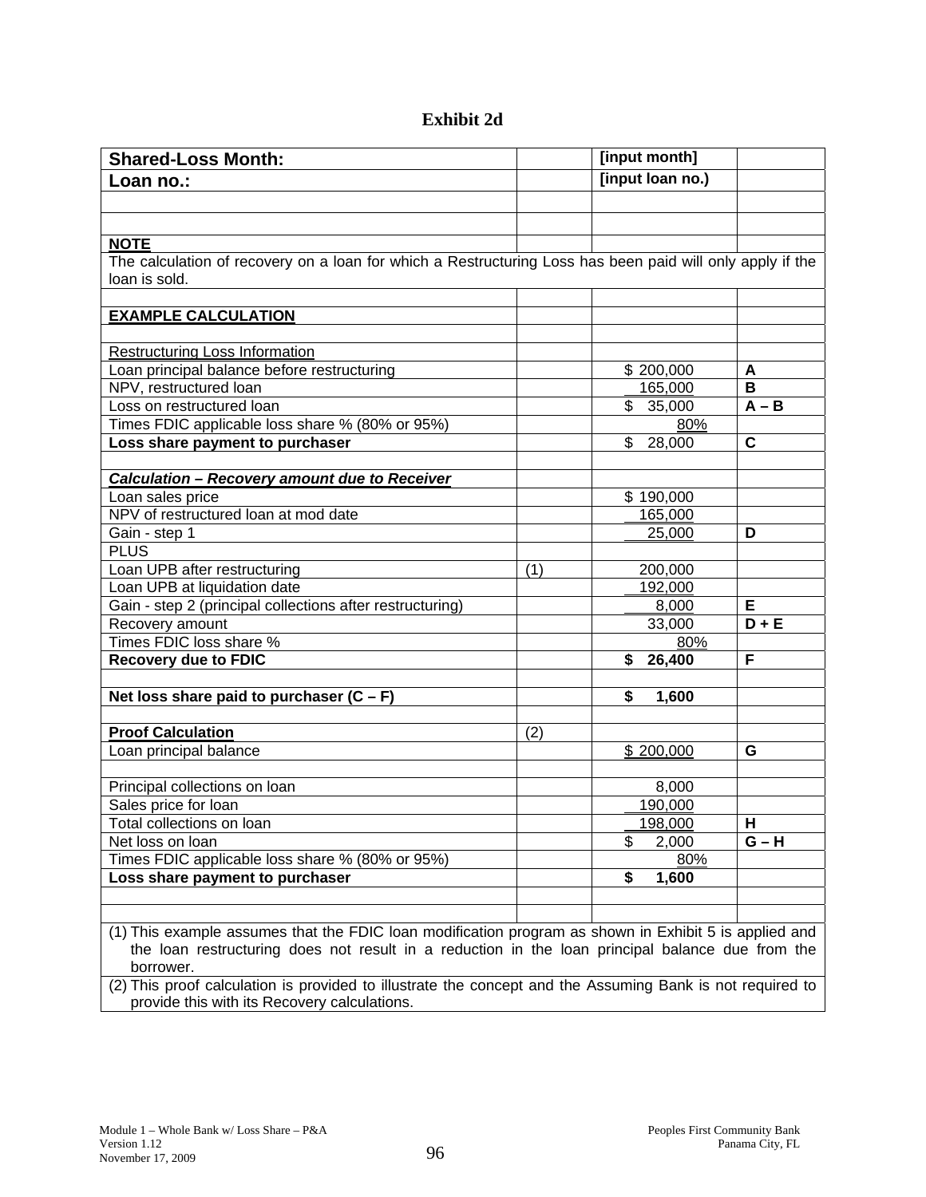# Exhibit 2d

| **Shared-Loss Month:** | | **[input month]** | |
|---|---|---|---|
| **Loan no.:** | | **[input loan no.)** | |
| | | | |
| | | | |
| **NOTE** | | | |
| The calculation of recovery on a loan for which a Restructuring Loss has been paid will only apply if the loan is sold. | | | |
| | | | |
| **EXAMPLE CALCULATION** | | | |
| | | | |
| Restructuring Loss Information | | | |
| Loan principal balance before restructuring | | $ 200,000 | **A** |
| NPV, restructured loan | | 165,000 | **B** |
| Loss on restructured loan | | $ 35,000 | **A – B** |
| Times FDIC applicable loss share % (80% or 95%) | | 80% | |
| **Loss share payment to purchaser** | | $ 28,000 | **C** |
| | | | |
| ***Calculation – Recovery amount due to Receiver*** | | | |
| Loan sales price | | $ 190,000 | |
| NPV of restructured loan at mod date | | 165,000 | |
| Gain - step 1 | | 25,000 | **D** |
| PLUS | | | |
| Loan UPB after restructuring | (1) | 200,000 | |
| Loan UPB at liquidation date | | 192,000 | |
| Gain - step 2 (principal collections after restructuring) | | 8,000 | **E** |
| Recovery amount | | 33,000 | **D + E** |
| Times FDIC loss share % | | 80% | |
| **Recovery due to FDIC** | | **$ 26,400** | **F** |
| | | | |
| **Net loss share paid to purchaser (C – F)** | | **$ 1,600** | |
| | | | |
| **Proof Calculation** | (2) | | |
| Loan principal balance | | $ 200,000 | **G** |
| | | | |
| Principal collections on loan | | 8,000 | |
| Sales price for loan | | 190,000 | |
| Total collections on loan | | 198,000 | **H** |
| Net loss on loan | | $ 2,000 | **G – H** |
| Times FDIC applicable loss share % (80% or 95%) | | 80% | |
| **Loss share payment to purchaser** | | **$ 1,600** | |
| | | | |
| | | | |
| (1) This example assumes that the FDIC loan modification program as shown in Exhibit 5 is applied and the loan restructuring does not result in a reduction in the loan principal balance due from the borrower. | | | |
| (2) This proof calculation is provided to illustrate the concept and the Assuming Bank is not required to provide this with its Recovery calculations. | | | |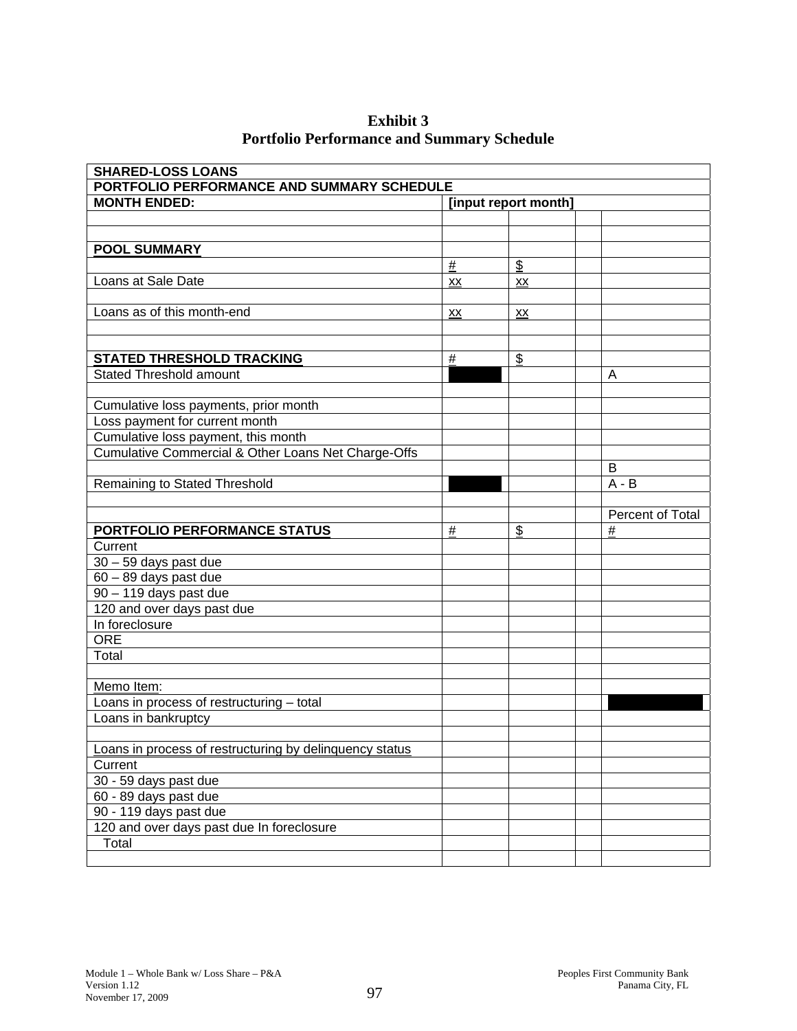# Exhibit 3
# Portfolio Performance and Summary Schedule

| SHARED-LOSS LOANS | | | | |
|---|---|---|---|---|
| PORTFOLIO PERFORMANCE AND SUMMARY SCHEDULE | | | | |
| MONTH ENDED: | [input report month] | | | |
| | | | | |
| | | | | |
| **POOL SUMMARY** | | | | |
| | # | $ | | |
| Loans at Sale Date | xx | xx | | |
| | | | | |
| Loans as of this month-end | xx | xx | | |
| | | | | |
| | | | | |
| **STATED THRESHOLD TRACKING** | # | $ | | |
| Stated Threshold amount | | | | A |
| | | | | |
| Cumulative loss payments, prior month | | | | |
| Loss payment for current month | | | | |
| Cumulative loss payment, this month | | | | |
| Cumulative Commercial & Other Loans Net Charge-Offs | | | | |
| | | | | B |
| Remaining to Stated Threshold | | | | A - B |
| | | | | |
| | | | | Percent of Total |
| **PORTFOLIO PERFORMANCE STATUS** | # | $ | | # |
| Current | | | | |
| 30 – 59 days past due | | | | |
| 60 – 89 days past due | | | | |
| 90 – 119 days past due | | | | |
| 120 and over days past due | | | | |
| In foreclosure | | | | |
| ORE | | | | |
| Total | | | | |
| | | | | |
| Memo Item: | | | | |
| Loans in process of restructuring – total | | | | |
| Loans in bankruptcy | | | | |
| | | | | |
| Loans in process of restructuring by delinquency status | | | | |
| Current | | | | |
| 30 - 59 days past due | | | | |
| 60 - 89 days past due | | | | |
| 90 - 119 days past due | | | | |
| 120 and over days past due In foreclosure | | | | |
| Total | | | | |
| | | | | |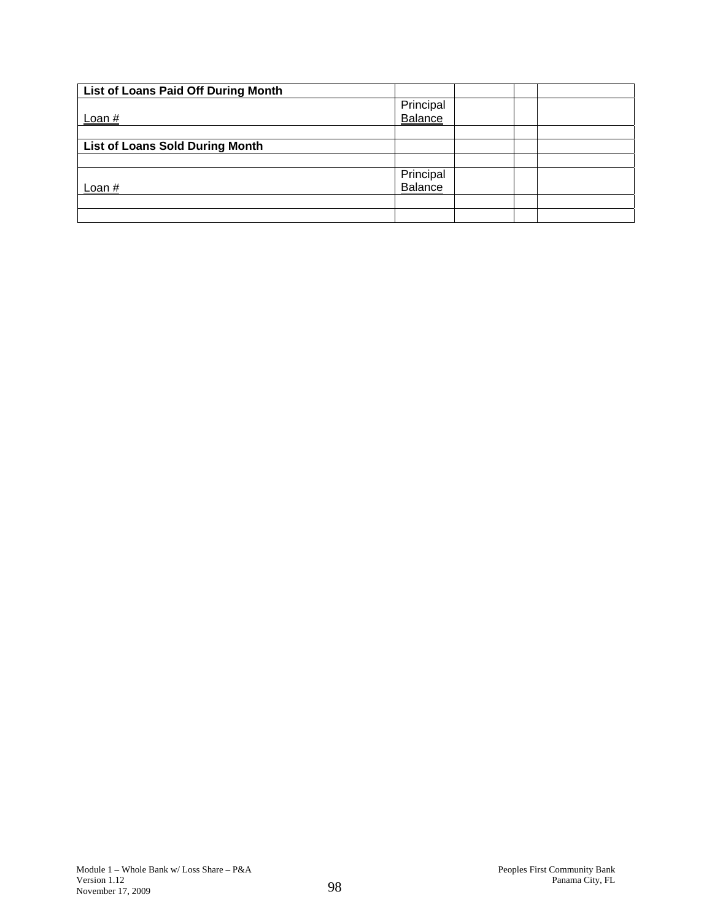| List of Loans Paid Off During Month | | | | |
|---|---|---|---|---|
| Loan # | Principal Balance | | | |
| | | | | |
| **List of Loans Sold During Month** | | | | |
| | | | | |
| Loan # | Principal Balance | | | |
| | | | | |
| | | | | |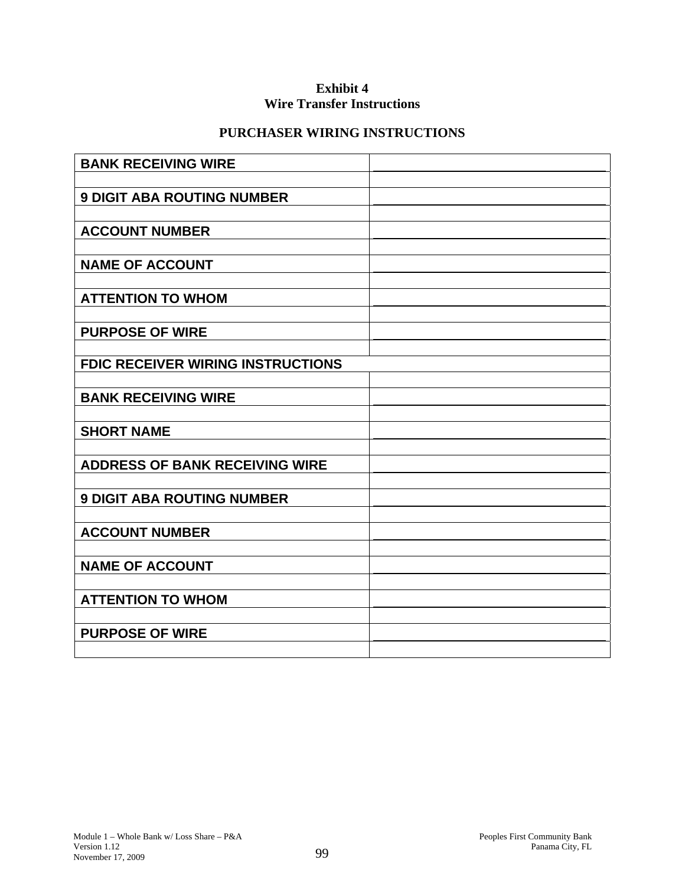**Exhibit 4**
**Wire Transfer Instructions**

**PURCHASER WIRING INSTRUCTIONS**

| | |
|---|---|
| **BANK RECEIVING WIRE** | |
| | |
| **9 DIGIT ABA ROUTING NUMBER** | |
| | |
| **ACCOUNT NUMBER** | |
| | |
| **NAME OF ACCOUNT** | |
| | |
| **ATTENTION TO WHOM** | |
| | |
| **PURPOSE OF WIRE** | |
| | |
| **FDIC RECEIVER WIRING INSTRUCTIONS** | |
| | |
| **BANK RECEIVING WIRE** | |
| | |
| **SHORT NAME** | |
| | |
| **ADDRESS OF BANK RECEIVING WIRE** | |
| | |
| **9 DIGIT ABA ROUTING NUMBER** | |
| | |
| **ACCOUNT NUMBER** | |
| | |
| **NAME OF ACCOUNT** | |
| | |
| **ATTENTION TO WHOM** | |
| | |
| **PURPOSE OF WIRE** | |
| | |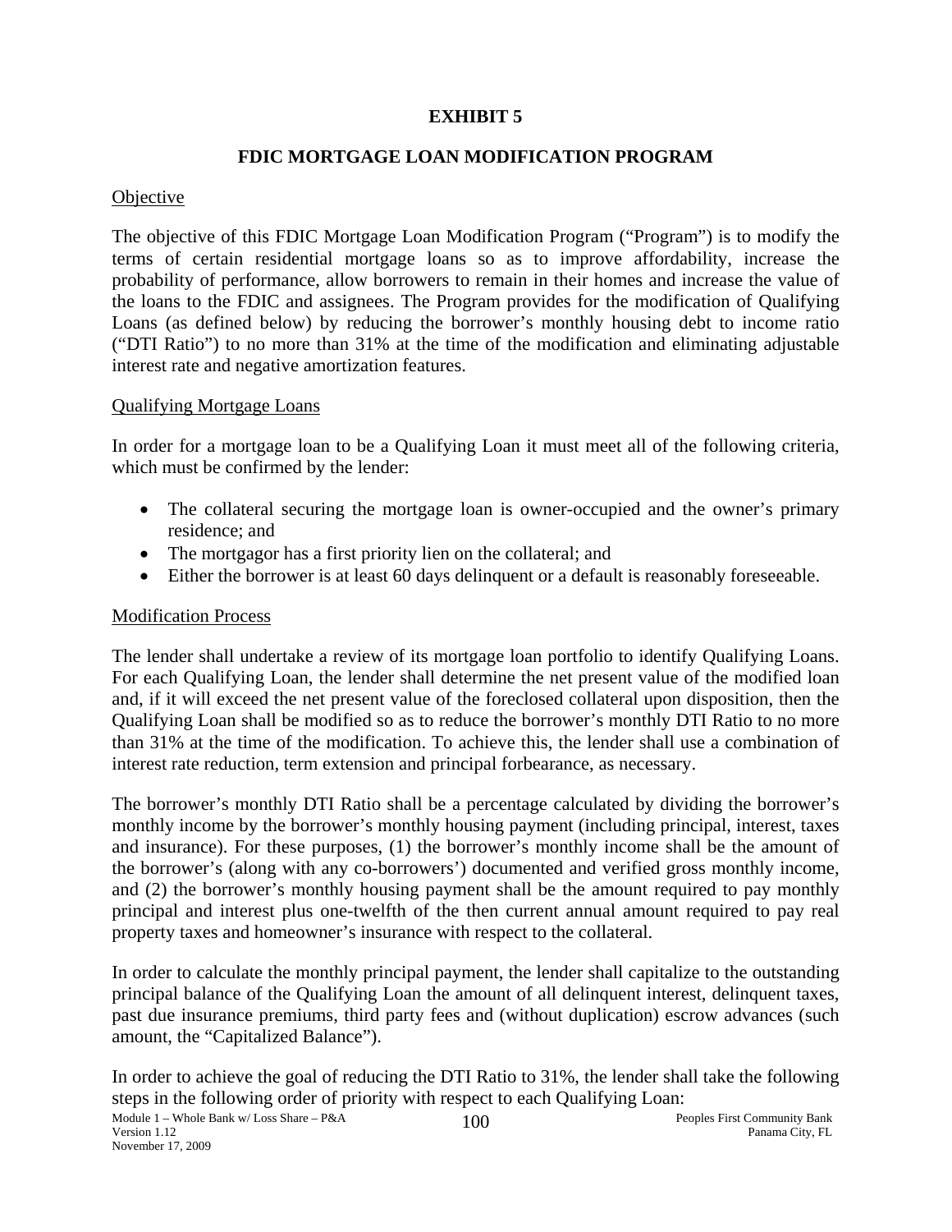# EXHIBIT 5

## FDIC MORTGAGE LOAN MODIFICATION PROGRAM

Objective

The objective of this FDIC Mortgage Loan Modification Program ("Program") is to modify the terms of certain residential mortgage loans so as to improve affordability, increase the probability of performance, allow borrowers to remain in their homes and increase the value of the loans to the FDIC and assignees. The Program provides for the modification of Qualifying Loans (as defined below) by reducing the borrower's monthly housing debt to income ratio ("DTI Ratio") to no more than 31% at the time of the modification and eliminating adjustable interest rate and negative amortization features.

Qualifying Mortgage Loans

In order for a mortgage loan to be a Qualifying Loan it must meet all of the following criteria, which must be confirmed by the lender:

- The collateral securing the mortgage loan is owner-occupied and the owner's primary residence; and
- The mortgagor has a first priority lien on the collateral; and
- Either the borrower is at least 60 days delinquent or a default is reasonably foreseeable.

Modification Process

The lender shall undertake a review of its mortgage loan portfolio to identify Qualifying Loans. For each Qualifying Loan, the lender shall determine the net present value of the modified loan and, if it will exceed the net present value of the foreclosed collateral upon disposition, then the Qualifying Loan shall be modified so as to reduce the borrower's monthly DTI Ratio to no more than 31% at the time of the modification. To achieve this, the lender shall use a combination of interest rate reduction, term extension and principal forbearance, as necessary.

The borrower's monthly DTI Ratio shall be a percentage calculated by dividing the borrower's monthly income by the borrower's monthly housing payment (including principal, interest, taxes and insurance). For these purposes, (1) the borrower's monthly income shall be the amount of the borrower's (along with any co-borrowers') documented and verified gross monthly income, and (2) the borrower's monthly housing payment shall be the amount required to pay monthly principal and interest plus one-twelfth of the then current annual amount required to pay real property taxes and homeowner's insurance with respect to the collateral.

In order to calculate the monthly principal payment, the lender shall capitalize to the outstanding principal balance of the Qualifying Loan the amount of all delinquent interest, delinquent taxes, past due insurance premiums, third party fees and (without duplication) escrow advances (such amount, the "Capitalized Balance").

In order to achieve the goal of reducing the DTI Ratio to 31%, the lender shall take the following steps in the following order of priority with respect to each Qualifying Loan: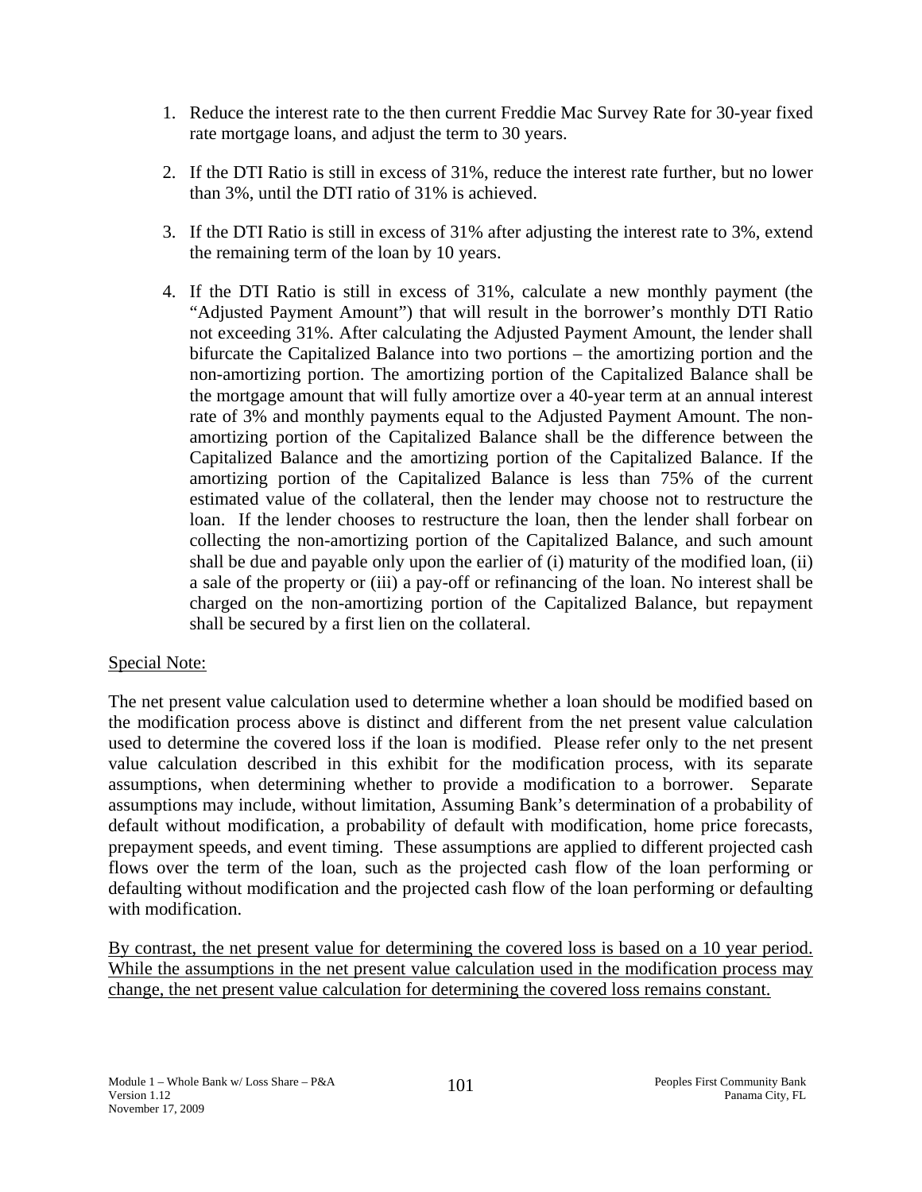1. Reduce the interest rate to the then current Freddie Mac Survey Rate for 30-year fixed rate mortgage loans, and adjust the term to 30 years.

2. If the DTI Ratio is still in excess of 31%, reduce the interest rate further, but no lower than 3%, until the DTI ratio of 31% is achieved.

3. If the DTI Ratio is still in excess of 31% after adjusting the interest rate to 3%, extend the remaining term of the loan by 10 years.

4. If the DTI Ratio is still in excess of 31%, calculate a new monthly payment (the "Adjusted Payment Amount") that will result in the borrower's monthly DTI Ratio not exceeding 31%. After calculating the Adjusted Payment Amount, the lender shall bifurcate the Capitalized Balance into two portions – the amortizing portion and the non-amortizing portion. The amortizing portion of the Capitalized Balance shall be the mortgage amount that will fully amortize over a 40-year term at an annual interest rate of 3% and monthly payments equal to the Adjusted Payment Amount. The non-amortizing portion of the Capitalized Balance shall be the difference between the Capitalized Balance and the amortizing portion of the Capitalized Balance. If the amortizing portion of the Capitalized Balance is less than 75% of the current estimated value of the collateral, then the lender may choose not to restructure the loan. If the lender chooses to restructure the loan, then the lender shall forbear on collecting the non-amortizing portion of the Capitalized Balance, and such amount shall be due and payable only upon the earlier of (i) maturity of the modified loan, (ii) a sale of the property or (iii) a pay-off or refinancing of the loan. No interest shall be charged on the non-amortizing portion of the Capitalized Balance, but repayment shall be secured by a first lien on the collateral.

Special Note:

The net present value calculation used to determine whether a loan should be modified based on the modification process above is distinct and different from the net present value calculation used to determine the covered loss if the loan is modified. Please refer only to the net present value calculation described in this exhibit for the modification process, with its separate assumptions, when determining whether to provide a modification to a borrower. Separate assumptions may include, without limitation, Assuming Bank's determination of a probability of default without modification, a probability of default with modification, home price forecasts, prepayment speeds, and event timing. These assumptions are applied to different projected cash flows over the term of the loan, such as the projected cash flow of the loan performing or defaulting without modification and the projected cash flow of the loan performing or defaulting with modification.

By contrast, the net present value for determining the covered loss is based on a 10 year period. While the assumptions in the net present value calculation used in the modification process may change, the net present value calculation for determining the covered loss remains constant.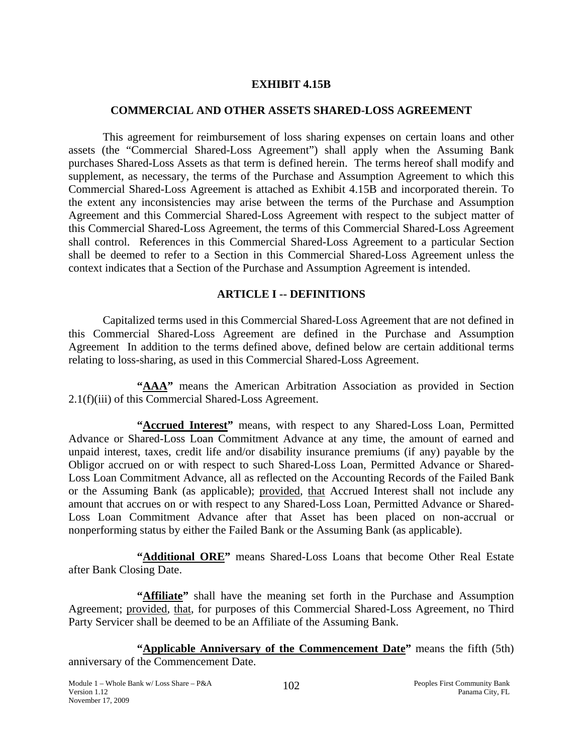# EXHIBIT 4.15B

## COMMERCIAL AND OTHER ASSETS SHARED-LOSS AGREEMENT

This agreement for reimbursement of loss sharing expenses on certain loans and other assets (the "Commercial Shared-Loss Agreement") shall apply when the Assuming Bank purchases Shared-Loss Assets as that term is defined herein. The terms hereof shall modify and supplement, as necessary, the terms of the Purchase and Assumption Agreement to which this Commercial Shared-Loss Agreement is attached as Exhibit 4.15B and incorporated therein. To the extent any inconsistencies may arise between the terms of the Purchase and Assumption Agreement and this Commercial Shared-Loss Agreement with respect to the subject matter of this Commercial Shared-Loss Agreement, the terms of this Commercial Shared-Loss Agreement shall control. References in this Commercial Shared-Loss Agreement to a particular Section shall be deemed to refer to a Section in this Commercial Shared-Loss Agreement unless the context indicates that a Section of the Purchase and Assumption Agreement is intended.

## ARTICLE I -- DEFINITIONS

Capitalized terms used in this Commercial Shared-Loss Agreement that are not defined in this Commercial Shared-Loss Agreement are defined in the Purchase and Assumption Agreement In addition to the terms defined above, defined below are certain additional terms relating to loss-sharing, as used in this Commercial Shared-Loss Agreement.

**"AAA"** means the American Arbitration Association as provided in Section 2.1(f)(iii) of this Commercial Shared-Loss Agreement.

**"Accrued Interest"** means, with respect to any Shared-Loss Loan, Permitted Advance or Shared-Loss Loan Commitment Advance at any time, the amount of earned and unpaid interest, taxes, credit life and/or disability insurance premiums (if any) payable by the Obligor accrued on or with respect to such Shared-Loss Loan, Permitted Advance or Shared-Loss Loan Commitment Advance, all as reflected on the Accounting Records of the Failed Bank or the Assuming Bank (as applicable); provided, that Accrued Interest shall not include any amount that accrues on or with respect to any Shared-Loss Loan, Permitted Advance or Shared-Loss Loan Commitment Advance after that Asset has been placed on non-accrual or nonperforming status by either the Failed Bank or the Assuming Bank (as applicable).

**"Additional ORE"** means Shared-Loss Loans that become Other Real Estate after Bank Closing Date.

**"Affiliate"** shall have the meaning set forth in the Purchase and Assumption Agreement; provided, that, for purposes of this Commercial Shared-Loss Agreement, no Third Party Servicer shall be deemed to be an Affiliate of the Assuming Bank.

**"Applicable Anniversary of the Commencement Date"** means the fifth (5th) anniversary of the Commencement Date.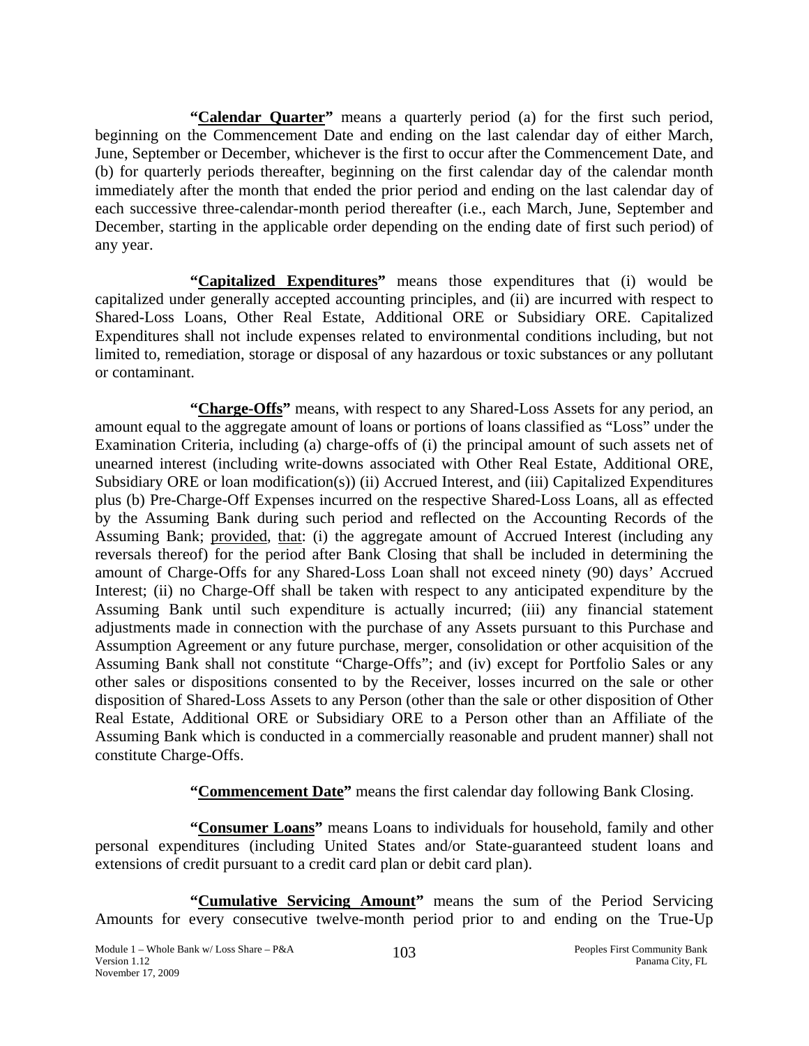**"Calendar Quarter"** means a quarterly period (a) for the first such period, beginning on the Commencement Date and ending on the last calendar day of either March, June, September or December, whichever is the first to occur after the Commencement Date, and (b) for quarterly periods thereafter, beginning on the first calendar day of the calendar month immediately after the month that ended the prior period and ending on the last calendar day of each successive three-calendar-month period thereafter (i.e., each March, June, September and December, starting in the applicable order depending on the ending date of first such period) of any year.

**"Capitalized Expenditures"** means those expenditures that (i) would be capitalized under generally accepted accounting principles, and (ii) are incurred with respect to Shared-Loss Loans, Other Real Estate, Additional ORE or Subsidiary ORE. Capitalized Expenditures shall not include expenses related to environmental conditions including, but not limited to, remediation, storage or disposal of any hazardous or toxic substances or any pollutant or contaminant.

**"Charge-Offs"** means, with respect to any Shared-Loss Assets for any period, an amount equal to the aggregate amount of loans or portions of loans classified as "Loss" under the Examination Criteria, including (a) charge-offs of (i) the principal amount of such assets net of unearned interest (including write-downs associated with Other Real Estate, Additional ORE, Subsidiary ORE or loan modification(s)) (ii) Accrued Interest, and (iii) Capitalized Expenditures plus (b) Pre-Charge-Off Expenses incurred on the respective Shared-Loss Loans, all as effected by the Assuming Bank during such period and reflected on the Accounting Records of the Assuming Bank; provided, that: (i) the aggregate amount of Accrued Interest (including any reversals thereof) for the period after Bank Closing that shall be included in determining the amount of Charge-Offs for any Shared-Loss Loan shall not exceed ninety (90) days' Accrued Interest; (ii) no Charge-Off shall be taken with respect to any anticipated expenditure by the Assuming Bank until such expenditure is actually incurred; (iii) any financial statement adjustments made in connection with the purchase of any Assets pursuant to this Purchase and Assumption Agreement or any future purchase, merger, consolidation or other acquisition of the Assuming Bank shall not constitute "Charge-Offs"; and (iv) except for Portfolio Sales or any other sales or dispositions consented to by the Receiver, losses incurred on the sale or other disposition of Shared-Loss Assets to any Person (other than the sale or other disposition of Other Real Estate, Additional ORE or Subsidiary ORE to a Person other than an Affiliate of the Assuming Bank which is conducted in a commercially reasonable and prudent manner) shall not constitute Charge-Offs.

**"Commencement Date"** means the first calendar day following Bank Closing.

**"Consumer Loans"** means Loans to individuals for household, family and other personal expenditures (including United States and/or State-guaranteed student loans and extensions of credit pursuant to a credit card plan or debit card plan).

**"Cumulative Servicing Amount"** means the sum of the Period Servicing Amounts for every consecutive twelve-month period prior to and ending on the True-Up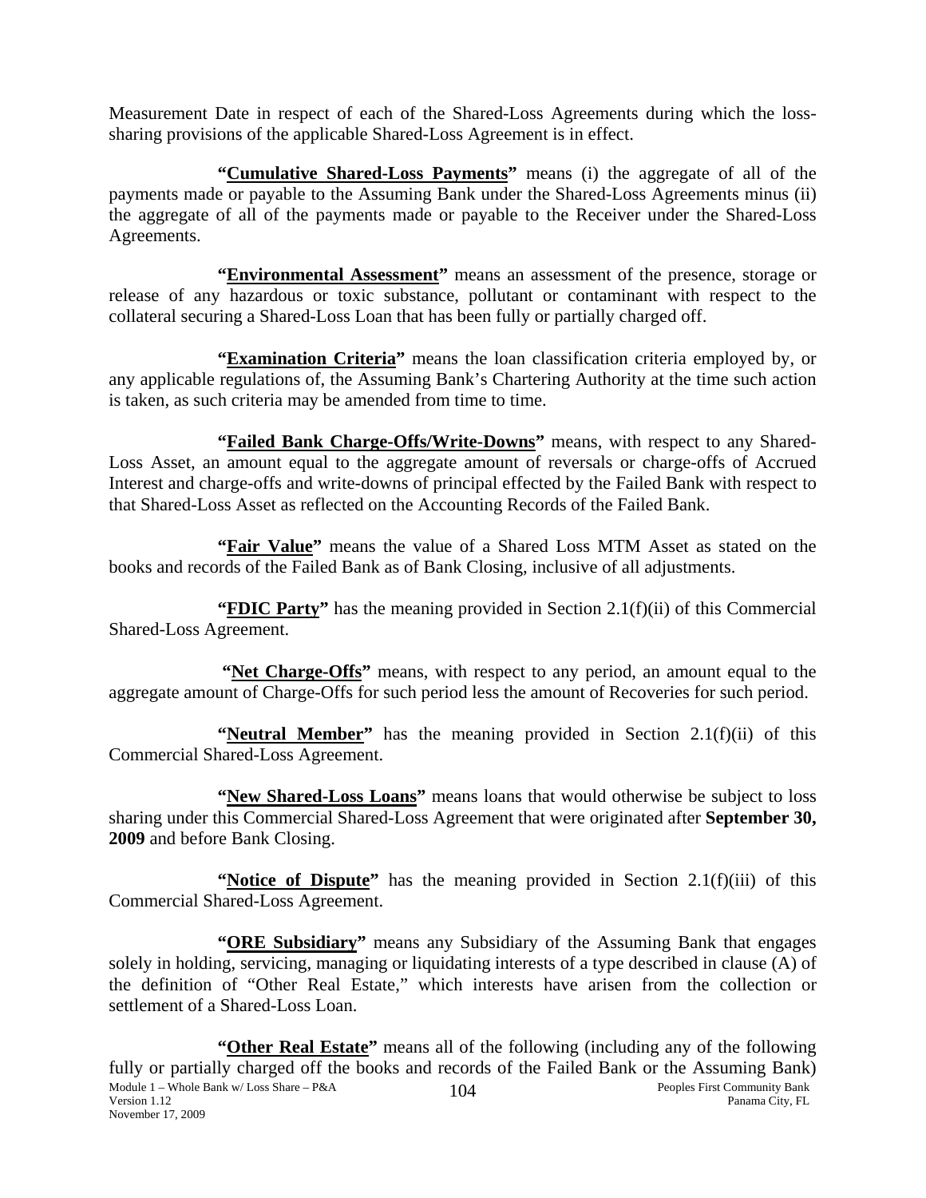Measurement Date in respect of each of the Shared-Loss Agreements during which the loss-sharing provisions of the applicable Shared-Loss Agreement is in effect.

**"Cumulative Shared-Loss Payments"** means (i) the aggregate of all of the payments made or payable to the Assuming Bank under the Shared-Loss Agreements minus (ii) the aggregate of all of the payments made or payable to the Receiver under the Shared-Loss Agreements.

**"Environmental Assessment"** means an assessment of the presence, storage or release of any hazardous or toxic substance, pollutant or contaminant with respect to the collateral securing a Shared-Loss Loan that has been fully or partially charged off.

**"Examination Criteria"** means the loan classification criteria employed by, or any applicable regulations of, the Assuming Bank's Chartering Authority at the time such action is taken, as such criteria may be amended from time to time.

**"Failed Bank Charge-Offs/Write-Downs"** means, with respect to any Shared-Loss Asset, an amount equal to the aggregate amount of reversals or charge-offs of Accrued Interest and charge-offs and write-downs of principal effected by the Failed Bank with respect to that Shared-Loss Asset as reflected on the Accounting Records of the Failed Bank.

**"Fair Value"** means the value of a Shared Loss MTM Asset as stated on the books and records of the Failed Bank as of Bank Closing, inclusive of all adjustments.

**"FDIC Party"** has the meaning provided in Section 2.1(f)(ii) of this Commercial Shared-Loss Agreement.

**"Net Charge-Offs"** means, with respect to any period, an amount equal to the aggregate amount of Charge-Offs for such period less the amount of Recoveries for such period.

**"Neutral Member"** has the meaning provided in Section 2.1(f)(ii) of this Commercial Shared-Loss Agreement.

**"New Shared-Loss Loans"** means loans that would otherwise be subject to loss sharing under this Commercial Shared-Loss Agreement that were originated after **September 30, 2009** and before Bank Closing.

**"Notice of Dispute"** has the meaning provided in Section 2.1(f)(iii) of this Commercial Shared-Loss Agreement.

**"ORE Subsidiary"** means any Subsidiary of the Assuming Bank that engages solely in holding, servicing, managing or liquidating interests of a type described in clause (A) of the definition of "Other Real Estate," which interests have arisen from the collection or settlement of a Shared-Loss Loan.

**"Other Real Estate"** means all of the following (including any of the following fully or partially charged off the books and records of the Failed Bank or the Assuming Bank)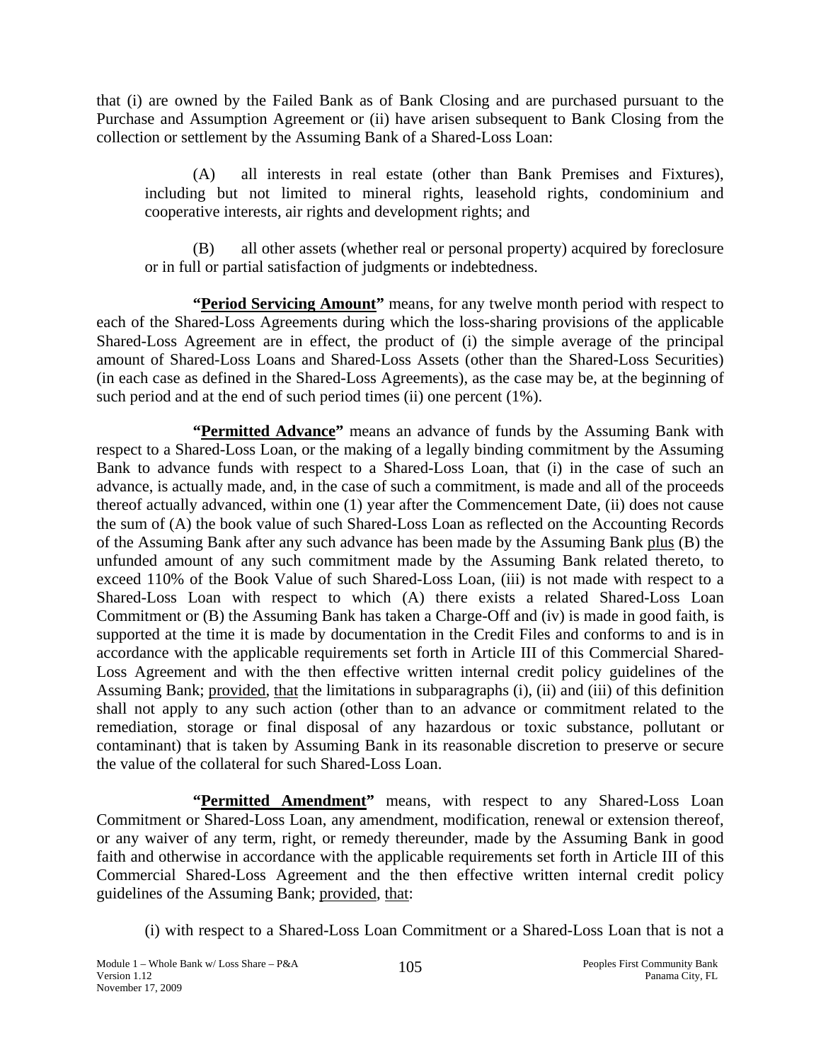that (i) are owned by the Failed Bank as of Bank Closing and are purchased pursuant to the Purchase and Assumption Agreement or (ii) have arisen subsequent to Bank Closing from the collection or settlement by the Assuming Bank of a Shared-Loss Loan:

(A) all interests in real estate (other than Bank Premises and Fixtures), including but not limited to mineral rights, leasehold rights, condominium and cooperative interests, air rights and development rights; and

(B) all other assets (whether real or personal property) acquired by foreclosure or in full or partial satisfaction of judgments or indebtedness.

**"Period Servicing Amount"** means, for any twelve month period with respect to each of the Shared-Loss Agreements during which the loss-sharing provisions of the applicable Shared-Loss Agreement are in effect, the product of (i) the simple average of the principal amount of Shared-Loss Loans and Shared-Loss Assets (other than the Shared-Loss Securities) (in each case as defined in the Shared-Loss Agreements), as the case may be, at the beginning of such period and at the end of such period times (ii) one percent (1%).

**"Permitted Advance"** means an advance of funds by the Assuming Bank with respect to a Shared-Loss Loan, or the making of a legally binding commitment by the Assuming Bank to advance funds with respect to a Shared-Loss Loan, that (i) in the case of such an advance, is actually made, and, in the case of such a commitment, is made and all of the proceeds thereof actually advanced, within one (1) year after the Commencement Date, (ii) does not cause the sum of (A) the book value of such Shared-Loss Loan as reflected on the Accounting Records of the Assuming Bank after any such advance has been made by the Assuming Bank plus (B) the unfunded amount of any such commitment made by the Assuming Bank related thereto, to exceed 110% of the Book Value of such Shared-Loss Loan, (iii) is not made with respect to a Shared-Loss Loan with respect to which (A) there exists a related Shared-Loss Loan Commitment or (B) the Assuming Bank has taken a Charge-Off and (iv) is made in good faith, is supported at the time it is made by documentation in the Credit Files and conforms to and is in accordance with the applicable requirements set forth in Article III of this Commercial Shared-Loss Agreement and with the then effective written internal credit policy guidelines of the Assuming Bank; provided, that the limitations in subparagraphs (i), (ii) and (iii) of this definition shall not apply to any such action (other than to an advance or commitment related to the remediation, storage or final disposal of any hazardous or toxic substance, pollutant or contaminant) that is taken by Assuming Bank in its reasonable discretion to preserve or secure the value of the collateral for such Shared-Loss Loan.

**"Permitted Amendment"** means, with respect to any Shared-Loss Loan Commitment or Shared-Loss Loan, any amendment, modification, renewal or extension thereof, or any waiver of any term, right, or remedy thereunder, made by the Assuming Bank in good faith and otherwise in accordance with the applicable requirements set forth in Article III of this Commercial Shared-Loss Agreement and the then effective written internal credit policy guidelines of the Assuming Bank; provided, that:

(i) with respect to a Shared-Loss Loan Commitment or a Shared-Loss Loan that is not a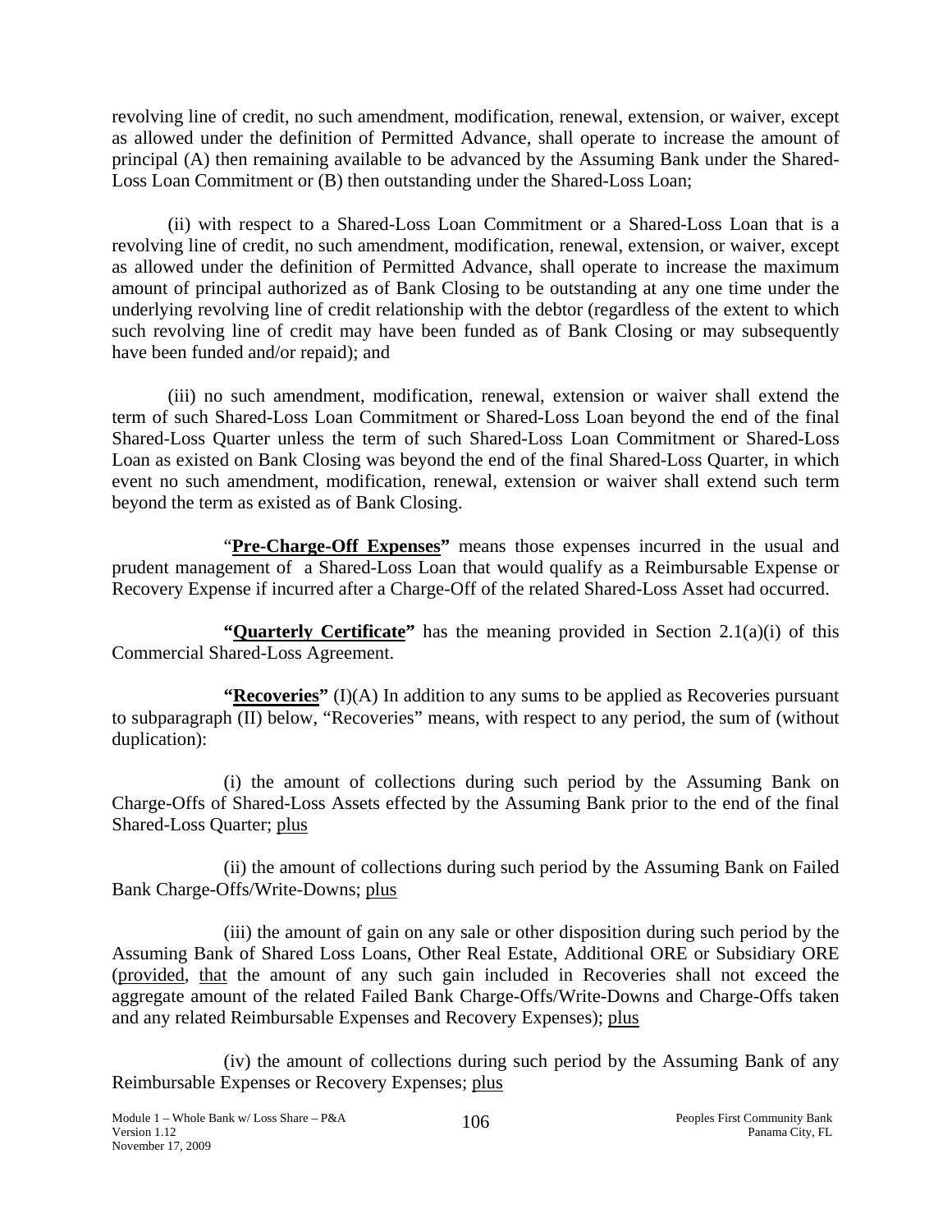revolving line of credit, no such amendment, modification, renewal, extension, or waiver, except as allowed under the definition of Permitted Advance, shall operate to increase the amount of principal (A) then remaining available to be advanced by the Assuming Bank under the Shared-Loss Loan Commitment or (B) then outstanding under the Shared-Loss Loan;

(ii) with respect to a Shared-Loss Loan Commitment or a Shared-Loss Loan that is a revolving line of credit, no such amendment, modification, renewal, extension, or waiver, except as allowed under the definition of Permitted Advance, shall operate to increase the maximum amount of principal authorized as of Bank Closing to be outstanding at any one time under the underlying revolving line of credit relationship with the debtor (regardless of the extent to which such revolving line of credit may have been funded as of Bank Closing or may subsequently have been funded and/or repaid); and

(iii) no such amendment, modification, renewal, extension or waiver shall extend the term of such Shared-Loss Loan Commitment or Shared-Loss Loan beyond the end of the final Shared-Loss Quarter unless the term of such Shared-Loss Loan Commitment or Shared-Loss Loan as existed on Bank Closing was beyond the end of the final Shared-Loss Quarter, in which event no such amendment, modification, renewal, extension or waiver shall extend such term beyond the term as existed as of Bank Closing.

"**Pre-Charge-Off Expenses"** means those expenses incurred in the usual and prudent management of a Shared-Loss Loan that would qualify as a Reimbursable Expense or Recovery Expense if incurred after a Charge-Off of the related Shared-Loss Asset had occurred.

**"Quarterly Certificate"** has the meaning provided in Section 2.1(a)(i) of this Commercial Shared-Loss Agreement.

**"Recoveries"** (I)(A) In addition to any sums to be applied as Recoveries pursuant to subparagraph (II) below, "Recoveries" means, with respect to any period, the sum of (without duplication):

(i) the amount of collections during such period by the Assuming Bank on Charge-Offs of Shared-Loss Assets effected by the Assuming Bank prior to the end of the final Shared-Loss Quarter; plus

(ii) the amount of collections during such period by the Assuming Bank on Failed Bank Charge-Offs/Write-Downs; plus

(iii) the amount of gain on any sale or other disposition during such period by the Assuming Bank of Shared Loss Loans, Other Real Estate, Additional ORE or Subsidiary ORE (provided, that the amount of any such gain included in Recoveries shall not exceed the aggregate amount of the related Failed Bank Charge-Offs/Write-Downs and Charge-Offs taken and any related Reimbursable Expenses and Recovery Expenses); plus

(iv) the amount of collections during such period by the Assuming Bank of any Reimbursable Expenses or Recovery Expenses; plus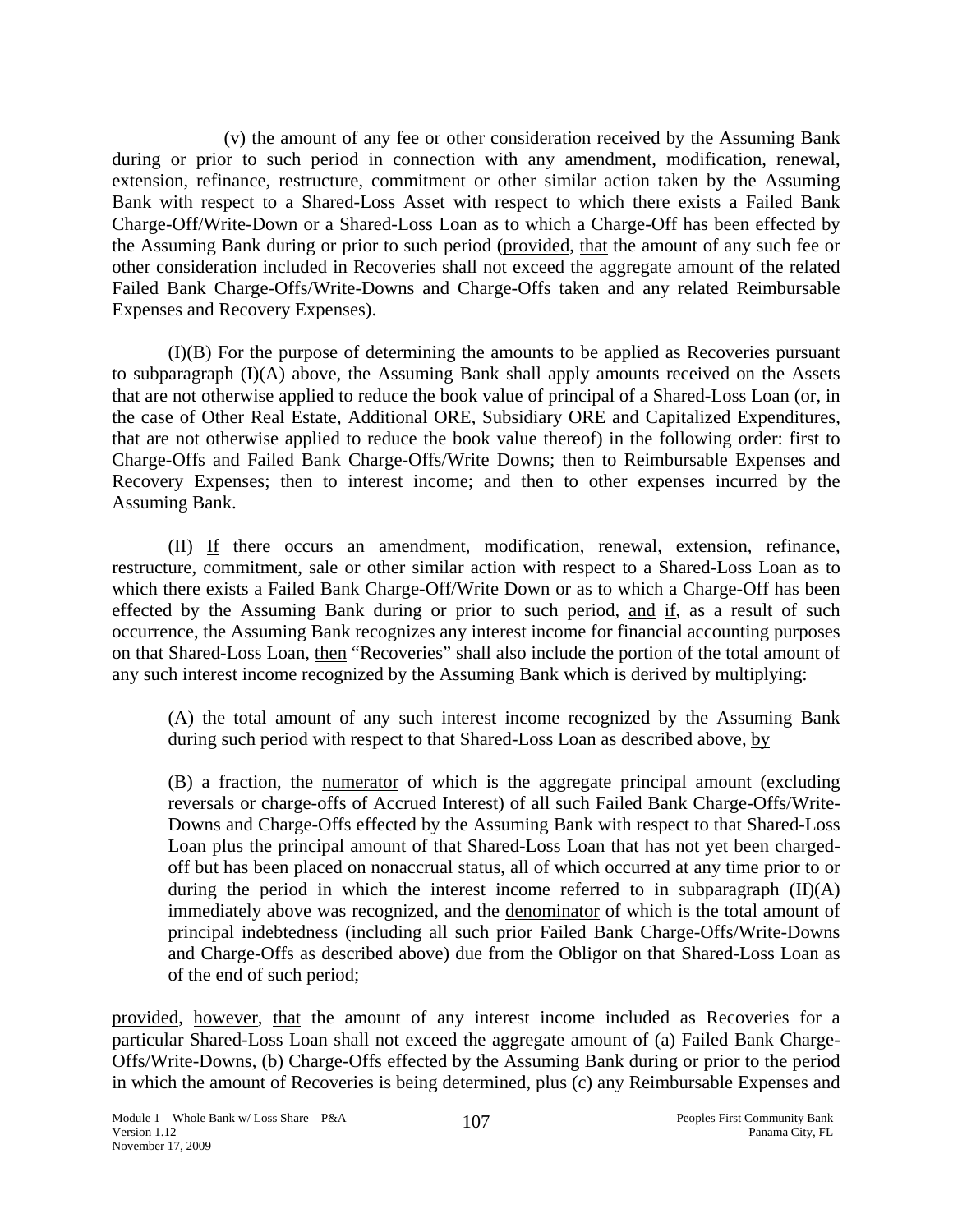(v) the amount of any fee or other consideration received by the Assuming Bank during or prior to such period in connection with any amendment, modification, renewal, extension, refinance, restructure, commitment or other similar action taken by the Assuming Bank with respect to a Shared-Loss Asset with respect to which there exists a Failed Bank Charge-Off/Write-Down or a Shared-Loss Loan as to which a Charge-Off has been effected by the Assuming Bank during or prior to such period (provided, that the amount of any such fee or other consideration included in Recoveries shall not exceed the aggregate amount of the related Failed Bank Charge-Offs/Write-Downs and Charge-Offs taken and any related Reimbursable Expenses and Recovery Expenses).

(I)(B) For the purpose of determining the amounts to be applied as Recoveries pursuant to subparagraph (I)(A) above, the Assuming Bank shall apply amounts received on the Assets that are not otherwise applied to reduce the book value of principal of a Shared-Loss Loan (or, in the case of Other Real Estate, Additional ORE, Subsidiary ORE and Capitalized Expenditures, that are not otherwise applied to reduce the book value thereof) in the following order: first to Charge-Offs and Failed Bank Charge-Offs/Write Downs; then to Reimbursable Expenses and Recovery Expenses; then to interest income; and then to other expenses incurred by the Assuming Bank.

(II) If there occurs an amendment, modification, renewal, extension, refinance, restructure, commitment, sale or other similar action with respect to a Shared-Loss Loan as to which there exists a Failed Bank Charge-Off/Write Down or as to which a Charge-Off has been effected by the Assuming Bank during or prior to such period, and if, as a result of such occurrence, the Assuming Bank recognizes any interest income for financial accounting purposes on that Shared-Loss Loan, then "Recoveries" shall also include the portion of the total amount of any such interest income recognized by the Assuming Bank which is derived by multiplying:

> (A) the total amount of any such interest income recognized by the Assuming Bank during such period with respect to that Shared-Loss Loan as described above, by
>
> (B) a fraction, the numerator of which is the aggregate principal amount (excluding reversals or charge-offs of Accrued Interest) of all such Failed Bank Charge-Offs/Write-Downs and Charge-Offs effected by the Assuming Bank with respect to that Shared-Loss Loan plus the principal amount of that Shared-Loss Loan that has not yet been charged-off but has been placed on nonaccrual status, all of which occurred at any time prior to or during the period in which the interest income referred to in subparagraph (II)(A) immediately above was recognized, and the denominator of which is the total amount of principal indebtedness (including all such prior Failed Bank Charge-Offs/Write-Downs and Charge-Offs as described above) due from the Obligor on that Shared-Loss Loan as of the end of such period;

provided, however, that the amount of any interest income included as Recoveries for a particular Shared-Loss Loan shall not exceed the aggregate amount of (a) Failed Bank Charge-Offs/Write-Downs, (b) Charge-Offs effected by the Assuming Bank during or prior to the period in which the amount of Recoveries is being determined, plus (c) any Reimbursable Expenses and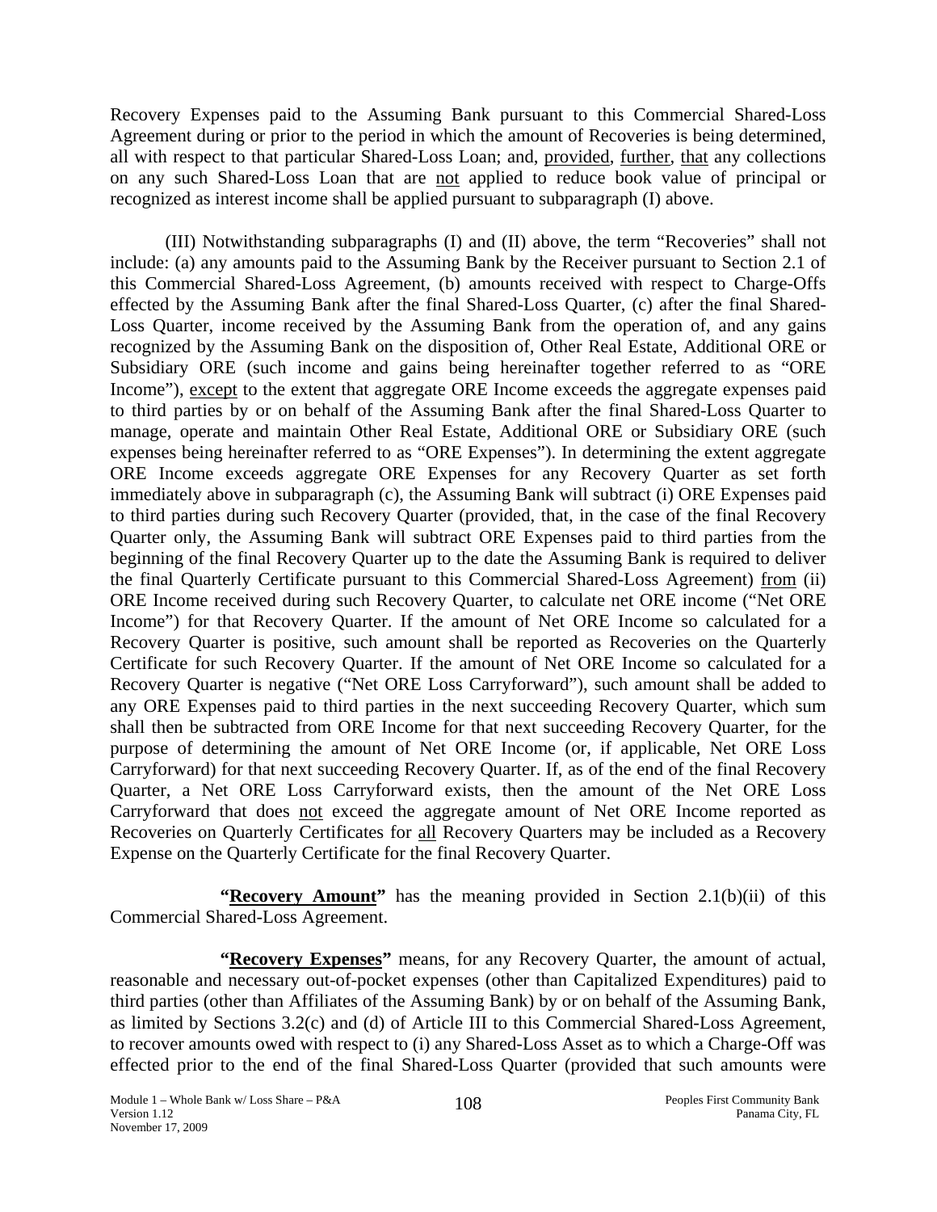Recovery Expenses paid to the Assuming Bank pursuant to this Commercial Shared-Loss Agreement during or prior to the period in which the amount of Recoveries is being determined, all with respect to that particular Shared-Loss Loan; and, provided, further, that any collections on any such Shared-Loss Loan that are not applied to reduce book value of principal or recognized as interest income shall be applied pursuant to subparagraph (I) above.

(III) Notwithstanding subparagraphs (I) and (II) above, the term "Recoveries" shall not include: (a) any amounts paid to the Assuming Bank by the Receiver pursuant to Section 2.1 of this Commercial Shared-Loss Agreement, (b) amounts received with respect to Charge-Offs effected by the Assuming Bank after the final Shared-Loss Quarter, (c) after the final Shared-Loss Quarter, income received by the Assuming Bank from the operation of, and any gains recognized by the Assuming Bank on the disposition of, Other Real Estate, Additional ORE or Subsidiary ORE (such income and gains being hereinafter together referred to as "ORE Income"), except to the extent that aggregate ORE Income exceeds the aggregate expenses paid to third parties by or on behalf of the Assuming Bank after the final Shared-Loss Quarter to manage, operate and maintain Other Real Estate, Additional ORE or Subsidiary ORE (such expenses being hereinafter referred to as "ORE Expenses"). In determining the extent aggregate ORE Income exceeds aggregate ORE Expenses for any Recovery Quarter as set forth immediately above in subparagraph (c), the Assuming Bank will subtract (i) ORE Expenses paid to third parties during such Recovery Quarter (provided, that, in the case of the final Recovery Quarter only, the Assuming Bank will subtract ORE Expenses paid to third parties from the beginning of the final Recovery Quarter up to the date the Assuming Bank is required to deliver the final Quarterly Certificate pursuant to this Commercial Shared-Loss Agreement) from (ii) ORE Income received during such Recovery Quarter, to calculate net ORE income ("Net ORE Income") for that Recovery Quarter. If the amount of Net ORE Income so calculated for a Recovery Quarter is positive, such amount shall be reported as Recoveries on the Quarterly Certificate for such Recovery Quarter. If the amount of Net ORE Income so calculated for a Recovery Quarter is negative ("Net ORE Loss Carryforward"), such amount shall be added to any ORE Expenses paid to third parties in the next succeeding Recovery Quarter, which sum shall then be subtracted from ORE Income for that next succeeding Recovery Quarter, for the purpose of determining the amount of Net ORE Income (or, if applicable, Net ORE Loss Carryforward) for that next succeeding Recovery Quarter. If, as of the end of the final Recovery Quarter, a Net ORE Loss Carryforward exists, then the amount of the Net ORE Loss Carryforward that does not exceed the aggregate amount of Net ORE Income reported as Recoveries on Quarterly Certificates for all Recovery Quarters may be included as a Recovery Expense on the Quarterly Certificate for the final Recovery Quarter.

**"Recovery Amount"** has the meaning provided in Section 2.1(b)(ii) of this Commercial Shared-Loss Agreement.

**"Recovery Expenses"** means, for any Recovery Quarter, the amount of actual, reasonable and necessary out-of-pocket expenses (other than Capitalized Expenditures) paid to third parties (other than Affiliates of the Assuming Bank) by or on behalf of the Assuming Bank, as limited by Sections 3.2(c) and (d) of Article III to this Commercial Shared-Loss Agreement, to recover amounts owed with respect to (i) any Shared-Loss Asset as to which a Charge-Off was effected prior to the end of the final Shared-Loss Quarter (provided that such amounts were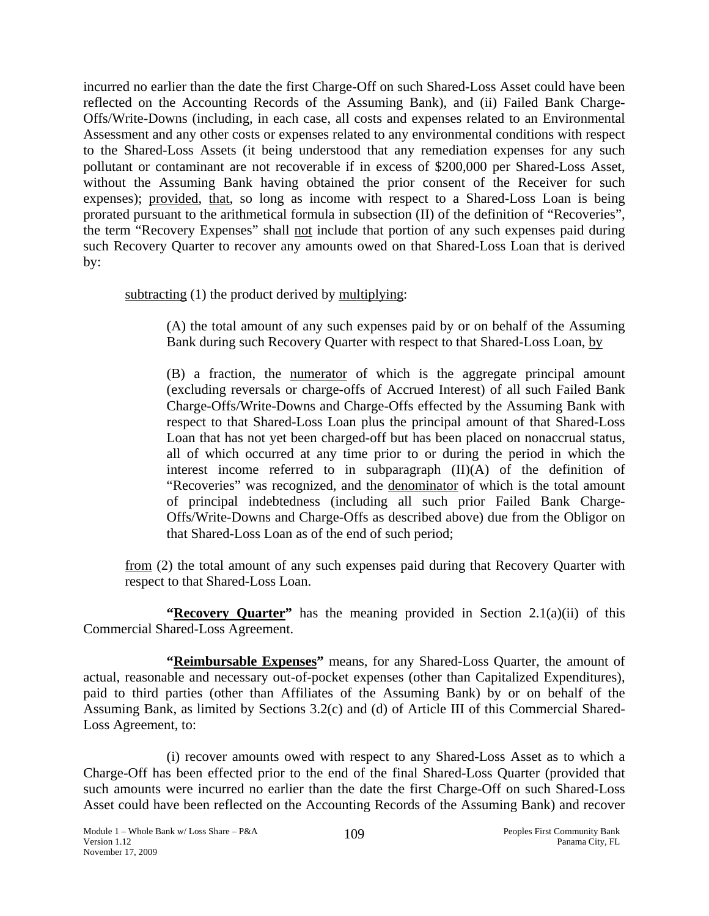incurred no earlier than the date the first Charge-Off on such Shared-Loss Asset could have been reflected on the Accounting Records of the Assuming Bank), and (ii) Failed Bank Charge-Offs/Write-Downs (including, in each case, all costs and expenses related to an Environmental Assessment and any other costs or expenses related to any environmental conditions with respect to the Shared-Loss Assets (it being understood that any remediation expenses for any such pollutant or contaminant are not recoverable if in excess of $200,000 per Shared-Loss Asset, without the Assuming Bank having obtained the prior consent of the Receiver for such expenses); provided, that, so long as income with respect to a Shared-Loss Loan is being prorated pursuant to the arithmetical formula in subsection (II) of the definition of "Recoveries", the term "Recovery Expenses" shall not include that portion of any such expenses paid during such Recovery Quarter to recover any amounts owed on that Shared-Loss Loan that is derived by:

subtracting (1) the product derived by multiplying:

(A) the total amount of any such expenses paid by or on behalf of the Assuming Bank during such Recovery Quarter with respect to that Shared-Loss Loan, by

(B) a fraction, the numerator of which is the aggregate principal amount (excluding reversals or charge-offs of Accrued Interest) of all such Failed Bank Charge-Offs/Write-Downs and Charge-Offs effected by the Assuming Bank with respect to that Shared-Loss Loan plus the principal amount of that Shared-Loss Loan that has not yet been charged-off but has been placed on nonaccrual status, all of which occurred at any time prior to or during the period in which the interest income referred to in subparagraph (II)(A) of the definition of "Recoveries" was recognized, and the denominator of which is the total amount of principal indebtedness (including all such prior Failed Bank Charge-Offs/Write-Downs and Charge-Offs as described above) due from the Obligor on that Shared-Loss Loan as of the end of such period;

from (2) the total amount of any such expenses paid during that Recovery Quarter with respect to that Shared-Loss Loan.

**"Recovery Quarter"** has the meaning provided in Section 2.1(a)(ii) of this Commercial Shared-Loss Agreement.

**"Reimbursable Expenses"** means, for any Shared-Loss Quarter, the amount of actual, reasonable and necessary out-of-pocket expenses (other than Capitalized Expenditures), paid to third parties (other than Affiliates of the Assuming Bank) by or on behalf of the Assuming Bank, as limited by Sections 3.2(c) and (d) of Article III of this Commercial Shared-Loss Agreement, to:

(i) recover amounts owed with respect to any Shared-Loss Asset as to which a Charge-Off has been effected prior to the end of the final Shared-Loss Quarter (provided that such amounts were incurred no earlier than the date the first Charge-Off on such Shared-Loss Asset could have been reflected on the Accounting Records of the Assuming Bank) and recover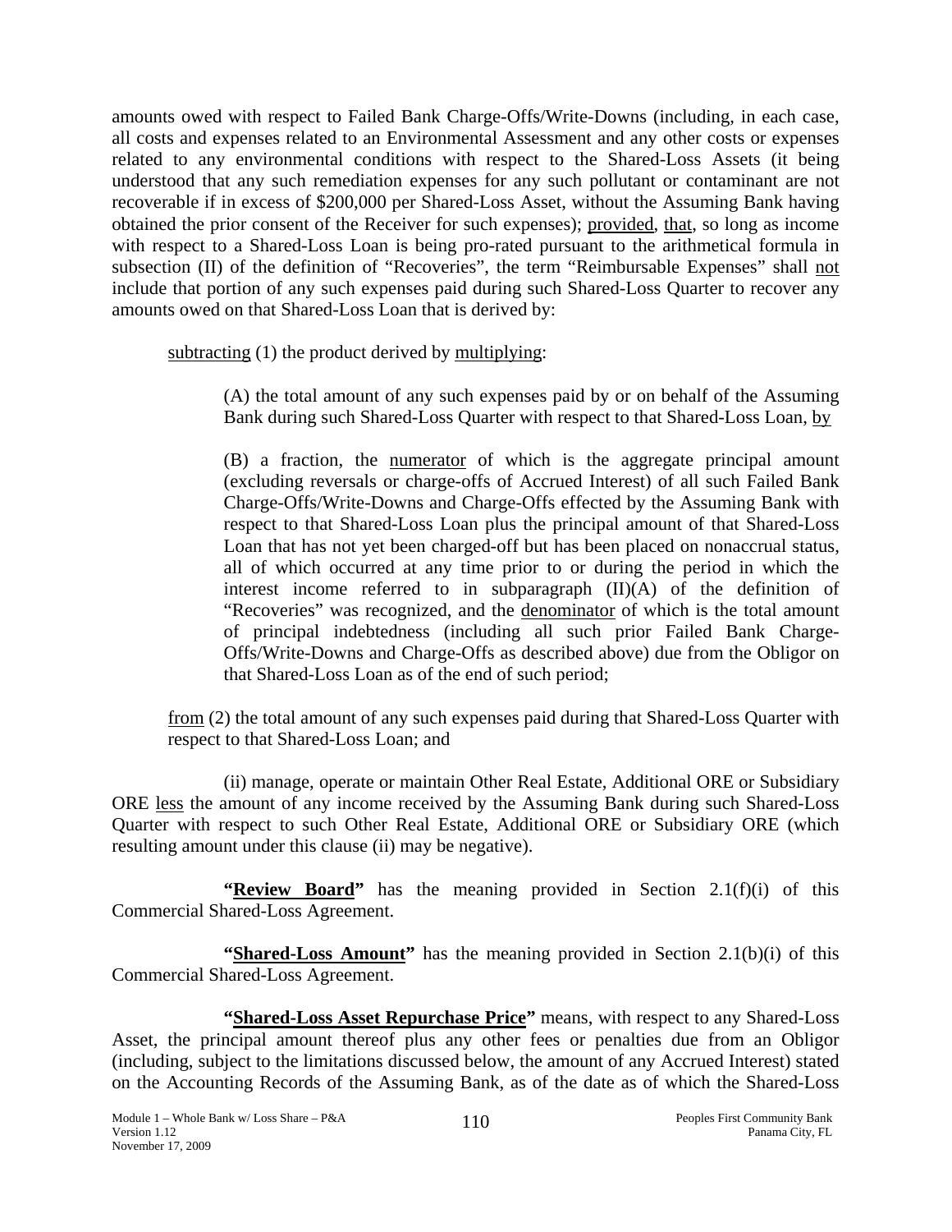amounts owed with respect to Failed Bank Charge-Offs/Write-Downs (including, in each case, all costs and expenses related to an Environmental Assessment and any other costs or expenses related to any environmental conditions with respect to the Shared-Loss Assets (it being understood that any such remediation expenses for any such pollutant or contaminant are not recoverable if in excess of $200,000 per Shared-Loss Asset, without the Assuming Bank having obtained the prior consent of the Receiver for such expenses); provided, that, so long as income with respect to a Shared-Loss Loan is being pro-rated pursuant to the arithmetical formula in subsection (II) of the definition of "Recoveries", the term "Reimbursable Expenses" shall not include that portion of any such expenses paid during such Shared-Loss Quarter to recover any amounts owed on that Shared-Loss Loan that is derived by:

subtracting (1) the product derived by multiplying:

> (A) the total amount of any such expenses paid by or on behalf of the Assuming Bank during such Shared-Loss Quarter with respect to that Shared-Loss Loan, by
>
> (B) a fraction, the numerator of which is the aggregate principal amount (excluding reversals or charge-offs of Accrued Interest) of all such Failed Bank Charge-Offs/Write-Downs and Charge-Offs effected by the Assuming Bank with respect to that Shared-Loss Loan plus the principal amount of that Shared-Loss Loan that has not yet been charged-off but has been placed on nonaccrual status, all of which occurred at any time prior to or during the period in which the interest income referred to in subparagraph (II)(A) of the definition of "Recoveries" was recognized, and the denominator of which is the total amount of principal indebtedness (including all such prior Failed Bank Charge-Offs/Write-Downs and Charge-Offs as described above) due from the Obligor on that Shared-Loss Loan as of the end of such period;

from (2) the total amount of any such expenses paid during that Shared-Loss Quarter with respect to that Shared-Loss Loan; and

(ii) manage, operate or maintain Other Real Estate, Additional ORE or Subsidiary ORE less the amount of any income received by the Assuming Bank during such Shared-Loss Quarter with respect to such Other Real Estate, Additional ORE or Subsidiary ORE (which resulting amount under this clause (ii) may be negative).

**"Review Board"** has the meaning provided in Section 2.1(f)(i) of this Commercial Shared-Loss Agreement.

**"Shared-Loss Amount"** has the meaning provided in Section 2.1(b)(i) of this Commercial Shared-Loss Agreement.

**"Shared-Loss Asset Repurchase Price"** means, with respect to any Shared-Loss Asset, the principal amount thereof plus any other fees or penalties due from an Obligor (including, subject to the limitations discussed below, the amount of any Accrued Interest) stated on the Accounting Records of the Assuming Bank, as of the date as of which the Shared-Loss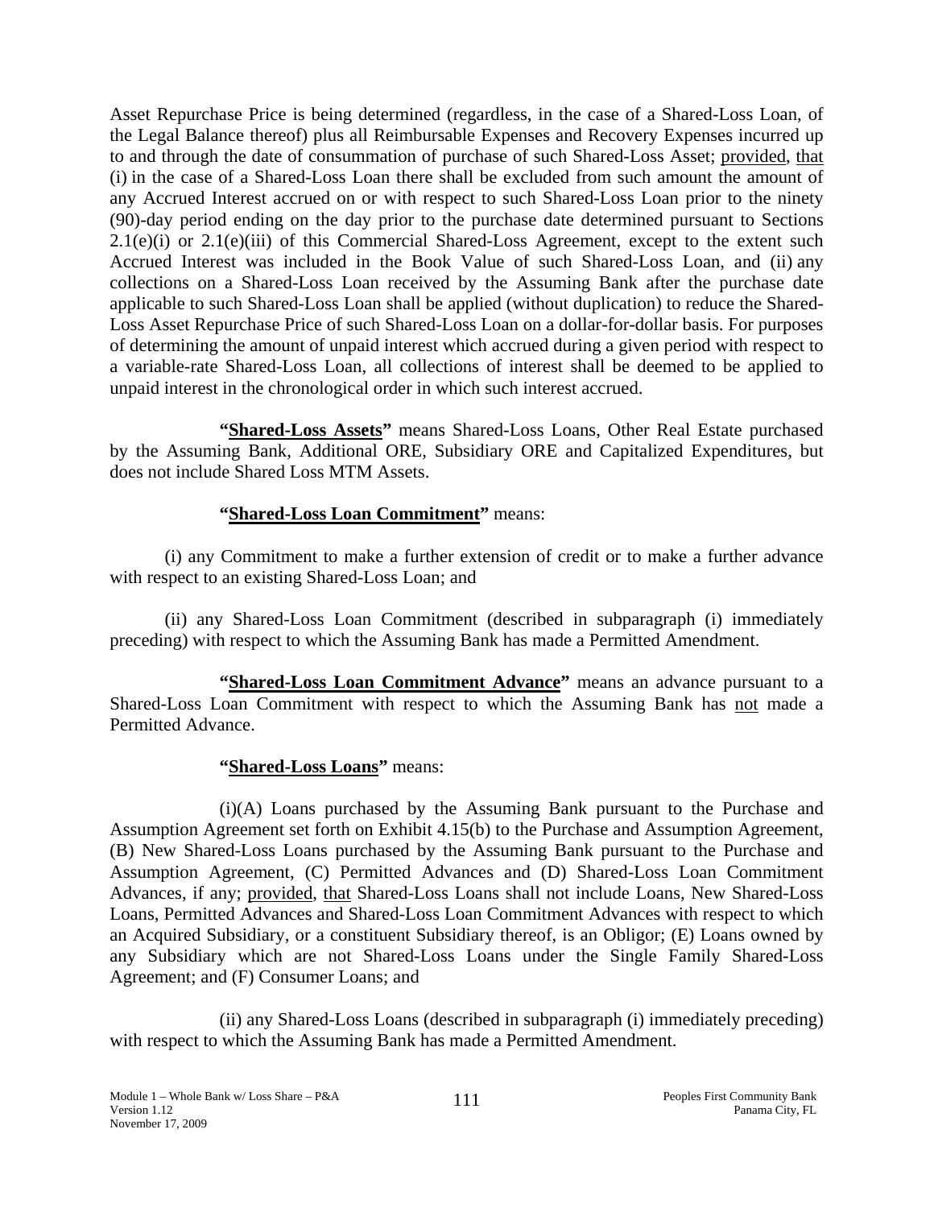Asset Repurchase Price is being determined (regardless, in the case of a Shared-Loss Loan, of the Legal Balance thereof) plus all Reimbursable Expenses and Recovery Expenses incurred up to and through the date of consummation of purchase of such Shared-Loss Asset; provided, that (i) in the case of a Shared-Loss Loan there shall be excluded from such amount the amount of any Accrued Interest accrued on or with respect to such Shared-Loss Loan prior to the ninety (90)-day period ending on the day prior to the purchase date determined pursuant to Sections 2.1(e)(i) or 2.1(e)(iii) of this Commercial Shared-Loss Agreement, except to the extent such Accrued Interest was included in the Book Value of such Shared-Loss Loan, and (ii) any collections on a Shared-Loss Loan received by the Assuming Bank after the purchase date applicable to such Shared-Loss Loan shall be applied (without duplication) to reduce the Shared-Loss Asset Repurchase Price of such Shared-Loss Loan on a dollar-for-dollar basis. For purposes of determining the amount of unpaid interest which accrued during a given period with respect to a variable-rate Shared-Loss Loan, all collections of interest shall be deemed to be applied to unpaid interest in the chronological order in which such interest accrued.

**"Shared-Loss Assets"** means Shared-Loss Loans, Other Real Estate purchased by the Assuming Bank, Additional ORE, Subsidiary ORE and Capitalized Expenditures, but does not include Shared Loss MTM Assets.

**"Shared-Loss Loan Commitment"** means:

(i) any Commitment to make a further extension of credit or to make a further advance with respect to an existing Shared-Loss Loan; and

(ii) any Shared-Loss Loan Commitment (described in subparagraph (i) immediately preceding) with respect to which the Assuming Bank has made a Permitted Amendment.

**"Shared-Loss Loan Commitment Advance"** means an advance pursuant to a Shared-Loss Loan Commitment with respect to which the Assuming Bank has not made a Permitted Advance.

**"Shared-Loss Loans"** means:

(i)(A) Loans purchased by the Assuming Bank pursuant to the Purchase and Assumption Agreement set forth on Exhibit 4.15(b) to the Purchase and Assumption Agreement, (B) New Shared-Loss Loans purchased by the Assuming Bank pursuant to the Purchase and Assumption Agreement, (C) Permitted Advances and (D) Shared-Loss Loan Commitment Advances, if any; provided, that Shared-Loss Loans shall not include Loans, New Shared-Loss Loans, Permitted Advances and Shared-Loss Loan Commitment Advances with respect to which an Acquired Subsidiary, or a constituent Subsidiary thereof, is an Obligor; (E) Loans owned by any Subsidiary which are not Shared-Loss Loans under the Single Family Shared-Loss Agreement; and (F) Consumer Loans; and

(ii) any Shared-Loss Loans (described in subparagraph (i) immediately preceding) with respect to which the Assuming Bank has made a Permitted Amendment.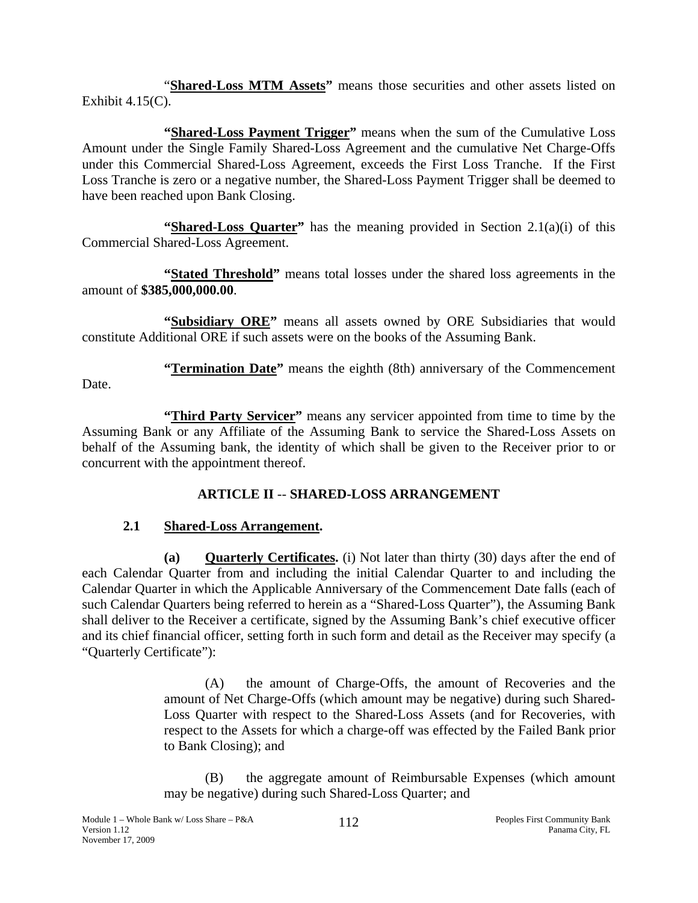"**Shared-Loss MTM Assets**" means those securities and other assets listed on Exhibit 4.15(C).

**"Shared-Loss Payment Trigger"** means when the sum of the Cumulative Loss Amount under the Single Family Shared-Loss Agreement and the cumulative Net Charge-Offs under this Commercial Shared-Loss Agreement, exceeds the First Loss Tranche. If the First Loss Tranche is zero or a negative number, the Shared-Loss Payment Trigger shall be deemed to have been reached upon Bank Closing.

**"Shared-Loss Quarter"** has the meaning provided in Section 2.1(a)(i) of this Commercial Shared-Loss Agreement.

**"Stated Threshold"** means total losses under the shared loss agreements in the amount of **$385,000,000.00**.

**"Subsidiary ORE"** means all assets owned by ORE Subsidiaries that would constitute Additional ORE if such assets were on the books of the Assuming Bank.

**"Termination Date"** means the eighth (8th) anniversary of the Commencement Date.

**"Third Party Servicer"** means any servicer appointed from time to time by the Assuming Bank or any Affiliate of the Assuming Bank to service the Shared-Loss Assets on behalf of the Assuming bank, the identity of which shall be given to the Receiver prior to or concurrent with the appointment thereof.

## ARTICLE II -- SHARED-LOSS ARRANGEMENT

### 2.1 Shared-Loss Arrangement.

**(a) Quarterly Certificates.** (i) Not later than thirty (30) days after the end of each Calendar Quarter from and including the initial Calendar Quarter to and including the Calendar Quarter in which the Applicable Anniversary of the Commencement Date falls (each of such Calendar Quarters being referred to herein as a "Shared-Loss Quarter"), the Assuming Bank shall deliver to the Receiver a certificate, signed by the Assuming Bank's chief executive officer and its chief financial officer, setting forth in such form and detail as the Receiver may specify (a "Quarterly Certificate"):

(A) the amount of Charge-Offs, the amount of Recoveries and the amount of Net Charge-Offs (which amount may be negative) during such Shared-Loss Quarter with respect to the Shared-Loss Assets (and for Recoveries, with respect to the Assets for which a charge-off was effected by the Failed Bank prior to Bank Closing); and

(B) the aggregate amount of Reimbursable Expenses (which amount may be negative) during such Shared-Loss Quarter; and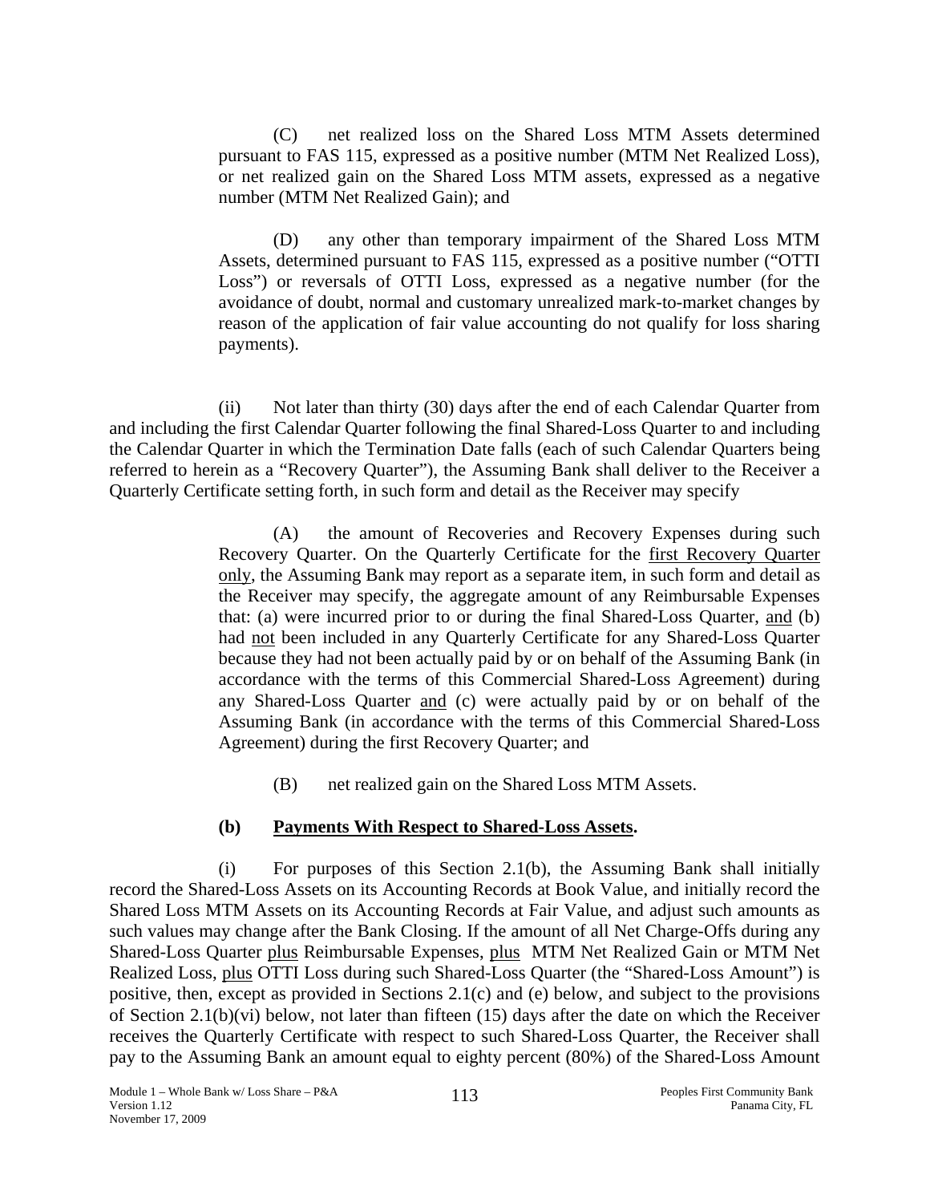(C) net realized loss on the Shared Loss MTM Assets determined pursuant to FAS 115, expressed as a positive number (MTM Net Realized Loss), or net realized gain on the Shared Loss MTM assets, expressed as a negative number (MTM Net Realized Gain); and

(D) any other than temporary impairment of the Shared Loss MTM Assets, determined pursuant to FAS 115, expressed as a positive number ("OTTI Loss") or reversals of OTTI Loss, expressed as a negative number (for the avoidance of doubt, normal and customary unrealized mark-to-market changes by reason of the application of fair value accounting do not qualify for loss sharing payments).

(ii) Not later than thirty (30) days after the end of each Calendar Quarter from and including the first Calendar Quarter following the final Shared-Loss Quarter to and including the Calendar Quarter in which the Termination Date falls (each of such Calendar Quarters being referred to herein as a "Recovery Quarter"), the Assuming Bank shall deliver to the Receiver a Quarterly Certificate setting forth, in such form and detail as the Receiver may specify

(A) the amount of Recoveries and Recovery Expenses during such Recovery Quarter. On the Quarterly Certificate for the <u>first Recovery Quarter only</u>, the Assuming Bank may report as a separate item, in such form and detail as the Receiver may specify, the aggregate amount of any Reimbursable Expenses that: (a) were incurred prior to or during the final Shared-Loss Quarter, <u>and</u> (b) had <u>not</u> been included in any Quarterly Certificate for any Shared-Loss Quarter because they had not been actually paid by or on behalf of the Assuming Bank (in accordance with the terms of this Commercial Shared-Loss Agreement) during any Shared-Loss Quarter <u>and</u> (c) were actually paid by or on behalf of the Assuming Bank (in accordance with the terms of this Commercial Shared-Loss Agreement) during the first Recovery Quarter; and

(B) net realized gain on the Shared Loss MTM Assets.

**(b) <u>Payments With Respect to Shared-Loss Assets</u>.**

(i) For purposes of this Section 2.1(b), the Assuming Bank shall initially record the Shared-Loss Assets on its Accounting Records at Book Value, and initially record the Shared Loss MTM Assets on its Accounting Records at Fair Value, and adjust such amounts as such values may change after the Bank Closing. If the amount of all Net Charge-Offs during any Shared-Loss Quarter <u>plus</u> Reimbursable Expenses, <u>plus</u> MTM Net Realized Gain or MTM Net Realized Loss, <u>plus</u> OTTI Loss during such Shared-Loss Quarter (the "Shared-Loss Amount") is positive, then, except as provided in Sections 2.1(c) and (e) below, and subject to the provisions of Section 2.1(b)(vi) below, not later than fifteen (15) days after the date on which the Receiver receives the Quarterly Certificate with respect to such Shared-Loss Quarter, the Receiver shall pay to the Assuming Bank an amount equal to eighty percent (80%) of the Shared-Loss Amount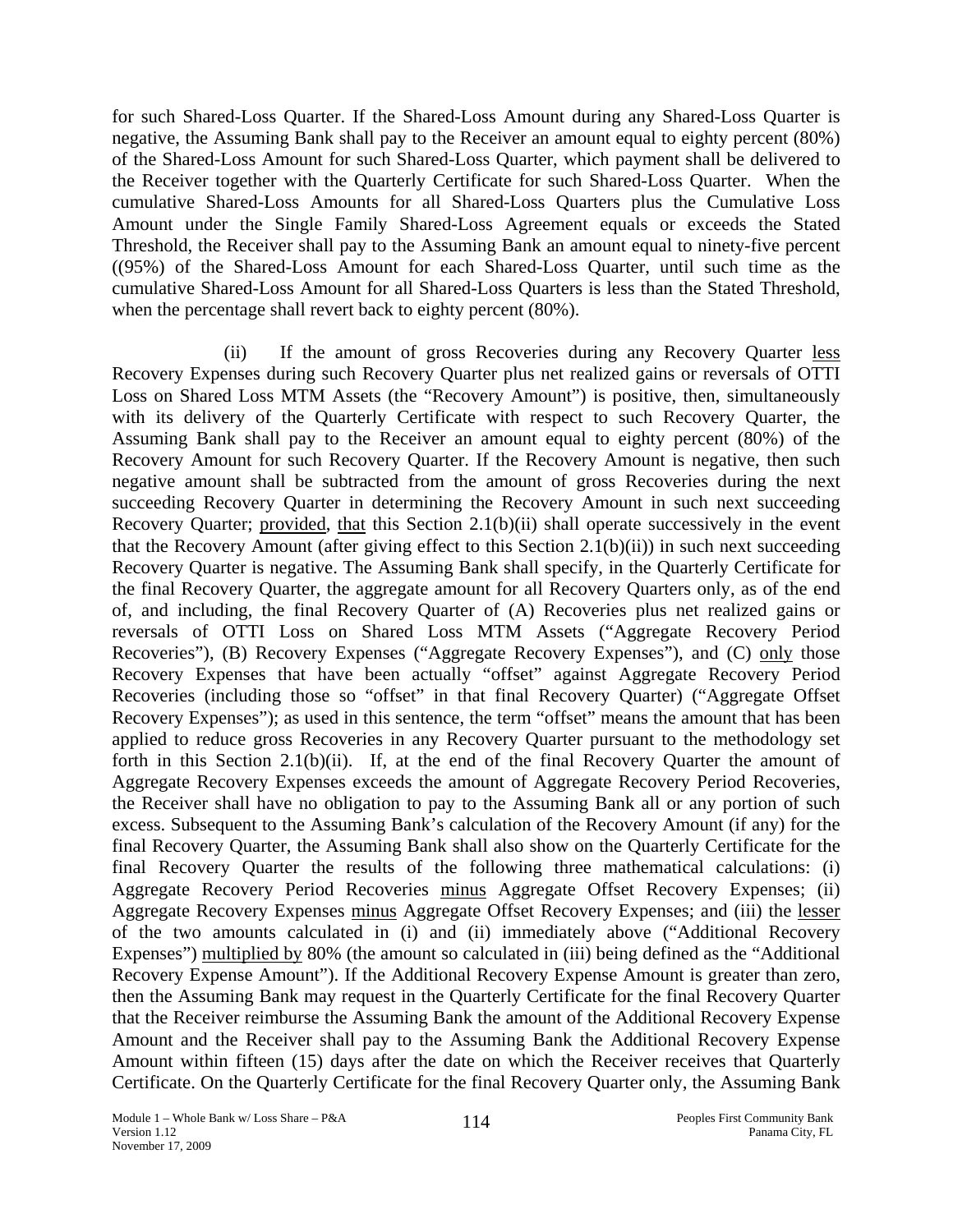for such Shared-Loss Quarter. If the Shared-Loss Amount during any Shared-Loss Quarter is negative, the Assuming Bank shall pay to the Receiver an amount equal to eighty percent (80%) of the Shared-Loss Amount for such Shared-Loss Quarter, which payment shall be delivered to the Receiver together with the Quarterly Certificate for such Shared-Loss Quarter. When the cumulative Shared-Loss Amounts for all Shared-Loss Quarters plus the Cumulative Loss Amount under the Single Family Shared-Loss Agreement equals or exceeds the Stated Threshold, the Receiver shall pay to the Assuming Bank an amount equal to ninety-five percent ((95%) of the Shared-Loss Amount for each Shared-Loss Quarter, until such time as the cumulative Shared-Loss Amount for all Shared-Loss Quarters is less than the Stated Threshold, when the percentage shall revert back to eighty percent (80%).

(ii) If the amount of gross Recoveries during any Recovery Quarter less Recovery Expenses during such Recovery Quarter plus net realized gains or reversals of OTTI Loss on Shared Loss MTM Assets (the "Recovery Amount") is positive, then, simultaneously with its delivery of the Quarterly Certificate with respect to such Recovery Quarter, the Assuming Bank shall pay to the Receiver an amount equal to eighty percent (80%) of the Recovery Amount for such Recovery Quarter. If the Recovery Amount is negative, then such negative amount shall be subtracted from the amount of gross Recoveries during the next succeeding Recovery Quarter in determining the Recovery Amount in such next succeeding Recovery Quarter; provided, that this Section 2.1(b)(ii) shall operate successively in the event that the Recovery Amount (after giving effect to this Section 2.1(b)(ii)) in such next succeeding Recovery Quarter is negative. The Assuming Bank shall specify, in the Quarterly Certificate for the final Recovery Quarter, the aggregate amount for all Recovery Quarters only, as of the end of, and including, the final Recovery Quarter of (A) Recoveries plus net realized gains or reversals of OTTI Loss on Shared Loss MTM Assets ("Aggregate Recovery Period Recoveries"), (B) Recovery Expenses ("Aggregate Recovery Expenses"), and (C) only those Recovery Expenses that have been actually "offset" against Aggregate Recovery Period Recoveries (including those so "offset" in that final Recovery Quarter) ("Aggregate Offset Recovery Expenses"); as used in this sentence, the term "offset" means the amount that has been applied to reduce gross Recoveries in any Recovery Quarter pursuant to the methodology set forth in this Section 2.1(b)(ii). If, at the end of the final Recovery Quarter the amount of Aggregate Recovery Expenses exceeds the amount of Aggregate Recovery Period Recoveries, the Receiver shall have no obligation to pay to the Assuming Bank all or any portion of such excess. Subsequent to the Assuming Bank's calculation of the Recovery Amount (if any) for the final Recovery Quarter, the Assuming Bank shall also show on the Quarterly Certificate for the final Recovery Quarter the results of the following three mathematical calculations: (i) Aggregate Recovery Period Recoveries minus Aggregate Offset Recovery Expenses; (ii) Aggregate Recovery Expenses minus Aggregate Offset Recovery Expenses; and (iii) the lesser of the two amounts calculated in (i) and (ii) immediately above ("Additional Recovery Expenses") multiplied by 80% (the amount so calculated in (iii) being defined as the "Additional Recovery Expense Amount"). If the Additional Recovery Expense Amount is greater than zero, then the Assuming Bank may request in the Quarterly Certificate for the final Recovery Quarter that the Receiver reimburse the Assuming Bank the amount of the Additional Recovery Expense Amount and the Receiver shall pay to the Assuming Bank the Additional Recovery Expense Amount within fifteen (15) days after the date on which the Receiver receives that Quarterly Certificate. On the Quarterly Certificate for the final Recovery Quarter only, the Assuming Bank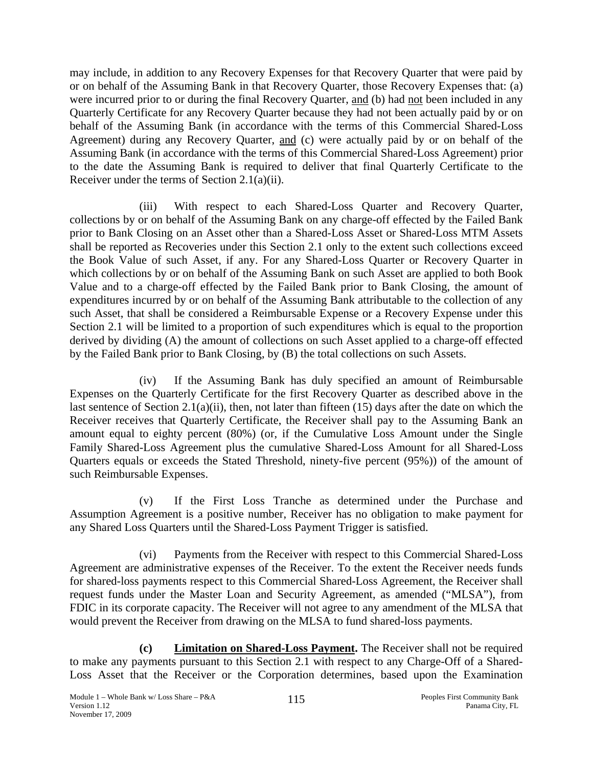may include, in addition to any Recovery Expenses for that Recovery Quarter that were paid by or on behalf of the Assuming Bank in that Recovery Quarter, those Recovery Expenses that: (a) were incurred prior to or during the final Recovery Quarter, and (b) had not been included in any Quarterly Certificate for any Recovery Quarter because they had not been actually paid by or on behalf of the Assuming Bank (in accordance with the terms of this Commercial Shared-Loss Agreement) during any Recovery Quarter, and (c) were actually paid by or on behalf of the Assuming Bank (in accordance with the terms of this Commercial Shared-Loss Agreement) prior to the date the Assuming Bank is required to deliver that final Quarterly Certificate to the Receiver under the terms of Section 2.1(a)(ii).

(iii) With respect to each Shared-Loss Quarter and Recovery Quarter, collections by or on behalf of the Assuming Bank on any charge-off effected by the Failed Bank prior to Bank Closing on an Asset other than a Shared-Loss Asset or Shared-Loss MTM Assets shall be reported as Recoveries under this Section 2.1 only to the extent such collections exceed the Book Value of such Asset, if any. For any Shared-Loss Quarter or Recovery Quarter in which collections by or on behalf of the Assuming Bank on such Asset are applied to both Book Value and to a charge-off effected by the Failed Bank prior to Bank Closing, the amount of expenditures incurred by or on behalf of the Assuming Bank attributable to the collection of any such Asset, that shall be considered a Reimbursable Expense or a Recovery Expense under this Section 2.1 will be limited to a proportion of such expenditures which is equal to the proportion derived by dividing (A) the amount of collections on such Asset applied to a charge-off effected by the Failed Bank prior to Bank Closing, by (B) the total collections on such Assets.

(iv) If the Assuming Bank has duly specified an amount of Reimbursable Expenses on the Quarterly Certificate for the first Recovery Quarter as described above in the last sentence of Section 2.1(a)(ii), then, not later than fifteen (15) days after the date on which the Receiver receives that Quarterly Certificate, the Receiver shall pay to the Assuming Bank an amount equal to eighty percent (80%) (or, if the Cumulative Loss Amount under the Single Family Shared-Loss Agreement plus the cumulative Shared-Loss Amount for all Shared-Loss Quarters equals or exceeds the Stated Threshold, ninety-five percent (95%)) of the amount of such Reimbursable Expenses.

(v) If the First Loss Tranche as determined under the Purchase and Assumption Agreement is a positive number, Receiver has no obligation to make payment for any Shared Loss Quarters until the Shared-Loss Payment Trigger is satisfied.

(vi) Payments from the Receiver with respect to this Commercial Shared-Loss Agreement are administrative expenses of the Receiver. To the extent the Receiver needs funds for shared-loss payments respect to this Commercial Shared-Loss Agreement, the Receiver shall request funds under the Master Loan and Security Agreement, as amended ("MLSA"), from FDIC in its corporate capacity. The Receiver will not agree to any amendment of the MLSA that would prevent the Receiver from drawing on the MLSA to fund shared-loss payments.

**(c) Limitation on Shared-Loss Payment.** The Receiver shall not be required to make any payments pursuant to this Section 2.1 with respect to any Charge-Off of a Shared-Loss Asset that the Receiver or the Corporation determines, based upon the Examination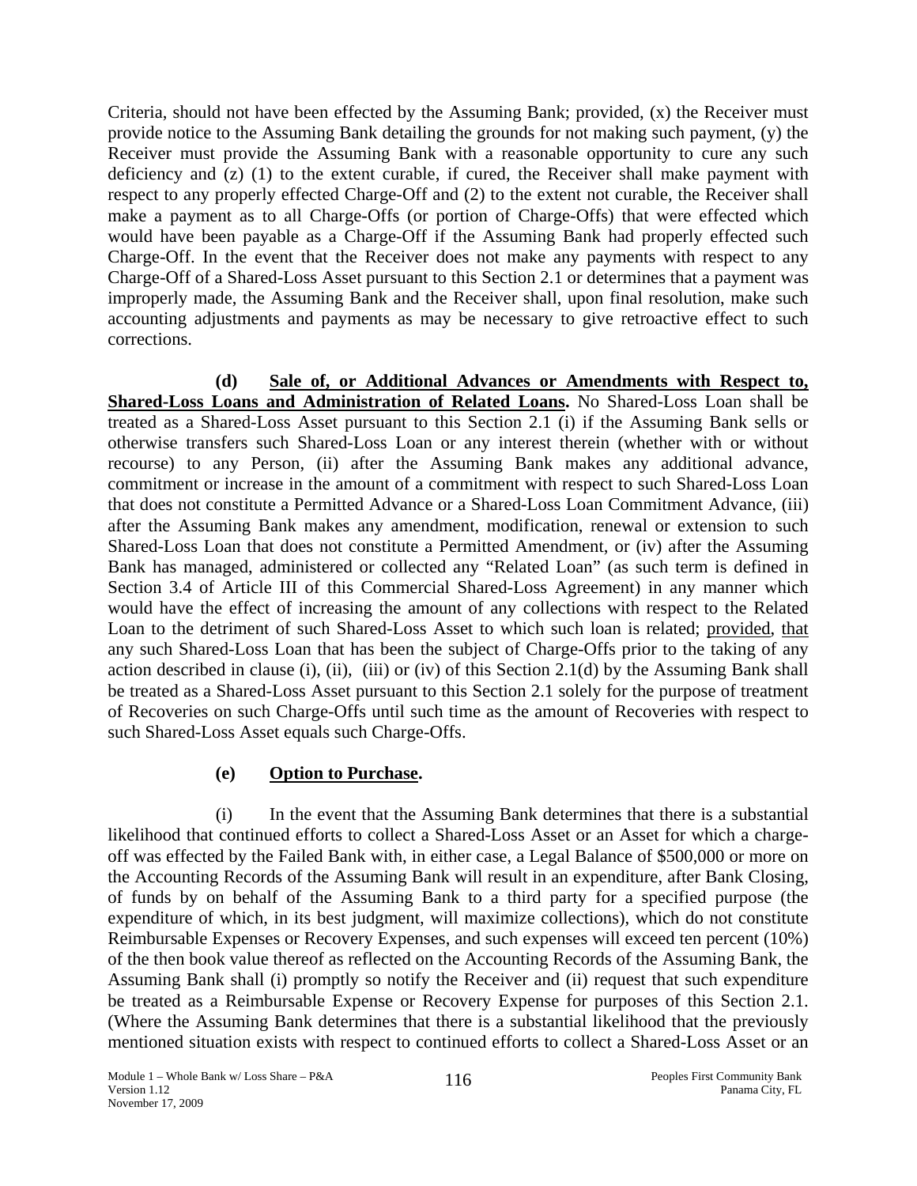Criteria, should not have been effected by the Assuming Bank; provided, (x) the Receiver must provide notice to the Assuming Bank detailing the grounds for not making such payment, (y) the Receiver must provide the Assuming Bank with a reasonable opportunity to cure any such deficiency and (z) (1) to the extent curable, if cured, the Receiver shall make payment with respect to any properly effected Charge-Off and (2) to the extent not curable, the Receiver shall make a payment as to all Charge-Offs (or portion of Charge-Offs) that were effected which would have been payable as a Charge-Off if the Assuming Bank had properly effected such Charge-Off. In the event that the Receiver does not make any payments with respect to any Charge-Off of a Shared-Loss Asset pursuant to this Section 2.1 or determines that a payment was improperly made, the Assuming Bank and the Receiver shall, upon final resolution, make such accounting adjustments and payments as may be necessary to give retroactive effect to such corrections.

**(d) Sale of, or Additional Advances or Amendments with Respect to, Shared-Loss Loans and Administration of Related Loans.** No Shared-Loss Loan shall be treated as a Shared-Loss Asset pursuant to this Section 2.1 (i) if the Assuming Bank sells or otherwise transfers such Shared-Loss Loan or any interest therein (whether with or without recourse) to any Person, (ii) after the Assuming Bank makes any additional advance, commitment or increase in the amount of a commitment with respect to such Shared-Loss Loan that does not constitute a Permitted Advance or a Shared-Loss Loan Commitment Advance, (iii) after the Assuming Bank makes any amendment, modification, renewal or extension to such Shared-Loss Loan that does not constitute a Permitted Amendment, or (iv) after the Assuming Bank has managed, administered or collected any "Related Loan" (as such term is defined in Section 3.4 of Article III of this Commercial Shared-Loss Agreement) in any manner which would have the effect of increasing the amount of any collections with respect to the Related Loan to the detriment of such Shared-Loss Asset to which such loan is related; provided, that any such Shared-Loss Loan that has been the subject of Charge-Offs prior to the taking of any action described in clause (i), (ii), (iii) or (iv) of this Section 2.1(d) by the Assuming Bank shall be treated as a Shared-Loss Asset pursuant to this Section 2.1 solely for the purpose of treatment of Recoveries on such Charge-Offs until such time as the amount of Recoveries with respect to such Shared-Loss Asset equals such Charge-Offs.

**(e) Option to Purchase.**

(i) In the event that the Assuming Bank determines that there is a substantial likelihood that continued efforts to collect a Shared-Loss Asset or an Asset for which a charge-off was effected by the Failed Bank with, in either case, a Legal Balance of $500,000 or more on the Accounting Records of the Assuming Bank will result in an expenditure, after Bank Closing, of funds by on behalf of the Assuming Bank to a third party for a specified purpose (the expenditure of which, in its best judgment, will maximize collections), which do not constitute Reimbursable Expenses or Recovery Expenses, and such expenses will exceed ten percent (10%) of the then book value thereof as reflected on the Accounting Records of the Assuming Bank, the Assuming Bank shall (i) promptly so notify the Receiver and (ii) request that such expenditure be treated as a Reimbursable Expense or Recovery Expense for purposes of this Section 2.1. (Where the Assuming Bank determines that there is a substantial likelihood that the previously mentioned situation exists with respect to continued efforts to collect a Shared-Loss Asset or an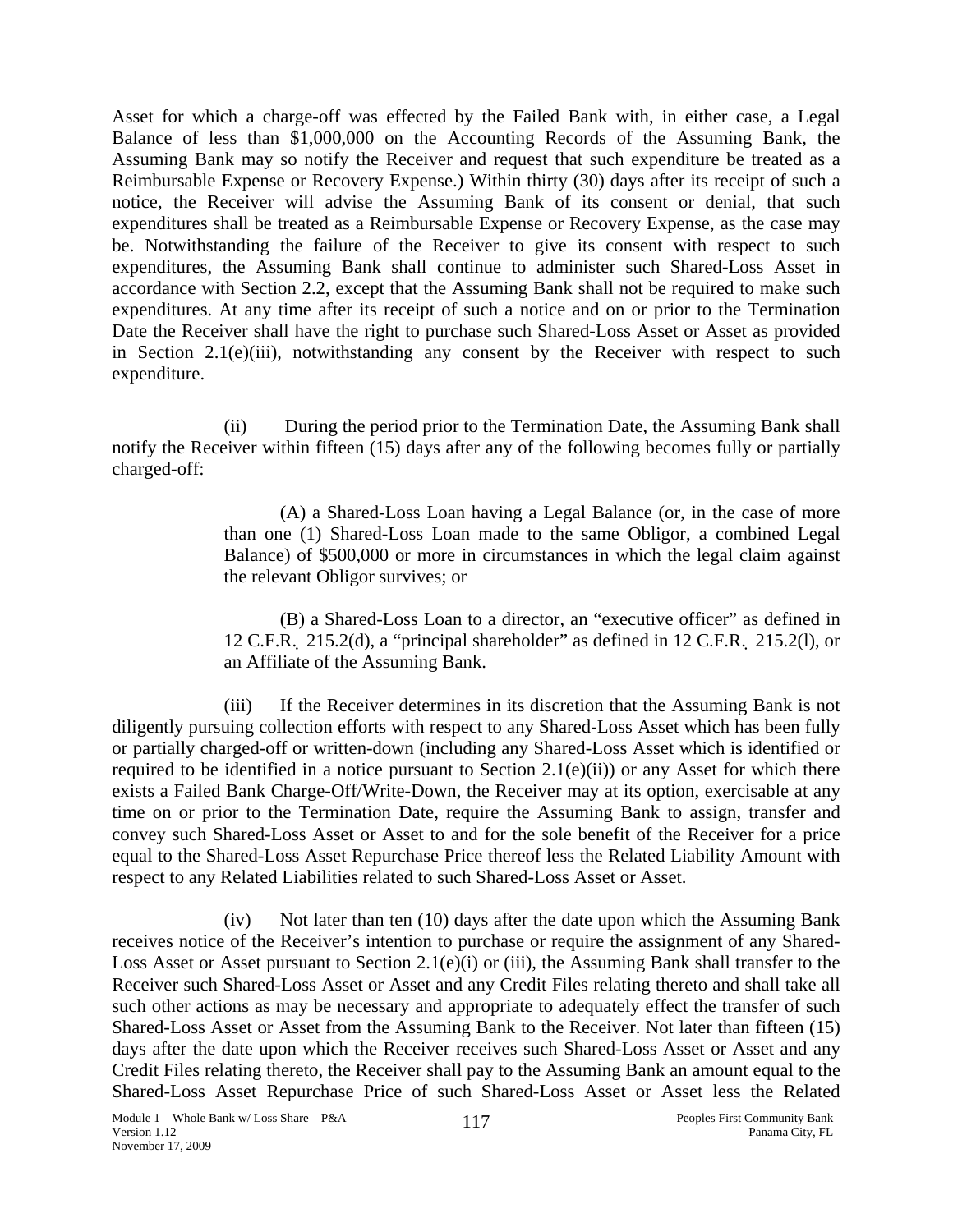Asset for which a charge-off was effected by the Failed Bank with, in either case, a Legal Balance of less than $1,000,000 on the Accounting Records of the Assuming Bank, the Assuming Bank may so notify the Receiver and request that such expenditure be treated as a Reimbursable Expense or Recovery Expense.) Within thirty (30) days after its receipt of such a notice, the Receiver will advise the Assuming Bank of its consent or denial, that such expenditures shall be treated as a Reimbursable Expense or Recovery Expense, as the case may be. Notwithstanding the failure of the Receiver to give its consent with respect to such expenditures, the Assuming Bank shall continue to administer such Shared-Loss Asset in accordance with Section 2.2, except that the Assuming Bank shall not be required to make such expenditures. At any time after its receipt of such a notice and on or prior to the Termination Date the Receiver shall have the right to purchase such Shared-Loss Asset or Asset as provided in Section 2.1(e)(iii), notwithstanding any consent by the Receiver with respect to such expenditure.

(ii) During the period prior to the Termination Date, the Assuming Bank shall notify the Receiver within fifteen (15) days after any of the following becomes fully or partially charged-off:

(A) a Shared-Loss Loan having a Legal Balance (or, in the case of more than one (1) Shared-Loss Loan made to the same Obligor, a combined Legal Balance) of $500,000 or more in circumstances in which the legal claim against the relevant Obligor survives; or

(B) a Shared-Loss Loan to a director, an "executive officer" as defined in 12 C.F.R. 215.2(d), a "principal shareholder" as defined in 12 C.F.R. 215.2(l), or an Affiliate of the Assuming Bank.

(iii) If the Receiver determines in its discretion that the Assuming Bank is not diligently pursuing collection efforts with respect to any Shared-Loss Asset which has been fully or partially charged-off or written-down (including any Shared-Loss Asset which is identified or required to be identified in a notice pursuant to Section 2.1(e)(ii)) or any Asset for which there exists a Failed Bank Charge-Off/Write-Down, the Receiver may at its option, exercisable at any time on or prior to the Termination Date, require the Assuming Bank to assign, transfer and convey such Shared-Loss Asset or Asset to and for the sole benefit of the Receiver for a price equal to the Shared-Loss Asset Repurchase Price thereof less the Related Liability Amount with respect to any Related Liabilities related to such Shared-Loss Asset or Asset.

(iv) Not later than ten (10) days after the date upon which the Assuming Bank receives notice of the Receiver's intention to purchase or require the assignment of any Shared-Loss Asset or Asset pursuant to Section 2.1(e)(i) or (iii), the Assuming Bank shall transfer to the Receiver such Shared-Loss Asset or Asset and any Credit Files relating thereto and shall take all such other actions as may be necessary and appropriate to adequately effect the transfer of such Shared-Loss Asset or Asset from the Assuming Bank to the Receiver. Not later than fifteen (15) days after the date upon which the Receiver receives such Shared-Loss Asset or Asset and any Credit Files relating thereto, the Receiver shall pay to the Assuming Bank an amount equal to the Shared-Loss Asset Repurchase Price of such Shared-Loss Asset or Asset less the Related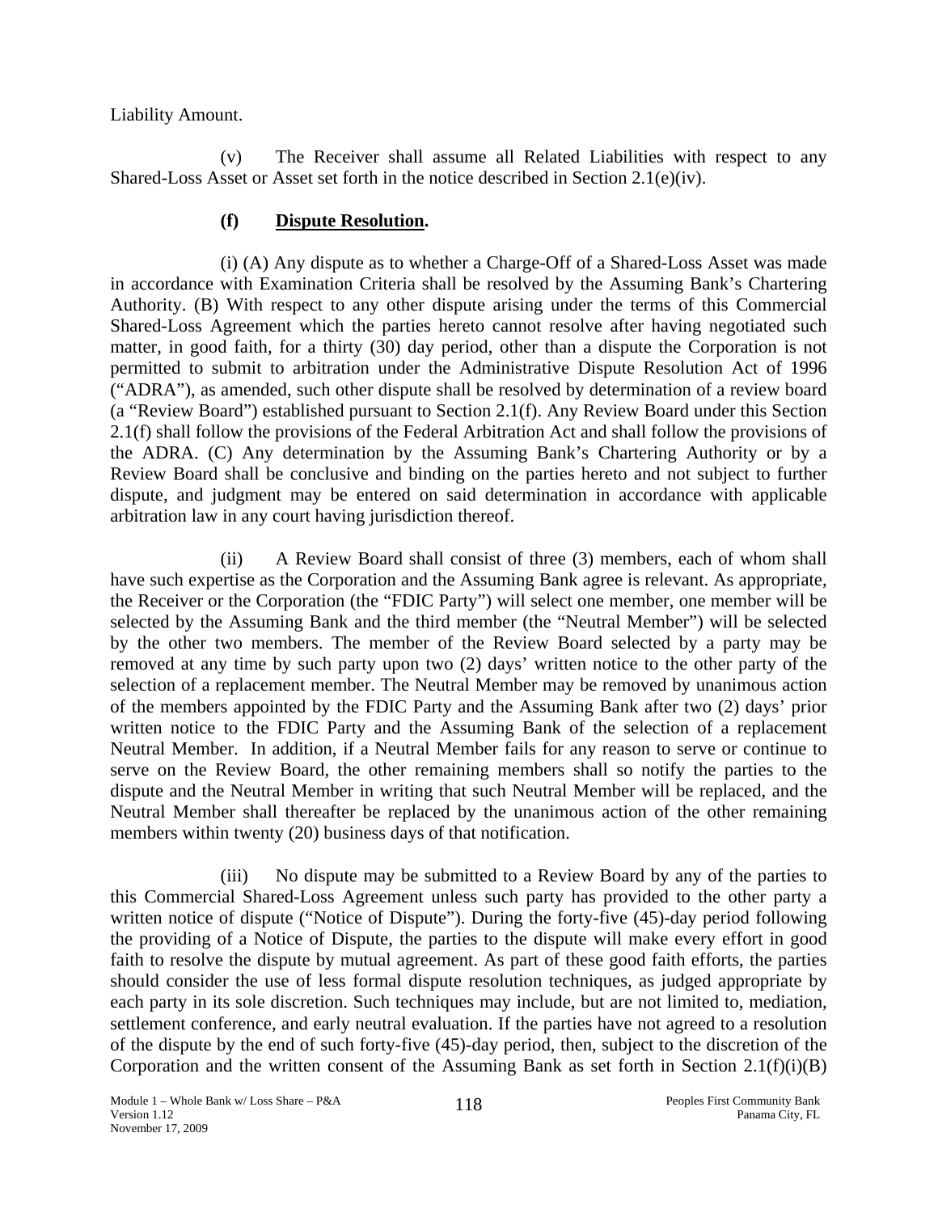Liability Amount.

(v) The Receiver shall assume all Related Liabilities with respect to any Shared-Loss Asset or Asset set forth in the notice described in Section 2.1(e)(iv).

**(f) Dispute Resolution.**

(i) (A) Any dispute as to whether a Charge-Off of a Shared-Loss Asset was made in accordance with Examination Criteria shall be resolved by the Assuming Bank's Chartering Authority. (B) With respect to any other dispute arising under the terms of this Commercial Shared-Loss Agreement which the parties hereto cannot resolve after having negotiated such matter, in good faith, for a thirty (30) day period, other than a dispute the Corporation is not permitted to submit to arbitration under the Administrative Dispute Resolution Act of 1996 ("ADRA"), as amended, such other dispute shall be resolved by determination of a review board (a "Review Board") established pursuant to Section 2.1(f). Any Review Board under this Section 2.1(f) shall follow the provisions of the Federal Arbitration Act and shall follow the provisions of the ADRA. (C) Any determination by the Assuming Bank's Chartering Authority or by a Review Board shall be conclusive and binding on the parties hereto and not subject to further dispute, and judgment may be entered on said determination in accordance with applicable arbitration law in any court having jurisdiction thereof.

(ii) A Review Board shall consist of three (3) members, each of whom shall have such expertise as the Corporation and the Assuming Bank agree is relevant. As appropriate, the Receiver or the Corporation (the "FDIC Party") will select one member, one member will be selected by the Assuming Bank and the third member (the "Neutral Member") will be selected by the other two members. The member of the Review Board selected by a party may be removed at any time by such party upon two (2) days' written notice to the other party of the selection of a replacement member. The Neutral Member may be removed by unanimous action of the members appointed by the FDIC Party and the Assuming Bank after two (2) days' prior written notice to the FDIC Party and the Assuming Bank of the selection of a replacement Neutral Member. In addition, if a Neutral Member fails for any reason to serve or continue to serve on the Review Board, the other remaining members shall so notify the parties to the dispute and the Neutral Member in writing that such Neutral Member will be replaced, and the Neutral Member shall thereafter be replaced by the unanimous action of the other remaining members within twenty (20) business days of that notification.

(iii) No dispute may be submitted to a Review Board by any of the parties to this Commercial Shared-Loss Agreement unless such party has provided to the other party a written notice of dispute ("Notice of Dispute"). During the forty-five (45)-day period following the providing of a Notice of Dispute, the parties to the dispute will make every effort in good faith to resolve the dispute by mutual agreement. As part of these good faith efforts, the parties should consider the use of less formal dispute resolution techniques, as judged appropriate by each party in its sole discretion. Such techniques may include, but are not limited to, mediation, settlement conference, and early neutral evaluation. If the parties have not agreed to a resolution of the dispute by the end of such forty-five (45)-day period, then, subject to the discretion of the Corporation and the written consent of the Assuming Bank as set forth in Section 2.1(f)(i)(B)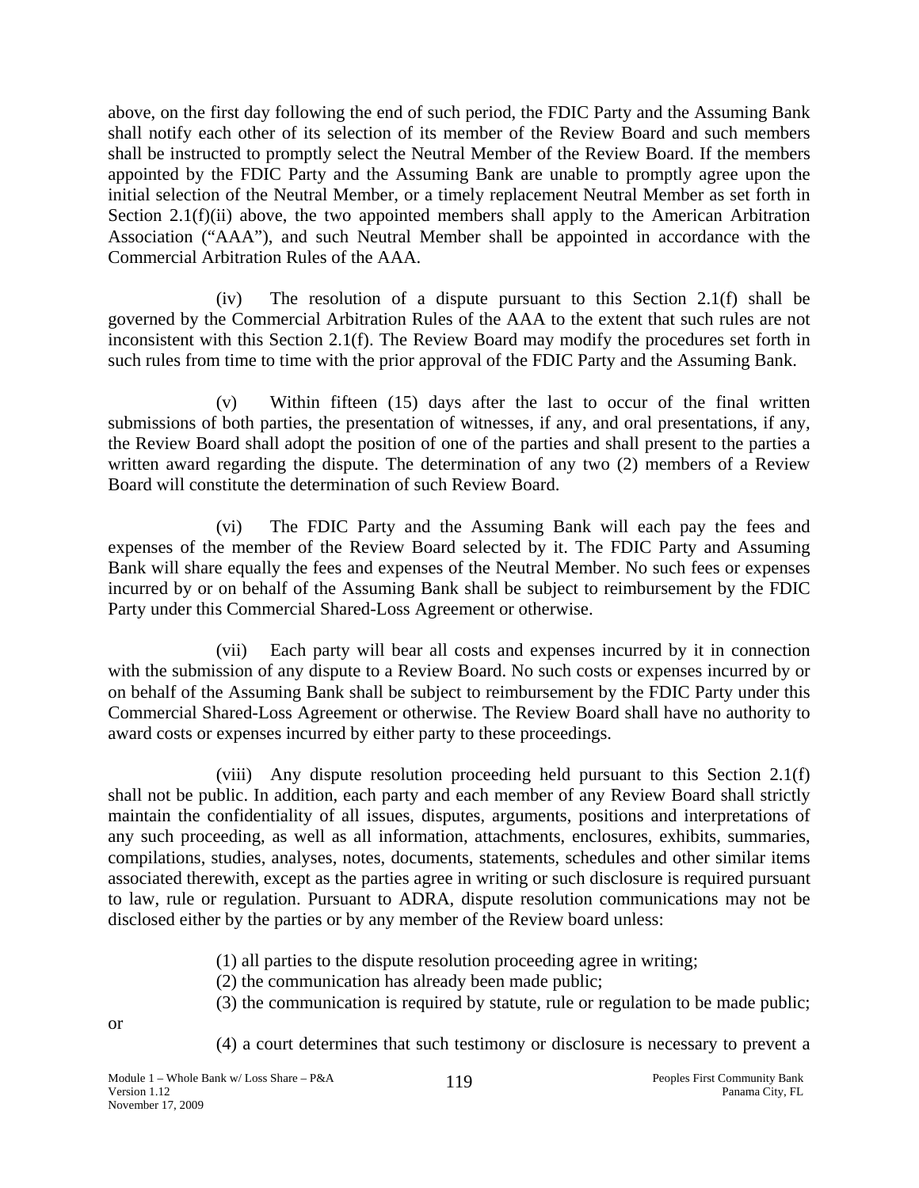above, on the first day following the end of such period, the FDIC Party and the Assuming Bank shall notify each other of its selection of its member of the Review Board and such members shall be instructed to promptly select the Neutral Member of the Review Board. If the members appointed by the FDIC Party and the Assuming Bank are unable to promptly agree upon the initial selection of the Neutral Member, or a timely replacement Neutral Member as set forth in Section 2.1(f)(ii) above, the two appointed members shall apply to the American Arbitration Association ("AAA"), and such Neutral Member shall be appointed in accordance with the Commercial Arbitration Rules of the AAA.

(iv) The resolution of a dispute pursuant to this Section 2.1(f) shall be governed by the Commercial Arbitration Rules of the AAA to the extent that such rules are not inconsistent with this Section 2.1(f). The Review Board may modify the procedures set forth in such rules from time to time with the prior approval of the FDIC Party and the Assuming Bank.

(v) Within fifteen (15) days after the last to occur of the final written submissions of both parties, the presentation of witnesses, if any, and oral presentations, if any, the Review Board shall adopt the position of one of the parties and shall present to the parties a written award regarding the dispute. The determination of any two (2) members of a Review Board will constitute the determination of such Review Board.

(vi) The FDIC Party and the Assuming Bank will each pay the fees and expenses of the member of the Review Board selected by it. The FDIC Party and Assuming Bank will share equally the fees and expenses of the Neutral Member. No such fees or expenses incurred by or on behalf of the Assuming Bank shall be subject to reimbursement by the FDIC Party under this Commercial Shared-Loss Agreement or otherwise.

(vii) Each party will bear all costs and expenses incurred by it in connection with the submission of any dispute to a Review Board. No such costs or expenses incurred by or on behalf of the Assuming Bank shall be subject to reimbursement by the FDIC Party under this Commercial Shared-Loss Agreement or otherwise. The Review Board shall have no authority to award costs or expenses incurred by either party to these proceedings.

(viii) Any dispute resolution proceeding held pursuant to this Section 2.1(f) shall not be public. In addition, each party and each member of any Review Board shall strictly maintain the confidentiality of all issues, disputes, arguments, positions and interpretations of any such proceeding, as well as all information, attachments, enclosures, exhibits, summaries, compilations, studies, analyses, notes, documents, statements, schedules and other similar items associated therewith, except as the parties agree in writing or such disclosure is required pursuant to law, rule or regulation. Pursuant to ADRA, dispute resolution communications may not be disclosed either by the parties or by any member of the Review board unless:

(1) all parties to the dispute resolution proceeding agree in writing;

(2) the communication has already been made public;

(3) the communication is required by statute, rule or regulation to be made public; or

(4) a court determines that such testimony or disclosure is necessary to prevent a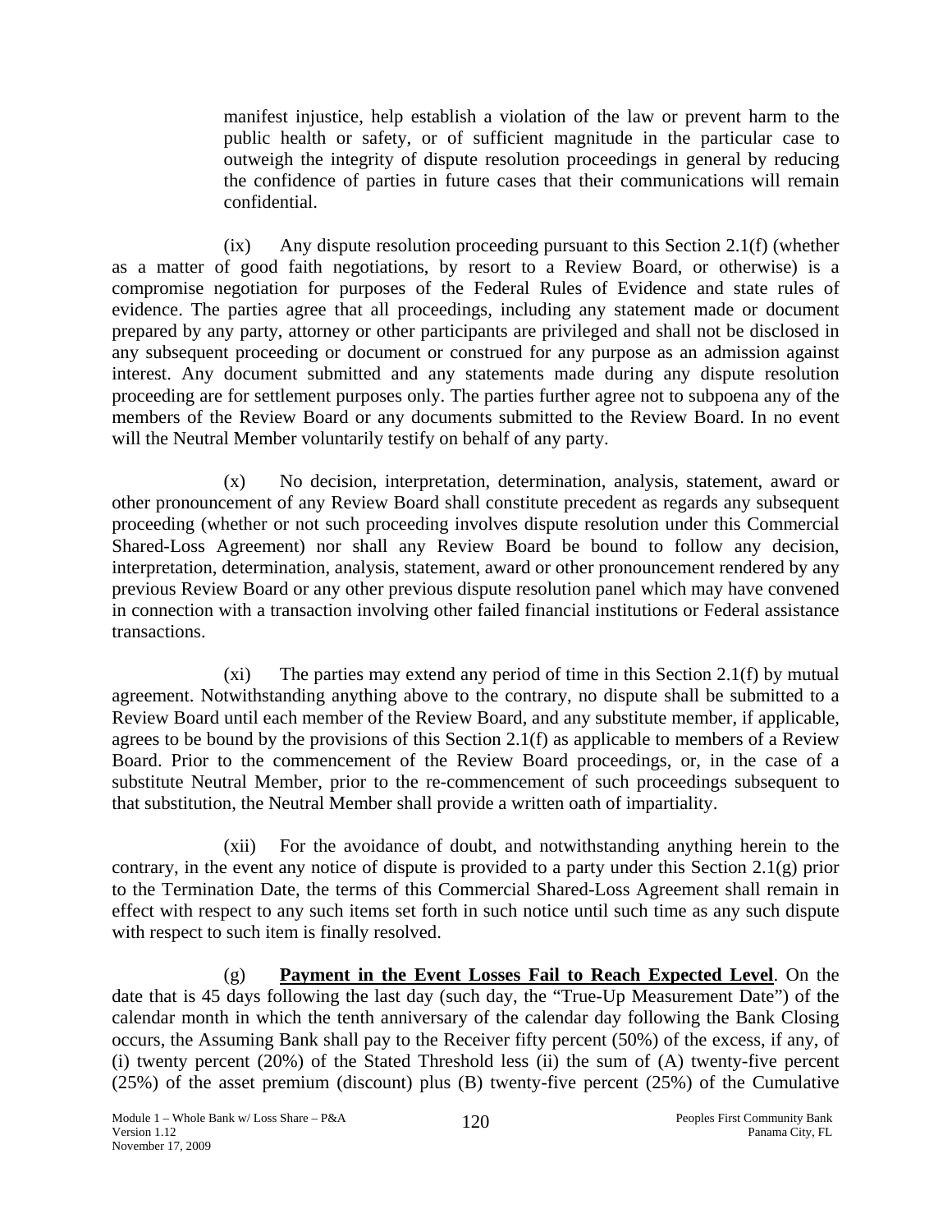manifest injustice, help establish a violation of the law or prevent harm to the public health or safety, or of sufficient magnitude in the particular case to outweigh the integrity of dispute resolution proceedings in general by reducing the confidence of parties in future cases that their communications will remain confidential.

(ix) Any dispute resolution proceeding pursuant to this Section 2.1(f) (whether as a matter of good faith negotiations, by resort to a Review Board, or otherwise) is a compromise negotiation for purposes of the Federal Rules of Evidence and state rules of evidence. The parties agree that all proceedings, including any statement made or document prepared by any party, attorney or other participants are privileged and shall not be disclosed in any subsequent proceeding or document or construed for any purpose as an admission against interest. Any document submitted and any statements made during any dispute resolution proceeding are for settlement purposes only. The parties further agree not to subpoena any of the members of the Review Board or any documents submitted to the Review Board. In no event will the Neutral Member voluntarily testify on behalf of any party.

(x) No decision, interpretation, determination, analysis, statement, award or other pronouncement of any Review Board shall constitute precedent as regards any subsequent proceeding (whether or not such proceeding involves dispute resolution under this Commercial Shared-Loss Agreement) nor shall any Review Board be bound to follow any decision, interpretation, determination, analysis, statement, award or other pronouncement rendered by any previous Review Board or any other previous dispute resolution panel which may have convened in connection with a transaction involving other failed financial institutions or Federal assistance transactions.

(xi) The parties may extend any period of time in this Section 2.1(f) by mutual agreement. Notwithstanding anything above to the contrary, no dispute shall be submitted to a Review Board until each member of the Review Board, and any substitute member, if applicable, agrees to be bound by the provisions of this Section 2.1(f) as applicable to members of a Review Board. Prior to the commencement of the Review Board proceedings, or, in the case of a substitute Neutral Member, prior to the re-commencement of such proceedings subsequent to that substitution, the Neutral Member shall provide a written oath of impartiality.

(xii) For the avoidance of doubt, and notwithstanding anything herein to the contrary, in the event any notice of dispute is provided to a party under this Section 2.1(g) prior to the Termination Date, the terms of this Commercial Shared-Loss Agreement shall remain in effect with respect to any such items set forth in such notice until such time as any such dispute with respect to such item is finally resolved.

(g) **Payment in the Event Losses Fail to Reach Expected Level**. On the date that is 45 days following the last day (such day, the "True-Up Measurement Date") of the calendar month in which the tenth anniversary of the calendar day following the Bank Closing occurs, the Assuming Bank shall pay to the Receiver fifty percent (50%) of the excess, if any, of (i) twenty percent (20%) of the Stated Threshold less (ii) the sum of (A) twenty-five percent (25%) of the asset premium (discount) plus (B) twenty-five percent (25%) of the Cumulative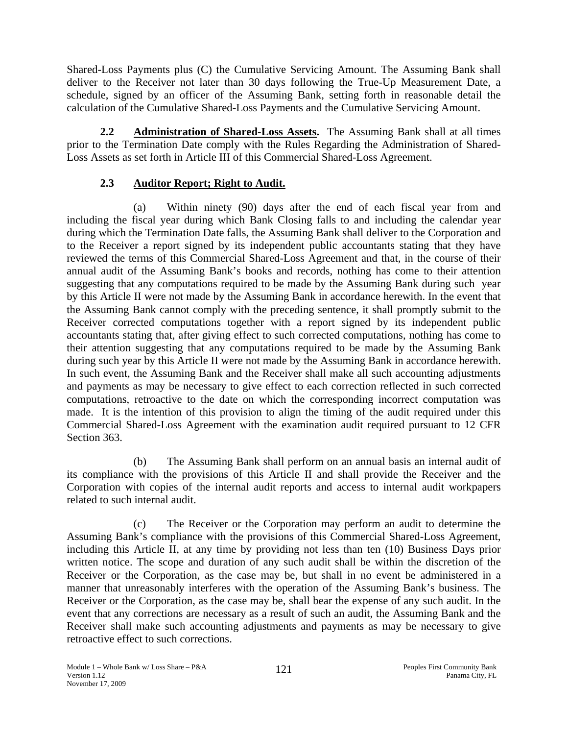Shared-Loss Payments plus (C) the Cumulative Servicing Amount. The Assuming Bank shall deliver to the Receiver not later than 30 days following the True-Up Measurement Date, a schedule, signed by an officer of the Assuming Bank, setting forth in reasonable detail the calculation of the Cumulative Shared-Loss Payments and the Cumulative Servicing Amount.

**2.2 Administration of Shared-Loss Assets.** The Assuming Bank shall at all times prior to the Termination Date comply with the Rules Regarding the Administration of Shared-Loss Assets as set forth in Article III of this Commercial Shared-Loss Agreement.

**2.3 Auditor Report; Right to Audit.**

(a) Within ninety (90) days after the end of each fiscal year from and including the fiscal year during which Bank Closing falls to and including the calendar year during which the Termination Date falls, the Assuming Bank shall deliver to the Corporation and to the Receiver a report signed by its independent public accountants stating that they have reviewed the terms of this Commercial Shared-Loss Agreement and that, in the course of their annual audit of the Assuming Bank's books and records, nothing has come to their attention suggesting that any computations required to be made by the Assuming Bank during such year by this Article II were not made by the Assuming Bank in accordance herewith. In the event that the Assuming Bank cannot comply with the preceding sentence, it shall promptly submit to the Receiver corrected computations together with a report signed by its independent public accountants stating that, after giving effect to such corrected computations, nothing has come to their attention suggesting that any computations required to be made by the Assuming Bank during such year by this Article II were not made by the Assuming Bank in accordance herewith. In such event, the Assuming Bank and the Receiver shall make all such accounting adjustments and payments as may be necessary to give effect to each correction reflected in such corrected computations, retroactive to the date on which the corresponding incorrect computation was made. It is the intention of this provision to align the timing of the audit required under this Commercial Shared-Loss Agreement with the examination audit required pursuant to 12 CFR Section 363.

(b) The Assuming Bank shall perform on an annual basis an internal audit of its compliance with the provisions of this Article II and shall provide the Receiver and the Corporation with copies of the internal audit reports and access to internal audit workpapers related to such internal audit.

(c) The Receiver or the Corporation may perform an audit to determine the Assuming Bank's compliance with the provisions of this Commercial Shared-Loss Agreement, including this Article II, at any time by providing not less than ten (10) Business Days prior written notice. The scope and duration of any such audit shall be within the discretion of the Receiver or the Corporation, as the case may be, but shall in no event be administered in a manner that unreasonably interferes with the operation of the Assuming Bank's business. The Receiver or the Corporation, as the case may be, shall bear the expense of any such audit. In the event that any corrections are necessary as a result of such an audit, the Assuming Bank and the Receiver shall make such accounting adjustments and payments as may be necessary to give retroactive effect to such corrections.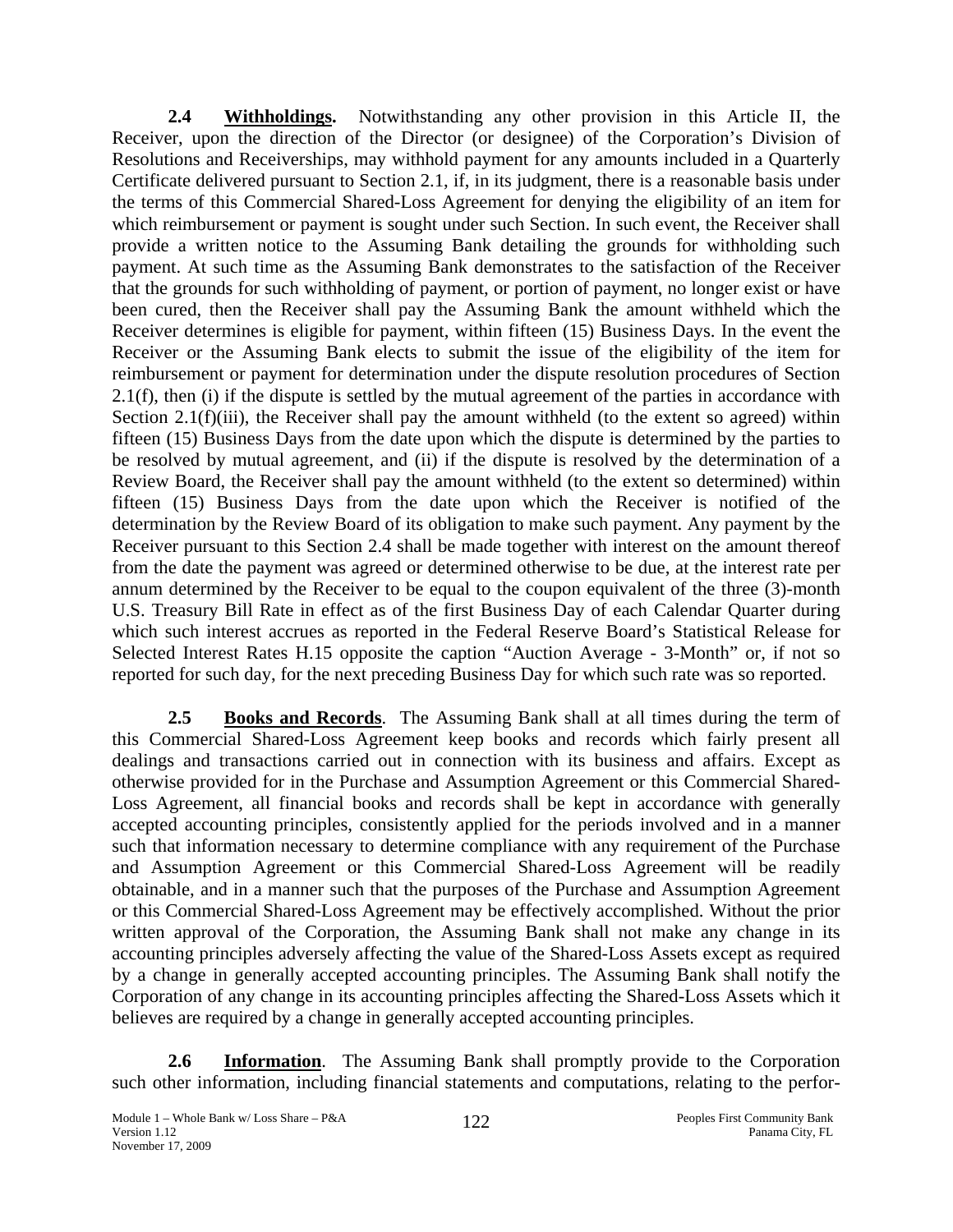**2.4 Withholdings.** Notwithstanding any other provision in this Article II, the Receiver, upon the direction of the Director (or designee) of the Corporation's Division of Resolutions and Receiverships, may withhold payment for any amounts included in a Quarterly Certificate delivered pursuant to Section 2.1, if, in its judgment, there is a reasonable basis under the terms of this Commercial Shared-Loss Agreement for denying the eligibility of an item for which reimbursement or payment is sought under such Section. In such event, the Receiver shall provide a written notice to the Assuming Bank detailing the grounds for withholding such payment. At such time as the Assuming Bank demonstrates to the satisfaction of the Receiver that the grounds for such withholding of payment, or portion of payment, no longer exist or have been cured, then the Receiver shall pay the Assuming Bank the amount withheld which the Receiver determines is eligible for payment, within fifteen (15) Business Days. In the event the Receiver or the Assuming Bank elects to submit the issue of the eligibility of the item for reimbursement or payment for determination under the dispute resolution procedures of Section 2.1(f), then (i) if the dispute is settled by the mutual agreement of the parties in accordance with Section 2.1(f)(iii), the Receiver shall pay the amount withheld (to the extent so agreed) within fifteen (15) Business Days from the date upon which the dispute is determined by the parties to be resolved by mutual agreement, and (ii) if the dispute is resolved by the determination of a Review Board, the Receiver shall pay the amount withheld (to the extent so determined) within fifteen (15) Business Days from the date upon which the Receiver is notified of the determination by the Review Board of its obligation to make such payment. Any payment by the Receiver pursuant to this Section 2.4 shall be made together with interest on the amount thereof from the date the payment was agreed or determined otherwise to be due, at the interest rate per annum determined by the Receiver to be equal to the coupon equivalent of the three (3)-month U.S. Treasury Bill Rate in effect as of the first Business Day of each Calendar Quarter during which such interest accrues as reported in the Federal Reserve Board's Statistical Release for Selected Interest Rates H.15 opposite the caption "Auction Average - 3-Month" or, if not so reported for such day, for the next preceding Business Day for which such rate was so reported.

**2.5 Books and Records**. The Assuming Bank shall at all times during the term of this Commercial Shared-Loss Agreement keep books and records which fairly present all dealings and transactions carried out in connection with its business and affairs. Except as otherwise provided for in the Purchase and Assumption Agreement or this Commercial Shared-Loss Agreement, all financial books and records shall be kept in accordance with generally accepted accounting principles, consistently applied for the periods involved and in a manner such that information necessary to determine compliance with any requirement of the Purchase and Assumption Agreement or this Commercial Shared-Loss Agreement will be readily obtainable, and in a manner such that the purposes of the Purchase and Assumption Agreement or this Commercial Shared-Loss Agreement may be effectively accomplished. Without the prior written approval of the Corporation, the Assuming Bank shall not make any change in its accounting principles adversely affecting the value of the Shared-Loss Assets except as required by a change in generally accepted accounting principles. The Assuming Bank shall notify the Corporation of any change in its accounting principles affecting the Shared-Loss Assets which it believes are required by a change in generally accepted accounting principles.

**2.6 Information**. The Assuming Bank shall promptly provide to the Corporation such other information, including financial statements and computations, relating to the perfor-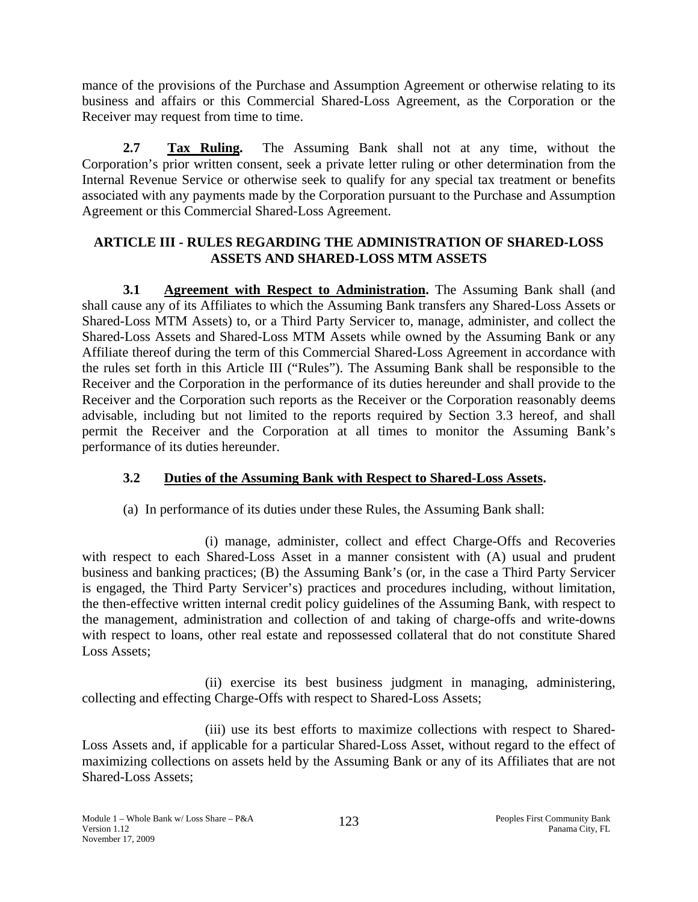mance of the provisions of the Purchase and Assumption Agreement or otherwise relating to its business and affairs or this Commercial Shared-Loss Agreement, as the Corporation or the Receiver may request from time to time.

**2.7 Tax Ruling.** The Assuming Bank shall not at any time, without the Corporation's prior written consent, seek a private letter ruling or other determination from the Internal Revenue Service or otherwise seek to qualify for any special tax treatment or benefits associated with any payments made by the Corporation pursuant to the Purchase and Assumption Agreement or this Commercial Shared-Loss Agreement.

## ARTICLE III - RULES REGARDING THE ADMINISTRATION OF SHARED-LOSS ASSETS AND SHARED-LOSS MTM ASSETS

**3.1 Agreement with Respect to Administration.** The Assuming Bank shall (and shall cause any of its Affiliates to which the Assuming Bank transfers any Shared-Loss Assets or Shared-Loss MTM Assets) to, or a Third Party Servicer to, manage, administer, and collect the Shared-Loss Assets and Shared-Loss MTM Assets while owned by the Assuming Bank or any Affiliate thereof during the term of this Commercial Shared-Loss Agreement in accordance with the rules set forth in this Article III ("Rules"). The Assuming Bank shall be responsible to the Receiver and the Corporation in the performance of its duties hereunder and shall provide to the Receiver and the Corporation such reports as the Receiver or the Corporation reasonably deems advisable, including but not limited to the reports required by Section 3.3 hereof, and shall permit the Receiver and the Corporation at all times to monitor the Assuming Bank's performance of its duties hereunder.

**3.2 Duties of the Assuming Bank with Respect to Shared-Loss Assets.**

(a) In performance of its duties under these Rules, the Assuming Bank shall:

(i) manage, administer, collect and effect Charge-Offs and Recoveries with respect to each Shared-Loss Asset in a manner consistent with (A) usual and prudent business and banking practices; (B) the Assuming Bank's (or, in the case a Third Party Servicer is engaged, the Third Party Servicer's) practices and procedures including, without limitation, the then-effective written internal credit policy guidelines of the Assuming Bank, with respect to the management, administration and collection of and taking of charge-offs and write-downs with respect to loans, other real estate and repossessed collateral that do not constitute Shared Loss Assets;

(ii) exercise its best business judgment in managing, administering, collecting and effecting Charge-Offs with respect to Shared-Loss Assets;

(iii) use its best efforts to maximize collections with respect to Shared-Loss Assets and, if applicable for a particular Shared-Loss Asset, without regard to the effect of maximizing collections on assets held by the Assuming Bank or any of its Affiliates that are not Shared-Loss Assets;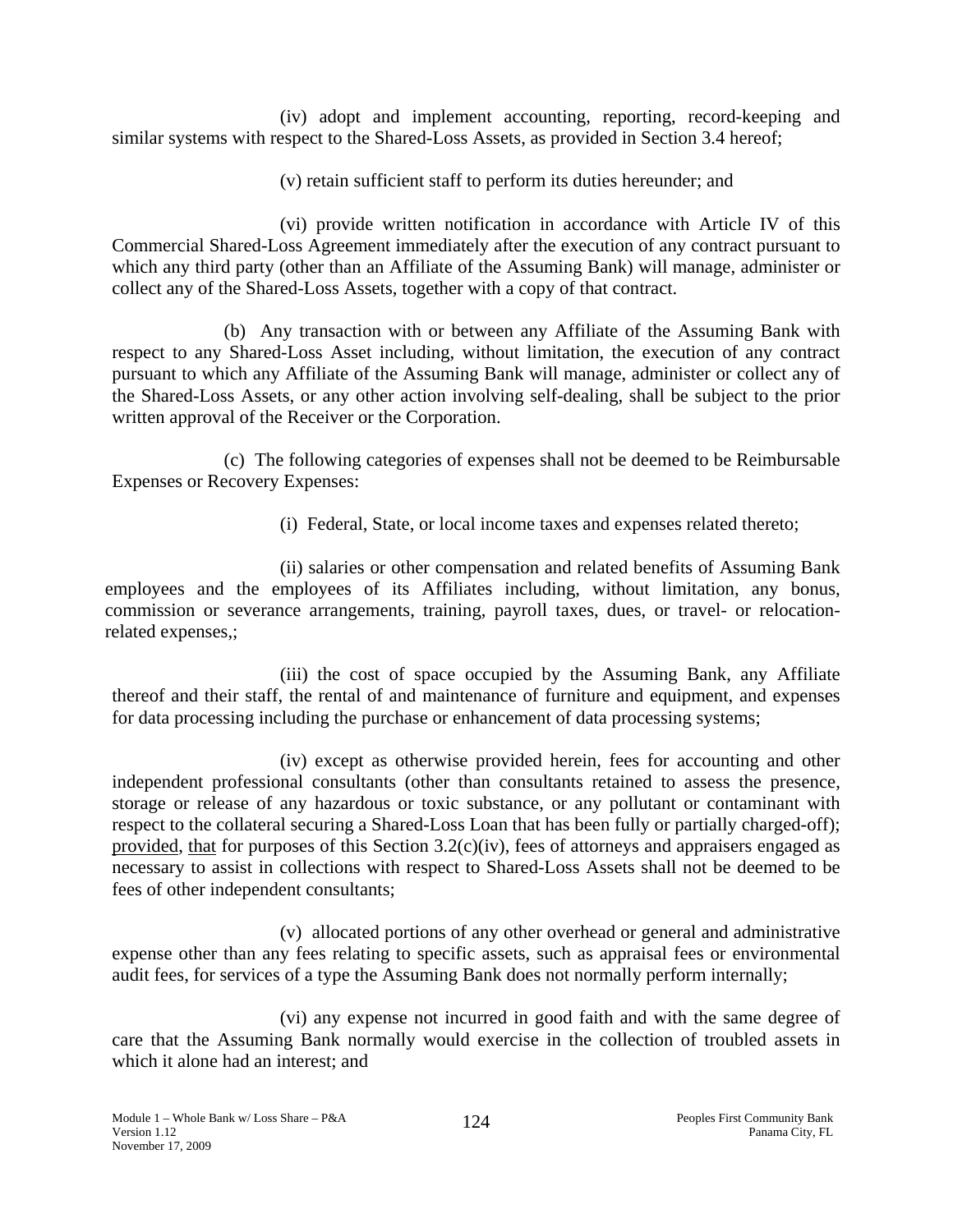(iv) adopt and implement accounting, reporting, record-keeping and similar systems with respect to the Shared-Loss Assets, as provided in Section 3.4 hereof;

(v) retain sufficient staff to perform its duties hereunder; and

(vi) provide written notification in accordance with Article IV of this Commercial Shared-Loss Agreement immediately after the execution of any contract pursuant to which any third party (other than an Affiliate of the Assuming Bank) will manage, administer or collect any of the Shared-Loss Assets, together with a copy of that contract.

(b) Any transaction with or between any Affiliate of the Assuming Bank with respect to any Shared-Loss Asset including, without limitation, the execution of any contract pursuant to which any Affiliate of the Assuming Bank will manage, administer or collect any of the Shared-Loss Assets, or any other action involving self-dealing, shall be subject to the prior written approval of the Receiver or the Corporation.

(c) The following categories of expenses shall not be deemed to be Reimbursable Expenses or Recovery Expenses:

(i) Federal, State, or local income taxes and expenses related thereto;

(ii) salaries or other compensation and related benefits of Assuming Bank employees and the employees of its Affiliates including, without limitation, any bonus, commission or severance arrangements, training, payroll taxes, dues, or travel- or relocation-related expenses,;

(iii) the cost of space occupied by the Assuming Bank, any Affiliate thereof and their staff, the rental of and maintenance of furniture and equipment, and expenses for data processing including the purchase or enhancement of data processing systems;

(iv) except as otherwise provided herein, fees for accounting and other independent professional consultants (other than consultants retained to assess the presence, storage or release of any hazardous or toxic substance, or any pollutant or contaminant with respect to the collateral securing a Shared-Loss Loan that has been fully or partially charged-off); provided, that for purposes of this Section 3.2(c)(iv), fees of attorneys and appraisers engaged as necessary to assist in collections with respect to Shared-Loss Assets shall not be deemed to be fees of other independent consultants;

(v) allocated portions of any other overhead or general and administrative expense other than any fees relating to specific assets, such as appraisal fees or environmental audit fees, for services of a type the Assuming Bank does not normally perform internally;

(vi) any expense not incurred in good faith and with the same degree of care that the Assuming Bank normally would exercise in the collection of troubled assets in which it alone had an interest; and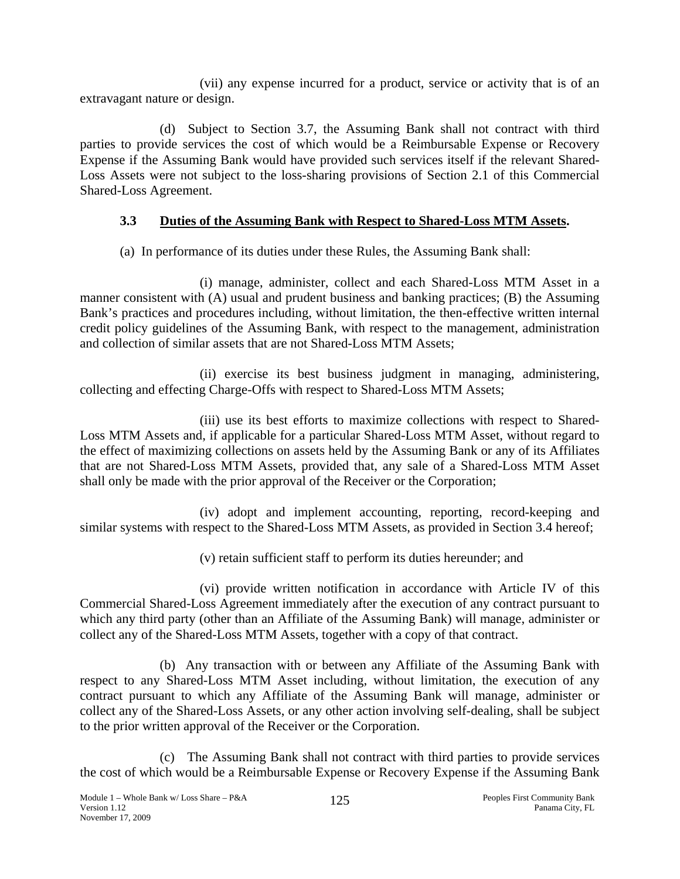(vii) any expense incurred for a product, service or activity that is of an extravagant nature or design.

(d) Subject to Section 3.7, the Assuming Bank shall not contract with third parties to provide services the cost of which would be a Reimbursable Expense or Recovery Expense if the Assuming Bank would have provided such services itself if the relevant Shared-Loss Assets were not subject to the loss-sharing provisions of Section 2.1 of this Commercial Shared-Loss Agreement.

### 3.3 Duties of the Assuming Bank with Respect to Shared-Loss MTM Assets.

(a) In performance of its duties under these Rules, the Assuming Bank shall:

(i) manage, administer, collect and each Shared-Loss MTM Asset in a manner consistent with (A) usual and prudent business and banking practices; (B) the Assuming Bank's practices and procedures including, without limitation, the then-effective written internal credit policy guidelines of the Assuming Bank, with respect to the management, administration and collection of similar assets that are not Shared-Loss MTM Assets;

(ii) exercise its best business judgment in managing, administering, collecting and effecting Charge-Offs with respect to Shared-Loss MTM Assets;

(iii) use its best efforts to maximize collections with respect to Shared-Loss MTM Assets and, if applicable for a particular Shared-Loss MTM Asset, without regard to the effect of maximizing collections on assets held by the Assuming Bank or any of its Affiliates that are not Shared-Loss MTM Assets, provided that, any sale of a Shared-Loss MTM Asset shall only be made with the prior approval of the Receiver or the Corporation;

(iv) adopt and implement accounting, reporting, record-keeping and similar systems with respect to the Shared-Loss MTM Assets, as provided in Section 3.4 hereof;

(v) retain sufficient staff to perform its duties hereunder; and

(vi) provide written notification in accordance with Article IV of this Commercial Shared-Loss Agreement immediately after the execution of any contract pursuant to which any third party (other than an Affiliate of the Assuming Bank) will manage, administer or collect any of the Shared-Loss MTM Assets, together with a copy of that contract.

(b) Any transaction with or between any Affiliate of the Assuming Bank with respect to any Shared-Loss MTM Asset including, without limitation, the execution of any contract pursuant to which any Affiliate of the Assuming Bank will manage, administer or collect any of the Shared-Loss Assets, or any other action involving self-dealing, shall be subject to the prior written approval of the Receiver or the Corporation.

(c) The Assuming Bank shall not contract with third parties to provide services the cost of which would be a Reimbursable Expense or Recovery Expense if the Assuming Bank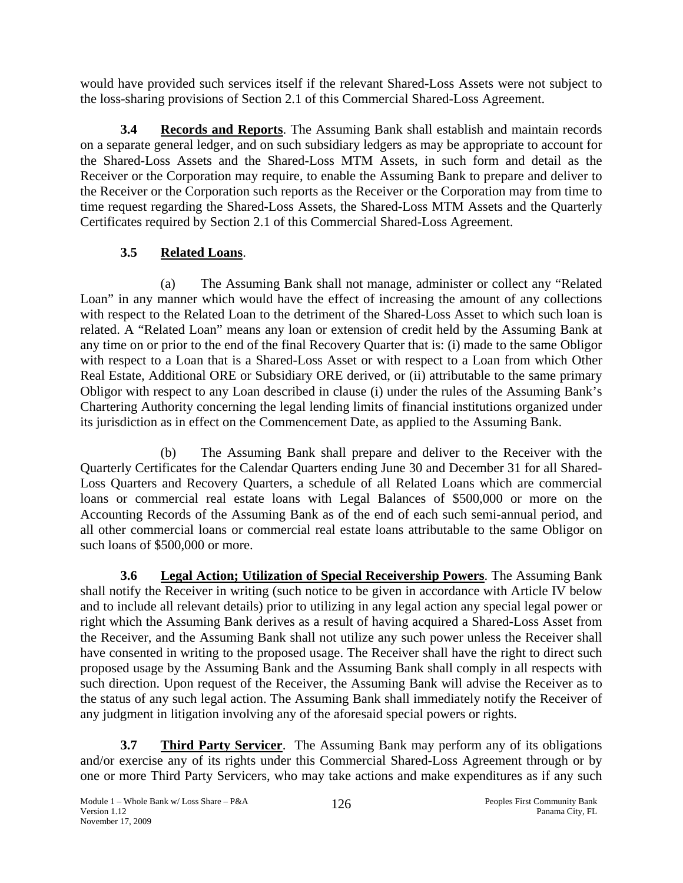would have provided such services itself if the relevant Shared-Loss Assets were not subject to the loss-sharing provisions of Section 2.1 of this Commercial Shared-Loss Agreement.

**3.4 Records and Reports**. The Assuming Bank shall establish and maintain records on a separate general ledger, and on such subsidiary ledgers as may be appropriate to account for the Shared-Loss Assets and the Shared-Loss MTM Assets, in such form and detail as the Receiver or the Corporation may require, to enable the Assuming Bank to prepare and deliver to the Receiver or the Corporation such reports as the Receiver or the Corporation may from time to time request regarding the Shared-Loss Assets, the Shared-Loss MTM Assets and the Quarterly Certificates required by Section 2.1 of this Commercial Shared-Loss Agreement.

**3.5 Related Loans**.

(a) The Assuming Bank shall not manage, administer or collect any "Related Loan" in any manner which would have the effect of increasing the amount of any collections with respect to the Related Loan to the detriment of the Shared-Loss Asset to which such loan is related. A "Related Loan" means any loan or extension of credit held by the Assuming Bank at any time on or prior to the end of the final Recovery Quarter that is: (i) made to the same Obligor with respect to a Loan that is a Shared-Loss Asset or with respect to a Loan from which Other Real Estate, Additional ORE or Subsidiary ORE derived, or (ii) attributable to the same primary Obligor with respect to any Loan described in clause (i) under the rules of the Assuming Bank's Chartering Authority concerning the legal lending limits of financial institutions organized under its jurisdiction as in effect on the Commencement Date, as applied to the Assuming Bank.

(b) The Assuming Bank shall prepare and deliver to the Receiver with the Quarterly Certificates for the Calendar Quarters ending June 30 and December 31 for all Shared-Loss Quarters and Recovery Quarters, a schedule of all Related Loans which are commercial loans or commercial real estate loans with Legal Balances of $500,000 or more on the Accounting Records of the Assuming Bank as of the end of each such semi-annual period, and all other commercial loans or commercial real estate loans attributable to the same Obligor on such loans of $500,000 or more.

**3.6 Legal Action; Utilization of Special Receivership Powers**. The Assuming Bank shall notify the Receiver in writing (such notice to be given in accordance with Article IV below and to include all relevant details) prior to utilizing in any legal action any special legal power or right which the Assuming Bank derives as a result of having acquired a Shared-Loss Asset from the Receiver, and the Assuming Bank shall not utilize any such power unless the Receiver shall have consented in writing to the proposed usage. The Receiver shall have the right to direct such proposed usage by the Assuming Bank and the Assuming Bank shall comply in all respects with such direction. Upon request of the Receiver, the Assuming Bank will advise the Receiver as to the status of any such legal action. The Assuming Bank shall immediately notify the Receiver of any judgment in litigation involving any of the aforesaid special powers or rights.

**3.7 Third Party Servicer**. The Assuming Bank may perform any of its obligations and/or exercise any of its rights under this Commercial Shared-Loss Agreement through or by one or more Third Party Servicers, who may take actions and make expenditures as if any such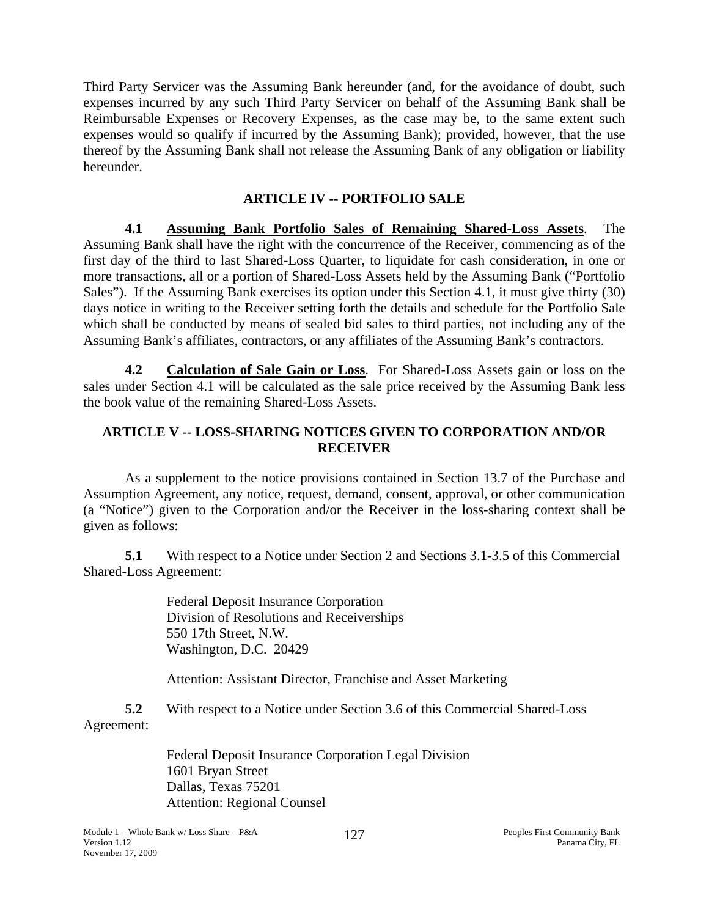Third Party Servicer was the Assuming Bank hereunder (and, for the avoidance of doubt, such expenses incurred by any such Third Party Servicer on behalf of the Assuming Bank shall be Reimbursable Expenses or Recovery Expenses, as the case may be, to the same extent such expenses would so qualify if incurred by the Assuming Bank); provided, however, that the use thereof by the Assuming Bank shall not release the Assuming Bank of any obligation or liability hereunder.

## ARTICLE IV -- PORTFOLIO SALE

**4.1 Assuming Bank Portfolio Sales of Remaining Shared-Loss Assets**. The Assuming Bank shall have the right with the concurrence of the Receiver, commencing as of the first day of the third to last Shared-Loss Quarter, to liquidate for cash consideration, in one or more transactions, all or a portion of Shared-Loss Assets held by the Assuming Bank ("Portfolio Sales"). If the Assuming Bank exercises its option under this Section 4.1, it must give thirty (30) days notice in writing to the Receiver setting forth the details and schedule for the Portfolio Sale which shall be conducted by means of sealed bid sales to third parties, not including any of the Assuming Bank's affiliates, contractors, or any affiliates of the Assuming Bank's contractors.

**4.2 Calculation of Sale Gain or Loss**. For Shared-Loss Assets gain or loss on the sales under Section 4.1 will be calculated as the sale price received by the Assuming Bank less the book value of the remaining Shared-Loss Assets.

## ARTICLE V -- LOSS-SHARING NOTICES GIVEN TO CORPORATION AND/OR RECEIVER

As a supplement to the notice provisions contained in Section 13.7 of the Purchase and Assumption Agreement, any notice, request, demand, consent, approval, or other communication (a "Notice") given to the Corporation and/or the Receiver in the loss-sharing context shall be given as follows:

**5.1** With respect to a Notice under Section 2 and Sections 3.1-3.5 of this Commercial Shared-Loss Agreement:

Federal Deposit Insurance Corporation
Division of Resolutions and Receiverships
550 17th Street, N.W.
Washington, D.C. 20429

Attention: Assistant Director, Franchise and Asset Marketing

**5.2** With respect to a Notice under Section 3.6 of this Commercial Shared-Loss Agreement:

Federal Deposit Insurance Corporation Legal Division
1601 Bryan Street
Dallas, Texas 75201
Attention: Regional Counsel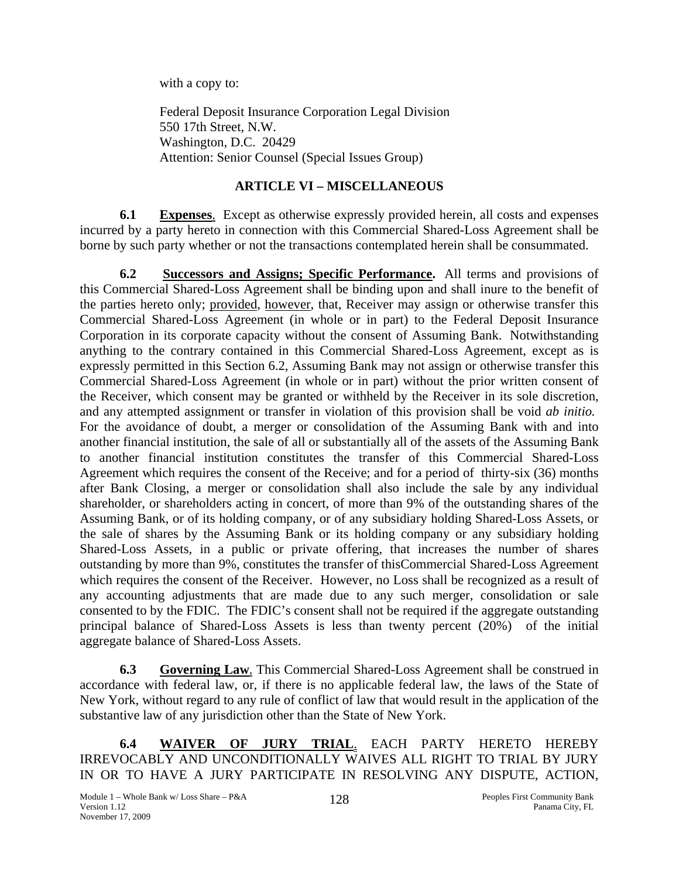with a copy to:

Federal Deposit Insurance Corporation Legal Division
550 17th Street, N.W.
Washington, D.C. 20429
Attention: Senior Counsel (Special Issues Group)

## ARTICLE VI – MISCELLANEOUS

**6.1 Expenses**. Except as otherwise expressly provided herein, all costs and expenses incurred by a party hereto in connection with this Commercial Shared-Loss Agreement shall be borne by such party whether or not the transactions contemplated herein shall be consummated.

**6.2 Successors and Assigns; Specific Performance.** All terms and provisions of this Commercial Shared-Loss Agreement shall be binding upon and shall inure to the benefit of the parties hereto only; provided, however, that, Receiver may assign or otherwise transfer this Commercial Shared-Loss Agreement (in whole or in part) to the Federal Deposit Insurance Corporation in its corporate capacity without the consent of Assuming Bank. Notwithstanding anything to the contrary contained in this Commercial Shared-Loss Agreement, except as is expressly permitted in this Section 6.2, Assuming Bank may not assign or otherwise transfer this Commercial Shared-Loss Agreement (in whole or in part) without the prior written consent of the Receiver, which consent may be granted or withheld by the Receiver in its sole discretion, and any attempted assignment or transfer in violation of this provision shall be void *ab initio.* For the avoidance of doubt, a merger or consolidation of the Assuming Bank with and into another financial institution, the sale of all or substantially all of the assets of the Assuming Bank to another financial institution constitutes the transfer of this Commercial Shared-Loss Agreement which requires the consent of the Receive; and for a period of thirty-six (36) months after Bank Closing, a merger or consolidation shall also include the sale by any individual shareholder, or shareholders acting in concert, of more than 9% of the outstanding shares of the Assuming Bank, or of its holding company, or of any subsidiary holding Shared-Loss Assets, or the sale of shares by the Assuming Bank or its holding company or any subsidiary holding Shared-Loss Assets, in a public or private offering, that increases the number of shares outstanding by more than 9%, constitutes the transfer of thisCommercial Shared-Loss Agreement which requires the consent of the Receiver. However, no Loss shall be recognized as a result of any accounting adjustments that are made due to any such merger, consolidation or sale consented to by the FDIC. The FDIC's consent shall not be required if the aggregate outstanding principal balance of Shared-Loss Assets is less than twenty percent (20%) of the initial aggregate balance of Shared-Loss Assets.

**6.3 Governing Law**. This Commercial Shared-Loss Agreement shall be construed in accordance with federal law, or, if there is no applicable federal law, the laws of the State of New York, without regard to any rule of conflict of law that would result in the application of the substantive law of any jurisdiction other than the State of New York.

**6.4 WAIVER OF JURY TRIAL**. EACH PARTY HERETO HEREBY IRREVOCABLY AND UNCONDITIONALLY WAIVES ALL RIGHT TO TRIAL BY JURY IN OR TO HAVE A JURY PARTICIPATE IN RESOLVING ANY DISPUTE, ACTION,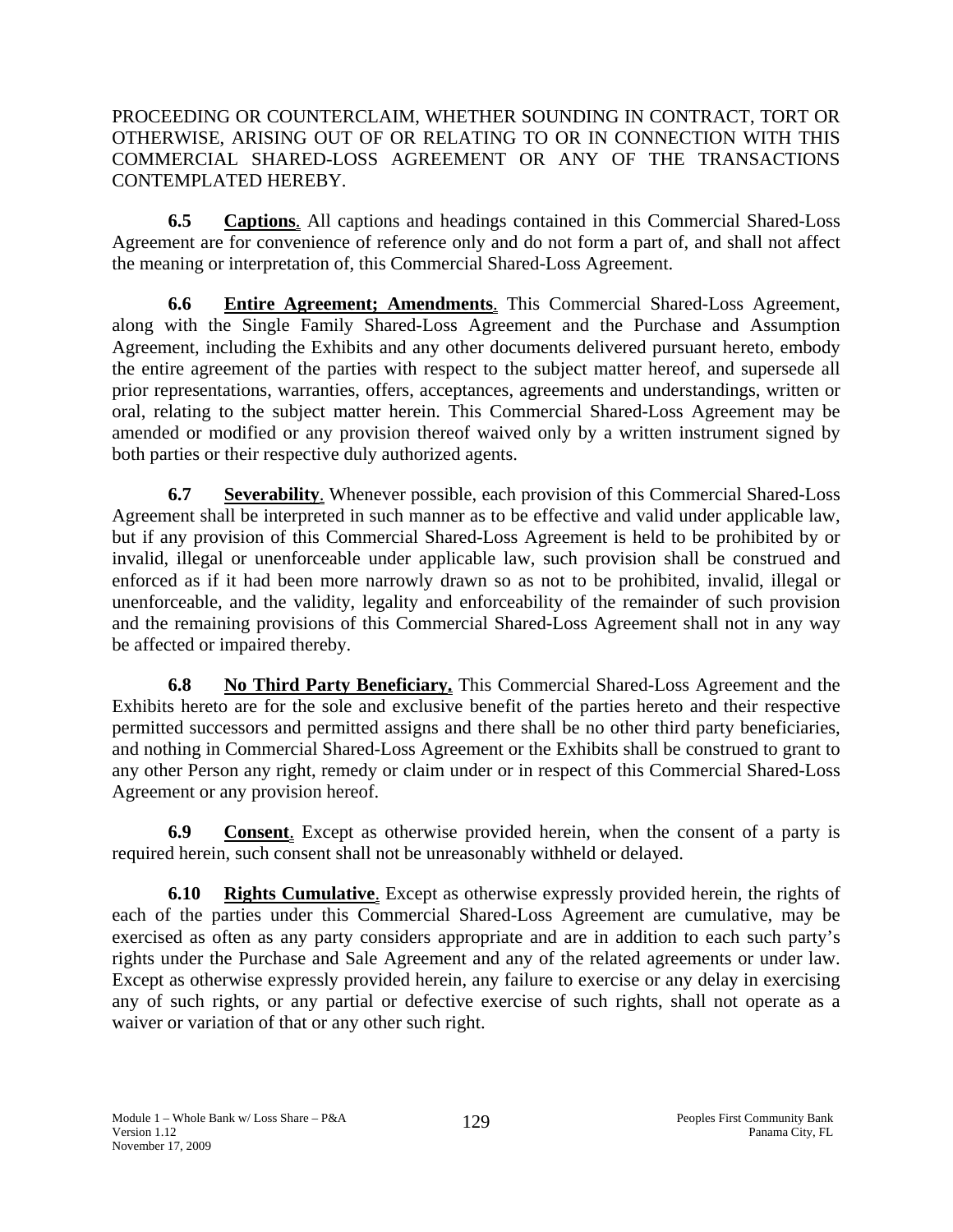PROCEEDING OR COUNTERCLAIM, WHETHER SOUNDING IN CONTRACT, TORT OR OTHERWISE, ARISING OUT OF OR RELATING TO OR IN CONNECTION WITH THIS COMMERCIAL SHARED-LOSS AGREEMENT OR ANY OF THE TRANSACTIONS CONTEMPLATED HEREBY.

**6.5 Captions**. All captions and headings contained in this Commercial Shared-Loss Agreement are for convenience of reference only and do not form a part of, and shall not affect the meaning or interpretation of, this Commercial Shared-Loss Agreement.

**6.6 Entire Agreement; Amendments**. This Commercial Shared-Loss Agreement, along with the Single Family Shared-Loss Agreement and the Purchase and Assumption Agreement, including the Exhibits and any other documents delivered pursuant hereto, embody the entire agreement of the parties with respect to the subject matter hereof, and supersede all prior representations, warranties, offers, acceptances, agreements and understandings, written or oral, relating to the subject matter herein. This Commercial Shared-Loss Agreement may be amended or modified or any provision thereof waived only by a written instrument signed by both parties or their respective duly authorized agents.

**6.7 Severability**. Whenever possible, each provision of this Commercial Shared-Loss Agreement shall be interpreted in such manner as to be effective and valid under applicable law, but if any provision of this Commercial Shared-Loss Agreement is held to be prohibited by or invalid, illegal or unenforceable under applicable law, such provision shall be construed and enforced as if it had been more narrowly drawn so as not to be prohibited, invalid, illegal or unenforceable, and the validity, legality and enforceability of the remainder of such provision and the remaining provisions of this Commercial Shared-Loss Agreement shall not in any way be affected or impaired thereby.

**6.8 No Third Party Beneficiary.** This Commercial Shared-Loss Agreement and the Exhibits hereto are for the sole and exclusive benefit of the parties hereto and their respective permitted successors and permitted assigns and there shall be no other third party beneficiaries, and nothing in Commercial Shared-Loss Agreement or the Exhibits shall be construed to grant to any other Person any right, remedy or claim under or in respect of this Commercial Shared-Loss Agreement or any provision hereof.

**6.9 Consent**. Except as otherwise provided herein, when the consent of a party is required herein, such consent shall not be unreasonably withheld or delayed.

**6.10 Rights Cumulative**. Except as otherwise expressly provided herein, the rights of each of the parties under this Commercial Shared-Loss Agreement are cumulative, may be exercised as often as any party considers appropriate and are in addition to each such party's rights under the Purchase and Sale Agreement and any of the related agreements or under law. Except as otherwise expressly provided herein, any failure to exercise or any delay in exercising any of such rights, or any partial or defective exercise of such rights, shall not operate as a waiver or variation of that or any other such right.